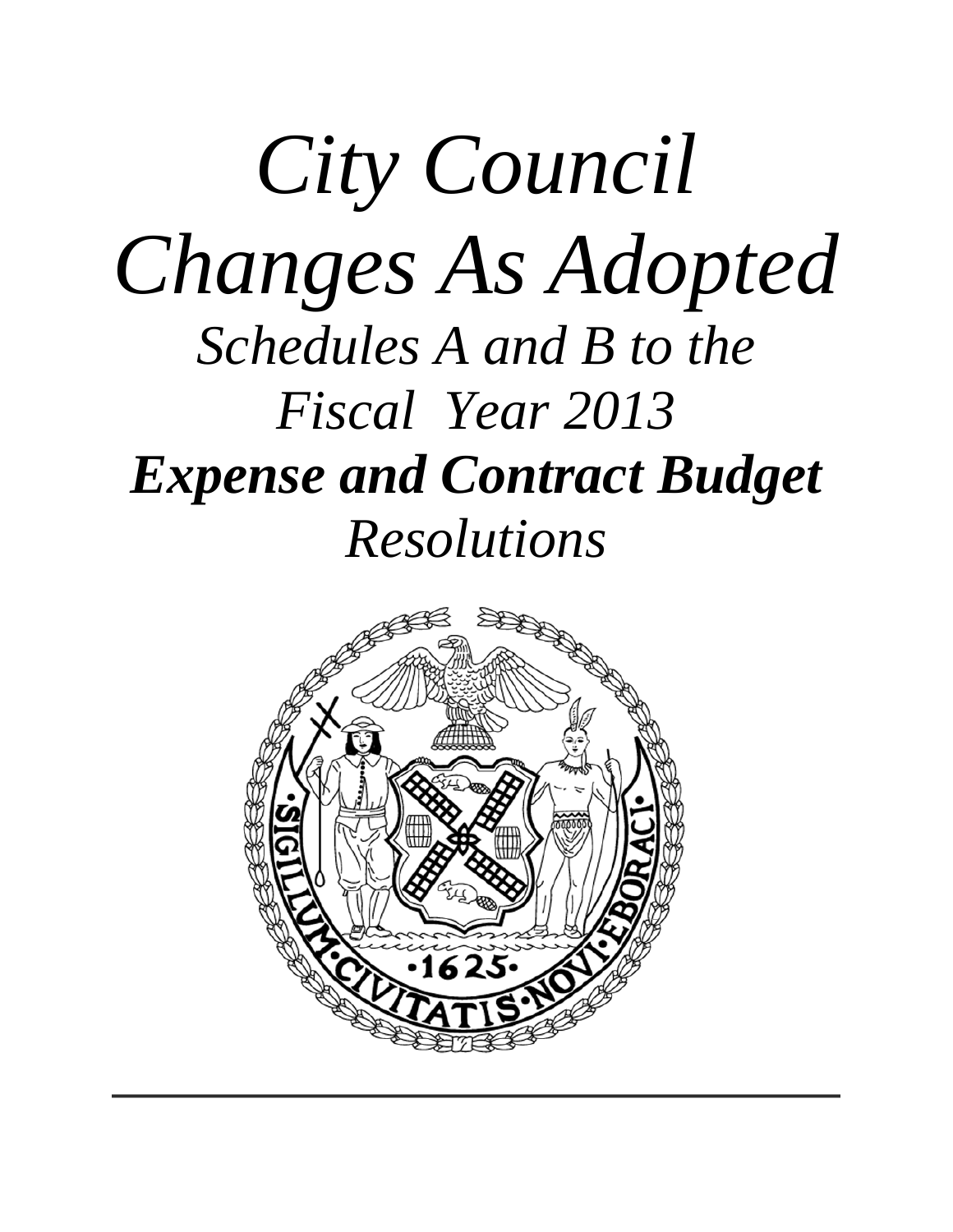# *City Council Changes As Adopted*

## *Schedules A and B to the Fiscal Year 2013*

## ***Expense and Contract Budget***

## *Resolutions*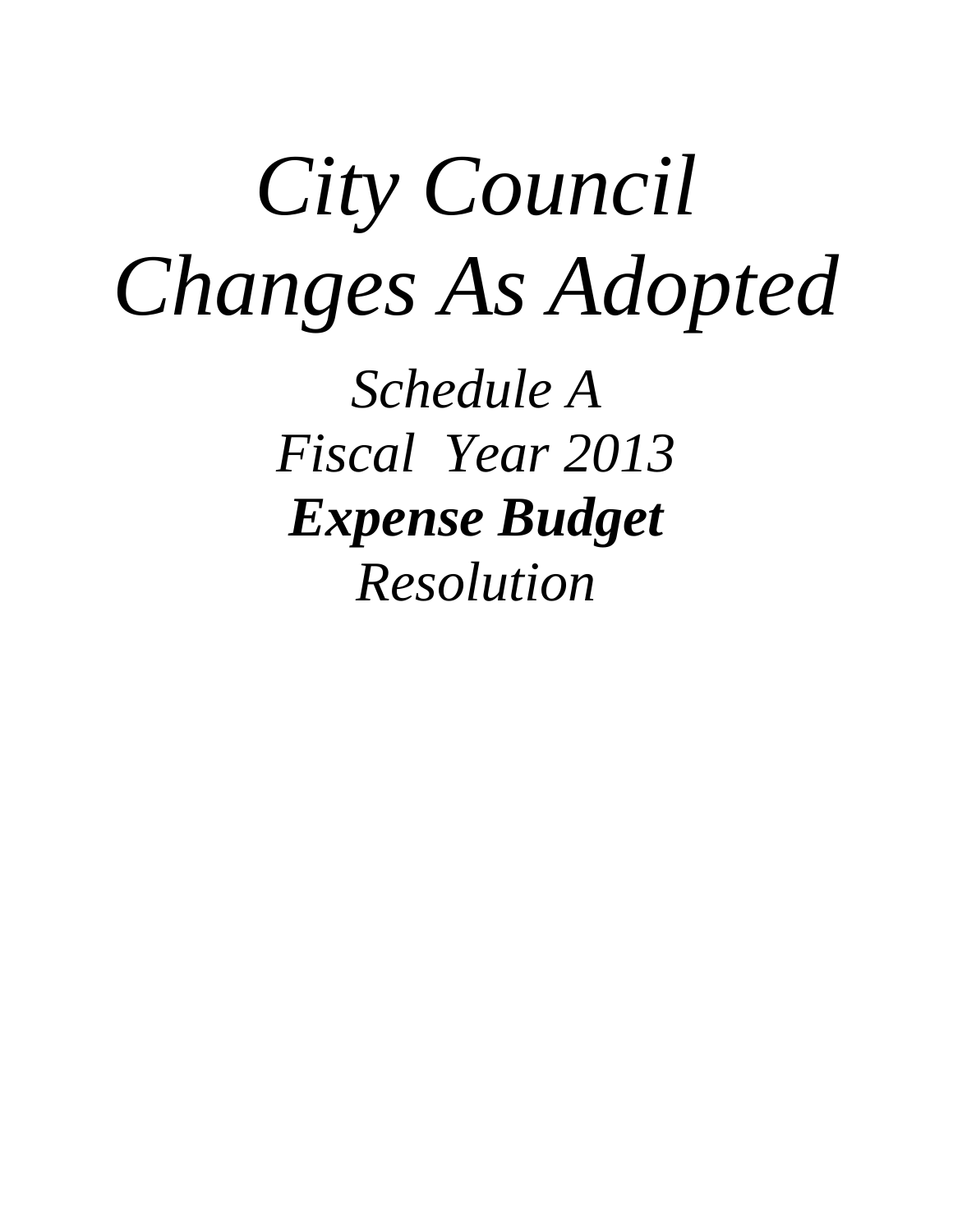# *City Council Changes As Adopted*

*Schedule A*

*Fiscal Year 2013*

***Expense Budget***

*Resolution*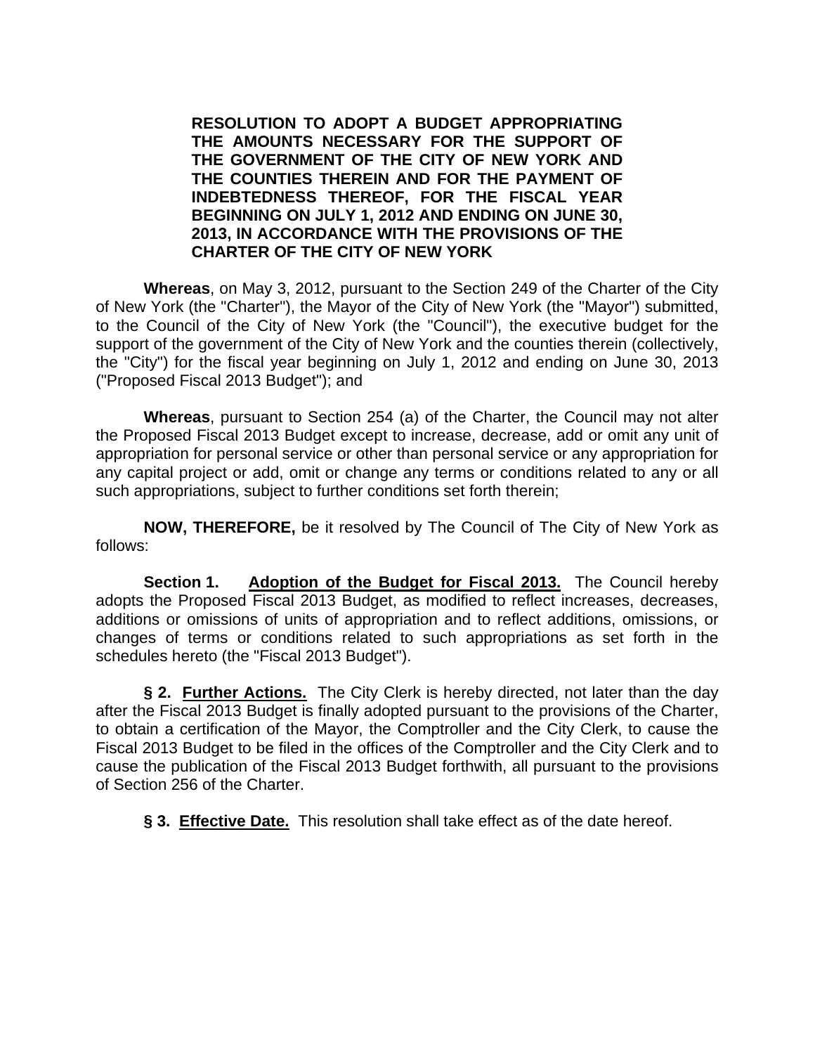**RESOLUTION TO ADOPT A BUDGET APPROPRIATING THE AMOUNTS NECESSARY FOR THE SUPPORT OF THE GOVERNMENT OF THE CITY OF NEW YORK AND THE COUNTIES THEREIN AND FOR THE PAYMENT OF INDEBTEDNESS THEREOF, FOR THE FISCAL YEAR BEGINNING ON JULY 1, 2012 AND ENDING ON JUNE 30, 2013, IN ACCORDANCE WITH THE PROVISIONS OF THE CHARTER OF THE CITY OF NEW YORK**

**Whereas**, on May 3, 2012, pursuant to the Section 249 of the Charter of the City of New York (the "Charter"), the Mayor of the City of New York (the "Mayor") submitted, to the Council of the City of New York (the "Council"), the executive budget for the support of the government of the City of New York and the counties therein (collectively, the "City") for the fiscal year beginning on July 1, 2012 and ending on June 30, 2013 ("Proposed Fiscal 2013 Budget"); and

**Whereas**, pursuant to Section 254 (a) of the Charter, the Council may not alter the Proposed Fiscal 2013 Budget except to increase, decrease, add or omit any unit of appropriation for personal service or other than personal service or any appropriation for any capital project or add, omit or change any terms or conditions related to any or all such appropriations, subject to further conditions set forth therein;

**NOW, THEREFORE,** be it resolved by The Council of The City of New York as follows:

**Section 1.** **Adoption of the Budget for Fiscal 2013.** The Council hereby adopts the Proposed Fiscal 2013 Budget, as modified to reflect increases, decreases, additions or omissions of units of appropriation and to reflect additions, omissions, or changes of terms or conditions related to such appropriations as set forth in the schedules hereto (the "Fiscal 2013 Budget").

**§ 2.** **Further Actions.** The City Clerk is hereby directed, not later than the day after the Fiscal 2013 Budget is finally adopted pursuant to the provisions of the Charter, to obtain a certification of the Mayor, the Comptroller and the City Clerk, to cause the Fiscal 2013 Budget to be filed in the offices of the Comptroller and the City Clerk and to cause the publication of the Fiscal 2013 Budget forthwith, all pursuant to the provisions of Section 256 of the Charter.

**§ 3.** **Effective Date.** This resolution shall take effect as of the date hereof.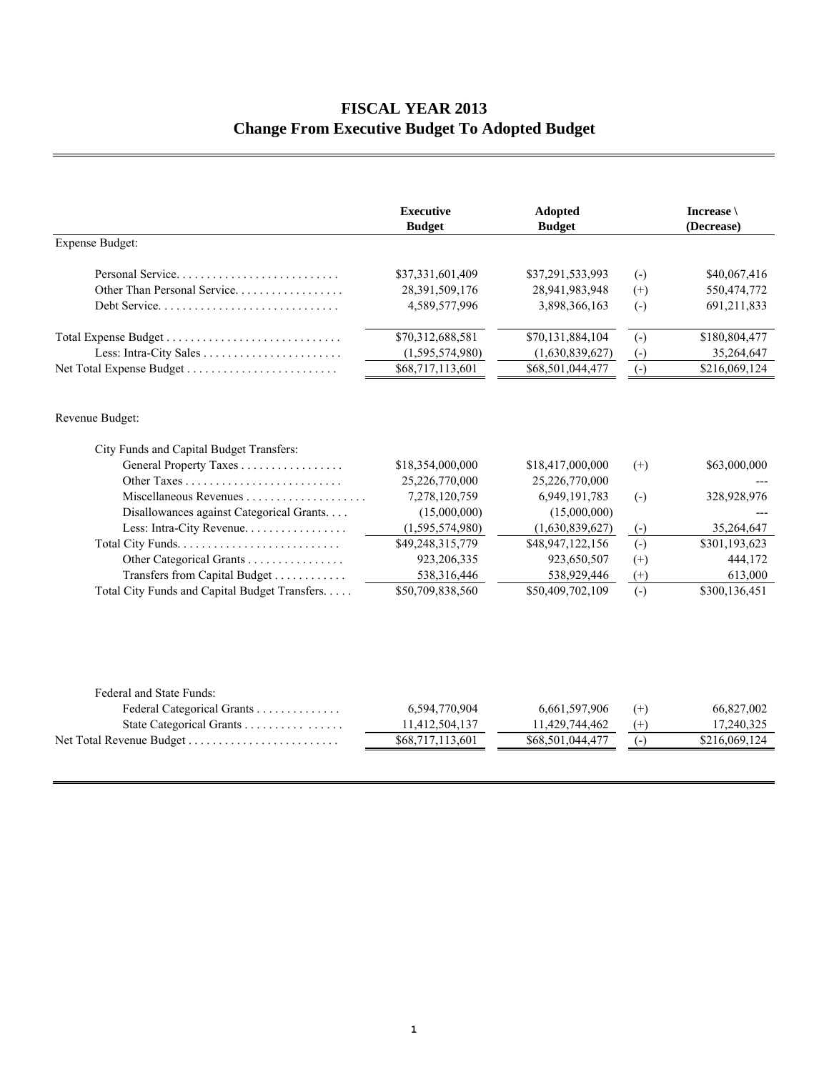# FISCAL YEAR 2013
## Change From Executive Budget To Adopted Budget

| | Executive Budget | Adopted Budget | | Increase \ (Decrease) |
|---|---|---|---|---|
| Expense Budget: | | | | |
| Personal Service | $37,331,601,409 | $37,291,533,993 | (-) | $40,067,416 |
| Other Than Personal Service | 28,391,509,176 | 28,941,983,948 | (+) | 550,474,772 |
| Debt Service | 4,589,577,996 | 3,898,366,163 | (-) | 691,211,833 |
| Total Expense Budget | $70,312,688,581 | $70,131,884,104 | (-) | $180,804,477 |
| Less: Intra-City Sales | (1,595,574,980) | (1,630,839,627) | (-) | 35,264,647 |
| Net Total Expense Budget | $68,717,113,601 | $68,501,044,477 | (-) | $216,069,124 |
| Revenue Budget: | | | | |
| City Funds and Capital Budget Transfers: | | | | |
| General Property Taxes | $18,354,000,000 | $18,417,000,000 | (+) | $63,000,000 |
| Other Taxes | 25,226,770,000 | 25,226,770,000 | | --- |
| Miscellaneous Revenues | 7,278,120,759 | 6,949,191,783 | (-) | 328,928,976 |
| Disallowances against Categorical Grants | (15,000,000) | (15,000,000) | | --- |
| Less: Intra-City Revenue | (1,595,574,980) | (1,630,839,627) | (-) | 35,264,647 |
| Total City Funds | $49,248,315,779 | $48,947,122,156 | (-) | $301,193,623 |
| Other Categorical Grants | 923,206,335 | 923,650,507 | (+) | 444,172 |
| Transfers from Capital Budget | 538,316,446 | 538,929,446 | (+) | 613,000 |
| Total City Funds and Capital Budget Transfers | $50,709,838,560 | $50,409,702,109 | (-) | $300,136,451 |
| Federal and State Funds: | | | | |
| Federal Categorical Grants | 6,594,770,904 | 6,661,597,906 | (+) | 66,827,002 |
| State Categorical Grants | 11,412,504,137 | 11,429,744,462 | (+) | 17,240,325 |
| Net Total Revenue Budget | $68,717,113,601 | $68,501,044,477 | (-) | $216,069,124 |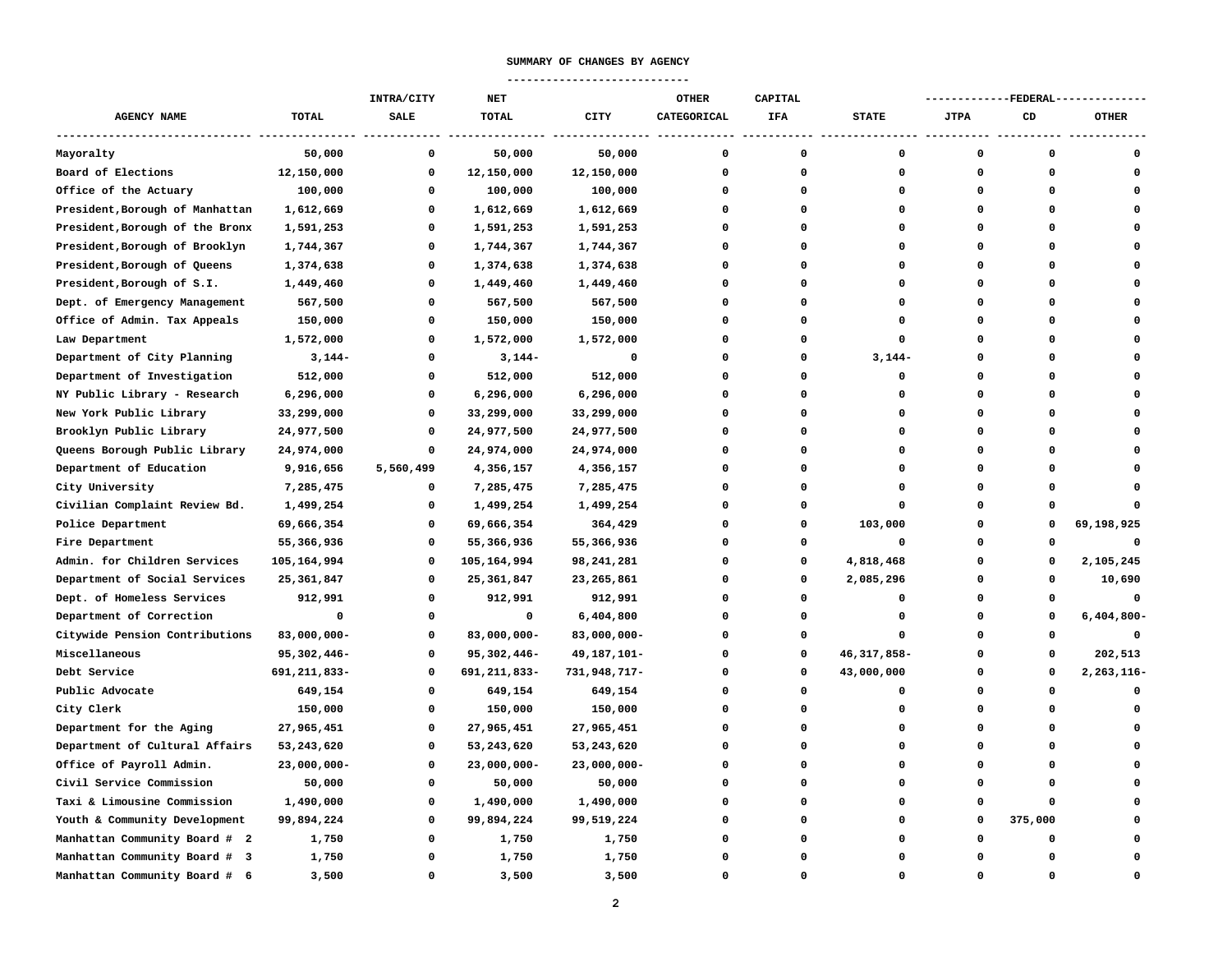## SUMMARY OF CHANGES BY AGENCY

| AGENCY NAME | TOTAL | INTRA/CITY SALE | NET TOTAL | CITY | OTHER CATEGORICAL | CAPITAL IFA | STATE | FEDERAL JTPA | FEDERAL CD | FEDERAL OTHER |
|---|---|---|---|---|---|---|---|---|---|---|
| Mayoralty | 50,000 | 0 | 50,000 | 50,000 | 0 | 0 | 0 | 0 | 0 | 0 |
| Board of Elections | 12,150,000 | 0 | 12,150,000 | 12,150,000 | 0 | 0 | 0 | 0 | 0 | 0 |
| Office of the Actuary | 100,000 | 0 | 100,000 | 100,000 | 0 | 0 | 0 | 0 | 0 | 0 |
| President,Borough of Manhattan | 1,612,669 | 0 | 1,612,669 | 1,612,669 | 0 | 0 | 0 | 0 | 0 | 0 |
| President,Borough of the Bronx | 1,591,253 | 0 | 1,591,253 | 1,591,253 | 0 | 0 | 0 | 0 | 0 | 0 |
| President,Borough of Brooklyn | 1,744,367 | 0 | 1,744,367 | 1,744,367 | 0 | 0 | 0 | 0 | 0 | 0 |
| President,Borough of Queens | 1,374,638 | 0 | 1,374,638 | 1,374,638 | 0 | 0 | 0 | 0 | 0 | 0 |
| President,Borough of S.I. | 1,449,460 | 0 | 1,449,460 | 1,449,460 | 0 | 0 | 0 | 0 | 0 | 0 |
| Dept. of Emergency Management | 567,500 | 0 | 567,500 | 567,500 | 0 | 0 | 0 | 0 | 0 | 0 |
| Office of Admin. Tax Appeals | 150,000 | 0 | 150,000 | 150,000 | 0 | 0 | 0 | 0 | 0 | 0 |
| Law Department | 1,572,000 | 0 | 1,572,000 | 1,572,000 | 0 | 0 | 0 | 0 | 0 | 0 |
| Department of City Planning | 3,144- | 0 | 3,144- | 0 | 0 | 0 | 3,144- | 0 | 0 | 0 |
| Department of Investigation | 512,000 | 0 | 512,000 | 512,000 | 0 | 0 | 0 | 0 | 0 | 0 |
| NY Public Library - Research | 6,296,000 | 0 | 6,296,000 | 6,296,000 | 0 | 0 | 0 | 0 | 0 | 0 |
| New York Public Library | 33,299,000 | 0 | 33,299,000 | 33,299,000 | 0 | 0 | 0 | 0 | 0 | 0 |
| Brooklyn Public Library | 24,977,500 | 0 | 24,977,500 | 24,977,500 | 0 | 0 | 0 | 0 | 0 | 0 |
| Queens Borough Public Library | 24,974,000 | 0 | 24,974,000 | 24,974,000 | 0 | 0 | 0 | 0 | 0 | 0 |
| Department of Education | 9,916,656 | 5,560,499 | 4,356,157 | 4,356,157 | 0 | 0 | 0 | 0 | 0 | 0 |
| City University | 7,285,475 | 0 | 7,285,475 | 7,285,475 | 0 | 0 | 0 | 0 | 0 | 0 |
| Civilian Complaint Review Bd. | 1,499,254 | 0 | 1,499,254 | 1,499,254 | 0 | 0 | 0 | 0 | 0 | 0 |
| Police Department | 69,666,354 | 0 | 69,666,354 | 364,429 | 0 | 0 | 103,000 | 0 | 0 | 69,198,925 |
| Fire Department | 55,366,936 | 0 | 55,366,936 | 55,366,936 | 0 | 0 | 0 | 0 | 0 | 0 |
| Admin. for Children Services | 105,164,994 | 0 | 105,164,994 | 98,241,281 | 0 | 0 | 4,818,468 | 0 | 0 | 2,105,245 |
| Department of Social Services | 25,361,847 | 0 | 25,361,847 | 23,265,861 | 0 | 0 | 2,085,296 | 0 | 0 | 10,690 |
| Dept. of Homeless Services | 912,991 | 0 | 912,991 | 912,991 | 0 | 0 | 0 | 0 | 0 | 0 |
| Department of Correction | 0 | 0 | 0 | 6,404,800 | 0 | 0 | 0 | 0 | 0 | 6,404,800- |
| Citywide Pension Contributions | 83,000,000- | 0 | 83,000,000- | 83,000,000- | 0 | 0 | 0 | 0 | 0 | 0 |
| Miscellaneous | 95,302,446- | 0 | 95,302,446- | 49,187,101- | 0 | 0 | 46,317,858- | 0 | 0 | 202,513 |
| Debt Service | 691,211,833- | 0 | 691,211,833- | 731,948,717- | 0 | 0 | 43,000,000 | 0 | 0 | 2,263,116- |
| Public Advocate | 649,154 | 0 | 649,154 | 649,154 | 0 | 0 | 0 | 0 | 0 | 0 |
| City Clerk | 150,000 | 0 | 150,000 | 150,000 | 0 | 0 | 0 | 0 | 0 | 0 |
| Department for the Aging | 27,965,451 | 0 | 27,965,451 | 27,965,451 | 0 | 0 | 0 | 0 | 0 | 0 |
| Department of Cultural Affairs | 53,243,620 | 0 | 53,243,620 | 53,243,620 | 0 | 0 | 0 | 0 | 0 | 0 |
| Office of Payroll Admin. | 23,000,000- | 0 | 23,000,000- | 23,000,000- | 0 | 0 | 0 | 0 | 0 | 0 |
| Civil Service Commission | 50,000 | 0 | 50,000 | 50,000 | 0 | 0 | 0 | 0 | 0 | 0 |
| Taxi & Limousine Commission | 1,490,000 | 0 | 1,490,000 | 1,490,000 | 0 | 0 | 0 | 0 | 0 | 0 |
| Youth & Community Development | 99,894,224 | 0 | 99,894,224 | 99,519,224 | 0 | 0 | 0 | 0 | 375,000 | 0 |
| Manhattan Community Board # 2 | 1,750 | 0 | 1,750 | 1,750 | 0 | 0 | 0 | 0 | 0 | 0 |
| Manhattan Community Board # 3 | 1,750 | 0 | 1,750 | 1,750 | 0 | 0 | 0 | 0 | 0 | 0 |
| Manhattan Community Board # 6 | 3,500 | 0 | 3,500 | 3,500 | 0 | 0 | 0 | 0 | 0 | 0 |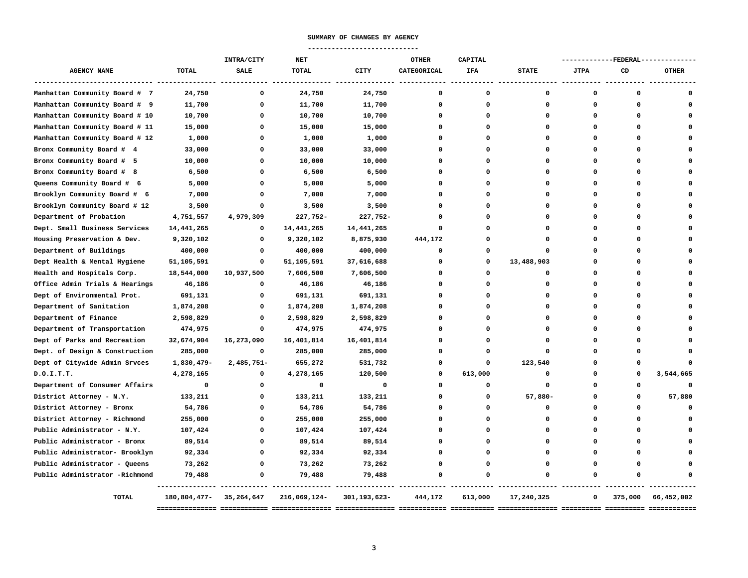## SUMMARY OF CHANGES BY AGENCY

| AGENCY NAME | TOTAL | INTRA/CITY SALE | NET TOTAL | CITY | OTHER CATEGORICAL | CAPITAL IFA | STATE | FEDERAL JTPA | FEDERAL CD | FEDERAL OTHER |
|---|---|---|---|---|---|---|---|---|---|---|
| Manhattan Community Board # 7 | 24,750 | 0 | 24,750 | 24,750 | 0 | 0 | 0 | 0 | 0 | 0 |
| Manhattan Community Board # 9 | 11,700 | 0 | 11,700 | 11,700 | 0 | 0 | 0 | 0 | 0 | 0 |
| Manhattan Community Board # 10 | 10,700 | 0 | 10,700 | 10,700 | 0 | 0 | 0 | 0 | 0 | 0 |
| Manhattan Community Board # 11 | 15,000 | 0 | 15,000 | 15,000 | 0 | 0 | 0 | 0 | 0 | 0 |
| Manhattan Community Board # 12 | 1,000 | 0 | 1,000 | 1,000 | 0 | 0 | 0 | 0 | 0 | 0 |
| Bronx Community Board # 4 | 33,000 | 0 | 33,000 | 33,000 | 0 | 0 | 0 | 0 | 0 | 0 |
| Bronx Community Board # 5 | 10,000 | 0 | 10,000 | 10,000 | 0 | 0 | 0 | 0 | 0 | 0 |
| Bronx Community Board # 8 | 6,500 | 0 | 6,500 | 6,500 | 0 | 0 | 0 | 0 | 0 | 0 |
| Queens Community Board # 6 | 5,000 | 0 | 5,000 | 5,000 | 0 | 0 | 0 | 0 | 0 | 0 |
| Brooklyn Community Board # 6 | 7,000 | 0 | 7,000 | 7,000 | 0 | 0 | 0 | 0 | 0 | 0 |
| Brooklyn Community Board # 12 | 3,500 | 0 | 3,500 | 3,500 | 0 | 0 | 0 | 0 | 0 | 0 |
| Department of Probation | 4,751,557 | 4,979,309 | 227,752- | 227,752- | 0 | 0 | 0 | 0 | 0 | 0 |
| Dept. Small Business Services | 14,441,265 | 0 | 14,441,265 | 14,441,265 | 0 | 0 | 0 | 0 | 0 | 0 |
| Housing Preservation & Dev. | 9,320,102 | 0 | 9,320,102 | 8,875,930 | 444,172 | 0 | 0 | 0 | 0 | 0 |
| Department of Buildings | 400,000 | 0 | 400,000 | 400,000 | 0 | 0 | 0 | 0 | 0 | 0 |
| Dept Health & Mental Hygiene | 51,105,591 | 0 | 51,105,591 | 37,616,688 | 0 | 0 | 13,488,903 | 0 | 0 | 0 |
| Health and Hospitals Corp. | 18,544,000 | 10,937,500 | 7,606,500 | 7,606,500 | 0 | 0 | 0 | 0 | 0 | 0 |
| Office Admin Trials & Hearings | 46,186 | 0 | 46,186 | 46,186 | 0 | 0 | 0 | 0 | 0 | 0 |
| Dept of Environmental Prot. | 691,131 | 0 | 691,131 | 691,131 | 0 | 0 | 0 | 0 | 0 | 0 |
| Department of Sanitation | 1,874,208 | 0 | 1,874,208 | 1,874,208 | 0 | 0 | 0 | 0 | 0 | 0 |
| Department of Finance | 2,598,829 | 0 | 2,598,829 | 2,598,829 | 0 | 0 | 0 | 0 | 0 | 0 |
| Department of Transportation | 474,975 | 0 | 474,975 | 474,975 | 0 | 0 | 0 | 0 | 0 | 0 |
| Dept of Parks and Recreation | 32,674,904 | 16,273,090 | 16,401,814 | 16,401,814 | 0 | 0 | 0 | 0 | 0 | 0 |
| Dept. of Design & Construction | 285,000 | 0 | 285,000 | 285,000 | 0 | 0 | 0 | 0 | 0 | 0 |
| Dept of Citywide Admin Srvces | 1,830,479- | 2,485,751- | 655,272 | 531,732 | 0 | 0 | 123,540 | 0 | 0 | 0 |
| D.O.I.T.T. | 4,278,165 | 0 | 4,278,165 | 120,500 | 0 | 613,000 | 0 | 0 | 0 | 3,544,665 |
| Department of Consumer Affairs | 0 | 0 | 0 | 0 | 0 | 0 | 0 | 0 | 0 | 0 |
| District Attorney - N.Y. | 133,211 | 0 | 133,211 | 133,211 | 0 | 0 | 57,880- | 0 | 0 | 57,880 |
| District Attorney - Bronx | 54,786 | 0 | 54,786 | 54,786 | 0 | 0 | 0 | 0 | 0 | 0 |
| District Attorney - Richmond | 255,000 | 0 | 255,000 | 255,000 | 0 | 0 | 0 | 0 | 0 | 0 |
| Public Administrator - N.Y. | 107,424 | 0 | 107,424 | 107,424 | 0 | 0 | 0 | 0 | 0 | 0 |
| Public Administrator - Bronx | 89,514 | 0 | 89,514 | 89,514 | 0 | 0 | 0 | 0 | 0 | 0 |
| Public Administrator- Brooklyn | 92,334 | 0 | 92,334 | 92,334 | 0 | 0 | 0 | 0 | 0 | 0 |
| Public Administrator - Queens | 73,262 | 0 | 73,262 | 73,262 | 0 | 0 | 0 | 0 | 0 | 0 |
| Public Administrator -Richmond | 79,488 | 0 | 79,488 | 79,488 | 0 | 0 | 0 | 0 | 0 | 0 |
| **TOTAL** | 180,804,477- | 35,264,647 | 216,069,124- | 301,193,623- | 444,172 | 613,000 | 17,240,325 | 0 | 375,000 | 66,452,002 |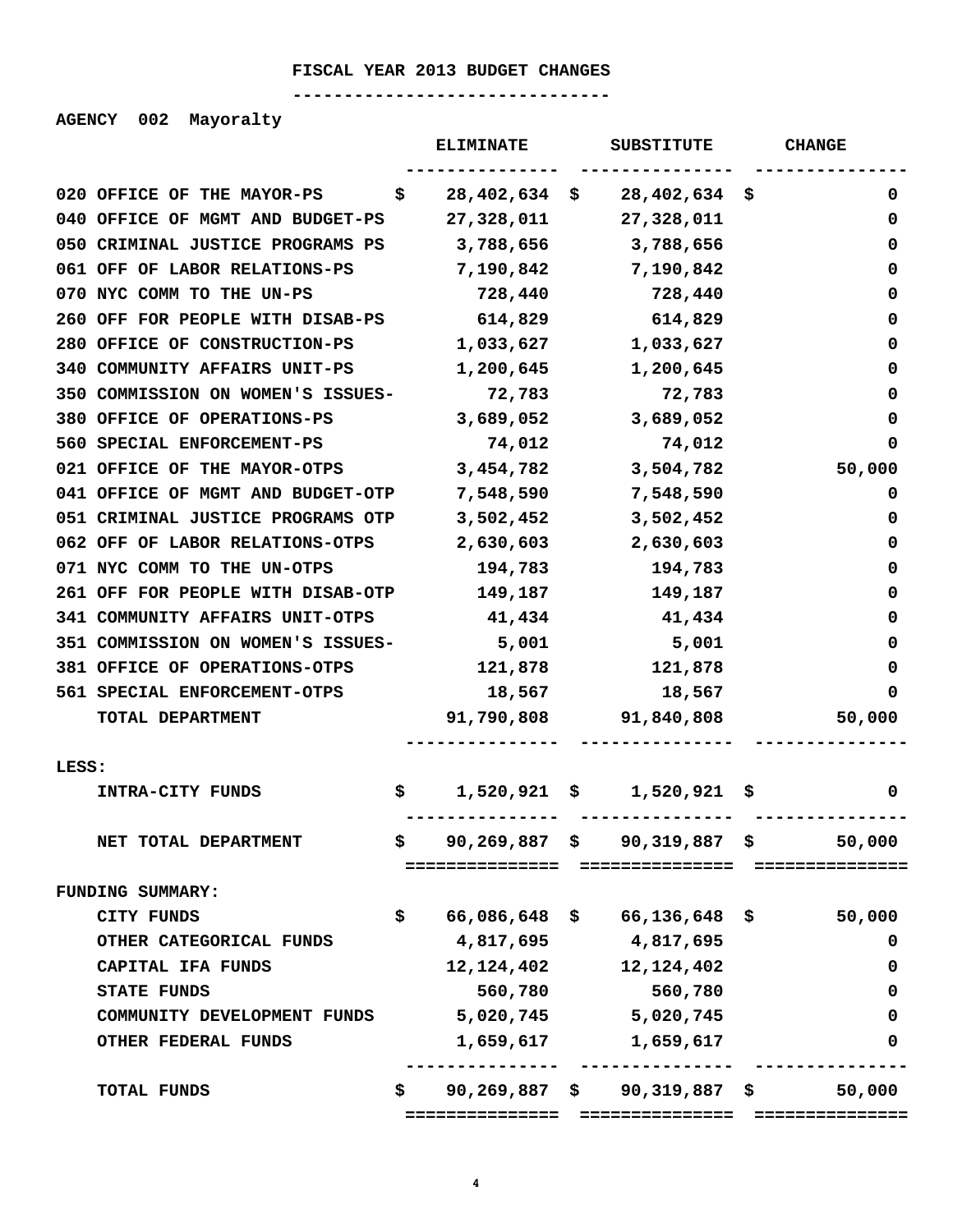# FISCAL YEAR 2013 BUDGET CHANGES

**AGENCY 002 Mayoralty**

| | ELIMINATE | SUBSTITUTE | CHANGE |
|---|---|---|---|
| 020 OFFICE OF THE MAYOR-PS | $ 28,402,634 | $ 28,402,634 | $ 0 |
| 040 OFFICE OF MGMT AND BUDGET-PS | 27,328,011 | 27,328,011 | 0 |
| 050 CRIMINAL JUSTICE PROGRAMS PS | 3,788,656 | 3,788,656 | 0 |
| 061 OFF OF LABOR RELATIONS-PS | 7,190,842 | 7,190,842 | 0 |
| 070 NYC COMM TO THE UN-PS | 728,440 | 728,440 | 0 |
| 260 OFF FOR PEOPLE WITH DISAB-PS | 614,829 | 614,829 | 0 |
| 280 OFFICE OF CONSTRUCTION-PS | 1,033,627 | 1,033,627 | 0 |
| 340 COMMUNITY AFFAIRS UNIT-PS | 1,200,645 | 1,200,645 | 0 |
| 350 COMMISSION ON WOMEN'S ISSUES- | 72,783 | 72,783 | 0 |
| 380 OFFICE OF OPERATIONS-PS | 3,689,052 | 3,689,052 | 0 |
| 560 SPECIAL ENFORCEMENT-PS | 74,012 | 74,012 | 0 |
| 021 OFFICE OF THE MAYOR-OTPS | 3,454,782 | 3,504,782 | 50,000 |
| 041 OFFICE OF MGMT AND BUDGET-OTP | 7,548,590 | 7,548,590 | 0 |
| 051 CRIMINAL JUSTICE PROGRAMS OTP | 3,502,452 | 3,502,452 | 0 |
| 062 OFF OF LABOR RELATIONS-OTPS | 2,630,603 | 2,630,603 | 0 |
| 071 NYC COMM TO THE UN-OTPS | 194,783 | 194,783 | 0 |
| 261 OFF FOR PEOPLE WITH DISAB-OTP | 149,187 | 149,187 | 0 |
| 341 COMMUNITY AFFAIRS UNIT-OTPS | 41,434 | 41,434 | 0 |
| 351 COMMISSION ON WOMEN'S ISSUES- | 5,001 | 5,001 | 0 |
| 381 OFFICE OF OPERATIONS-OTPS | 121,878 | 121,878 | 0 |
| 561 SPECIAL ENFORCEMENT-OTPS | 18,567 | 18,567 | 0 |
| TOTAL DEPARTMENT | 91,790,808 | 91,840,808 | 50,000 |
| LESS: | | | |
| INTRA-CITY FUNDS | $ 1,520,921 | $ 1,520,921 | $ 0 |
| NET TOTAL DEPARTMENT | $ 90,269,887 | $ 90,319,887 | $ 50,000 |
| FUNDING SUMMARY: | | | |
| CITY FUNDS | $ 66,086,648 | $ 66,136,648 | $ 50,000 |
| OTHER CATEGORICAL FUNDS | 4,817,695 | 4,817,695 | 0 |
| CAPITAL IFA FUNDS | 12,124,402 | 12,124,402 | 0 |
| STATE FUNDS | 560,780 | 560,780 | 0 |
| COMMUNITY DEVELOPMENT FUNDS | 5,020,745 | 5,020,745 | 0 |
| OTHER FEDERAL FUNDS | 1,659,617 | 1,659,617 | 0 |
| TOTAL FUNDS | $ 90,269,887 | $ 90,319,887 | $ 50,000 |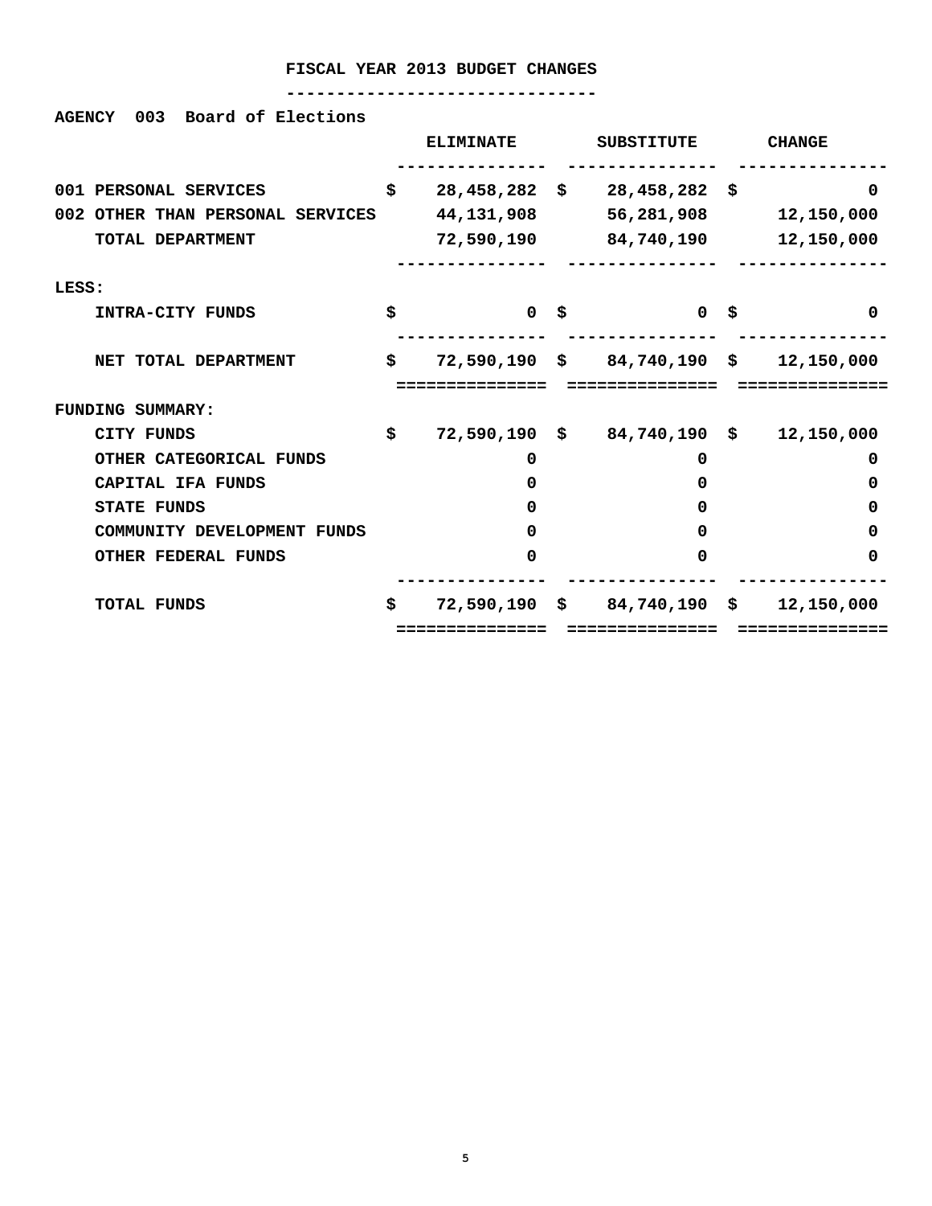# FISCAL YEAR 2013 BUDGET CHANGES

**AGENCY 003 Board of Elections**

| | ELIMINATE | SUBSTITUTE | CHANGE |
|---|---|---|---|
| 001 PERSONAL SERVICES | $ 28,458,282 | $ 28,458,282 | $ 0 |
| 002 OTHER THAN PERSONAL SERVICES | 44,131,908 | 56,281,908 | 12,150,000 |
| TOTAL DEPARTMENT | 72,590,190 | 84,740,190 | 12,150,000 |
| LESS: | | | |
| INTRA-CITY FUNDS | $ 0 | $ 0 | $ 0 |
| NET TOTAL DEPARTMENT | $ 72,590,190 | $ 84,740,190 | $ 12,150,000 |
| FUNDING SUMMARY: | | | |
| CITY FUNDS | $ 72,590,190 | $ 84,740,190 | $ 12,150,000 |
| OTHER CATEGORICAL FUNDS | 0 | 0 | 0 |
| CAPITAL IFA FUNDS | 0 | 0 | 0 |
| STATE FUNDS | 0 | 0 | 0 |
| COMMUNITY DEVELOPMENT FUNDS | 0 | 0 | 0 |
| OTHER FEDERAL FUNDS | 0 | 0 | 0 |
| TOTAL FUNDS | $ 72,590,190 | $ 84,740,190 | $ 12,150,000 |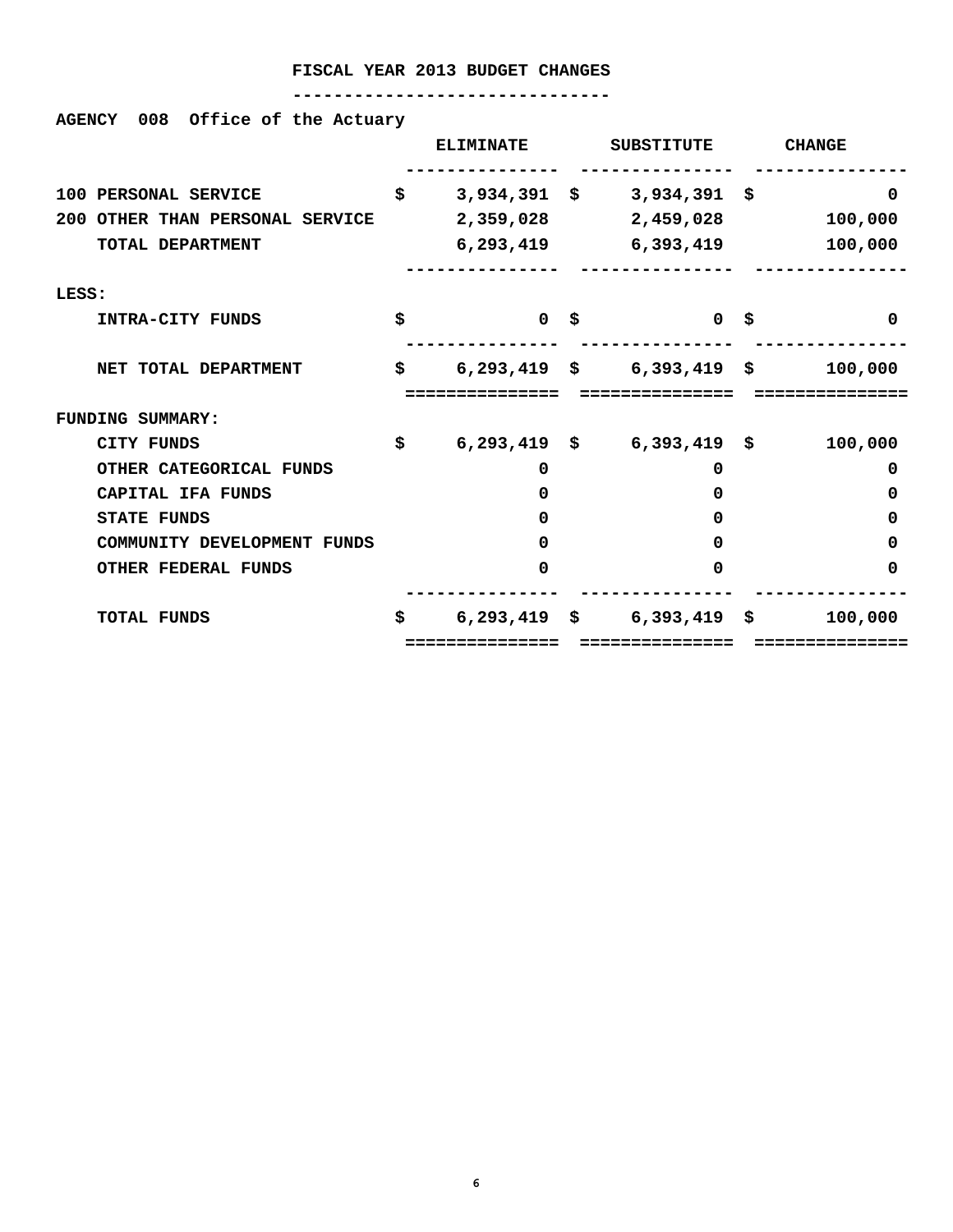# FISCAL YEAR 2013 BUDGET CHANGES

**AGENCY 008 Office of the Actuary**

| | ELIMINATE | SUBSTITUTE | CHANGE |
|---|---|---|---|
| 100 PERSONAL SERVICE | $ 3,934,391 | $ 3,934,391 | $ 0 |
| 200 OTHER THAN PERSONAL SERVICE | 2,359,028 | 2,459,028 | 100,000 |
| TOTAL DEPARTMENT | 6,293,419 | 6,393,419 | 100,000 |
| LESS: | | | |
| INTRA-CITY FUNDS | $ 0 | $ 0 | $ 0 |
| NET TOTAL DEPARTMENT | $ 6,293,419 | $ 6,393,419 | $ 100,000 |
| FUNDING SUMMARY: | | | |
| CITY FUNDS | $ 6,293,419 | $ 6,393,419 | $ 100,000 |
| OTHER CATEGORICAL FUNDS | 0 | 0 | 0 |
| CAPITAL IFA FUNDS | 0 | 0 | 0 |
| STATE FUNDS | 0 | 0 | 0 |
| COMMUNITY DEVELOPMENT FUNDS | 0 | 0 | 0 |
| OTHER FEDERAL FUNDS | 0 | 0 | 0 |
| TOTAL FUNDS | $ 6,293,419 | $ 6,393,419 | $ 100,000 |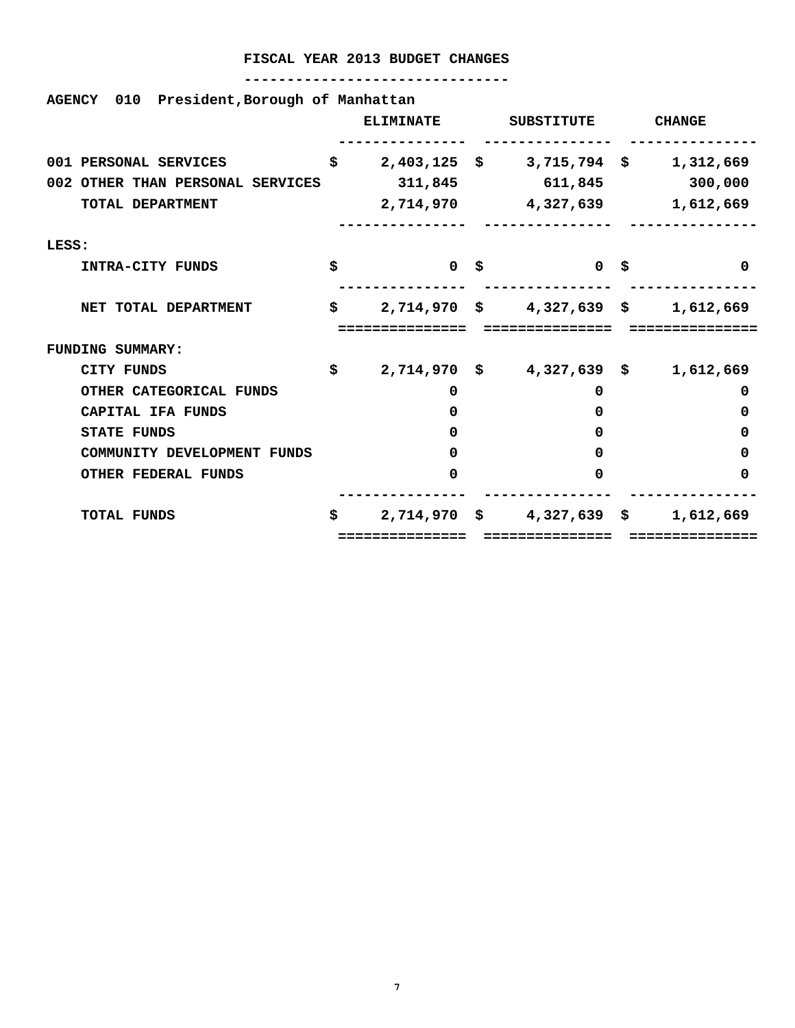# FISCAL YEAR 2013 BUDGET CHANGES

**AGENCY 010 President,Borough of Manhattan**

| | ELIMINATE | SUBSTITUTE | CHANGE |
|---|---|---|---|
| 001 PERSONAL SERVICES | $ 2,403,125 | $ 3,715,794 | $ 1,312,669 |
| 002 OTHER THAN PERSONAL SERVICES | 311,845 | 611,845 | 300,000 |
| TOTAL DEPARTMENT | 2,714,970 | 4,327,639 | 1,612,669 |
| LESS: | | | |
| INTRA-CITY FUNDS | $ 0 | $ 0 | $ 0 |
| NET TOTAL DEPARTMENT | $ 2,714,970 | $ 4,327,639 | $ 1,612,669 |
| FUNDING SUMMARY: | | | |
| CITY FUNDS | $ 2,714,970 | $ 4,327,639 | $ 1,612,669 |
| OTHER CATEGORICAL FUNDS | 0 | 0 | 0 |
| CAPITAL IFA FUNDS | 0 | 0 | 0 |
| STATE FUNDS | 0 | 0 | 0 |
| COMMUNITY DEVELOPMENT FUNDS | 0 | 0 | 0 |
| OTHER FEDERAL FUNDS | 0 | 0 | 0 |
| TOTAL FUNDS | $ 2,714,970 | $ 4,327,639 | $ 1,612,669 |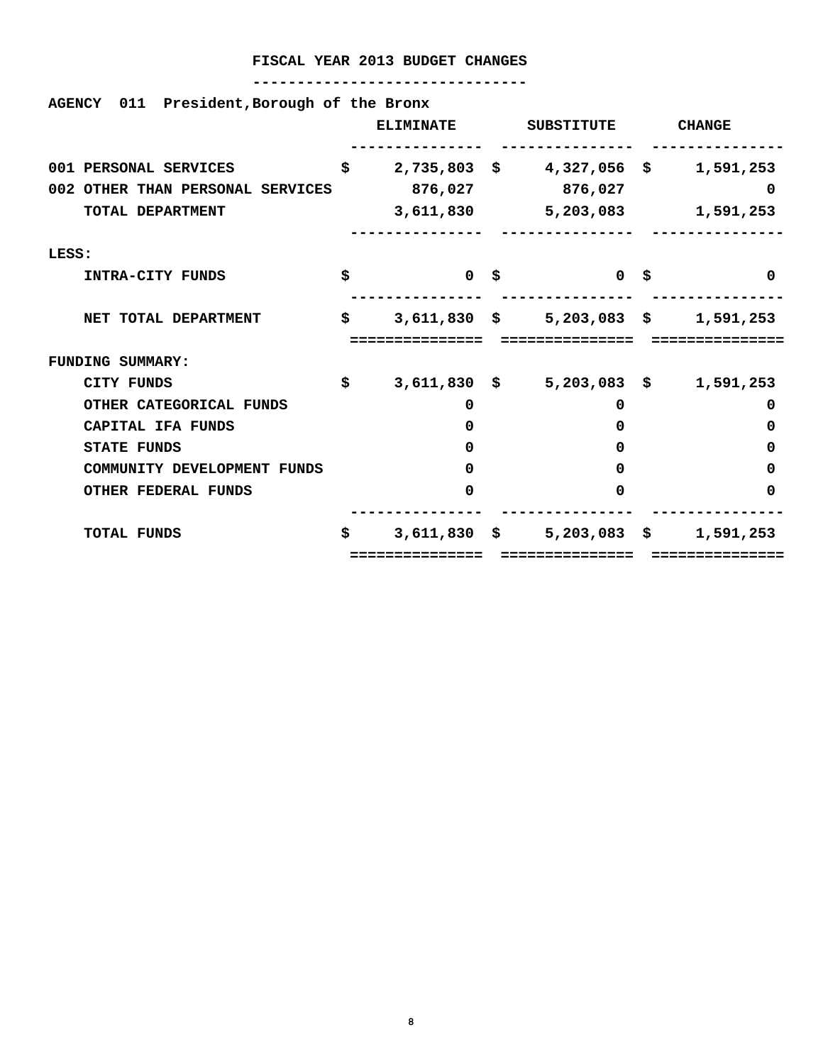# FISCAL YEAR 2013 BUDGET CHANGES

**AGENCY 011 President,Borough of the Bronx**

| | ELIMINATE | SUBSTITUTE | CHANGE |
|---|---|---|---|
| 001 PERSONAL SERVICES | $ 2,735,803 | $ 4,327,056 | $ 1,591,253 |
| 002 OTHER THAN PERSONAL SERVICES | 876,027 | 876,027 | 0 |
| TOTAL DEPARTMENT | 3,611,830 | 5,203,083 | 1,591,253 |
| LESS: | | | |
| INTRA-CITY FUNDS | $ 0 | $ 0 | $ 0 |
| NET TOTAL DEPARTMENT | $ 3,611,830 | $ 5,203,083 | $ 1,591,253 |
| FUNDING SUMMARY: | | | |
| CITY FUNDS | $ 3,611,830 | $ 5,203,083 | $ 1,591,253 |
| OTHER CATEGORICAL FUNDS | 0 | 0 | 0 |
| CAPITAL IFA FUNDS | 0 | 0 | 0 |
| STATE FUNDS | 0 | 0 | 0 |
| COMMUNITY DEVELOPMENT FUNDS | 0 | 0 | 0 |
| OTHER FEDERAL FUNDS | 0 | 0 | 0 |
| TOTAL FUNDS | $ 3,611,830 | $ 5,203,083 | $ 1,591,253 |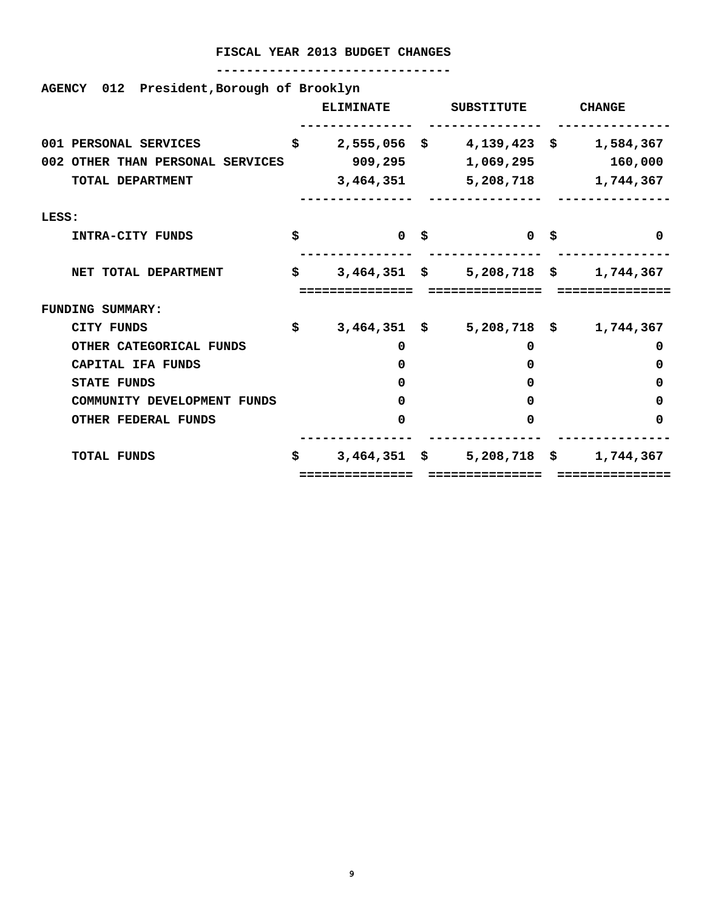# FISCAL YEAR 2013 BUDGET CHANGES

**AGENCY 012 President,Borough of Brooklyn**

| | ELIMINATE | SUBSTITUTE | CHANGE |
|---|---|---|---|
| 001 PERSONAL SERVICES | $ 2,555,056 | $ 4,139,423 | $ 1,584,367 |
| 002 OTHER THAN PERSONAL SERVICES | 909,295 | 1,069,295 | 160,000 |
| TOTAL DEPARTMENT | 3,464,351 | 5,208,718 | 1,744,367 |
| LESS: | | | |
| INTRA-CITY FUNDS | $ 0 | $ 0 | $ 0 |
| NET TOTAL DEPARTMENT | $ 3,464,351 | $ 5,208,718 | $ 1,744,367 |
| FUNDING SUMMARY: | | | |
| CITY FUNDS | $ 3,464,351 | $ 5,208,718 | $ 1,744,367 |
| OTHER CATEGORICAL FUNDS | 0 | 0 | 0 |
| CAPITAL IFA FUNDS | 0 | 0 | 0 |
| STATE FUNDS | 0 | 0 | 0 |
| COMMUNITY DEVELOPMENT FUNDS | 0 | 0 | 0 |
| OTHER FEDERAL FUNDS | 0 | 0 | 0 |
| TOTAL FUNDS | $ 3,464,351 | $ 5,208,718 | $ 1,744,367 |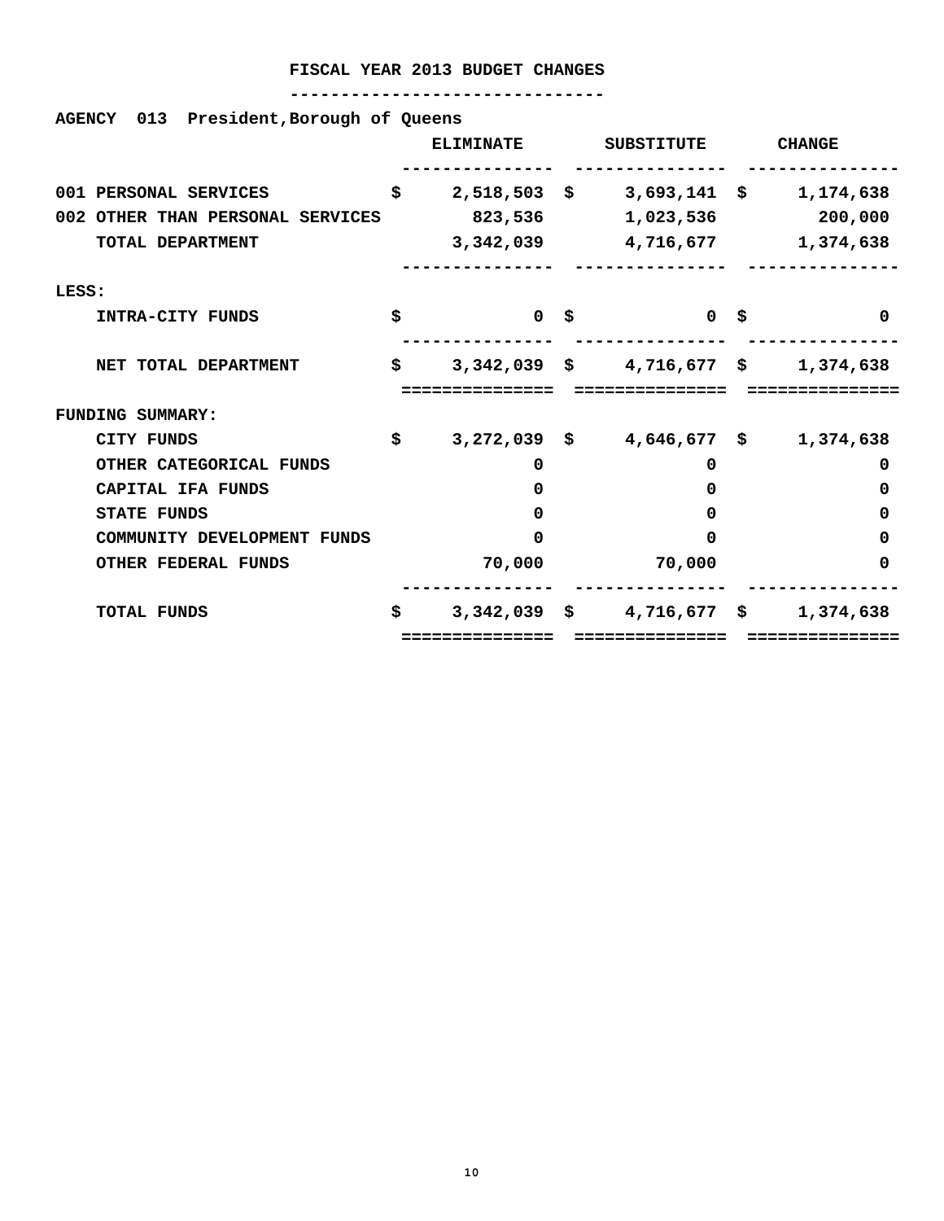# FISCAL YEAR 2013 BUDGET CHANGES

**AGENCY 013 President,Borough of Queens**

| | ELIMINATE | SUBSTITUTE | CHANGE |
|---|---|---|---|
| 001 PERSONAL SERVICES | $ 2,518,503 | $ 3,693,141 | $ 1,174,638 |
| 002 OTHER THAN PERSONAL SERVICES | 823,536 | 1,023,536 | 200,000 |
| TOTAL DEPARTMENT | 3,342,039 | 4,716,677 | 1,374,638 |
| LESS: | | | |
| INTRA-CITY FUNDS | $ 0 | $ 0 | $ 0 |
| NET TOTAL DEPARTMENT | $ 3,342,039 | $ 4,716,677 | $ 1,374,638 |
| FUNDING SUMMARY: | | | |
| CITY FUNDS | $ 3,272,039 | $ 4,646,677 | $ 1,374,638 |
| OTHER CATEGORICAL FUNDS | 0 | 0 | 0 |
| CAPITAL IFA FUNDS | 0 | 0 | 0 |
| STATE FUNDS | 0 | 0 | 0 |
| COMMUNITY DEVELOPMENT FUNDS | 0 | 0 | 0 |
| OTHER FEDERAL FUNDS | 70,000 | 70,000 | 0 |
| TOTAL FUNDS | $ 3,342,039 | $ 4,716,677 | $ 1,374,638 |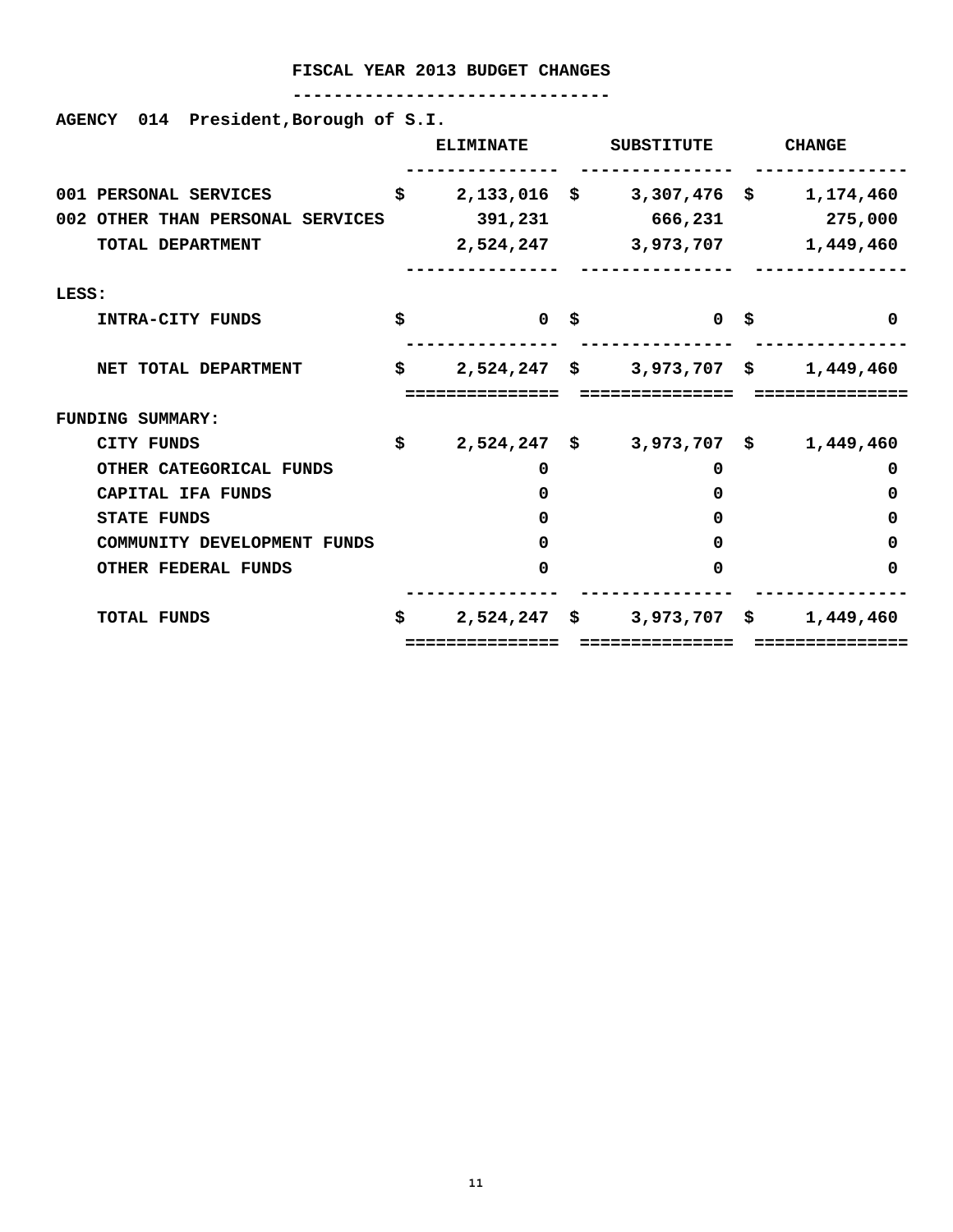# FISCAL YEAR 2013 BUDGET CHANGES

**AGENCY 014 President,Borough of S.I.**

| | ELIMINATE | SUBSTITUTE | CHANGE |
|---|---|---|---|
| 001 PERSONAL SERVICES | $ 2,133,016 | $ 3,307,476 | $ 1,174,460 |
| 002 OTHER THAN PERSONAL SERVICES | 391,231 | 666,231 | 275,000 |
| TOTAL DEPARTMENT | 2,524,247 | 3,973,707 | 1,449,460 |
| LESS: | | | |
| INTRA-CITY FUNDS | $ 0 | $ 0 | $ 0 |
| NET TOTAL DEPARTMENT | $ 2,524,247 | $ 3,973,707 | $ 1,449,460 |
| FUNDING SUMMARY: | | | |
| CITY FUNDS | $ 2,524,247 | $ 3,973,707 | $ 1,449,460 |
| OTHER CATEGORICAL FUNDS | 0 | 0 | 0 |
| CAPITAL IFA FUNDS | 0 | 0 | 0 |
| STATE FUNDS | 0 | 0 | 0 |
| COMMUNITY DEVELOPMENT FUNDS | 0 | 0 | 0 |
| OTHER FEDERAL FUNDS | 0 | 0 | 0 |
| TOTAL FUNDS | $ 2,524,247 | $ 3,973,707 | $ 1,449,460 |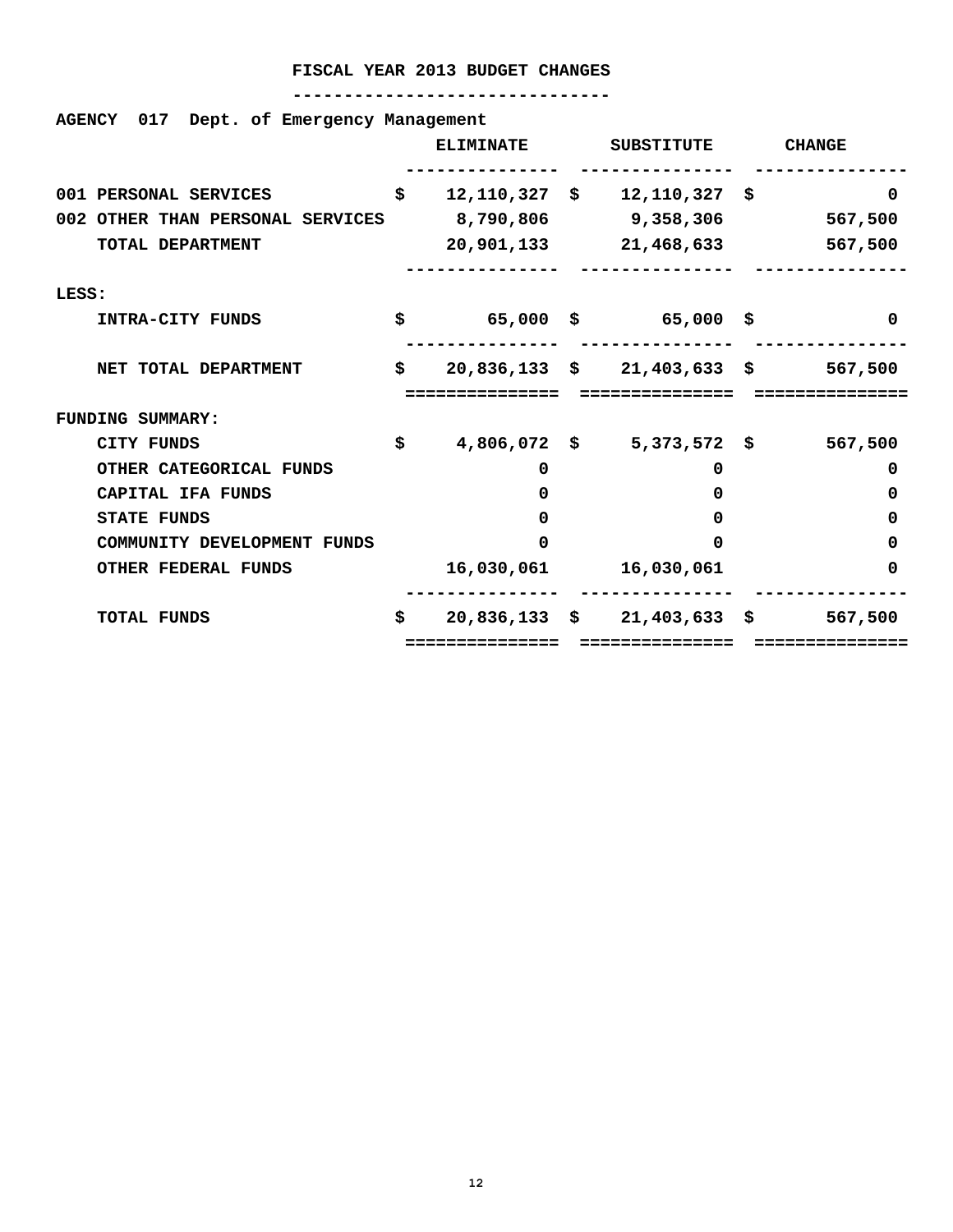# FISCAL YEAR 2013 BUDGET CHANGES

**AGENCY 017 Dept. of Emergency Management**

| | ELIMINATE | SUBSTITUTE | CHANGE |
|---|---|---|---|
| 001 PERSONAL SERVICES | $ 12,110,327 | $ 12,110,327 | $ 0 |
| 002 OTHER THAN PERSONAL SERVICES | 8,790,806 | 9,358,306 | 567,500 |
| TOTAL DEPARTMENT | 20,901,133 | 21,468,633 | 567,500 |
| LESS: | | | |
| INTRA-CITY FUNDS | $ 65,000 | $ 65,000 | $ 0 |
| NET TOTAL DEPARTMENT | $ 20,836,133 | $ 21,403,633 | $ 567,500 |
| FUNDING SUMMARY: | | | |
| CITY FUNDS | $ 4,806,072 | $ 5,373,572 | $ 567,500 |
| OTHER CATEGORICAL FUNDS | 0 | 0 | 0 |
| CAPITAL IFA FUNDS | 0 | 0 | 0 |
| STATE FUNDS | 0 | 0 | 0 |
| COMMUNITY DEVELOPMENT FUNDS | 0 | 0 | 0 |
| OTHER FEDERAL FUNDS | 16,030,061 | 16,030,061 | 0 |
| TOTAL FUNDS | $ 20,836,133 | $ 21,403,633 | $ 567,500 |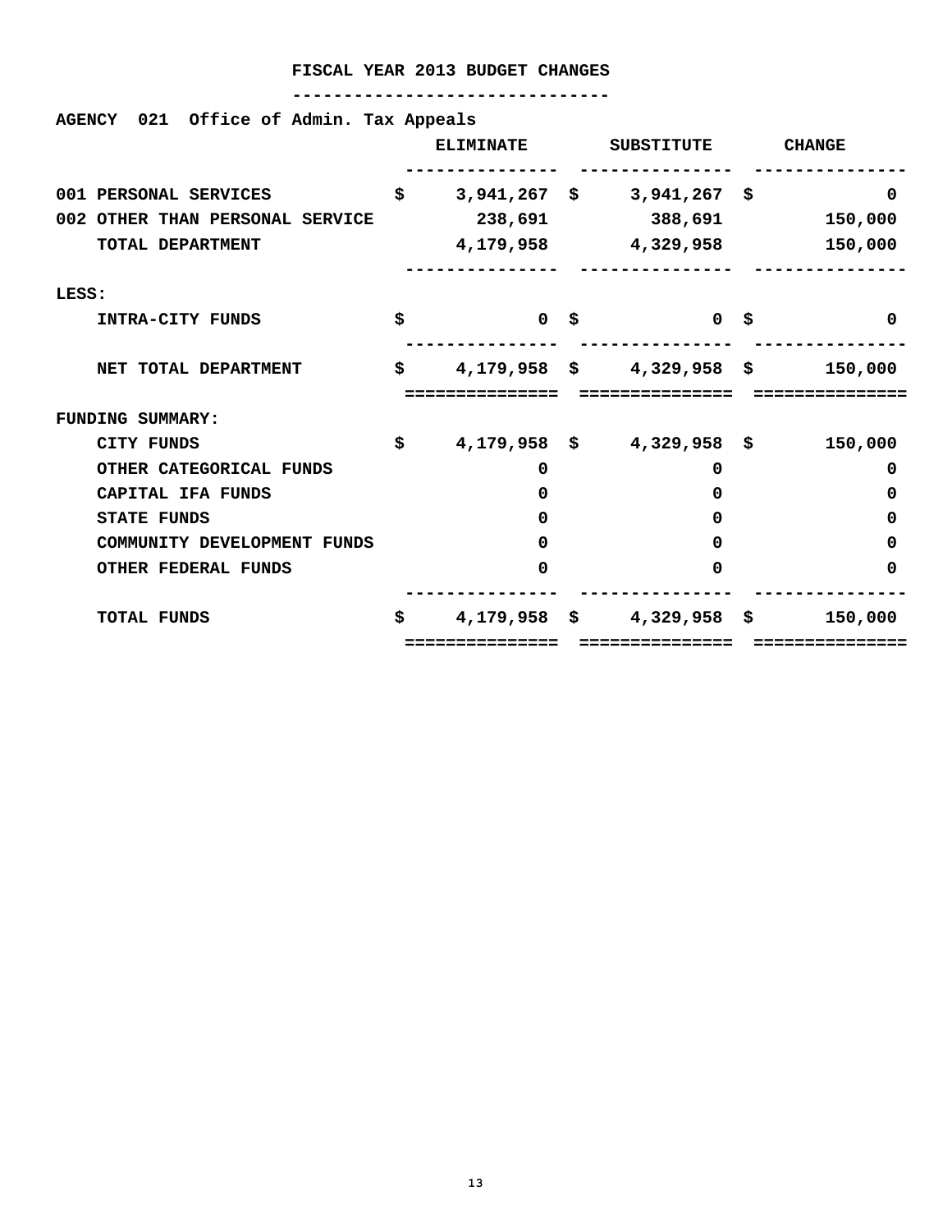# FISCAL YEAR 2013 BUDGET CHANGES

**AGENCY 021 Office of Admin. Tax Appeals**

| | ELIMINATE | SUBSTITUTE | CHANGE |
|---|---|---|---|
| 001 PERSONAL SERVICES | $ 3,941,267 | $ 3,941,267 | $ 0 |
| 002 OTHER THAN PERSONAL SERVICE | 238,691 | 388,691 | 150,000 |
| TOTAL DEPARTMENT | 4,179,958 | 4,329,958 | 150,000 |
| LESS: | | | |
| INTRA-CITY FUNDS | $ 0 | $ 0 | $ 0 |
| NET TOTAL DEPARTMENT | $ 4,179,958 | $ 4,329,958 | $ 150,000 |
| FUNDING SUMMARY: | | | |
| CITY FUNDS | $ 4,179,958 | $ 4,329,958 | $ 150,000 |
| OTHER CATEGORICAL FUNDS | 0 | 0 | 0 |
| CAPITAL IFA FUNDS | 0 | 0 | 0 |
| STATE FUNDS | 0 | 0 | 0 |
| COMMUNITY DEVELOPMENT FUNDS | 0 | 0 | 0 |
| OTHER FEDERAL FUNDS | 0 | 0 | 0 |
| TOTAL FUNDS | $ 4,179,958 | $ 4,329,958 | $ 150,000 |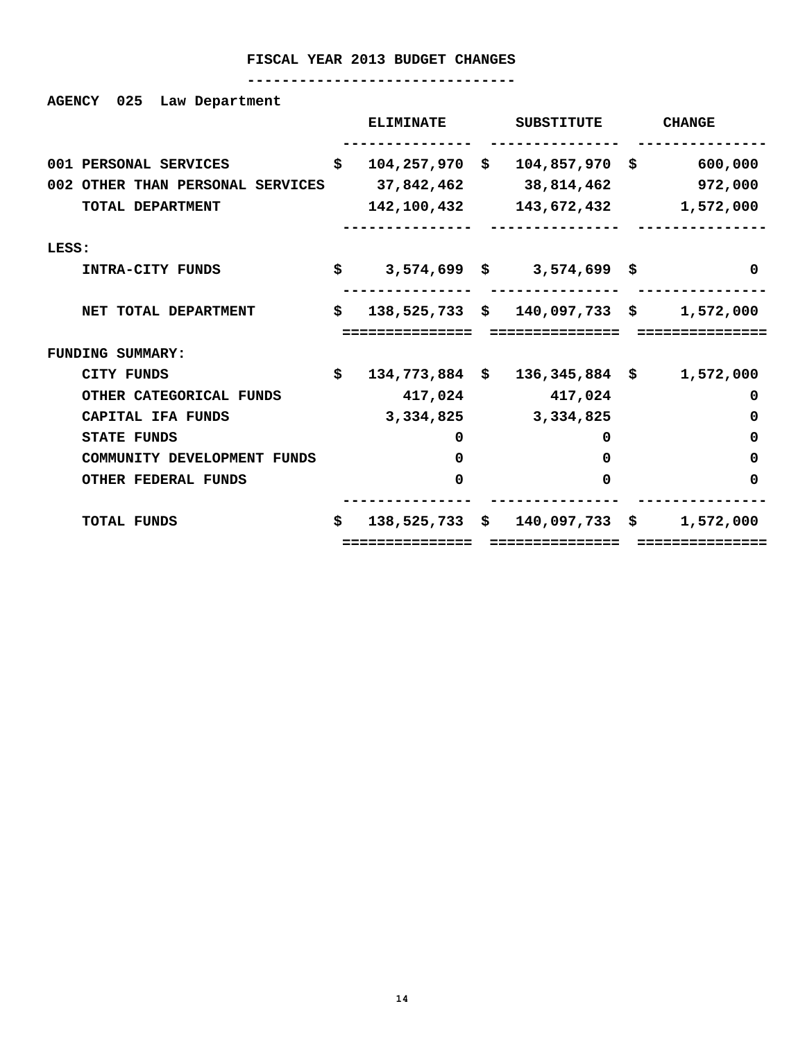# FISCAL YEAR 2013 BUDGET CHANGES

**AGENCY 025 Law Department**

| | ELIMINATE | SUBSTITUTE | CHANGE |
|---|---|---|---|
| 001 PERSONAL SERVICES | $ 104,257,970 | $ 104,857,970 | $ 600,000 |
| 002 OTHER THAN PERSONAL SERVICES | 37,842,462 | 38,814,462 | 972,000 |
| TOTAL DEPARTMENT | 142,100,432 | 143,672,432 | 1,572,000 |
| LESS: | | | |
| INTRA-CITY FUNDS | $ 3,574,699 | $ 3,574,699 | $ 0 |
| NET TOTAL DEPARTMENT | $ 138,525,733 | $ 140,097,733 | $ 1,572,000 |
| FUNDING SUMMARY: | | | |
| CITY FUNDS | $ 134,773,884 | $ 136,345,884 | $ 1,572,000 |
| OTHER CATEGORICAL FUNDS | 417,024 | 417,024 | 0 |
| CAPITAL IFA FUNDS | 3,334,825 | 3,334,825 | 0 |
| STATE FUNDS | 0 | 0 | 0 |
| COMMUNITY DEVELOPMENT FUNDS | 0 | 0 | 0 |
| OTHER FEDERAL FUNDS | 0 | 0 | 0 |
| TOTAL FUNDS | $ 138,525,733 | $ 140,097,733 | $ 1,572,000 |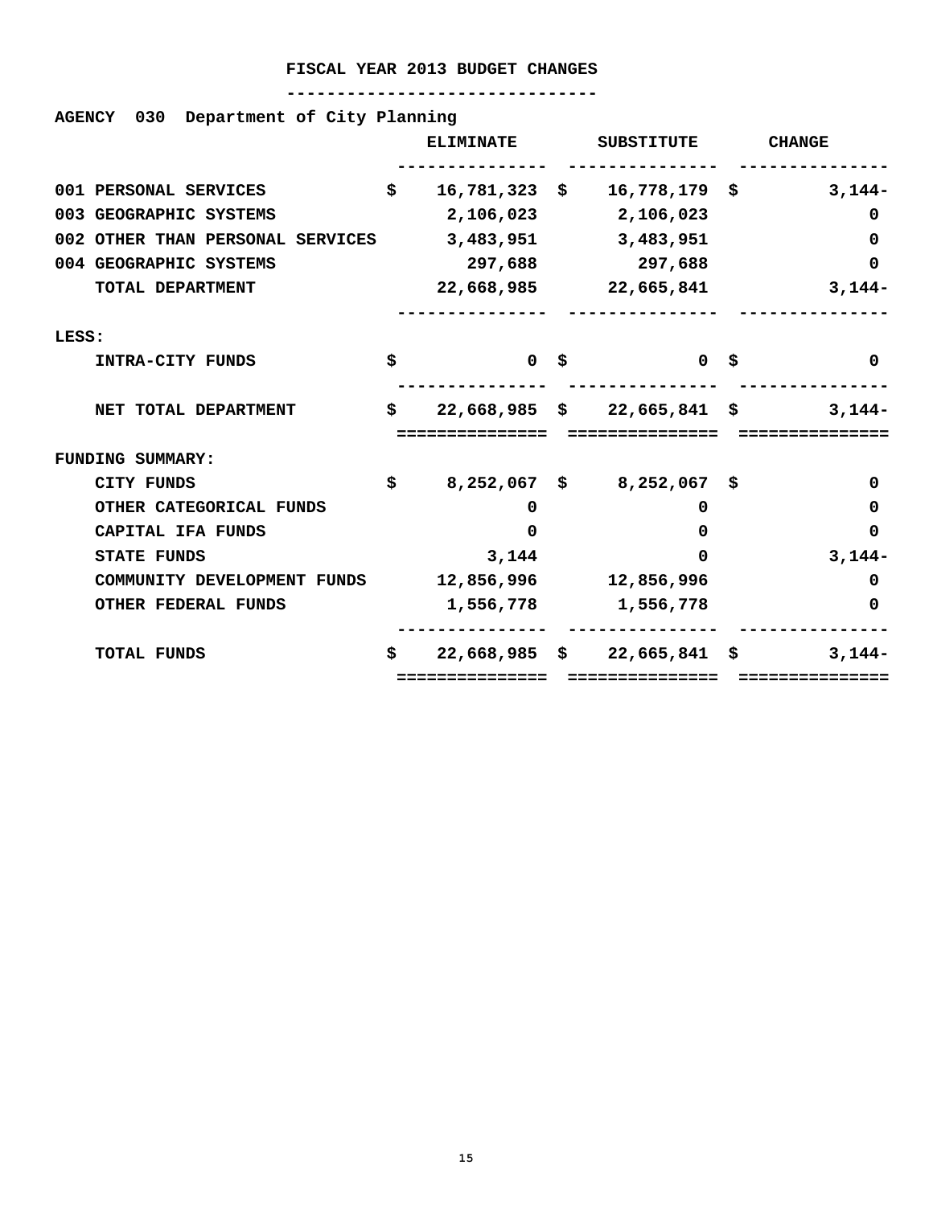# FISCAL YEAR 2013 BUDGET CHANGES

**AGENCY 030 Department of City Planning**

| | ELIMINATE | SUBSTITUTE | CHANGE |
|---|---|---|---|
| 001 PERSONAL SERVICES | $ 16,781,323 | $ 16,778,179 | $ 3,144- |
| 003 GEOGRAPHIC SYSTEMS | 2,106,023 | 2,106,023 | 0 |
| 002 OTHER THAN PERSONAL SERVICES | 3,483,951 | 3,483,951 | 0 |
| 004 GEOGRAPHIC SYSTEMS | 297,688 | 297,688 | 0 |
| TOTAL DEPARTMENT | 22,668,985 | 22,665,841 | 3,144- |
| LESS: | | | |
| INTRA-CITY FUNDS | $ 0 | $ 0 | $ 0 |
| NET TOTAL DEPARTMENT | $ 22,668,985 | $ 22,665,841 | $ 3,144- |
| FUNDING SUMMARY: | | | |
| CITY FUNDS | $ 8,252,067 | $ 8,252,067 | $ 0 |
| OTHER CATEGORICAL FUNDS | 0 | 0 | 0 |
| CAPITAL IFA FUNDS | 0 | 0 | 0 |
| STATE FUNDS | 3,144 | 0 | 3,144- |
| COMMUNITY DEVELOPMENT FUNDS | 12,856,996 | 12,856,996 | 0 |
| OTHER FEDERAL FUNDS | 1,556,778 | 1,556,778 | 0 |
| TOTAL FUNDS | $ 22,668,985 | $ 22,665,841 | $ 3,144- |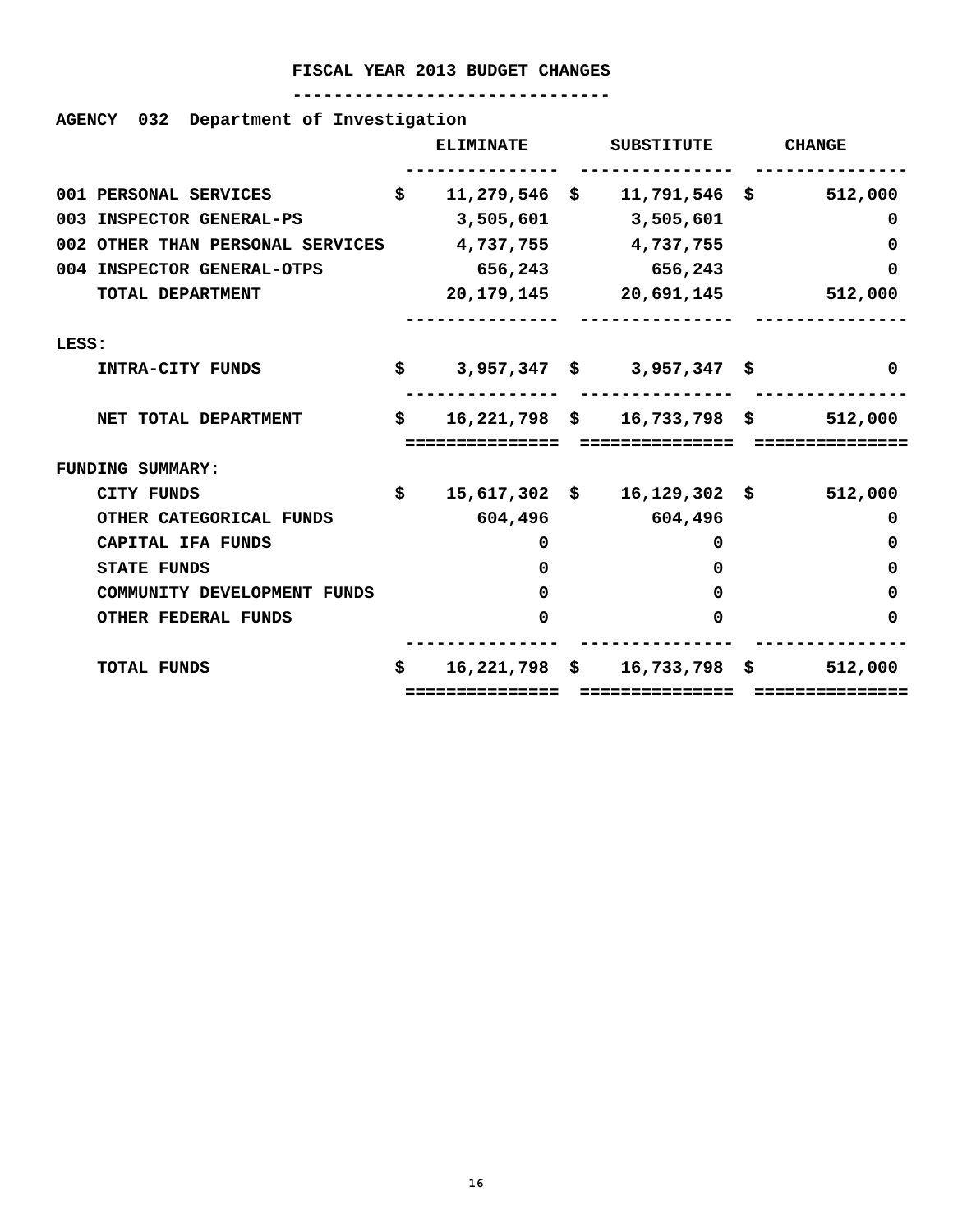# FISCAL YEAR 2013 BUDGET CHANGES

**AGENCY 032 Department of Investigation**

| | ELIMINATE | SUBSTITUTE | CHANGE |
|---|---|---|---|
| 001 PERSONAL SERVICES | $ 11,279,546 | $ 11,791,546 | $ 512,000 |
| 003 INSPECTOR GENERAL-PS | 3,505,601 | 3,505,601 | 0 |
| 002 OTHER THAN PERSONAL SERVICES | 4,737,755 | 4,737,755 | 0 |
| 004 INSPECTOR GENERAL-OTPS | 656,243 | 656,243 | 0 |
| TOTAL DEPARTMENT | 20,179,145 | 20,691,145 | 512,000 |
| LESS: | | | |
| INTRA-CITY FUNDS | $ 3,957,347 | $ 3,957,347 | $ 0 |
| NET TOTAL DEPARTMENT | $ 16,221,798 | $ 16,733,798 | $ 512,000 |
| FUNDING SUMMARY: | | | |
| CITY FUNDS | $ 15,617,302 | $ 16,129,302 | $ 512,000 |
| OTHER CATEGORICAL FUNDS | 604,496 | 604,496 | 0 |
| CAPITAL IFA FUNDS | 0 | 0 | 0 |
| STATE FUNDS | 0 | 0 | 0 |
| COMMUNITY DEVELOPMENT FUNDS | 0 | 0 | 0 |
| OTHER FEDERAL FUNDS | 0 | 0 | 0 |
| TOTAL FUNDS | $ 16,221,798 | $ 16,733,798 | $ 512,000 |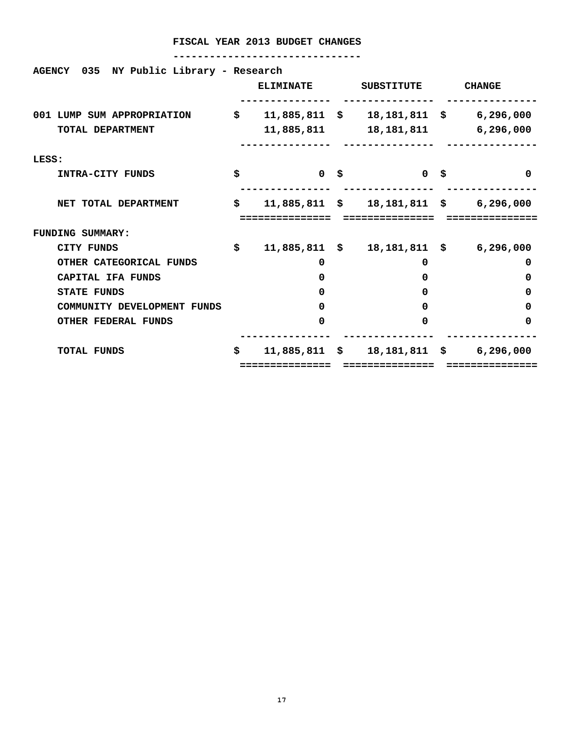# FISCAL YEAR 2013 BUDGET CHANGES

**AGENCY 035 NY Public Library - Research**

| | ELIMINATE | SUBSTITUTE | CHANGE |
|---|---|---|---|
| 001 LUMP SUM APPROPRIATION | $ 11,885,811 | $ 18,181,811 | $ 6,296,000 |
| TOTAL DEPARTMENT | 11,885,811 | 18,181,811 | 6,296,000 |
| LESS: | | | |
| INTRA-CITY FUNDS | $ 0 | $ 0 | $ 0 |
| NET TOTAL DEPARTMENT | $ 11,885,811 | $ 18,181,811 | $ 6,296,000 |
| FUNDING SUMMARY: | | | |
| CITY FUNDS | $ 11,885,811 | $ 18,181,811 | $ 6,296,000 |
| OTHER CATEGORICAL FUNDS | 0 | 0 | 0 |
| CAPITAL IFA FUNDS | 0 | 0 | 0 |
| STATE FUNDS | 0 | 0 | 0 |
| COMMUNITY DEVELOPMENT FUNDS | 0 | 0 | 0 |
| OTHER FEDERAL FUNDS | 0 | 0 | 0 |
| TOTAL FUNDS | $ 11,885,811 | $ 18,181,811 | $ 6,296,000 |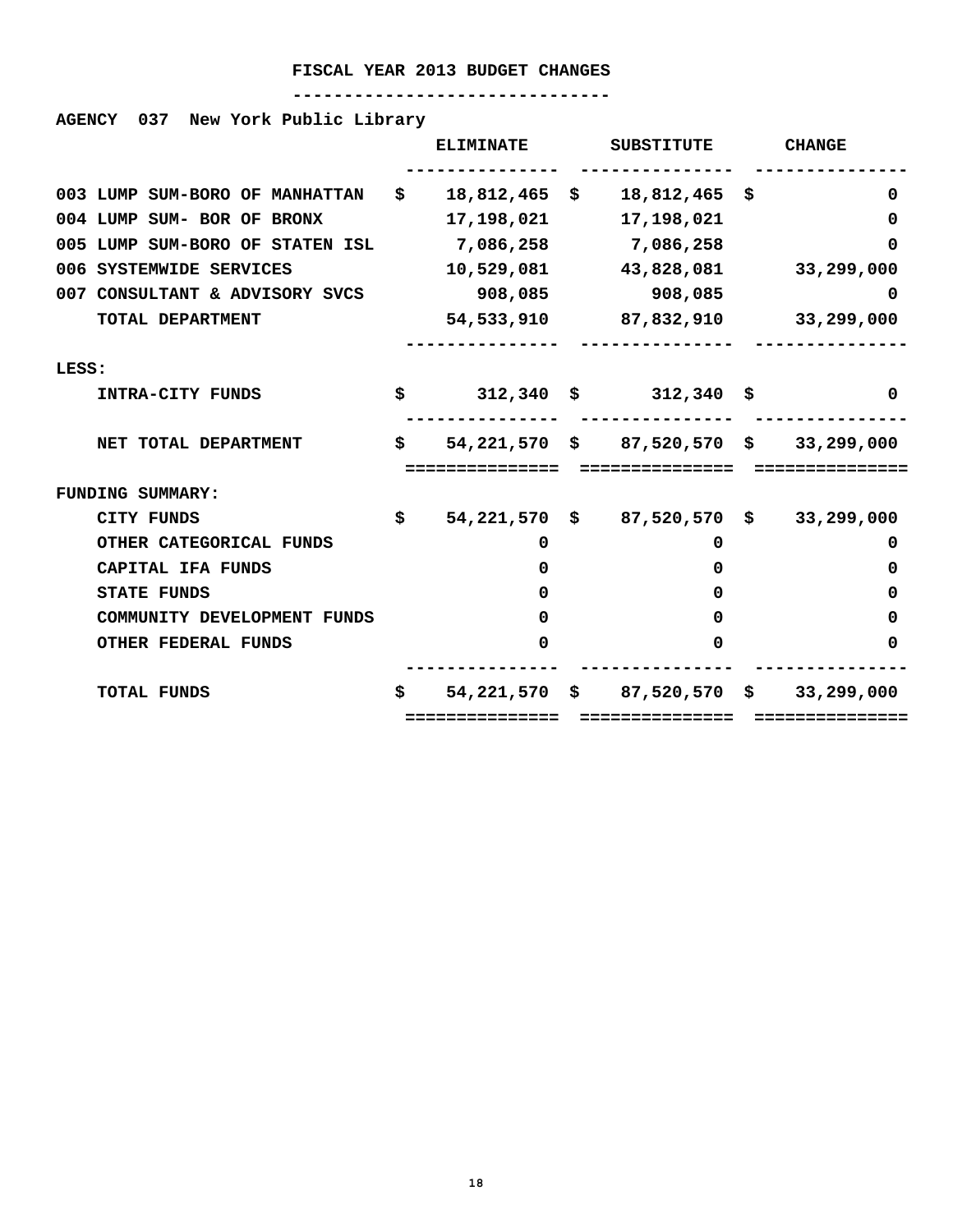# FISCAL YEAR 2013 BUDGET CHANGES

**AGENCY 037 New York Public Library**

| | ELIMINATE | SUBSTITUTE | CHANGE |
|---|---|---|---|
| 003 LUMP SUM-BORO OF MANHATTAN | $ 18,812,465 | $ 18,812,465 | $ 0 |
| 004 LUMP SUM- BOR OF BRONX | 17,198,021 | 17,198,021 | 0 |
| 005 LUMP SUM-BORO OF STATEN ISL | 7,086,258 | 7,086,258 | 0 |
| 006 SYSTEMWIDE SERVICES | 10,529,081 | 43,828,081 | 33,299,000 |
| 007 CONSULTANT & ADVISORY SVCS | 908,085 | 908,085 | 0 |
| TOTAL DEPARTMENT | 54,533,910 | 87,832,910 | 33,299,000 |
| LESS: | | | |
| INTRA-CITY FUNDS | $ 312,340 | $ 312,340 | $ 0 |
| NET TOTAL DEPARTMENT | $ 54,221,570 | $ 87,520,570 | $ 33,299,000 |
| FUNDING SUMMARY: | | | |
| CITY FUNDS | $ 54,221,570 | $ 87,520,570 | $ 33,299,000 |
| OTHER CATEGORICAL FUNDS | 0 | 0 | 0 |
| CAPITAL IFA FUNDS | 0 | 0 | 0 |
| STATE FUNDS | 0 | 0 | 0 |
| COMMUNITY DEVELOPMENT FUNDS | 0 | 0 | 0 |
| OTHER FEDERAL FUNDS | 0 | 0 | 0 |
| TOTAL FUNDS | $ 54,221,570 | $ 87,520,570 | $ 33,299,000 |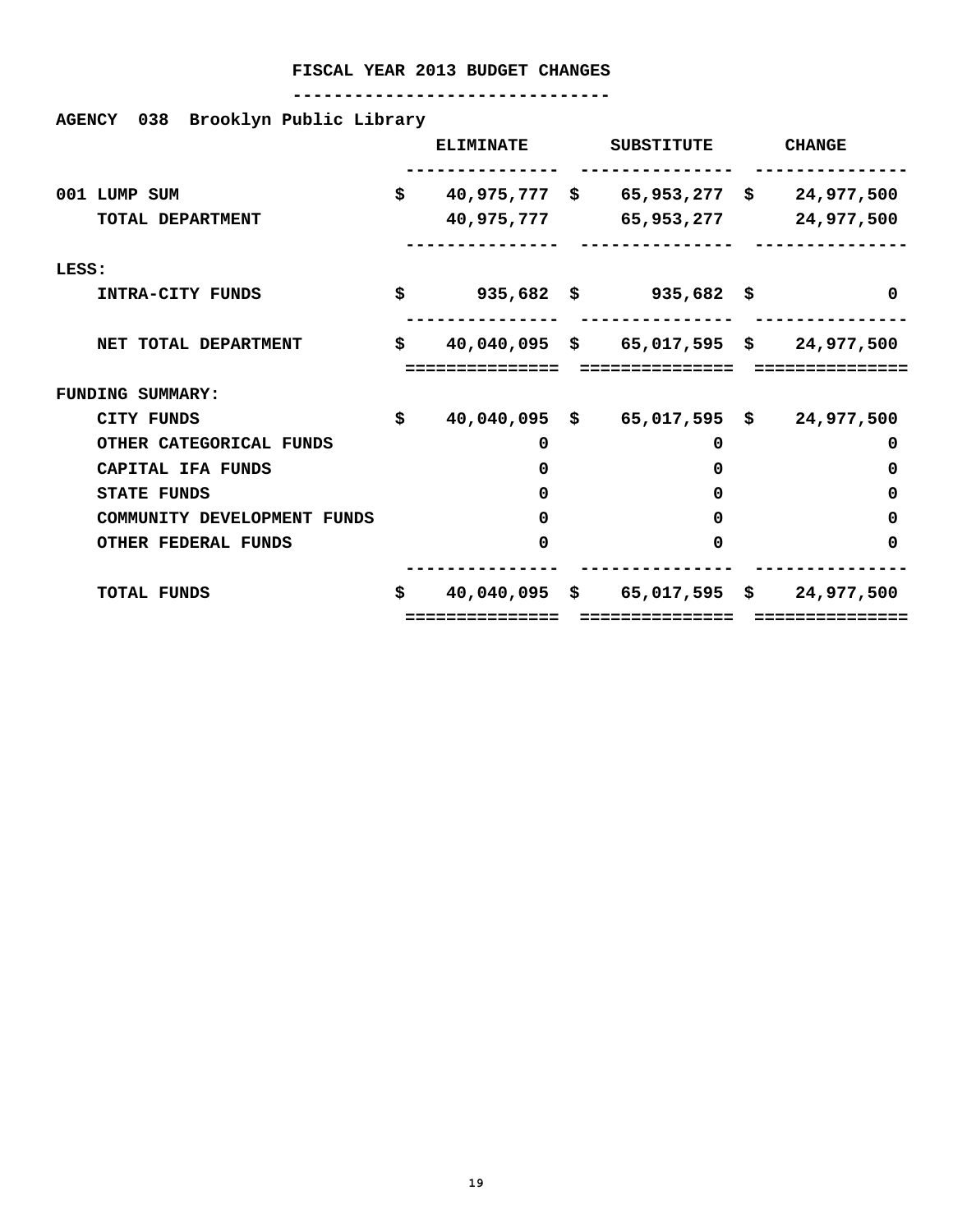# FISCAL YEAR 2013 BUDGET CHANGES

**AGENCY 038 Brooklyn Public Library**

| | ELIMINATE | SUBSTITUTE | CHANGE |
|---|---|---|---|
| 001 LUMP SUM | $ 40,975,777 | $ 65,953,277 | $ 24,977,500 |
| TOTAL DEPARTMENT | 40,975,777 | 65,953,277 | 24,977,500 |
| LESS: | | | |
| INTRA-CITY FUNDS | $ 935,682 | $ 935,682 | $ 0 |
| NET TOTAL DEPARTMENT | $ 40,040,095 | $ 65,017,595 | $ 24,977,500 |
| FUNDING SUMMARY: | | | |
| CITY FUNDS | $ 40,040,095 | $ 65,017,595 | $ 24,977,500 |
| OTHER CATEGORICAL FUNDS | 0 | 0 | 0 |
| CAPITAL IFA FUNDS | 0 | 0 | 0 |
| STATE FUNDS | 0 | 0 | 0 |
| COMMUNITY DEVELOPMENT FUNDS | 0 | 0 | 0 |
| OTHER FEDERAL FUNDS | 0 | 0 | 0 |
| TOTAL FUNDS | $ 40,040,095 | $ 65,017,595 | $ 24,977,500 |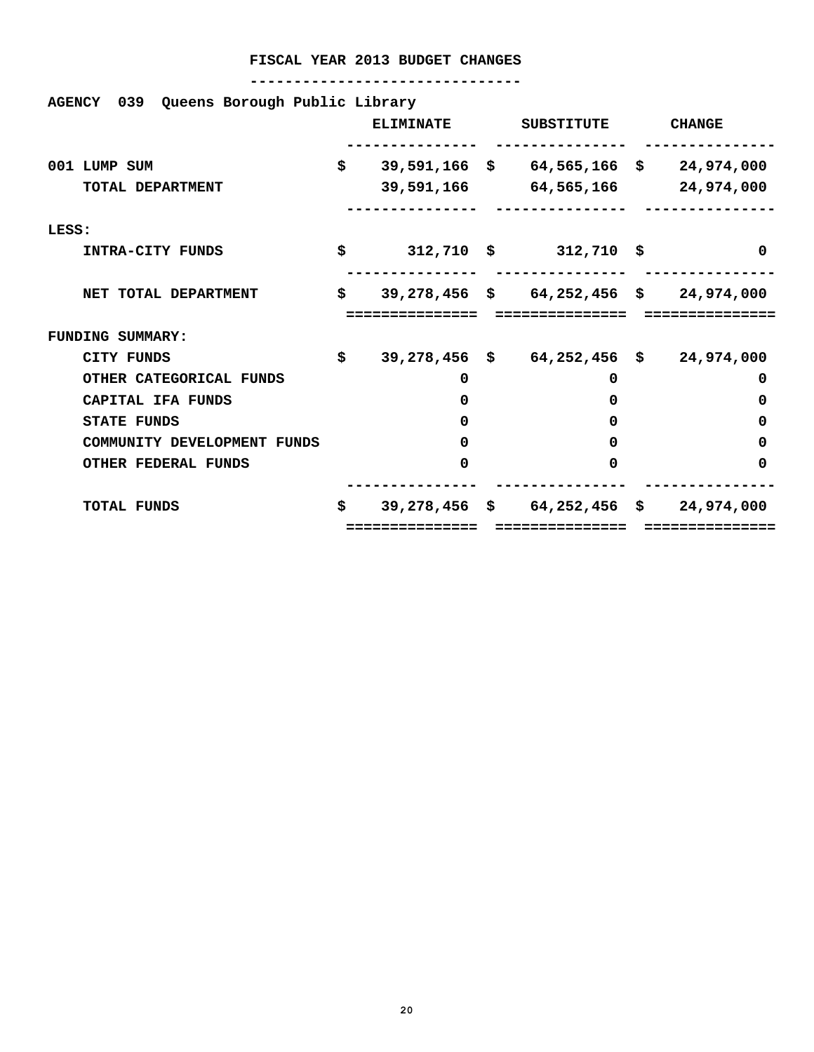# FISCAL YEAR 2013 BUDGET CHANGES

**AGENCY 039 Queens Borough Public Library**

| | ELIMINATE | SUBSTITUTE | CHANGE |
|---|---|---|---|
| 001 LUMP SUM | $ 39,591,166 | $ 64,565,166 | $ 24,974,000 |
| TOTAL DEPARTMENT | 39,591,166 | 64,565,166 | 24,974,000 |
| LESS: | | | |
| INTRA-CITY FUNDS | $ 312,710 | $ 312,710 | $ 0 |
| NET TOTAL DEPARTMENT | $ 39,278,456 | $ 64,252,456 | $ 24,974,000 |
| FUNDING SUMMARY: | | | |
| CITY FUNDS | $ 39,278,456 | $ 64,252,456 | $ 24,974,000 |
| OTHER CATEGORICAL FUNDS | 0 | 0 | 0 |
| CAPITAL IFA FUNDS | 0 | 0 | 0 |
| STATE FUNDS | 0 | 0 | 0 |
| COMMUNITY DEVELOPMENT FUNDS | 0 | 0 | 0 |
| OTHER FEDERAL FUNDS | 0 | 0 | 0 |
| TOTAL FUNDS | $ 39,278,456 | $ 64,252,456 | $ 24,974,000 |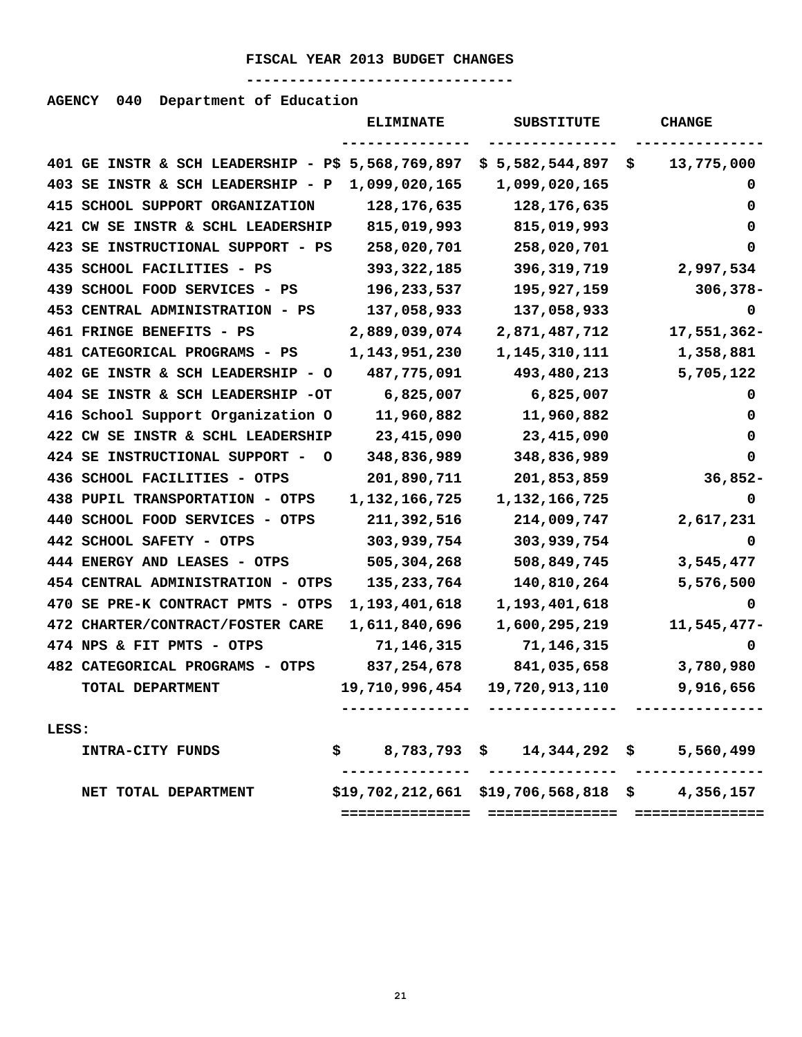# FISCAL YEAR 2013 BUDGET CHANGES

**AGENCY 040 Department of Education**

| | ELIMINATE | SUBSTITUTE | CHANGE |
|---|---|---|---|
| 401 GE INSTR & SCH LEADERSHIP - P | $ 5,568,769,897 | $ 5,582,544,897 | $ 13,775,000 |
| 403 SE INSTR & SCH LEADERSHIP - P | 1,099,020,165 | 1,099,020,165 | 0 |
| 415 SCHOOL SUPPORT ORGANIZATION | 128,176,635 | 128,176,635 | 0 |
| 421 CW SE INSTR & SCHL LEADERSHIP | 815,019,993 | 815,019,993 | 0 |
| 423 SE INSTRUCTIONAL SUPPORT - PS | 258,020,701 | 258,020,701 | 0 |
| 435 SCHOOL FACILITIES - PS | 393,322,185 | 396,319,719 | 2,997,534 |
| 439 SCHOOL FOOD SERVICES - PS | 196,233,537 | 195,927,159 | 306,378- |
| 453 CENTRAL ADMINISTRATION - PS | 137,058,933 | 137,058,933 | 0 |
| 461 FRINGE BENEFITS - PS | 2,889,039,074 | 2,871,487,712 | 17,551,362- |
| 481 CATEGORICAL PROGRAMS - PS | 1,143,951,230 | 1,145,310,111 | 1,358,881 |
| 402 GE INSTR & SCH LEADERSHIP - O | 487,775,091 | 493,480,213 | 5,705,122 |
| 404 SE INSTR & SCH LEADERSHIP -OT | 6,825,007 | 6,825,007 | 0 |
| 416 School Support Organization O | 11,960,882 | 11,960,882 | 0 |
| 422 CW SE INSTR & SCHL LEADERSHIP | 23,415,090 | 23,415,090 | 0 |
| 424 SE INSTRUCTIONAL SUPPORT - O | 348,836,989 | 348,836,989 | 0 |
| 436 SCHOOL FACILITIES - OTPS | 201,890,711 | 201,853,859 | 36,852- |
| 438 PUPIL TRANSPORTATION - OTPS | 1,132,166,725 | 1,132,166,725 | 0 |
| 440 SCHOOL FOOD SERVICES - OTPS | 211,392,516 | 214,009,747 | 2,617,231 |
| 442 SCHOOL SAFETY - OTPS | 303,939,754 | 303,939,754 | 0 |
| 444 ENERGY AND LEASES - OTPS | 505,304,268 | 508,849,745 | 3,545,477 |
| 454 CENTRAL ADMINISTRATION - OTPS | 135,233,764 | 140,810,264 | 5,576,500 |
| 470 SE PRE-K CONTRACT PMTS - OTPS | 1,193,401,618 | 1,193,401,618 | 0 |
| 472 CHARTER/CONTRACT/FOSTER CARE | 1,611,840,696 | 1,600,295,219 | 11,545,477- |
| 474 NPS & FIT PMTS - OTPS | 71,146,315 | 71,146,315 | 0 |
| 482 CATEGORICAL PROGRAMS - OTPS | 837,254,678 | 841,035,658 | 3,780,980 |
| TOTAL DEPARTMENT | 19,710,996,454 | 19,720,913,110 | 9,916,656 |
| LESS: | | | |
| INTRA-CITY FUNDS | $ 8,783,793 | $ 14,344,292 | $ 5,560,499 |
| NET TOTAL DEPARTMENT | $19,702,212,661 | $19,706,568,818 | $ 4,356,157 |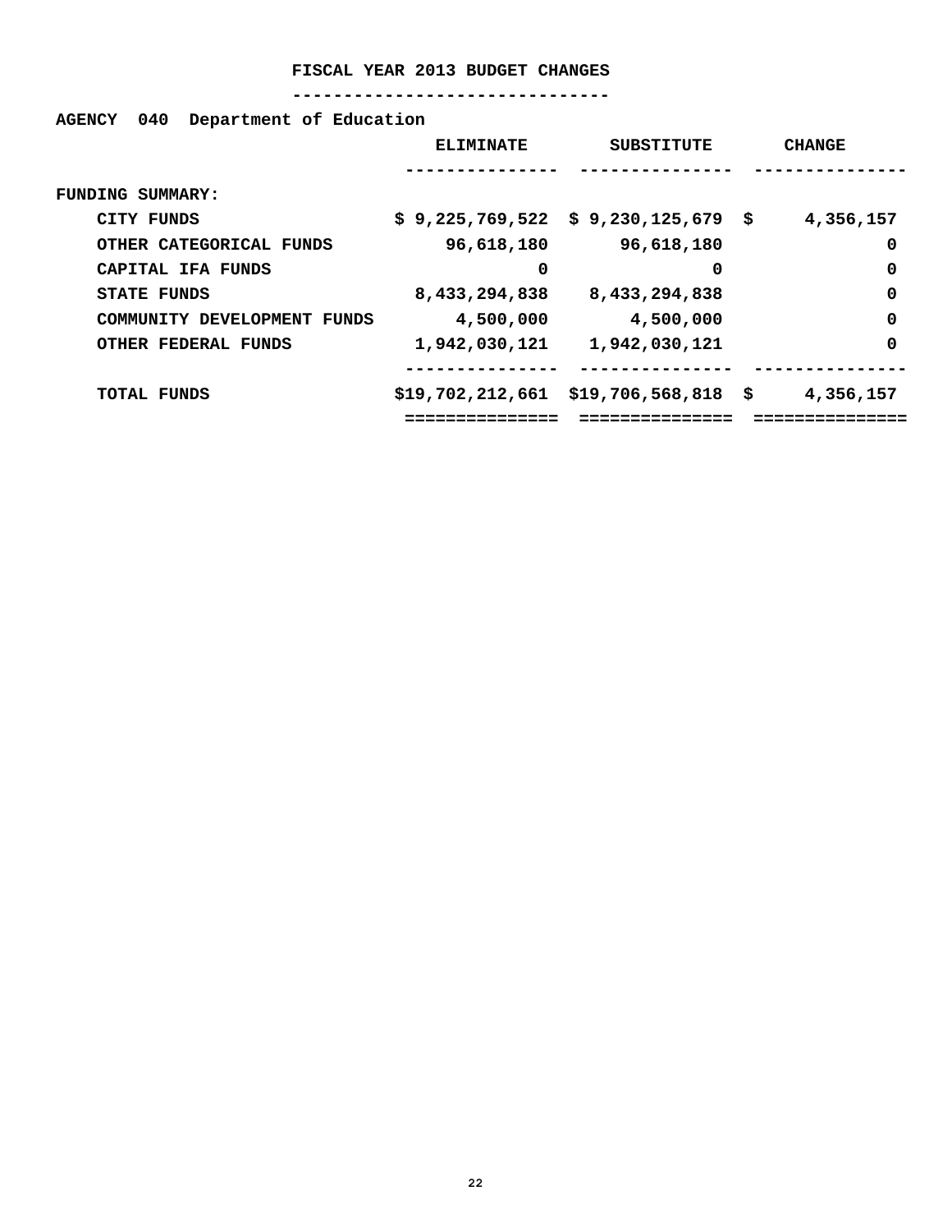# FISCAL YEAR 2013 BUDGET CHANGES

**AGENCY 040 Department of Education**

| | ELIMINATE | SUBSTITUTE | CHANGE |
|---|---|---|---|
| **FUNDING SUMMARY:** | | | |
| CITY FUNDS | $ 9,225,769,522 | $ 9,230,125,679 | $ 4,356,157 |
| OTHER CATEGORICAL FUNDS | 96,618,180 | 96,618,180 | 0 |
| CAPITAL IFA FUNDS | 0 | 0 | 0 |
| STATE FUNDS | 8,433,294,838 | 8,433,294,838 | 0 |
| COMMUNITY DEVELOPMENT FUNDS | 4,500,000 | 4,500,000 | 0 |
| OTHER FEDERAL FUNDS | 1,942,030,121 | 1,942,030,121 | 0 |
| TOTAL FUNDS | $19,702,212,661 | $19,706,568,818 | $ 4,356,157 |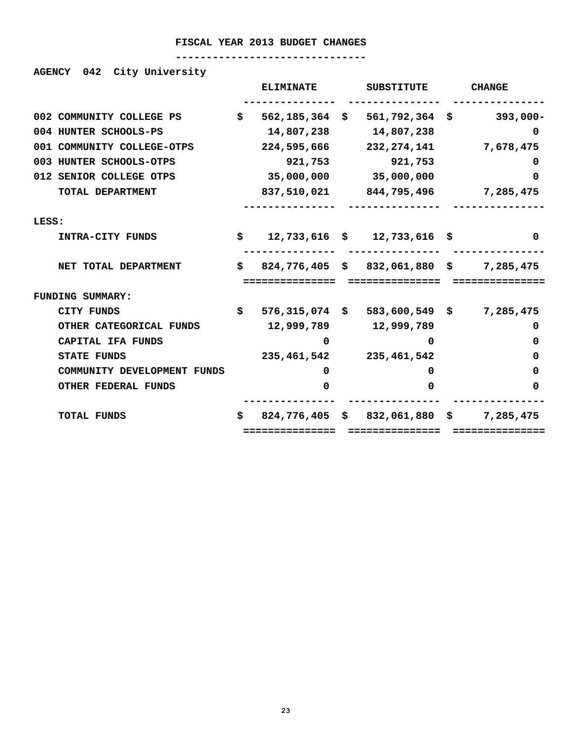# FISCAL YEAR 2013 BUDGET CHANGES

**AGENCY 042 City University**

| | ELIMINATE | SUBSTITUTE | CHANGE |
|---|---|---|---|
| 002 COMMUNITY COLLEGE PS | $ 562,185,364 | $ 561,792,364 | $ 393,000- |
| 004 HUNTER SCHOOLS-PS | 14,807,238 | 14,807,238 | 0 |
| 001 COMMUNITY COLLEGE-OTPS | 224,595,666 | 232,274,141 | 7,678,475 |
| 003 HUNTER SCHOOLS-OTPS | 921,753 | 921,753 | 0 |
| 012 SENIOR COLLEGE OTPS | 35,000,000 | 35,000,000 | 0 |
| TOTAL DEPARTMENT | 837,510,021 | 844,795,496 | 7,285,475 |
| LESS: | | | |
| INTRA-CITY FUNDS | $ 12,733,616 | $ 12,733,616 | $ 0 |
| NET TOTAL DEPARTMENT | $ 824,776,405 | $ 832,061,880 | $ 7,285,475 |
| FUNDING SUMMARY: | | | |
| CITY FUNDS | $ 576,315,074 | $ 583,600,549 | $ 7,285,475 |
| OTHER CATEGORICAL FUNDS | 12,999,789 | 12,999,789 | 0 |
| CAPITAL IFA FUNDS | 0 | 0 | 0 |
| STATE FUNDS | 235,461,542 | 235,461,542 | 0 |
| COMMUNITY DEVELOPMENT FUNDS | 0 | 0 | 0 |
| OTHER FEDERAL FUNDS | 0 | 0 | 0 |
| TOTAL FUNDS | $ 824,776,405 | $ 832,061,880 | $ 7,285,475 |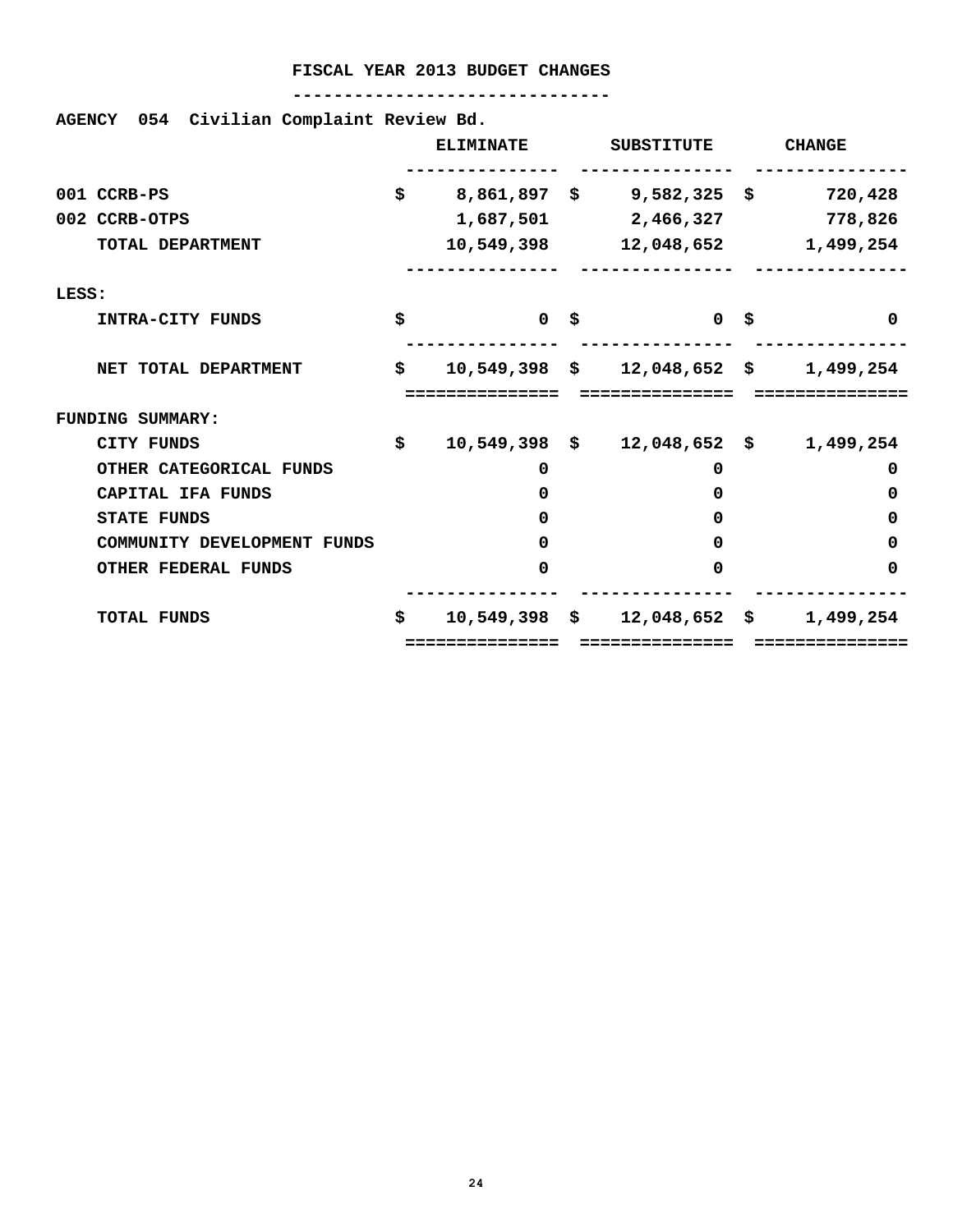# FISCAL YEAR 2013 BUDGET CHANGES

**AGENCY 054 Civilian Complaint Review Bd.**

| | ELIMINATE | SUBSTITUTE | CHANGE |
|---|---|---|---|
| 001 CCRB-PS | $ 8,861,897 | $ 9,582,325 | $ 720,428 |
| 002 CCRB-OTPS | 1,687,501 | 2,466,327 | 778,826 |
| TOTAL DEPARTMENT | 10,549,398 | 12,048,652 | 1,499,254 |
| LESS: | | | |
| INTRA-CITY FUNDS | $ 0 | $ 0 | $ 0 |
| NET TOTAL DEPARTMENT | $ 10,549,398 | $ 12,048,652 | $ 1,499,254 |
| FUNDING SUMMARY: | | | |
| CITY FUNDS | $ 10,549,398 | $ 12,048,652 | $ 1,499,254 |
| OTHER CATEGORICAL FUNDS | 0 | 0 | 0 |
| CAPITAL IFA FUNDS | 0 | 0 | 0 |
| STATE FUNDS | 0 | 0 | 0 |
| COMMUNITY DEVELOPMENT FUNDS | 0 | 0 | 0 |
| OTHER FEDERAL FUNDS | 0 | 0 | 0 |
| TOTAL FUNDS | $ 10,549,398 | $ 12,048,652 | $ 1,499,254 |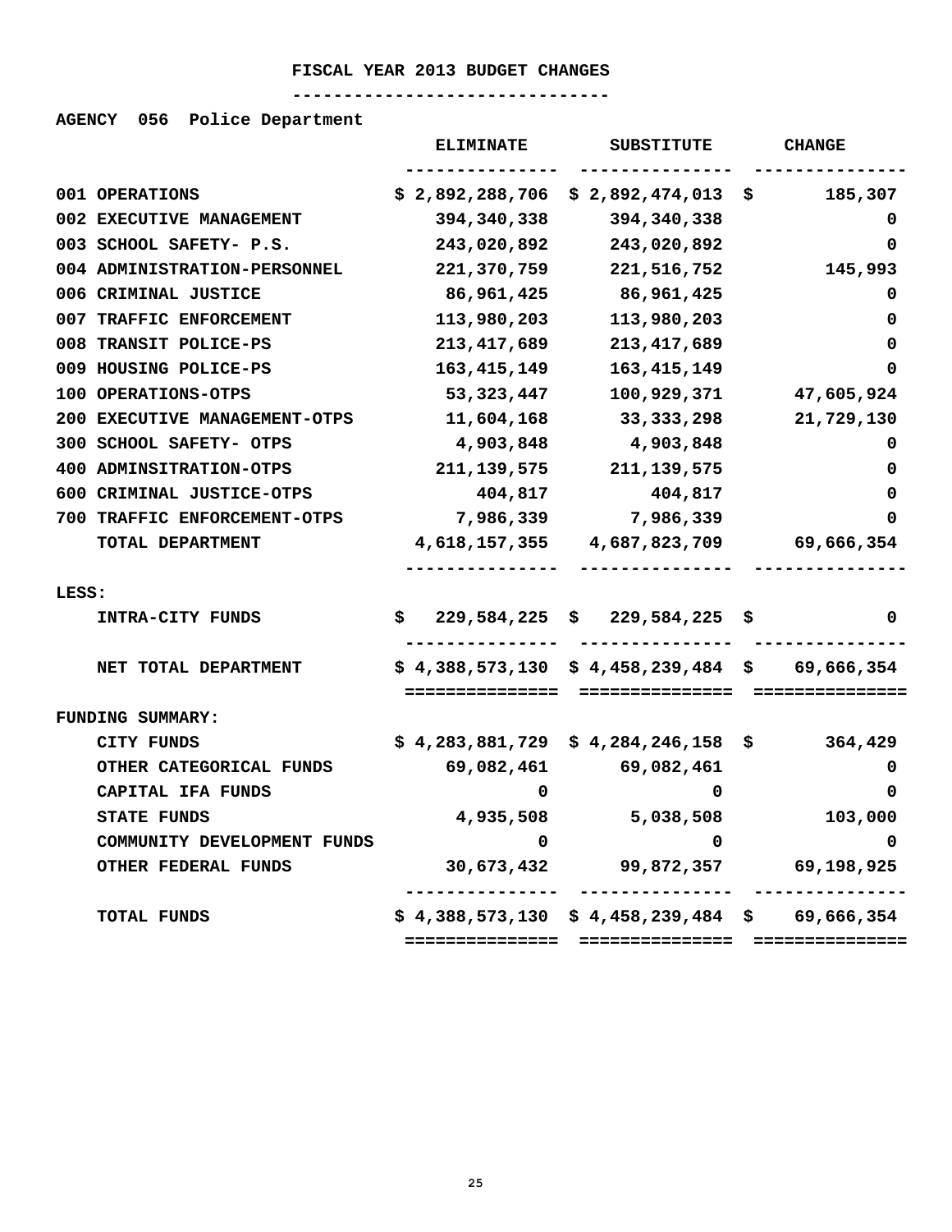# FISCAL YEAR 2013 BUDGET CHANGES

**AGENCY 056 Police Department**

| | ELIMINATE | SUBSTITUTE | CHANGE |
|---|---|---|---|
| 001 OPERATIONS | $ 2,892,288,706 | $ 2,892,474,013 | $ 185,307 |
| 002 EXECUTIVE MANAGEMENT | 394,340,338 | 394,340,338 | 0 |
| 003 SCHOOL SAFETY- P.S. | 243,020,892 | 243,020,892 | 0 |
| 004 ADMINISTRATION-PERSONNEL | 221,370,759 | 221,516,752 | 145,993 |
| 006 CRIMINAL JUSTICE | 86,961,425 | 86,961,425 | 0 |
| 007 TRAFFIC ENFORCEMENT | 113,980,203 | 113,980,203 | 0 |
| 008 TRANSIT POLICE-PS | 213,417,689 | 213,417,689 | 0 |
| 009 HOUSING POLICE-PS | 163,415,149 | 163,415,149 | 0 |
| 100 OPERATIONS-OTPS | 53,323,447 | 100,929,371 | 47,605,924 |
| 200 EXECUTIVE MANAGEMENT-OTPS | 11,604,168 | 33,333,298 | 21,729,130 |
| 300 SCHOOL SAFETY- OTPS | 4,903,848 | 4,903,848 | 0 |
| 400 ADMINSITRATION-OTPS | 211,139,575 | 211,139,575 | 0 |
| 600 CRIMINAL JUSTICE-OTPS | 404,817 | 404,817 | 0 |
| 700 TRAFFIC ENFORCEMENT-OTPS | 7,986,339 | 7,986,339 | 0 |
| TOTAL DEPARTMENT | 4,618,157,355 | 4,687,823,709 | 69,666,354 |
| LESS: | | | |
| INTRA-CITY FUNDS | $ 229,584,225 | $ 229,584,225 | $ 0 |
| NET TOTAL DEPARTMENT | $ 4,388,573,130 | $ 4,458,239,484 | $ 69,666,354 |
| FUNDING SUMMARY: | | | |
| CITY FUNDS | $ 4,283,881,729 | $ 4,284,246,158 | $ 364,429 |
| OTHER CATEGORICAL FUNDS | 69,082,461 | 69,082,461 | 0 |
| CAPITAL IFA FUNDS | 0 | 0 | 0 |
| STATE FUNDS | 4,935,508 | 5,038,508 | 103,000 |
| COMMUNITY DEVELOPMENT FUNDS | 0 | 0 | 0 |
| OTHER FEDERAL FUNDS | 30,673,432 | 99,872,357 | 69,198,925 |
| TOTAL FUNDS | $ 4,388,573,130 | $ 4,458,239,484 | $ 69,666,354 |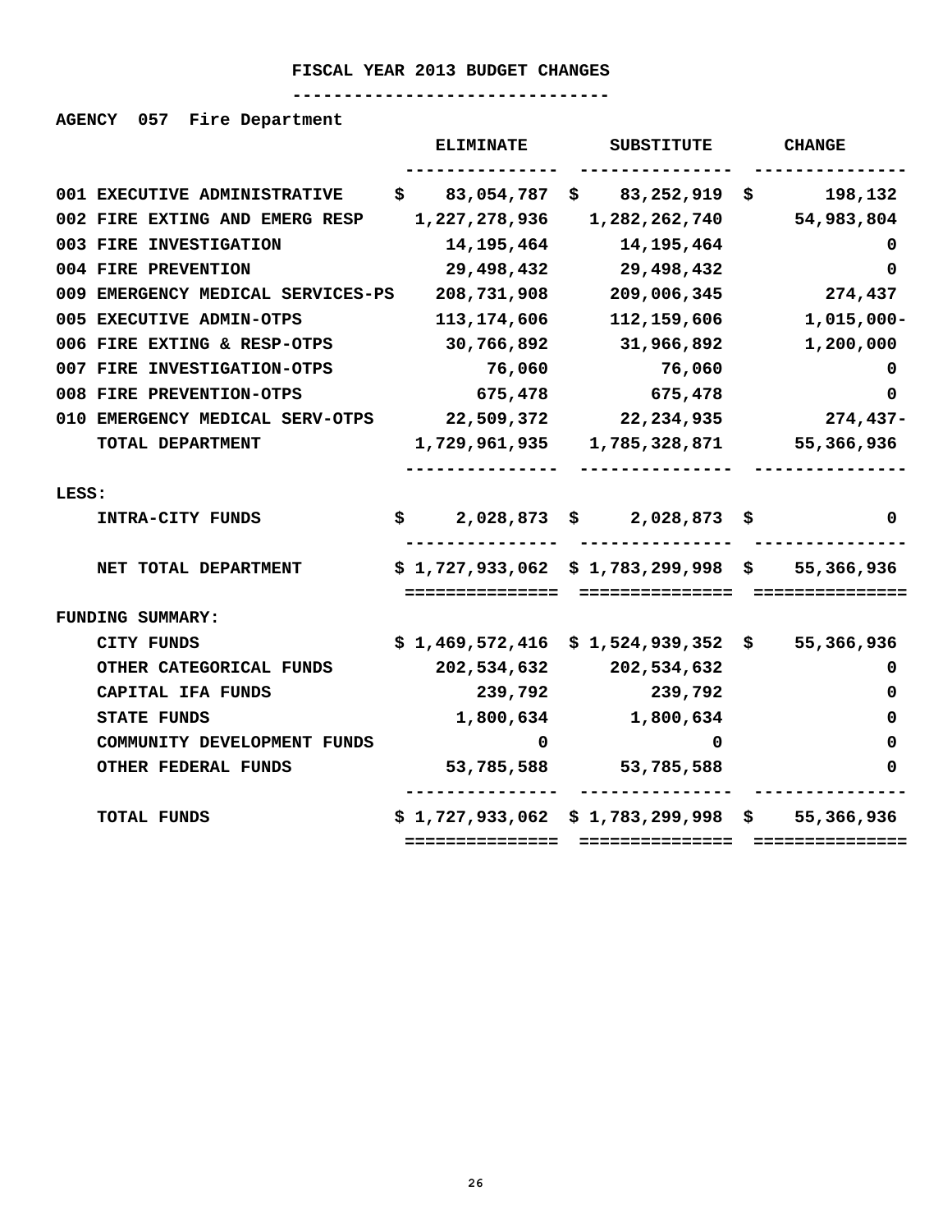## FISCAL YEAR 2013 BUDGET CHANGES

**AGENCY 057 Fire Department**

| | ELIMINATE | SUBSTITUTE | CHANGE |
|---|---|---|---|
| 001 EXECUTIVE ADMINISTRATIVE | $ 83,054,787 | $ 83,252,919 | $ 198,132 |
| 002 FIRE EXTING AND EMERG RESP | 1,227,278,936 | 1,282,262,740 | 54,983,804 |
| 003 FIRE INVESTIGATION | 14,195,464 | 14,195,464 | 0 |
| 004 FIRE PREVENTION | 29,498,432 | 29,498,432 | 0 |
| 009 EMERGENCY MEDICAL SERVICES-PS | 208,731,908 | 209,006,345 | 274,437 |
| 005 EXECUTIVE ADMIN-OTPS | 113,174,606 | 112,159,606 | 1,015,000- |
| 006 FIRE EXTING & RESP-OTPS | 30,766,892 | 31,966,892 | 1,200,000 |
| 007 FIRE INVESTIGATION-OTPS | 76,060 | 76,060 | 0 |
| 008 FIRE PREVENTION-OTPS | 675,478 | 675,478 | 0 |
| 010 EMERGENCY MEDICAL SERV-OTPS | 22,509,372 | 22,234,935 | 274,437- |
| TOTAL DEPARTMENT | 1,729,961,935 | 1,785,328,871 | 55,366,936 |
| LESS: | | | |
| INTRA-CITY FUNDS | $ 2,028,873 | $ 2,028,873 | $ 0 |
| NET TOTAL DEPARTMENT | $ 1,727,933,062 | $ 1,783,299,998 | $ 55,366,936 |
| FUNDING SUMMARY: | | | |
| CITY FUNDS | $ 1,469,572,416 | $ 1,524,939,352 | $ 55,366,936 |
| OTHER CATEGORICAL FUNDS | 202,534,632 | 202,534,632 | 0 |
| CAPITAL IFA FUNDS | 239,792 | 239,792 | 0 |
| STATE FUNDS | 1,800,634 | 1,800,634 | 0 |
| COMMUNITY DEVELOPMENT FUNDS | 0 | 0 | 0 |
| OTHER FEDERAL FUNDS | 53,785,588 | 53,785,588 | 0 |
| TOTAL FUNDS | $ 1,727,933,062 | $ 1,783,299,998 | $ 55,366,936 |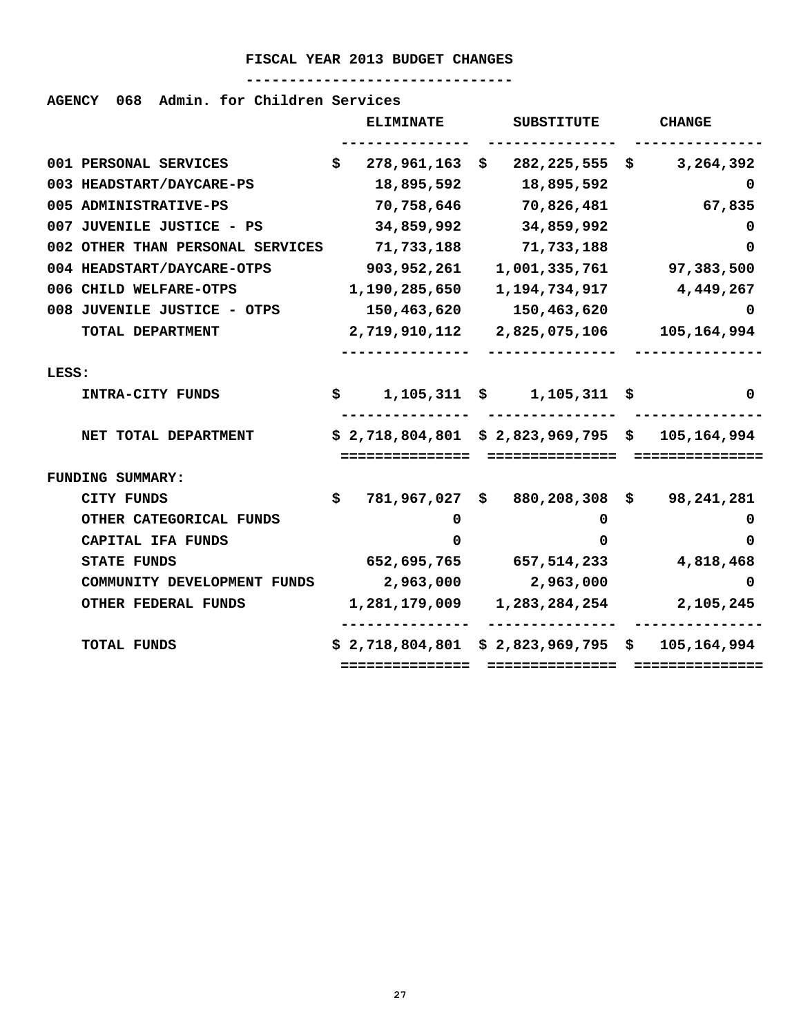# FISCAL YEAR 2013 BUDGET CHANGES

**AGENCY 068 Admin. for Children Services**

| | ELIMINATE | SUBSTITUTE | CHANGE |
|---|---|---|---|
| 001 PERSONAL SERVICES | $ 278,961,163 | $ 282,225,555 | $ 3,264,392 |
| 003 HEADSTART/DAYCARE-PS | 18,895,592 | 18,895,592 | 0 |
| 005 ADMINISTRATIVE-PS | 70,758,646 | 70,826,481 | 67,835 |
| 007 JUVENILE JUSTICE - PS | 34,859,992 | 34,859,992 | 0 |
| 002 OTHER THAN PERSONAL SERVICES | 71,733,188 | 71,733,188 | 0 |
| 004 HEADSTART/DAYCARE-OTPS | 903,952,261 | 1,001,335,761 | 97,383,500 |
| 006 CHILD WELFARE-OTPS | 1,190,285,650 | 1,194,734,917 | 4,449,267 |
| 008 JUVENILE JUSTICE - OTPS | 150,463,620 | 150,463,620 | 0 |
| TOTAL DEPARTMENT | 2,719,910,112 | 2,825,075,106 | 105,164,994 |
| LESS: | | | |
| INTRA-CITY FUNDS | $ 1,105,311 | $ 1,105,311 | $ 0 |
| NET TOTAL DEPARTMENT | $ 2,718,804,801 | $ 2,823,969,795 | $ 105,164,994 |
| FUNDING SUMMARY: | | | |
| CITY FUNDS | $ 781,967,027 | $ 880,208,308 | $ 98,241,281 |
| OTHER CATEGORICAL FUNDS | 0 | 0 | 0 |
| CAPITAL IFA FUNDS | 0 | 0 | 0 |
| STATE FUNDS | 652,695,765 | 657,514,233 | 4,818,468 |
| COMMUNITY DEVELOPMENT FUNDS | 2,963,000 | 2,963,000 | 0 |
| OTHER FEDERAL FUNDS | 1,281,179,009 | 1,283,284,254 | 2,105,245 |
| TOTAL FUNDS | $ 2,718,804,801 | $ 2,823,969,795 | $ 105,164,994 |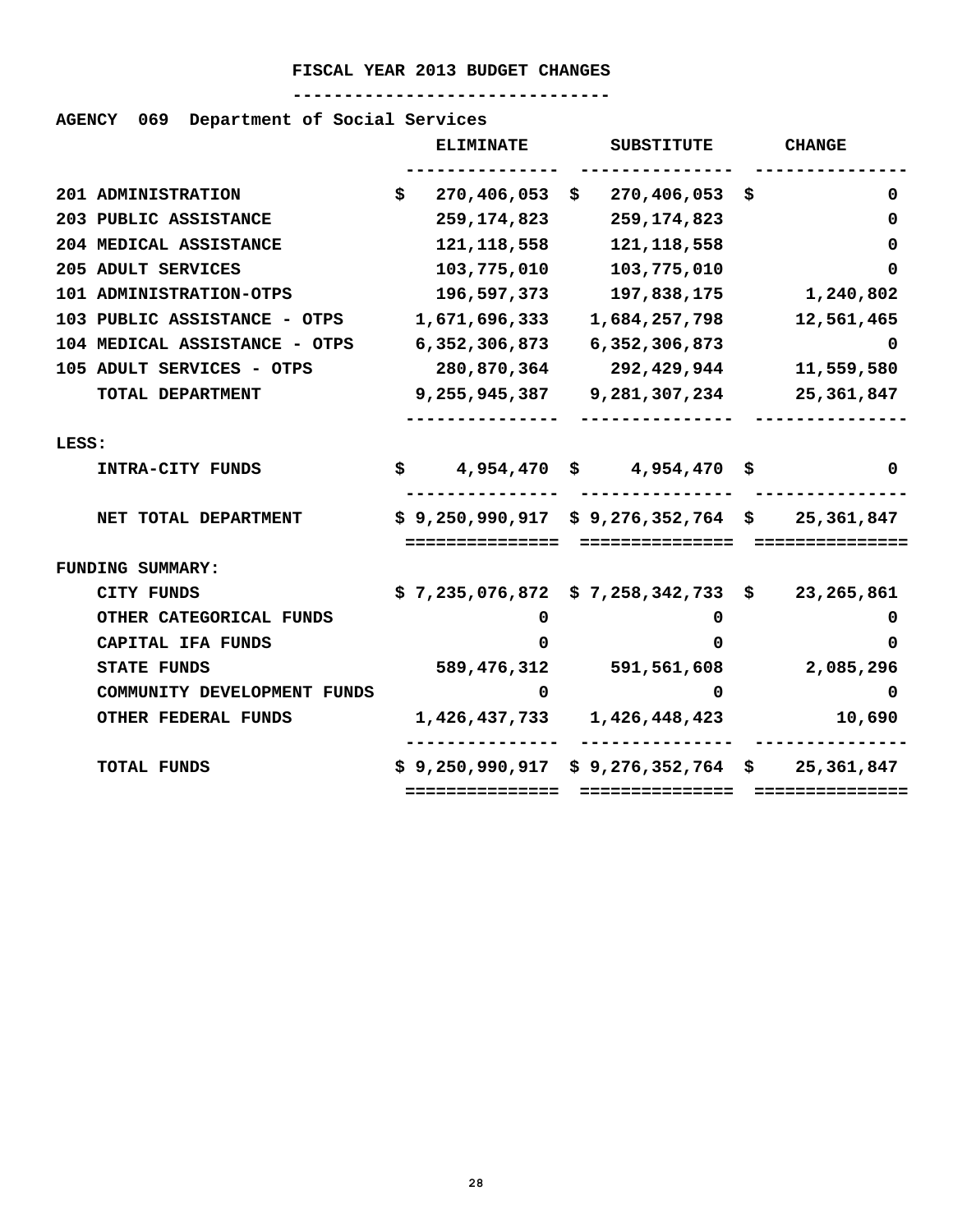# FISCAL YEAR 2013 BUDGET CHANGES

**AGENCY 069 Department of Social Services**

| | ELIMINATE | SUBSTITUTE | CHANGE |
|---|---|---|---|
| 201 ADMINISTRATION | $ 270,406,053 | $ 270,406,053 | $ 0 |
| 203 PUBLIC ASSISTANCE | 259,174,823 | 259,174,823 | 0 |
| 204 MEDICAL ASSISTANCE | 121,118,558 | 121,118,558 | 0 |
| 205 ADULT SERVICES | 103,775,010 | 103,775,010 | 0 |
| 101 ADMINISTRATION-OTPS | 196,597,373 | 197,838,175 | 1,240,802 |
| 103 PUBLIC ASSISTANCE - OTPS | 1,671,696,333 | 1,684,257,798 | 12,561,465 |
| 104 MEDICAL ASSISTANCE - OTPS | 6,352,306,873 | 6,352,306,873 | 0 |
| 105 ADULT SERVICES - OTPS | 280,870,364 | 292,429,944 | 11,559,580 |
| TOTAL DEPARTMENT | 9,255,945,387 | 9,281,307,234 | 25,361,847 |
| LESS: | | | |
| INTRA-CITY FUNDS | $ 4,954,470 | $ 4,954,470 | $ 0 |
| NET TOTAL DEPARTMENT | $ 9,250,990,917 | $ 9,276,352,764 | $ 25,361,847 |
| FUNDING SUMMARY: | | | |
| CITY FUNDS | $ 7,235,076,872 | $ 7,258,342,733 | $ 23,265,861 |
| OTHER CATEGORICAL FUNDS | 0 | 0 | 0 |
| CAPITAL IFA FUNDS | 0 | 0 | 0 |
| STATE FUNDS | 589,476,312 | 591,561,608 | 2,085,296 |
| COMMUNITY DEVELOPMENT FUNDS | 0 | 0 | 0 |
| OTHER FEDERAL FUNDS | 1,426,437,733 | 1,426,448,423 | 10,690 |
| TOTAL FUNDS | $ 9,250,990,917 | $ 9,276,352,764 | $ 25,361,847 |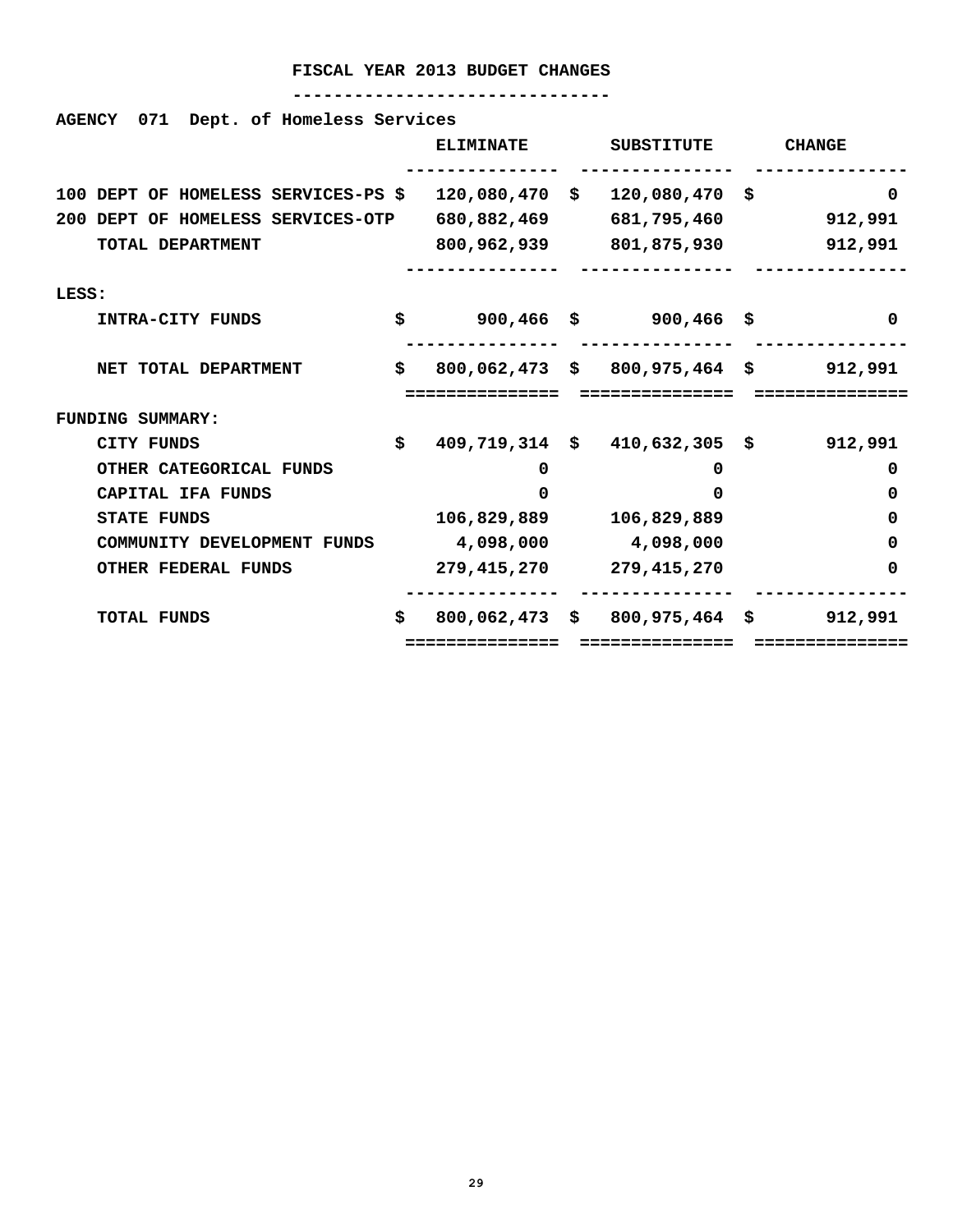# FISCAL YEAR 2013 BUDGET CHANGES

**AGENCY 071 Dept. of Homeless Services**

| | ELIMINATE | SUBSTITUTE | CHANGE |
|---|---|---|---|
| 100 DEPT OF HOMELESS SERVICES-PS | $ 120,080,470 | $ 120,080,470 | $ 0 |
| 200 DEPT OF HOMELESS SERVICES-OTP | 680,882,469 | 681,795,460 | 912,991 |
| TOTAL DEPARTMENT | 800,962,939 | 801,875,930 | 912,991 |
| LESS: | | | |
| INTRA-CITY FUNDS | $ 900,466 | $ 900,466 | $ 0 |
| NET TOTAL DEPARTMENT | $ 800,062,473 | $ 800,975,464 | $ 912,991 |
| FUNDING SUMMARY: | | | |
| CITY FUNDS | $ 409,719,314 | $ 410,632,305 | $ 912,991 |
| OTHER CATEGORICAL FUNDS | 0 | 0 | 0 |
| CAPITAL IFA FUNDS | 0 | 0 | 0 |
| STATE FUNDS | 106,829,889 | 106,829,889 | 0 |
| COMMUNITY DEVELOPMENT FUNDS | 4,098,000 | 4,098,000 | 0 |
| OTHER FEDERAL FUNDS | 279,415,270 | 279,415,270 | 0 |
| TOTAL FUNDS | $ 800,062,473 | $ 800,975,464 | $ 912,991 |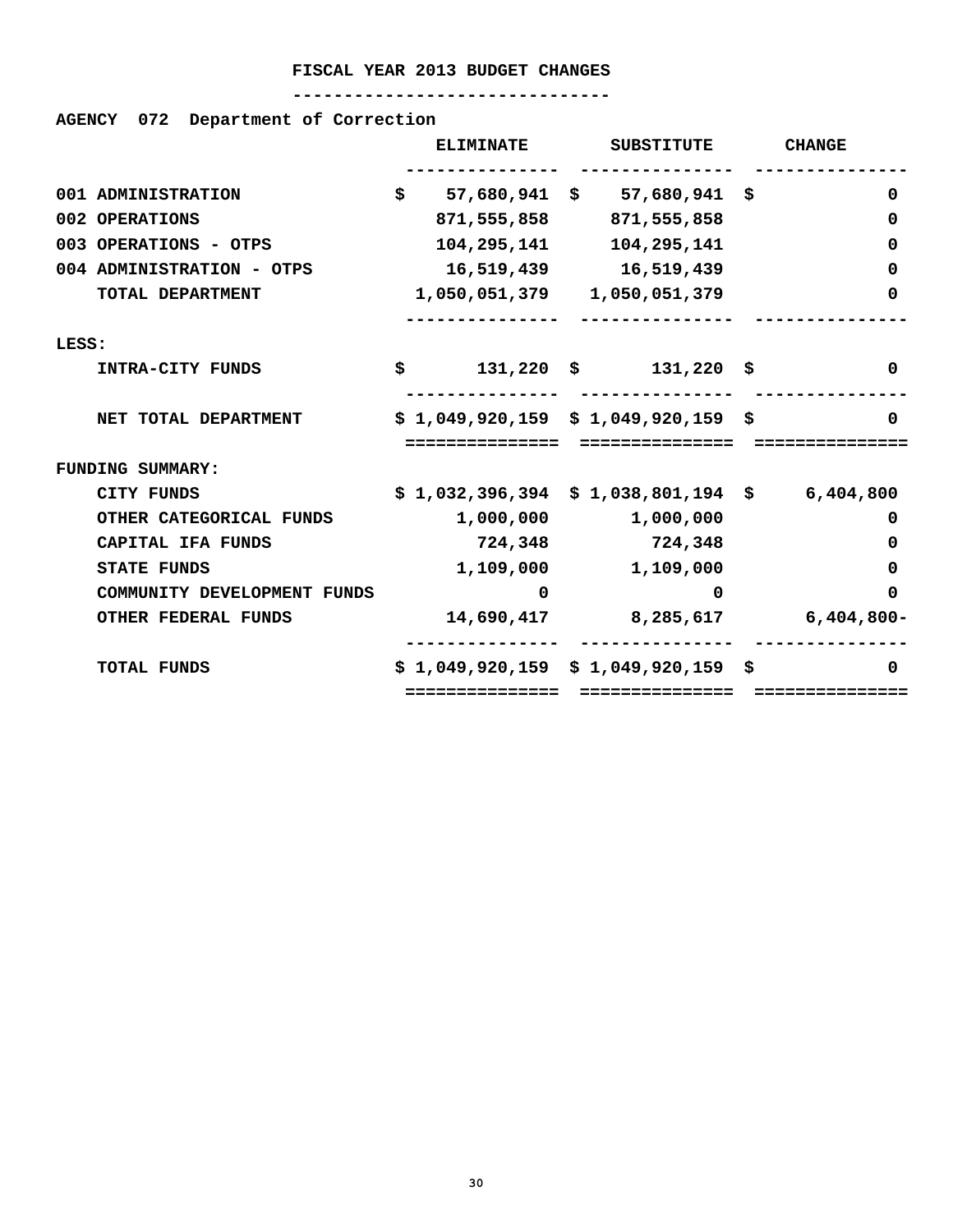# FISCAL YEAR 2013 BUDGET CHANGES

**AGENCY 072 Department of Correction**

| | ELIMINATE | SUBSTITUTE | CHANGE |
|---|---|---|---|
| 001 ADMINISTRATION | $ 57,680,941 | $ 57,680,941 | $ 0 |
| 002 OPERATIONS | 871,555,858 | 871,555,858 | 0 |
| 003 OPERATIONS - OTPS | 104,295,141 | 104,295,141 | 0 |
| 004 ADMINISTRATION - OTPS | 16,519,439 | 16,519,439 | 0 |
| TOTAL DEPARTMENT | 1,050,051,379 | 1,050,051,379 | 0 |
| LESS: | | | |
| INTRA-CITY FUNDS | $ 131,220 | $ 131,220 | $ 0 |
| NET TOTAL DEPARTMENT | $ 1,049,920,159 | $ 1,049,920,159 | $ 0 |
| FUNDING SUMMARY: | | | |
| CITY FUNDS | $ 1,032,396,394 | $ 1,038,801,194 | $ 6,404,800 |
| OTHER CATEGORICAL FUNDS | 1,000,000 | 1,000,000 | 0 |
| CAPITAL IFA FUNDS | 724,348 | 724,348 | 0 |
| STATE FUNDS | 1,109,000 | 1,109,000 | 0 |
| COMMUNITY DEVELOPMENT FUNDS | 0 | 0 | 0 |
| OTHER FEDERAL FUNDS | 14,690,417 | 8,285,617 | 6,404,800- |
| TOTAL FUNDS | $ 1,049,920,159 | $ 1,049,920,159 | $ 0 |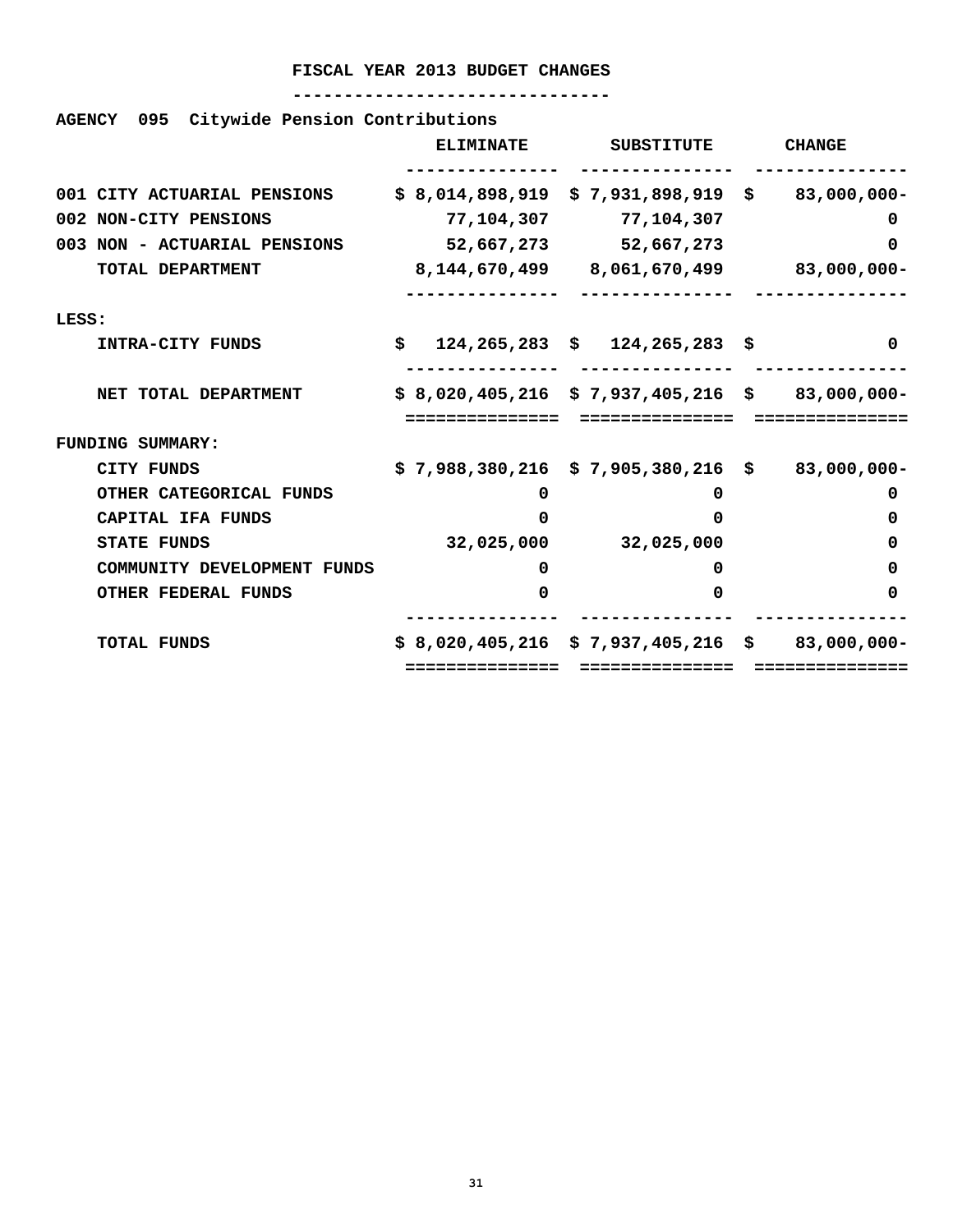# FISCAL YEAR 2013 BUDGET CHANGES

**AGENCY 095 Citywide Pension Contributions**

| | ELIMINATE | SUBSTITUTE | CHANGE |
|---|---|---|---|
| 001 CITY ACTUARIAL PENSIONS | $ 8,014,898,919 | $ 7,931,898,919 | $ 83,000,000- |
| 002 NON-CITY PENSIONS | 77,104,307 | 77,104,307 | 0 |
| 003 NON - ACTUARIAL PENSIONS | 52,667,273 | 52,667,273 | 0 |
| TOTAL DEPARTMENT | 8,144,670,499 | 8,061,670,499 | 83,000,000- |
| LESS: | | | |
| INTRA-CITY FUNDS | $ 124,265,283 | $ 124,265,283 | $ 0 |
| NET TOTAL DEPARTMENT | $ 8,020,405,216 | $ 7,937,405,216 | $ 83,000,000- |
| FUNDING SUMMARY: | | | |
| CITY FUNDS | $ 7,988,380,216 | $ 7,905,380,216 | $ 83,000,000- |
| OTHER CATEGORICAL FUNDS | 0 | 0 | 0 |
| CAPITAL IFA FUNDS | 0 | 0 | 0 |
| STATE FUNDS | 32,025,000 | 32,025,000 | 0 |
| COMMUNITY DEVELOPMENT FUNDS | 0 | 0 | 0 |
| OTHER FEDERAL FUNDS | 0 | 0 | 0 |
| TOTAL FUNDS | $ 8,020,405,216 | $ 7,937,405,216 | $ 83,000,000- |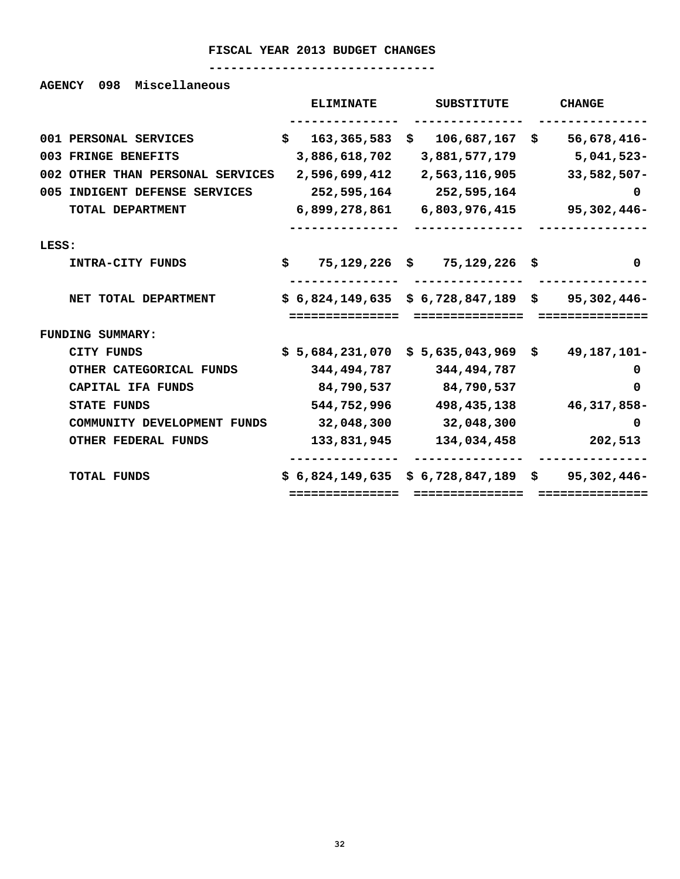# FISCAL YEAR 2013 BUDGET CHANGES

**AGENCY 098 Miscellaneous**

| | ELIMINATE | SUBSTITUTE | CHANGE |
|---|---|---|---|
| 001 PERSONAL SERVICES | $ 163,365,583 | $ 106,687,167 | $ 56,678,416- |
| 003 FRINGE BENEFITS | 3,886,618,702 | 3,881,577,179 | 5,041,523- |
| 002 OTHER THAN PERSONAL SERVICES | 2,596,699,412 | 2,563,116,905 | 33,582,507- |
| 005 INDIGENT DEFENSE SERVICES | 252,595,164 | 252,595,164 | 0 |
| TOTAL DEPARTMENT | 6,899,278,861 | 6,803,976,415 | 95,302,446- |
| LESS: | | | |
| INTRA-CITY FUNDS | $ 75,129,226 | $ 75,129,226 | $ 0 |
| NET TOTAL DEPARTMENT | $ 6,824,149,635 | $ 6,728,847,189 | $ 95,302,446- |
| FUNDING SUMMARY: | | | |
| CITY FUNDS | $ 5,684,231,070 | $ 5,635,043,969 | $ 49,187,101- |
| OTHER CATEGORICAL FUNDS | 344,494,787 | 344,494,787 | 0 |
| CAPITAL IFA FUNDS | 84,790,537 | 84,790,537 | 0 |
| STATE FUNDS | 544,752,996 | 498,435,138 | 46,317,858- |
| COMMUNITY DEVELOPMENT FUNDS | 32,048,300 | 32,048,300 | 0 |
| OTHER FEDERAL FUNDS | 133,831,945 | 134,034,458 | 202,513 |
| TOTAL FUNDS | $ 6,824,149,635 | $ 6,728,847,189 | $ 95,302,446- |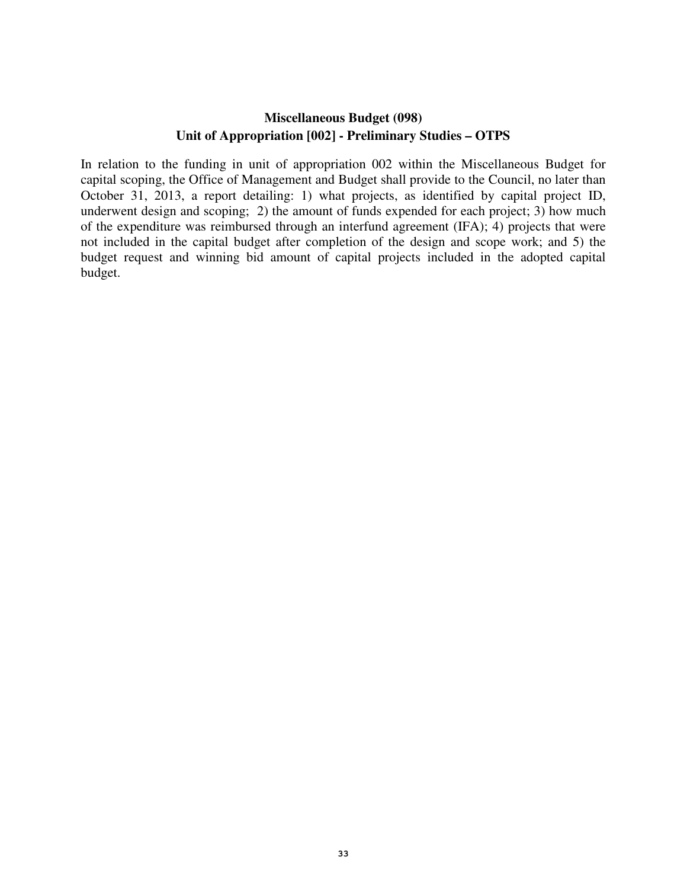**Miscellaneous Budget (098)**
**Unit of Appropriation [002] - Preliminary Studies – OTPS**

In relation to the funding in unit of appropriation 002 within the Miscellaneous Budget for capital scoping, the Office of Management and Budget shall provide to the Council, no later than October 31, 2013, a report detailing: 1) what projects, as identified by capital project ID, underwent design and scoping; 2) the amount of funds expended for each project; 3) how much of the expenditure was reimbursed through an interfund agreement (IFA); 4) projects that were not included in the capital budget after completion of the design and scope work; and 5) the budget request and winning bid amount of capital projects included in the adopted capital budget.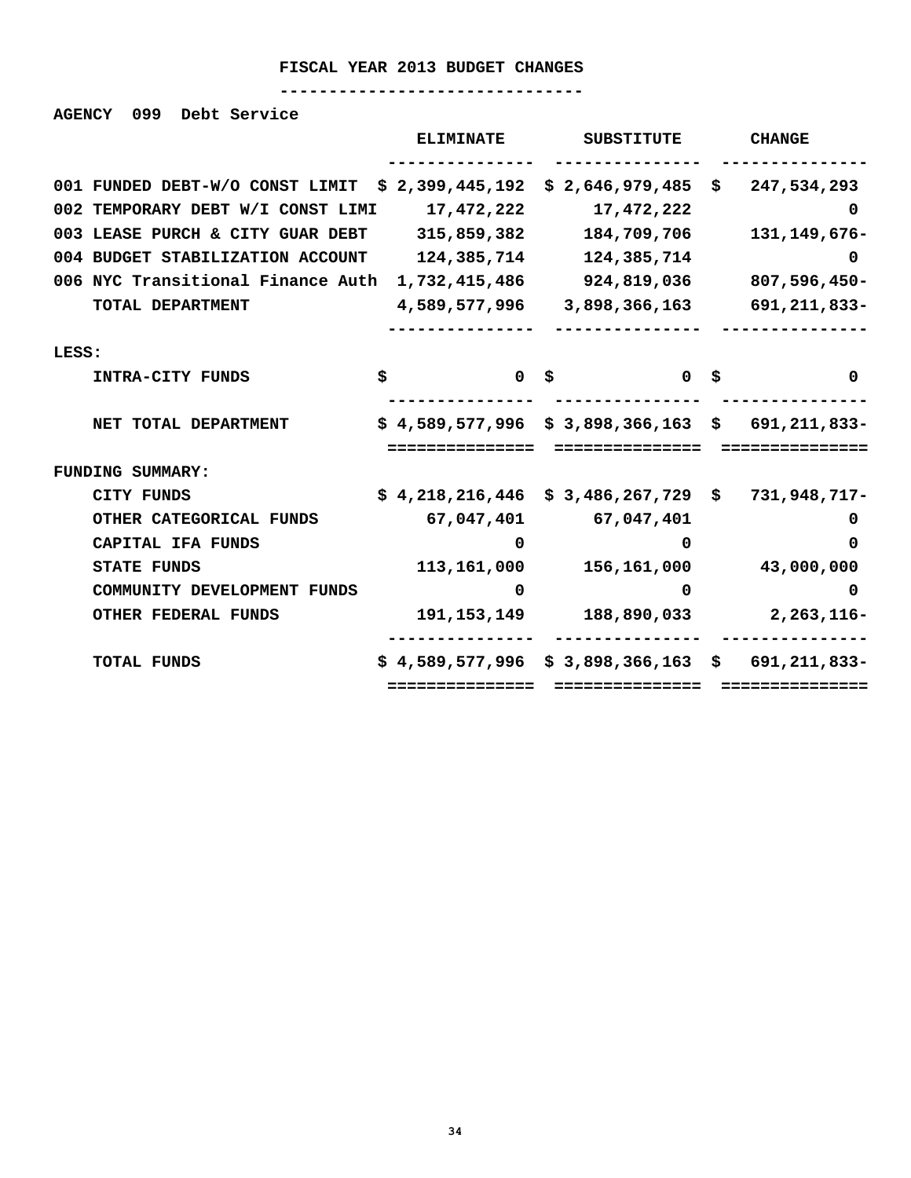# FISCAL YEAR 2013 BUDGET CHANGES

**AGENCY 099 Debt Service**

| | ELIMINATE | SUBSTITUTE | CHANGE |
|---|---|---|---|
| 001 FUNDED DEBT-W/O CONST LIMIT | $ 2,399,445,192 | $ 2,646,979,485 | $ 247,534,293 |
| 002 TEMPORARY DEBT W/I CONST LIMI | 17,472,222 | 17,472,222 | 0 |
| 003 LEASE PURCH & CITY GUAR DEBT | 315,859,382 | 184,709,706 | 131,149,676- |
| 004 BUDGET STABILIZATION ACCOUNT | 124,385,714 | 124,385,714 | 0 |
| 006 NYC Transitional Finance Auth | 1,732,415,486 | 924,819,036 | 807,596,450- |
| TOTAL DEPARTMENT | 4,589,577,996 | 3,898,366,163 | 691,211,833- |
| LESS: | | | |
| INTRA-CITY FUNDS | $ 0 | $ 0 | $ 0 |
| NET TOTAL DEPARTMENT | $ 4,589,577,996 | $ 3,898,366,163 | $ 691,211,833- |
| FUNDING SUMMARY: | | | |
| CITY FUNDS | $ 4,218,216,446 | $ 3,486,267,729 | $ 731,948,717- |
| OTHER CATEGORICAL FUNDS | 67,047,401 | 67,047,401 | 0 |
| CAPITAL IFA FUNDS | 0 | 0 | 0 |
| STATE FUNDS | 113,161,000 | 156,161,000 | 43,000,000 |
| COMMUNITY DEVELOPMENT FUNDS | 0 | 0 | 0 |
| OTHER FEDERAL FUNDS | 191,153,149 | 188,890,033 | 2,263,116- |
| TOTAL FUNDS | $ 4,589,577,996 | $ 3,898,366,163 | $ 691,211,833- |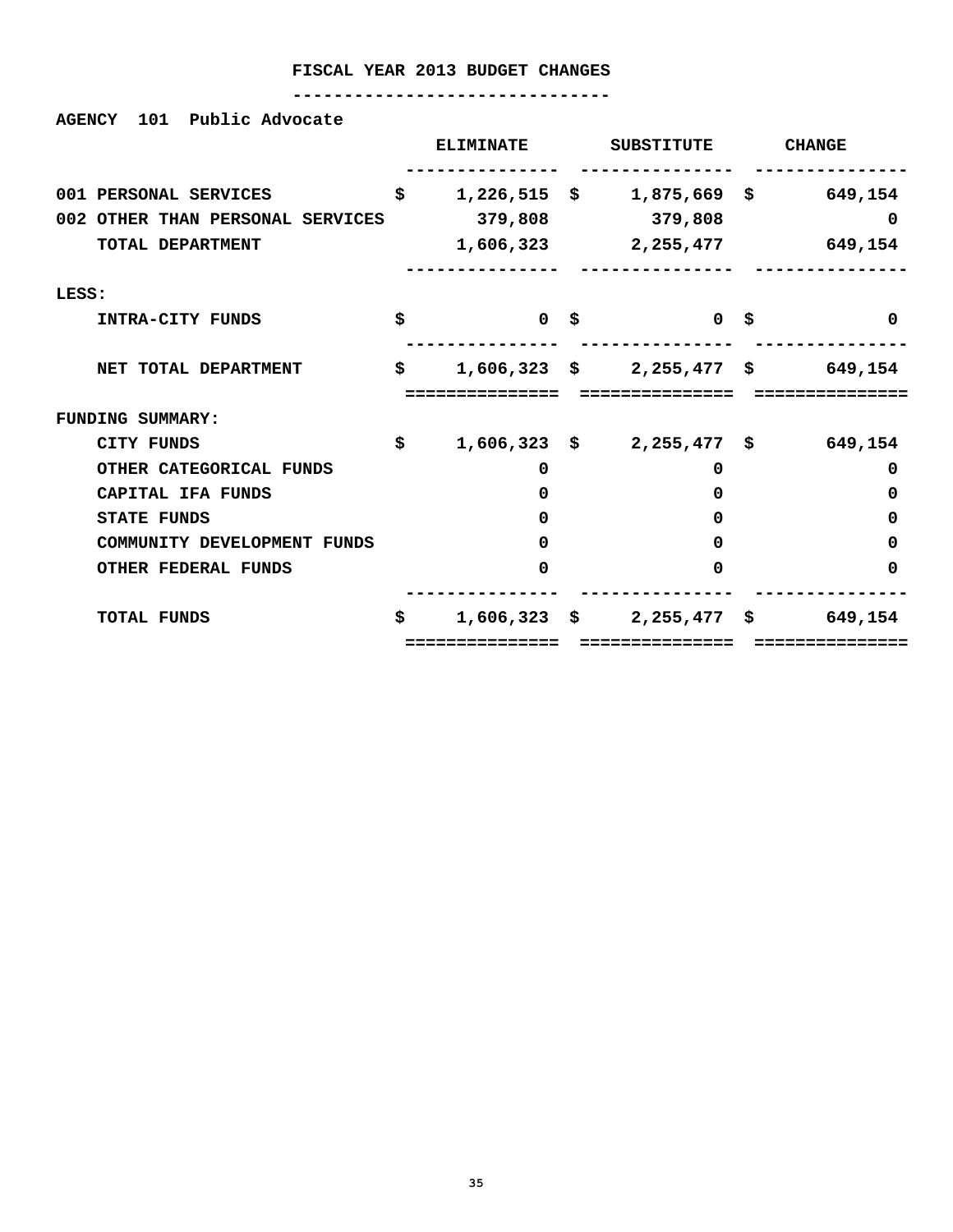# FISCAL YEAR 2013 BUDGET CHANGES

**AGENCY 101 Public Advocate**

| | ELIMINATE | SUBSTITUTE | CHANGE |
|---|---|---|---|
| 001 PERSONAL SERVICES | $ 1,226,515 | $ 1,875,669 | $ 649,154 |
| 002 OTHER THAN PERSONAL SERVICES | 379,808 | 379,808 | 0 |
| TOTAL DEPARTMENT | 1,606,323 | 2,255,477 | 649,154 |
| LESS: | | | |
| INTRA-CITY FUNDS | $ 0 | $ 0 | $ 0 |
| NET TOTAL DEPARTMENT | $ 1,606,323 | $ 2,255,477 | $ 649,154 |
| FUNDING SUMMARY: | | | |
| CITY FUNDS | $ 1,606,323 | $ 2,255,477 | $ 649,154 |
| OTHER CATEGORICAL FUNDS | 0 | 0 | 0 |
| CAPITAL IFA FUNDS | 0 | 0 | 0 |
| STATE FUNDS | 0 | 0 | 0 |
| COMMUNITY DEVELOPMENT FUNDS | 0 | 0 | 0 |
| OTHER FEDERAL FUNDS | 0 | 0 | 0 |
| TOTAL FUNDS | $ 1,606,323 | $ 2,255,477 | $ 649,154 |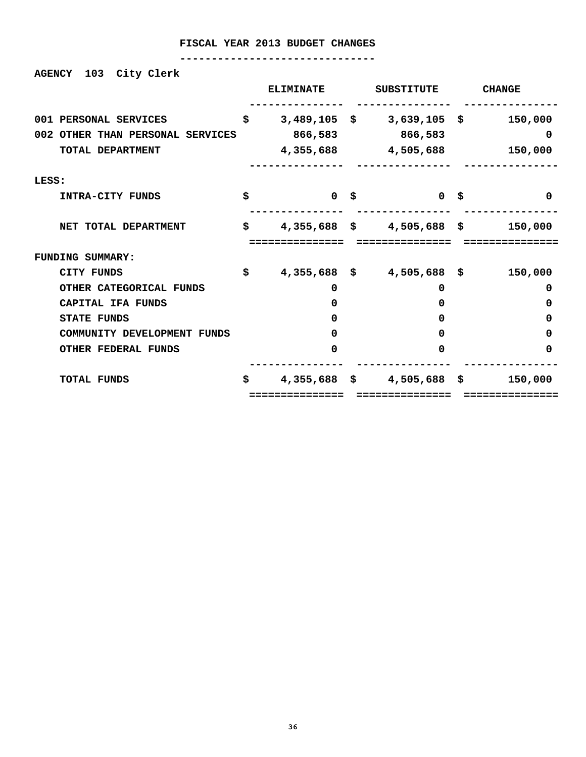# FISCAL YEAR 2013 BUDGET CHANGES

**AGENCY 103 City Clerk**

| | ELIMINATE | SUBSTITUTE | CHANGE |
|---|---|---|---|
| 001 PERSONAL SERVICES | $ 3,489,105 | $ 3,639,105 | $ 150,000 |
| 002 OTHER THAN PERSONAL SERVICES | 866,583 | 866,583 | 0 |
| TOTAL DEPARTMENT | 4,355,688 | 4,505,688 | 150,000 |
| LESS: | | | |
| INTRA-CITY FUNDS | $ 0 | $ 0 | $ 0 |
| NET TOTAL DEPARTMENT | $ 4,355,688 | $ 4,505,688 | $ 150,000 |
| FUNDING SUMMARY: | | | |
| CITY FUNDS | $ 4,355,688 | $ 4,505,688 | $ 150,000 |
| OTHER CATEGORICAL FUNDS | 0 | 0 | 0 |
| CAPITAL IFA FUNDS | 0 | 0 | 0 |
| STATE FUNDS | 0 | 0 | 0 |
| COMMUNITY DEVELOPMENT FUNDS | 0 | 0 | 0 |
| OTHER FEDERAL FUNDS | 0 | 0 | 0 |
| TOTAL FUNDS | $ 4,355,688 | $ 4,505,688 | $ 150,000 |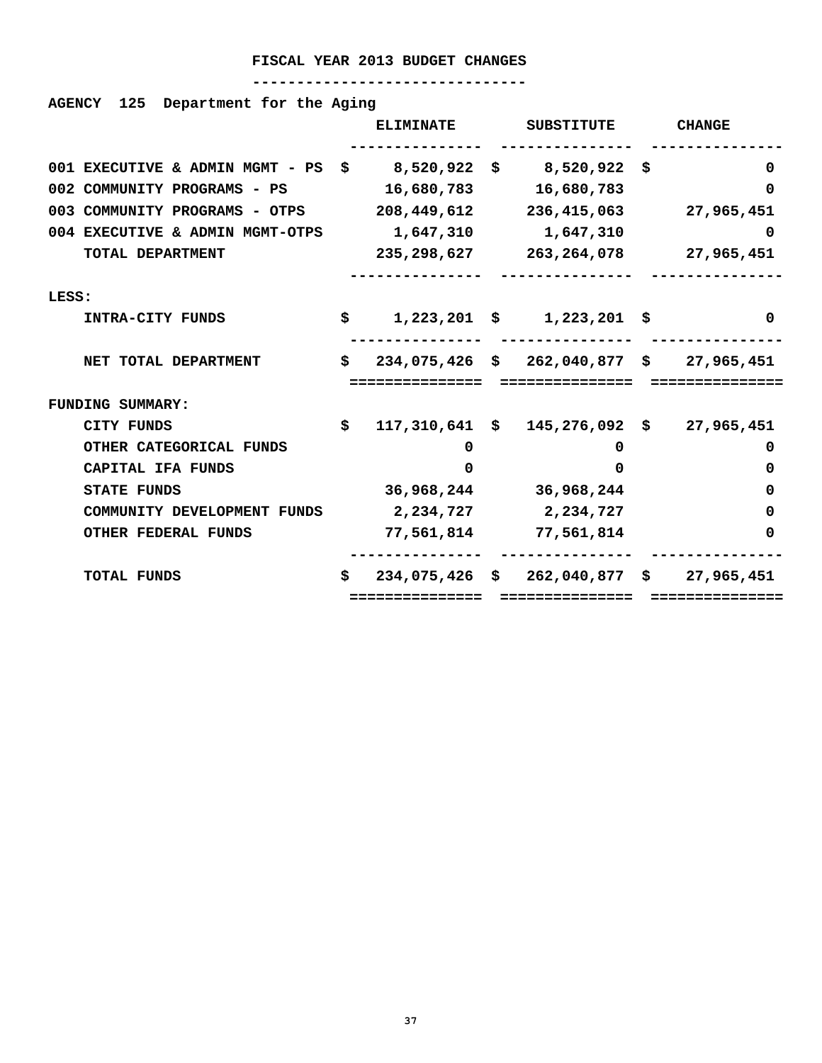# FISCAL YEAR 2013 BUDGET CHANGES

**AGENCY 125 Department for the Aging**

| | ELIMINATE | SUBSTITUTE | CHANGE |
|---|---|---|---|
| 001 EXECUTIVE & ADMIN MGMT - PS | $ 8,520,922 | $ 8,520,922 | $ 0 |
| 002 COMMUNITY PROGRAMS - PS | 16,680,783 | 16,680,783 | 0 |
| 003 COMMUNITY PROGRAMS - OTPS | 208,449,612 | 236,415,063 | 27,965,451 |
| 004 EXECUTIVE & ADMIN MGMT-OTPS | 1,647,310 | 1,647,310 | 0 |
| TOTAL DEPARTMENT | 235,298,627 | 263,264,078 | 27,965,451 |
| LESS: | | | |
| INTRA-CITY FUNDS | $ 1,223,201 | $ 1,223,201 | $ 0 |
| NET TOTAL DEPARTMENT | $ 234,075,426 | $ 262,040,877 | $ 27,965,451 |
| FUNDING SUMMARY: | | | |
| CITY FUNDS | $ 117,310,641 | $ 145,276,092 | $ 27,965,451 |
| OTHER CATEGORICAL FUNDS | 0 | 0 | 0 |
| CAPITAL IFA FUNDS | 0 | 0 | 0 |
| STATE FUNDS | 36,968,244 | 36,968,244 | 0 |
| COMMUNITY DEVELOPMENT FUNDS | 2,234,727 | 2,234,727 | 0 |
| OTHER FEDERAL FUNDS | 77,561,814 | 77,561,814 | 0 |
| TOTAL FUNDS | $ 234,075,426 | $ 262,040,877 | $ 27,965,451 |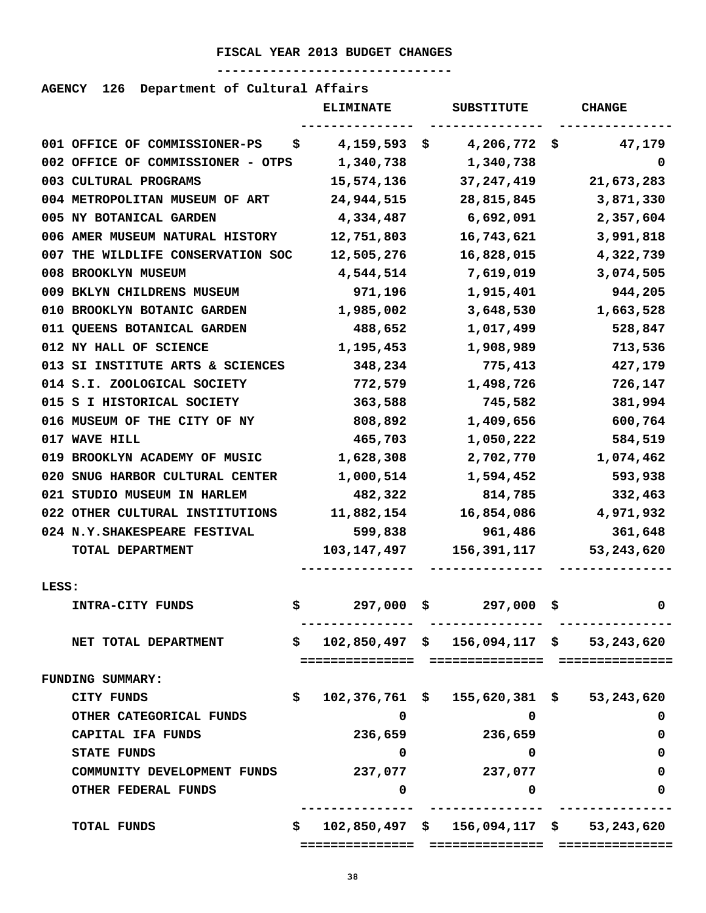# FISCAL YEAR 2013 BUDGET CHANGES

**AGENCY 126 Department of Cultural Affairs**

| | ELIMINATE | SUBSTITUTE | CHANGE |
|---|---|---|---|
| 001 OFFICE OF COMMISSIONER-PS | $ 4,159,593 | $ 4,206,772 | $ 47,179 |
| 002 OFFICE OF COMMISSIONER - OTPS | 1,340,738 | 1,340,738 | 0 |
| 003 CULTURAL PROGRAMS | 15,574,136 | 37,247,419 | 21,673,283 |
| 004 METROPOLITAN MUSEUM OF ART | 24,944,515 | 28,815,845 | 3,871,330 |
| 005 NY BOTANICAL GARDEN | 4,334,487 | 6,692,091 | 2,357,604 |
| 006 AMER MUSEUM NATURAL HISTORY | 12,751,803 | 16,743,621 | 3,991,818 |
| 007 THE WILDLIFE CONSERVATION SOC | 12,505,276 | 16,828,015 | 4,322,739 |
| 008 BROOKLYN MUSEUM | 4,544,514 | 7,619,019 | 3,074,505 |
| 009 BKLYN CHILDRENS MUSEUM | 971,196 | 1,915,401 | 944,205 |
| 010 BROOKLYN BOTANIC GARDEN | 1,985,002 | 3,648,530 | 1,663,528 |
| 011 QUEENS BOTANICAL GARDEN | 488,652 | 1,017,499 | 528,847 |
| 012 NY HALL OF SCIENCE | 1,195,453 | 1,908,989 | 713,536 |
| 013 SI INSTITUTE ARTS & SCIENCES | 348,234 | 775,413 | 427,179 |
| 014 S.I. ZOOLOGICAL SOCIETY | 772,579 | 1,498,726 | 726,147 |
| 015 S I HISTORICAL SOCIETY | 363,588 | 745,582 | 381,994 |
| 016 MUSEUM OF THE CITY OF NY | 808,892 | 1,409,656 | 600,764 |
| 017 WAVE HILL | 465,703 | 1,050,222 | 584,519 |
| 019 BROOKLYN ACADEMY OF MUSIC | 1,628,308 | 2,702,770 | 1,074,462 |
| 020 SNUG HARBOR CULTURAL CENTER | 1,000,514 | 1,594,452 | 593,938 |
| 021 STUDIO MUSEUM IN HARLEM | 482,322 | 814,785 | 332,463 |
| 022 OTHER CULTURAL INSTITUTIONS | 11,882,154 | 16,854,086 | 4,971,932 |
| 024 N.Y.SHAKESPEARE FESTIVAL | 599,838 | 961,486 | 361,648 |
| TOTAL DEPARTMENT | 103,147,497 | 156,391,117 | 53,243,620 |
| **LESS:** | | | |
| INTRA-CITY FUNDS | $ 297,000 | $ 297,000 | $ 0 |
| NET TOTAL DEPARTMENT | $ 102,850,497 | $ 156,094,117 | $ 53,243,620 |
| **FUNDING SUMMARY:** | | | |
| CITY FUNDS | $ 102,376,761 | $ 155,620,381 | $ 53,243,620 |
| OTHER CATEGORICAL FUNDS | 0 | 0 | 0 |
| CAPITAL IFA FUNDS | 236,659 | 236,659 | 0 |
| STATE FUNDS | 0 | 0 | 0 |
| COMMUNITY DEVELOPMENT FUNDS | 237,077 | 237,077 | 0 |
| OTHER FEDERAL FUNDS | 0 | 0 | 0 |
| TOTAL FUNDS | $ 102,850,497 | $ 156,094,117 | $ 53,243,620 |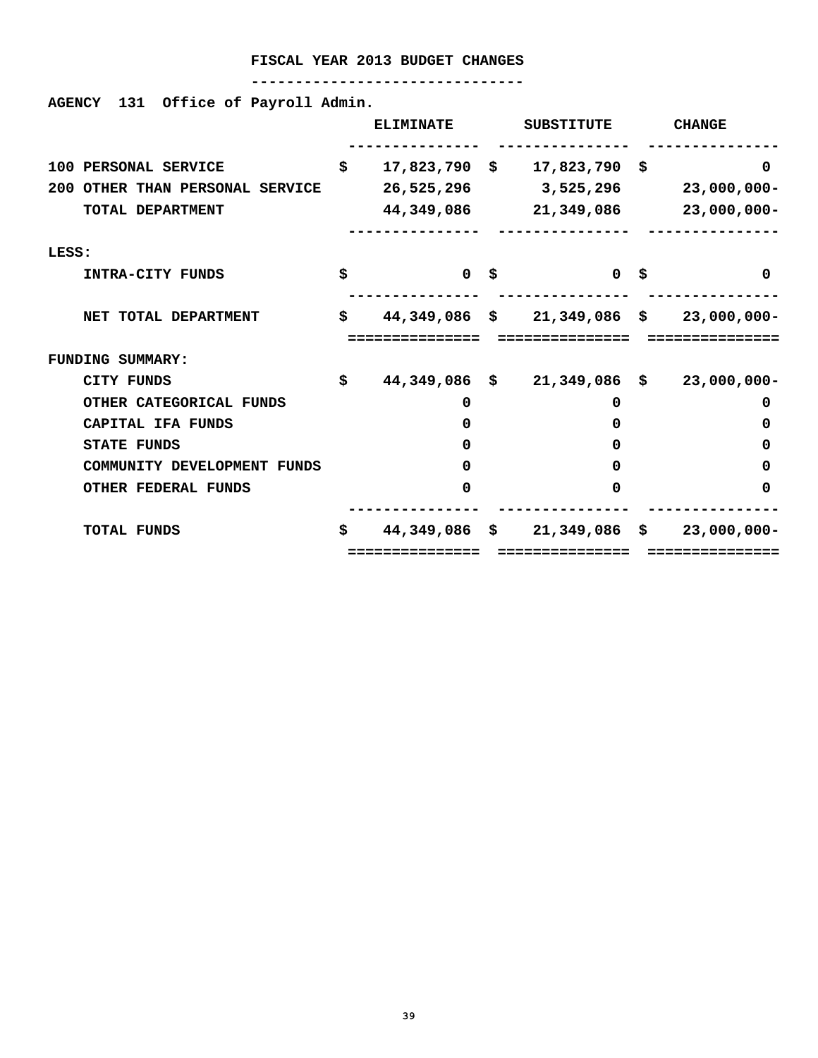# FISCAL YEAR 2013 BUDGET CHANGES

**AGENCY 131 Office of Payroll Admin.**

| | ELIMINATE | SUBSTITUTE | CHANGE |
|---|---|---|---|
| 100 PERSONAL SERVICE | $ 17,823,790 | $ 17,823,790 | $ 0 |
| 200 OTHER THAN PERSONAL SERVICE | 26,525,296 | 3,525,296 | 23,000,000- |
| TOTAL DEPARTMENT | 44,349,086 | 21,349,086 | 23,000,000- |
| LESS: | | | |
| INTRA-CITY FUNDS | $ 0 | $ 0 | $ 0 |
| NET TOTAL DEPARTMENT | $ 44,349,086 | $ 21,349,086 | $ 23,000,000- |
| FUNDING SUMMARY: | | | |
| CITY FUNDS | $ 44,349,086 | $ 21,349,086 | $ 23,000,000- |
| OTHER CATEGORICAL FUNDS | 0 | 0 | 0 |
| CAPITAL IFA FUNDS | 0 | 0 | 0 |
| STATE FUNDS | 0 | 0 | 0 |
| COMMUNITY DEVELOPMENT FUNDS | 0 | 0 | 0 |
| OTHER FEDERAL FUNDS | 0 | 0 | 0 |
| TOTAL FUNDS | $ 44,349,086 | $ 21,349,086 | $ 23,000,000- |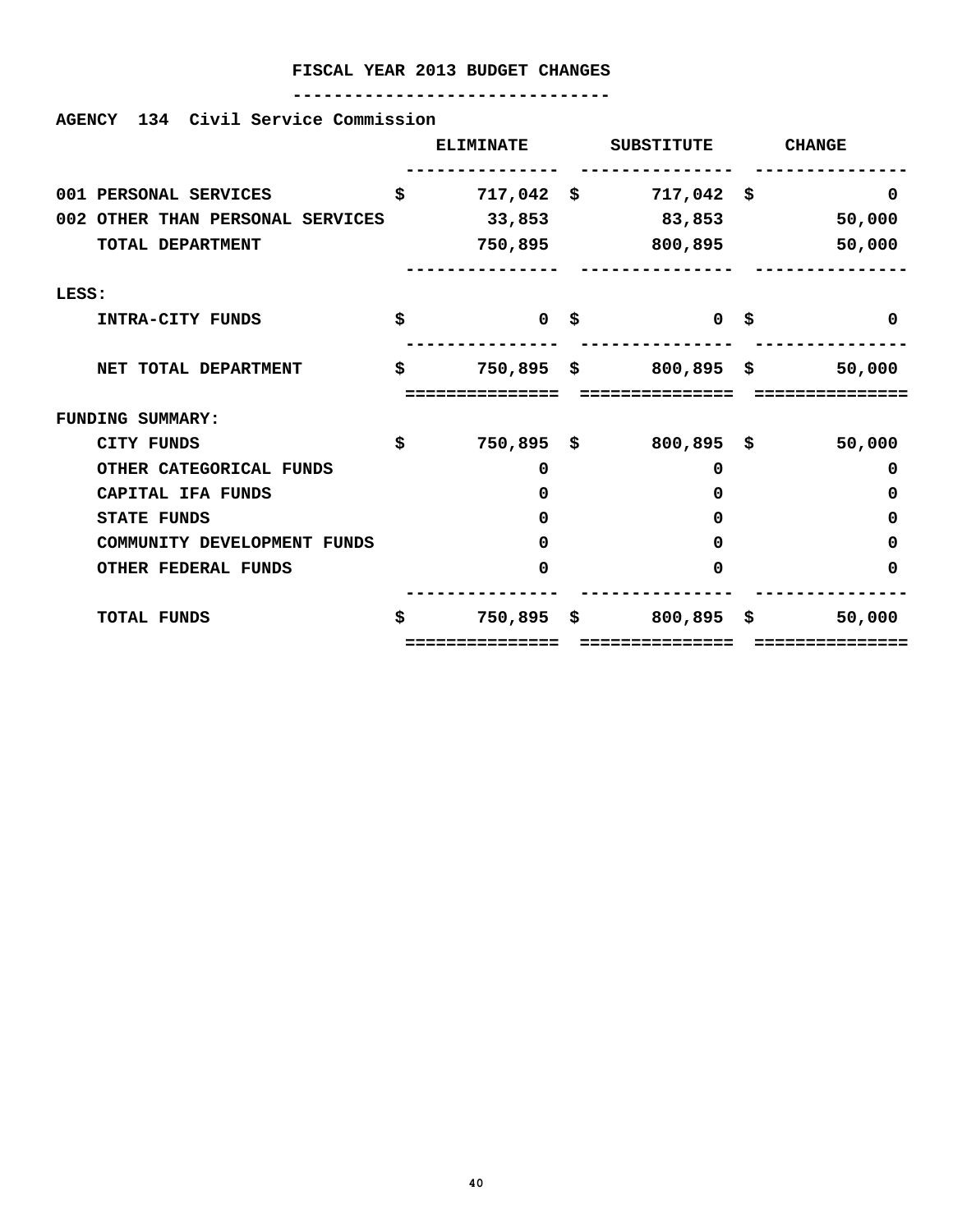## FISCAL YEAR 2013 BUDGET CHANGES

**AGENCY 134 Civil Service Commission**

| | ELIMINATE | SUBSTITUTE | CHANGE |
|---|---|---|---|
| 001 PERSONAL SERVICES | $ 717,042 | $ 717,042 | $ 0 |
| 002 OTHER THAN PERSONAL SERVICES | 33,853 | 83,853 | 50,000 |
| TOTAL DEPARTMENT | 750,895 | 800,895 | 50,000 |
| LESS: | | | |
| INTRA-CITY FUNDS | $ 0 | $ 0 | $ 0 |
| NET TOTAL DEPARTMENT | $ 750,895 | $ 800,895 | $ 50,000 |
| FUNDING SUMMARY: | | | |
| CITY FUNDS | $ 750,895 | $ 800,895 | $ 50,000 |
| OTHER CATEGORICAL FUNDS | 0 | 0 | 0 |
| CAPITAL IFA FUNDS | 0 | 0 | 0 |
| STATE FUNDS | 0 | 0 | 0 |
| COMMUNITY DEVELOPMENT FUNDS | 0 | 0 | 0 |
| OTHER FEDERAL FUNDS | 0 | 0 | 0 |
| TOTAL FUNDS | $ 750,895 | $ 800,895 | $ 50,000 |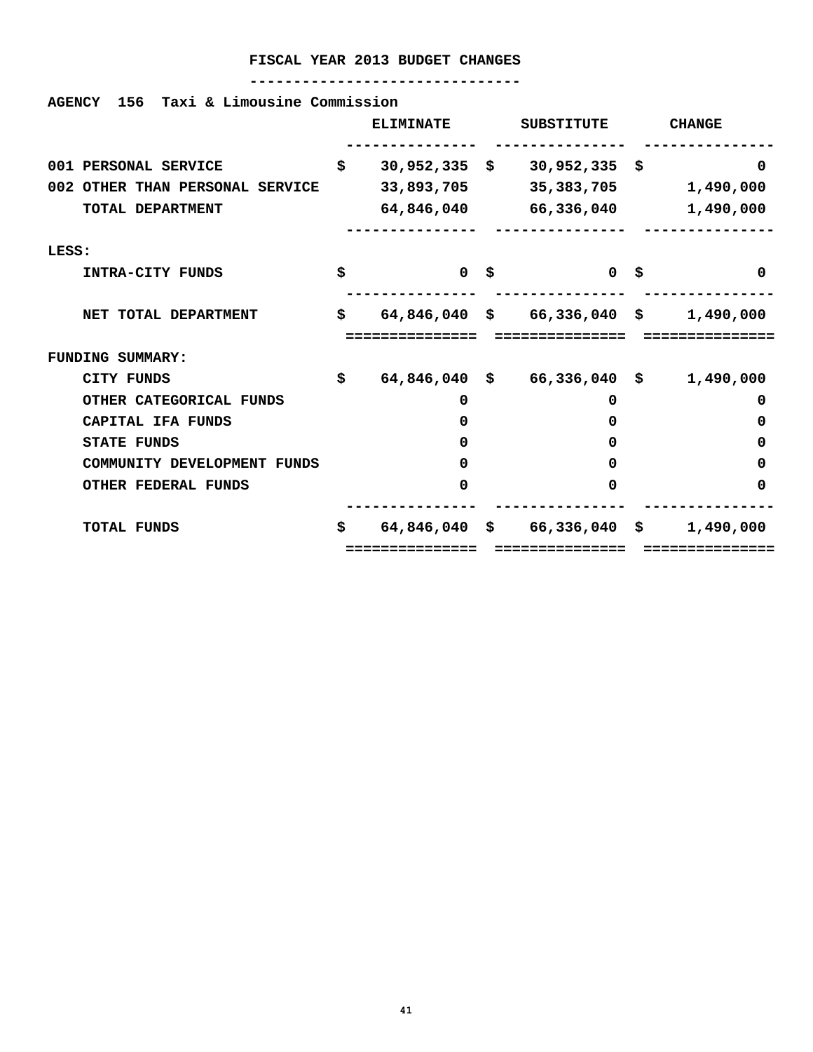# FISCAL YEAR 2013 BUDGET CHANGES

**AGENCY 156 Taxi & Limousine Commission**

| | ELIMINATE | SUBSTITUTE | CHANGE |
|---|---|---|---|
| 001 PERSONAL SERVICE | $ 30,952,335 | $ 30,952,335 | $ 0 |
| 002 OTHER THAN PERSONAL SERVICE | 33,893,705 | 35,383,705 | 1,490,000 |
| TOTAL DEPARTMENT | 64,846,040 | 66,336,040 | 1,490,000 |
| LESS: | | | |
| INTRA-CITY FUNDS | $ 0 | $ 0 | $ 0 |
| NET TOTAL DEPARTMENT | $ 64,846,040 | $ 66,336,040 | $ 1,490,000 |
| FUNDING SUMMARY: | | | |
| CITY FUNDS | $ 64,846,040 | $ 66,336,040 | $ 1,490,000 |
| OTHER CATEGORICAL FUNDS | 0 | 0 | 0 |
| CAPITAL IFA FUNDS | 0 | 0 | 0 |
| STATE FUNDS | 0 | 0 | 0 |
| COMMUNITY DEVELOPMENT FUNDS | 0 | 0 | 0 |
| OTHER FEDERAL FUNDS | 0 | 0 | 0 |
| TOTAL FUNDS | $ 64,846,040 | $ 66,336,040 | $ 1,490,000 |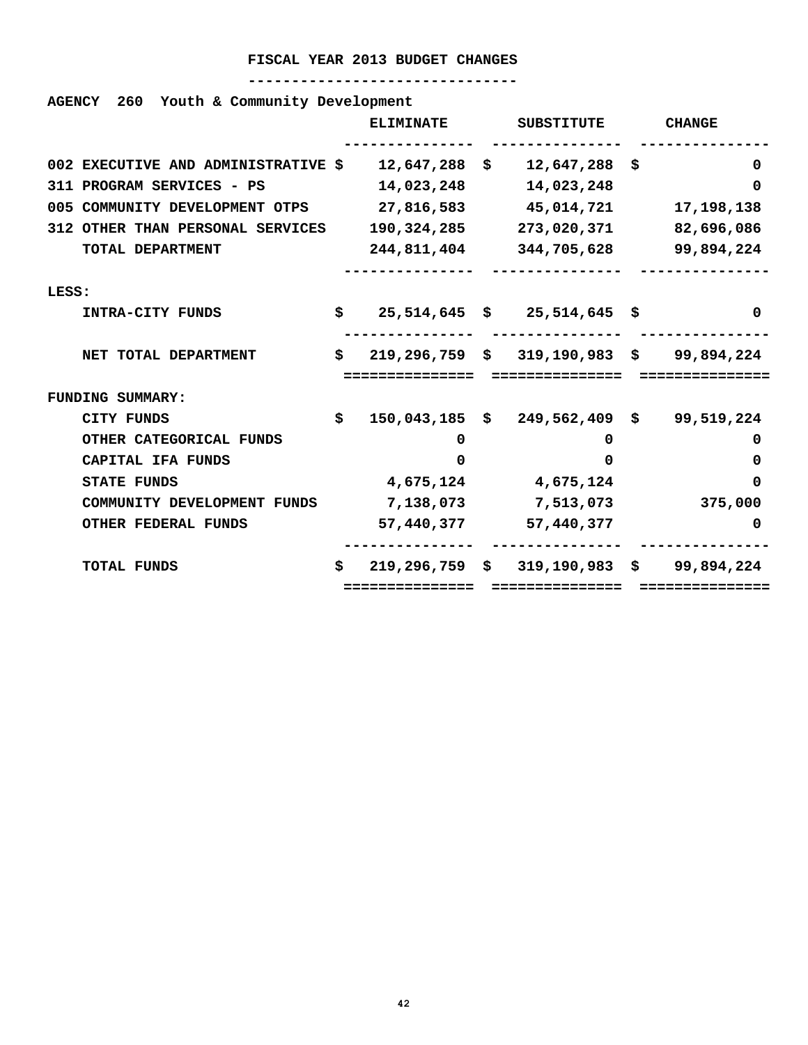# FISCAL YEAR 2013 BUDGET CHANGES

**AGENCY 260 Youth & Community Development**

| | ELIMINATE | SUBSTITUTE | CHANGE |
|---|---|---|---|
| 002 EXECUTIVE AND ADMINISTRATIVE | $ 12,647,288 | $ 12,647,288 | $ 0 |
| 311 PROGRAM SERVICES - PS | 14,023,248 | 14,023,248 | 0 |
| 005 COMMUNITY DEVELOPMENT OTPS | 27,816,583 | 45,014,721 | 17,198,138 |
| 312 OTHER THAN PERSONAL SERVICES | 190,324,285 | 273,020,371 | 82,696,086 |
| TOTAL DEPARTMENT | 244,811,404 | 344,705,628 | 99,894,224 |
| LESS: | | | |
| INTRA-CITY FUNDS | $ 25,514,645 | $ 25,514,645 | $ 0 |
| NET TOTAL DEPARTMENT | $ 219,296,759 | $ 319,190,983 | $ 99,894,224 |
| FUNDING SUMMARY: | | | |
| CITY FUNDS | $ 150,043,185 | $ 249,562,409 | $ 99,519,224 |
| OTHER CATEGORICAL FUNDS | 0 | 0 | 0 |
| CAPITAL IFA FUNDS | 0 | 0 | 0 |
| STATE FUNDS | 4,675,124 | 4,675,124 | 0 |
| COMMUNITY DEVELOPMENT FUNDS | 7,138,073 | 7,513,073 | 375,000 |
| OTHER FEDERAL FUNDS | 57,440,377 | 57,440,377 | 0 |
| TOTAL FUNDS | $ 219,296,759 | $ 319,190,983 | $ 99,894,224 |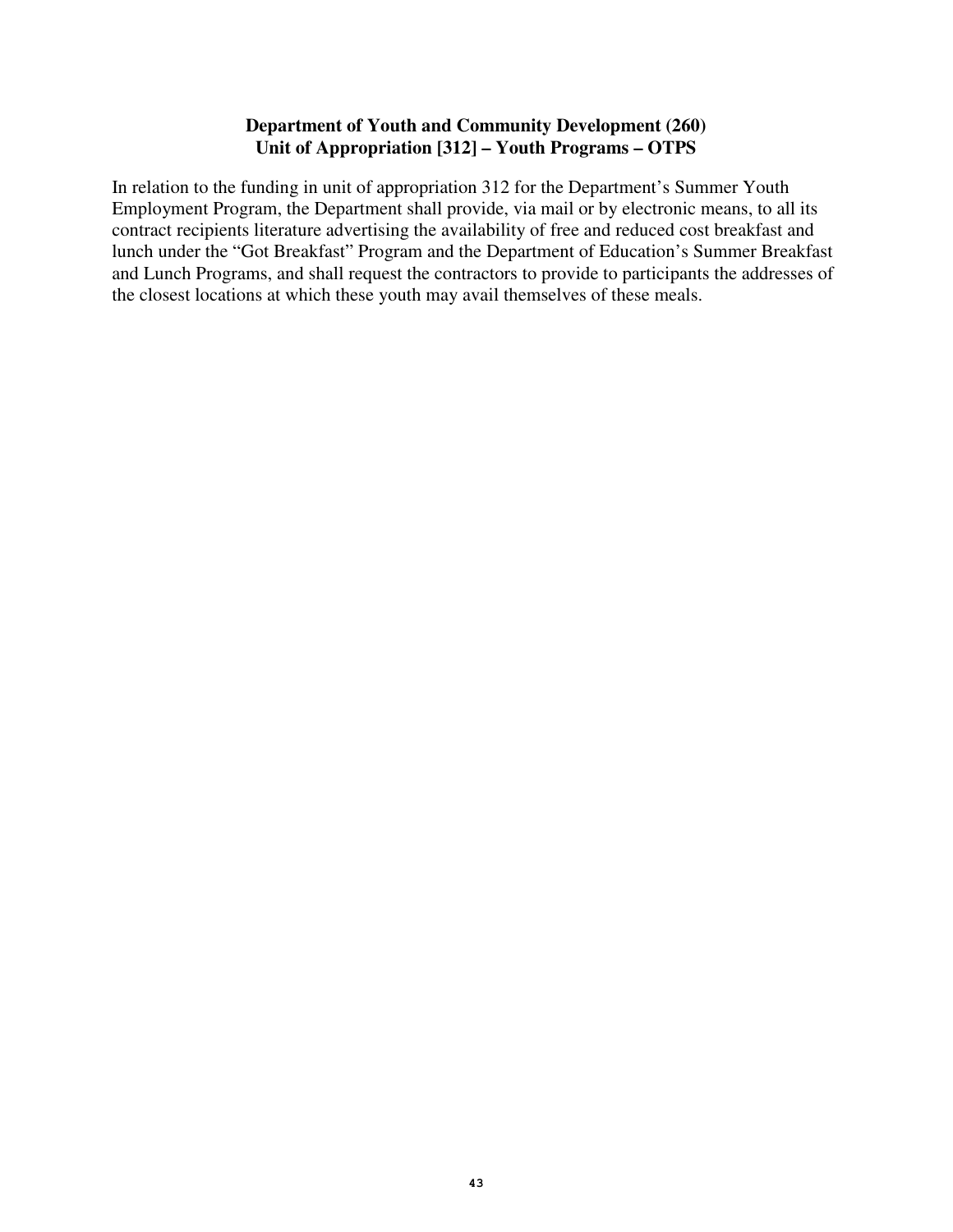**Department of Youth and Community Development (260)**
**Unit of Appropriation [312] – Youth Programs – OTPS**

In relation to the funding in unit of appropriation 312 for the Department's Summer Youth Employment Program, the Department shall provide, via mail or by electronic means, to all its contract recipients literature advertising the availability of free and reduced cost breakfast and lunch under the "Got Breakfast" Program and the Department of Education's Summer Breakfast and Lunch Programs, and shall request the contractors to provide to participants the addresses of the closest locations at which these youth may avail themselves of these meals.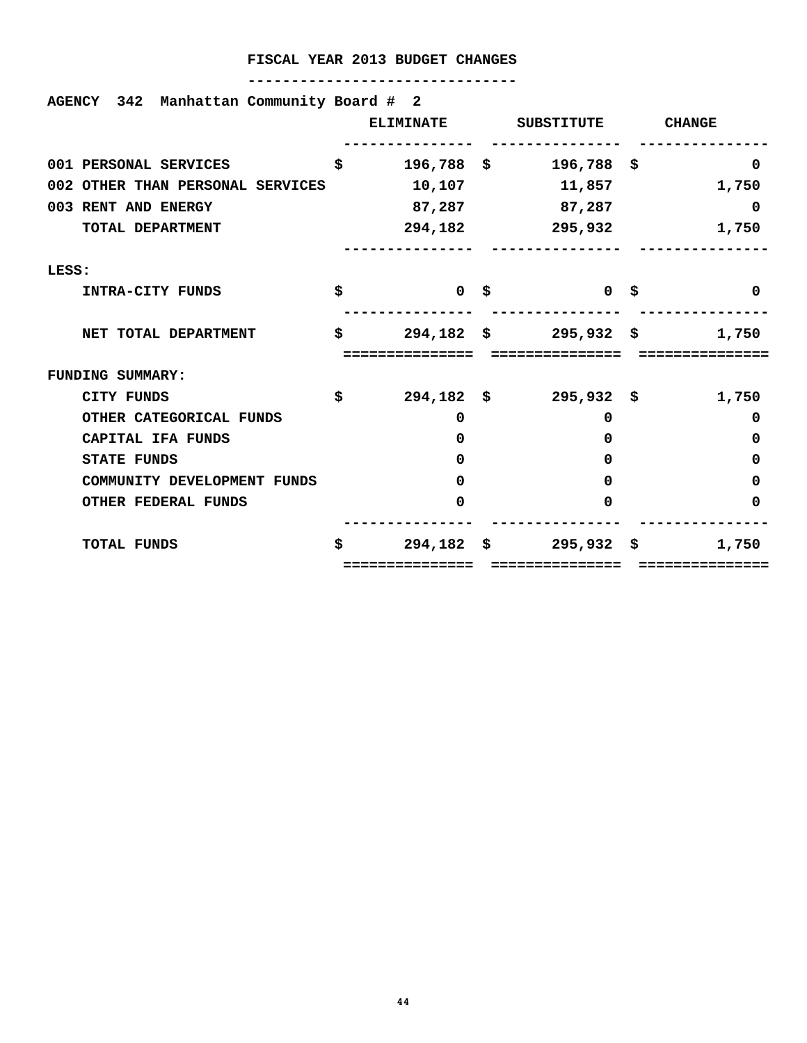# FISCAL YEAR 2013 BUDGET CHANGES

**AGENCY 342 Manhattan Community Board # 2**

| | ELIMINATE | SUBSTITUTE | CHANGE |
|---|---|---|---|
| 001 PERSONAL SERVICES | $ 196,788 | $ 196,788 | $ 0 |
| 002 OTHER THAN PERSONAL SERVICES | 10,107 | 11,857 | 1,750 |
| 003 RENT AND ENERGY | 87,287 | 87,287 | 0 |
| TOTAL DEPARTMENT | 294,182 | 295,932 | 1,750 |
| LESS: | | | |
| INTRA-CITY FUNDS | $ 0 | $ 0 | $ 0 |
| NET TOTAL DEPARTMENT | $ 294,182 | $ 295,932 | $ 1,750 |
| FUNDING SUMMARY: | | | |
| CITY FUNDS | $ 294,182 | $ 295,932 | $ 1,750 |
| OTHER CATEGORICAL FUNDS | 0 | 0 | 0 |
| CAPITAL IFA FUNDS | 0 | 0 | 0 |
| STATE FUNDS | 0 | 0 | 0 |
| COMMUNITY DEVELOPMENT FUNDS | 0 | 0 | 0 |
| OTHER FEDERAL FUNDS | 0 | 0 | 0 |
| TOTAL FUNDS | $ 294,182 | $ 295,932 | $ 1,750 |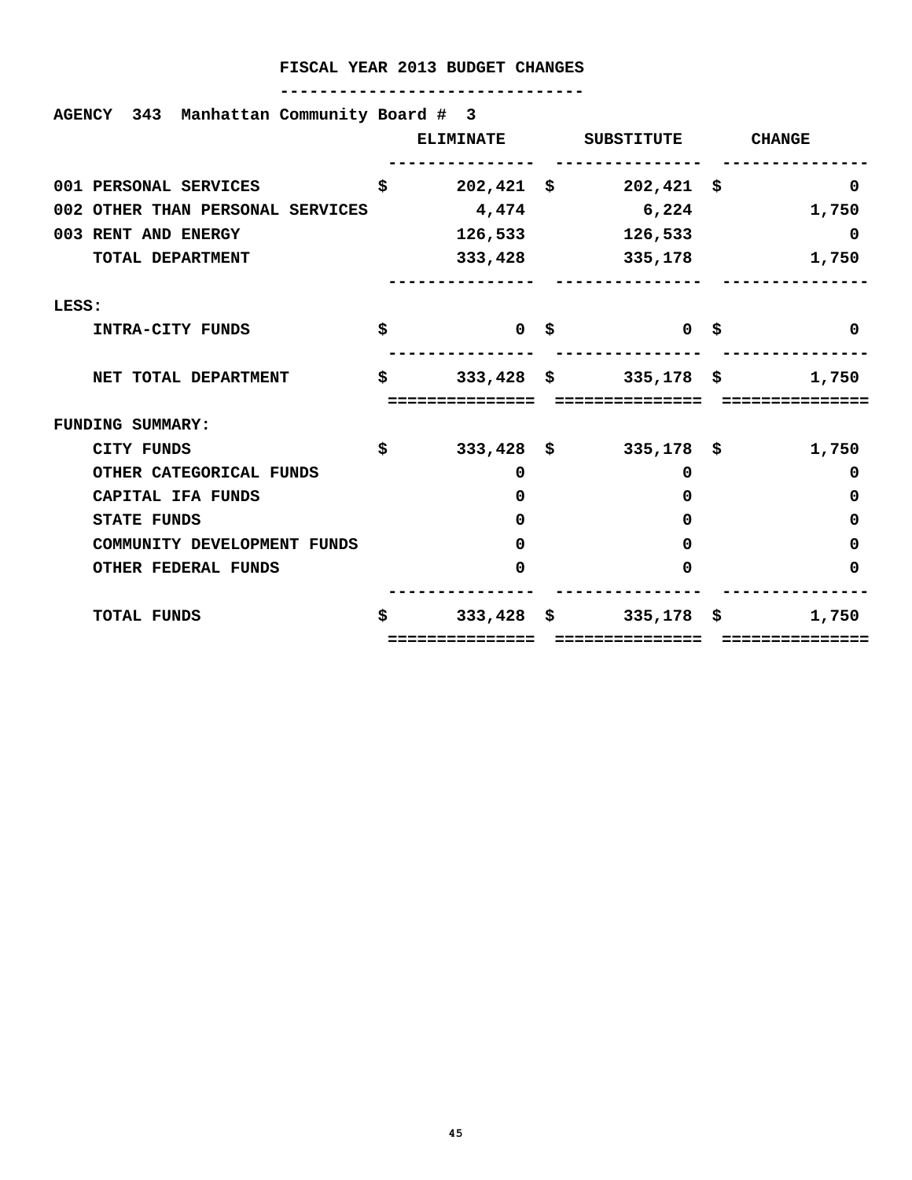# FISCAL YEAR 2013 BUDGET CHANGES

**AGENCY 343 Manhattan Community Board # 3**

| | ELIMINATE | SUBSTITUTE | CHANGE |
|---|---|---|---|
| 001 PERSONAL SERVICES | $ 202,421 | $ 202,421 | $ 0 |
| 002 OTHER THAN PERSONAL SERVICES | 4,474 | 6,224 | 1,750 |
| 003 RENT AND ENERGY | 126,533 | 126,533 | 0 |
| TOTAL DEPARTMENT | 333,428 | 335,178 | 1,750 |
| LESS: | | | |
| INTRA-CITY FUNDS | $ 0 | $ 0 | $ 0 |
| NET TOTAL DEPARTMENT | $ 333,428 | $ 335,178 | $ 1,750 |
| FUNDING SUMMARY: | | | |
| CITY FUNDS | $ 333,428 | $ 335,178 | $ 1,750 |
| OTHER CATEGORICAL FUNDS | 0 | 0 | 0 |
| CAPITAL IFA FUNDS | 0 | 0 | 0 |
| STATE FUNDS | 0 | 0 | 0 |
| COMMUNITY DEVELOPMENT FUNDS | 0 | 0 | 0 |
| OTHER FEDERAL FUNDS | 0 | 0 | 0 |
| TOTAL FUNDS | $ 333,428 | $ 335,178 | $ 1,750 |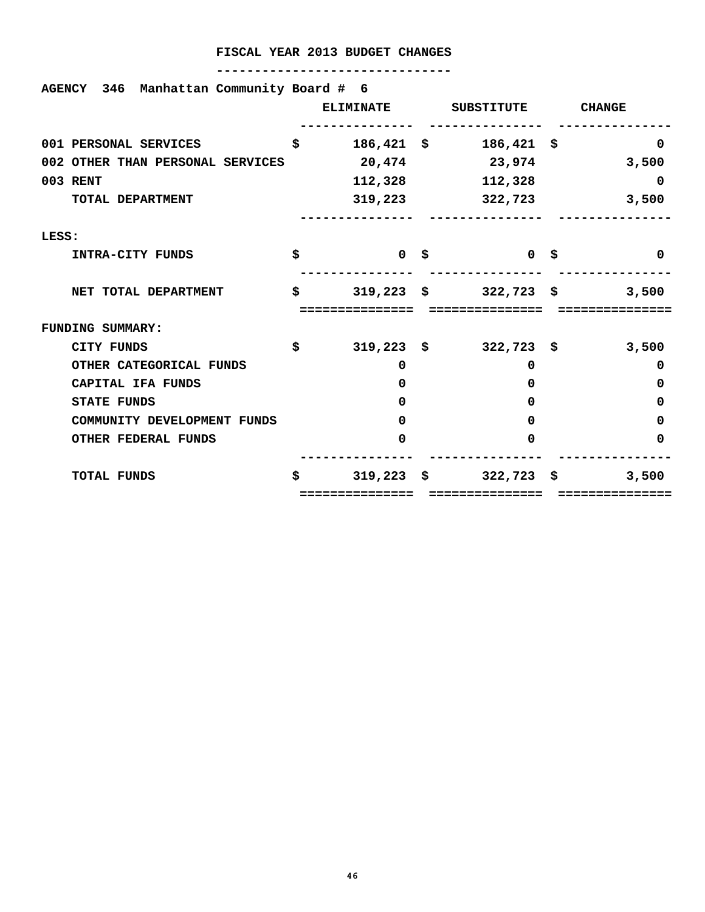# FISCAL YEAR 2013 BUDGET CHANGES

**AGENCY 346 Manhattan Community Board # 6**

| | ELIMINATE | SUBSTITUTE | CHANGE |
|---|---|---|---|
| 001 PERSONAL SERVICES | $ 186,421 | $ 186,421 | $ 0 |
| 002 OTHER THAN PERSONAL SERVICES | 20,474 | 23,974 | 3,500 |
| 003 RENT | 112,328 | 112,328 | 0 |
| TOTAL DEPARTMENT | 319,223 | 322,723 | 3,500 |
| LESS: | | | |
| INTRA-CITY FUNDS | $ 0 | $ 0 | $ 0 |
| NET TOTAL DEPARTMENT | $ 319,223 | $ 322,723 | $ 3,500 |
| FUNDING SUMMARY: | | | |
| CITY FUNDS | $ 319,223 | $ 322,723 | $ 3,500 |
| OTHER CATEGORICAL FUNDS | 0 | 0 | 0 |
| CAPITAL IFA FUNDS | 0 | 0 | 0 |
| STATE FUNDS | 0 | 0 | 0 |
| COMMUNITY DEVELOPMENT FUNDS | 0 | 0 | 0 |
| OTHER FEDERAL FUNDS | 0 | 0 | 0 |
| TOTAL FUNDS | $ 319,223 | $ 322,723 | $ 3,500 |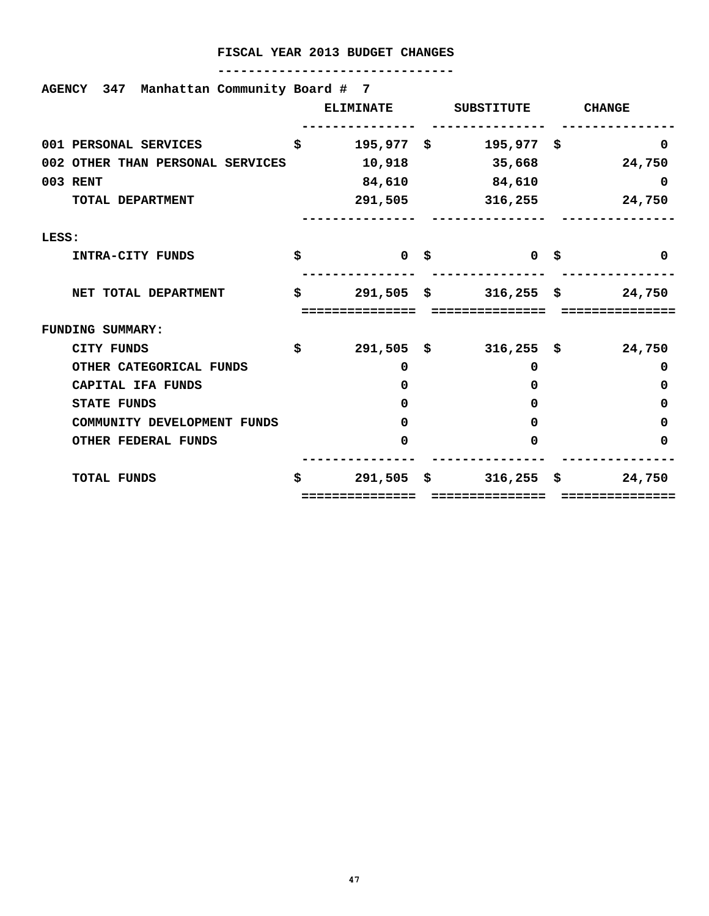# FISCAL YEAR 2013 BUDGET CHANGES

**AGENCY 347 Manhattan Community Board # 7**

| | ELIMINATE | SUBSTITUTE | CHANGE |
|---|---|---|---|
| 001 PERSONAL SERVICES | $ 195,977 | $ 195,977 | $ 0 |
| 002 OTHER THAN PERSONAL SERVICES | 10,918 | 35,668 | 24,750 |
| 003 RENT | 84,610 | 84,610 | 0 |
| TOTAL DEPARTMENT | 291,505 | 316,255 | 24,750 |
| LESS: | | | |
| INTRA-CITY FUNDS | $ 0 | $ 0 | $ 0 |
| NET TOTAL DEPARTMENT | $ 291,505 | $ 316,255 | $ 24,750 |
| FUNDING SUMMARY: | | | |
| CITY FUNDS | $ 291,505 | $ 316,255 | $ 24,750 |
| OTHER CATEGORICAL FUNDS | 0 | 0 | 0 |
| CAPITAL IFA FUNDS | 0 | 0 | 0 |
| STATE FUNDS | 0 | 0 | 0 |
| COMMUNITY DEVELOPMENT FUNDS | 0 | 0 | 0 |
| OTHER FEDERAL FUNDS | 0 | 0 | 0 |
| TOTAL FUNDS | $ 291,505 | $ 316,255 | $ 24,750 |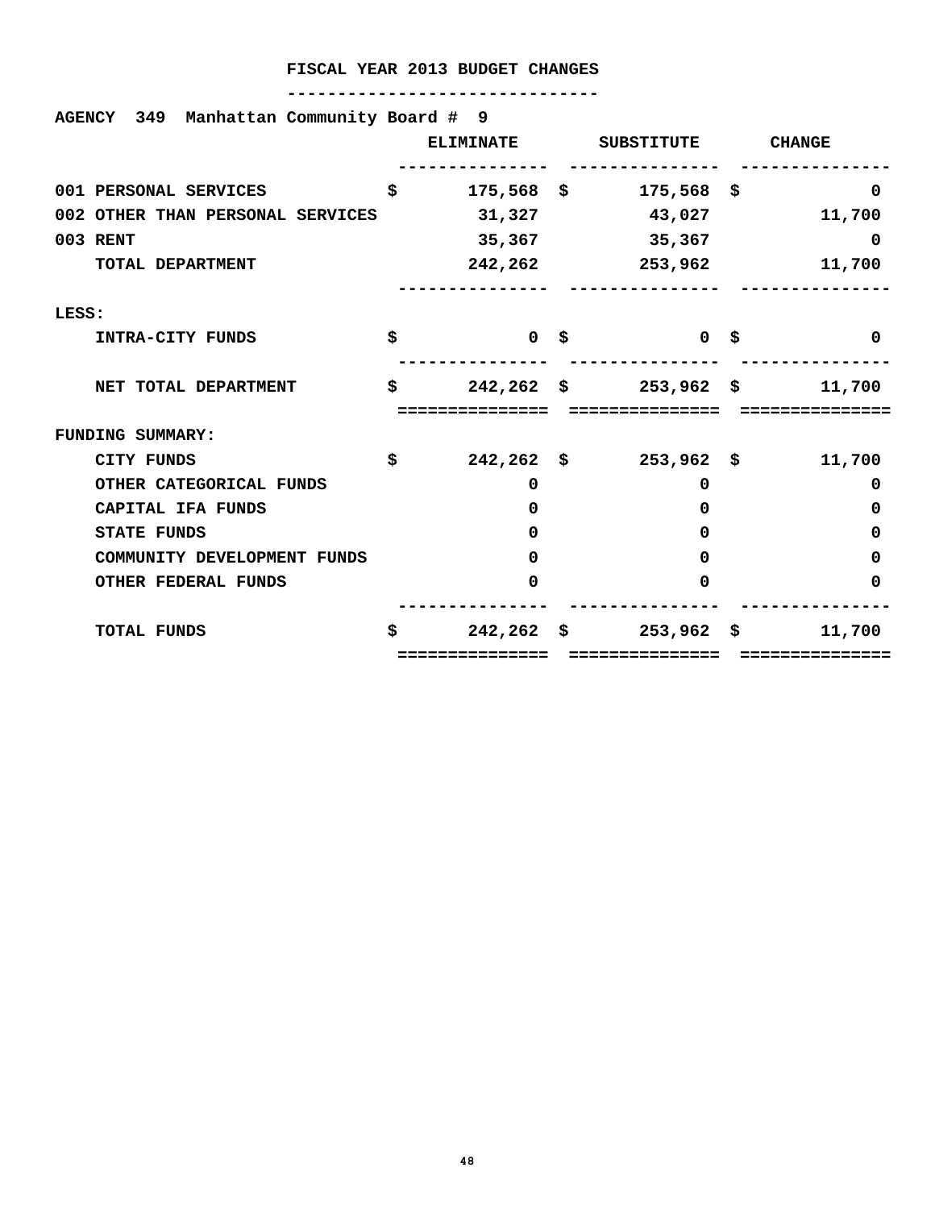# FISCAL YEAR 2013 BUDGET CHANGES

**AGENCY 349 Manhattan Community Board # 9**

| | ELIMINATE | SUBSTITUTE | CHANGE |
|---|---|---|---|
| 001 PERSONAL SERVICES | $ 175,568 | $ 175,568 | $ 0 |
| 002 OTHER THAN PERSONAL SERVICES | 31,327 | 43,027 | 11,700 |
| 003 RENT | 35,367 | 35,367 | 0 |
| TOTAL DEPARTMENT | 242,262 | 253,962 | 11,700 |
| LESS: | | | |
| INTRA-CITY FUNDS | $ 0 | $ 0 | $ 0 |
| NET TOTAL DEPARTMENT | $ 242,262 | $ 253,962 | $ 11,700 |
| FUNDING SUMMARY: | | | |
| CITY FUNDS | $ 242,262 | $ 253,962 | $ 11,700 |
| OTHER CATEGORICAL FUNDS | 0 | 0 | 0 |
| CAPITAL IFA FUNDS | 0 | 0 | 0 |
| STATE FUNDS | 0 | 0 | 0 |
| COMMUNITY DEVELOPMENT FUNDS | 0 | 0 | 0 |
| OTHER FEDERAL FUNDS | 0 | 0 | 0 |
| TOTAL FUNDS | $ 242,262 | $ 253,962 | $ 11,700 |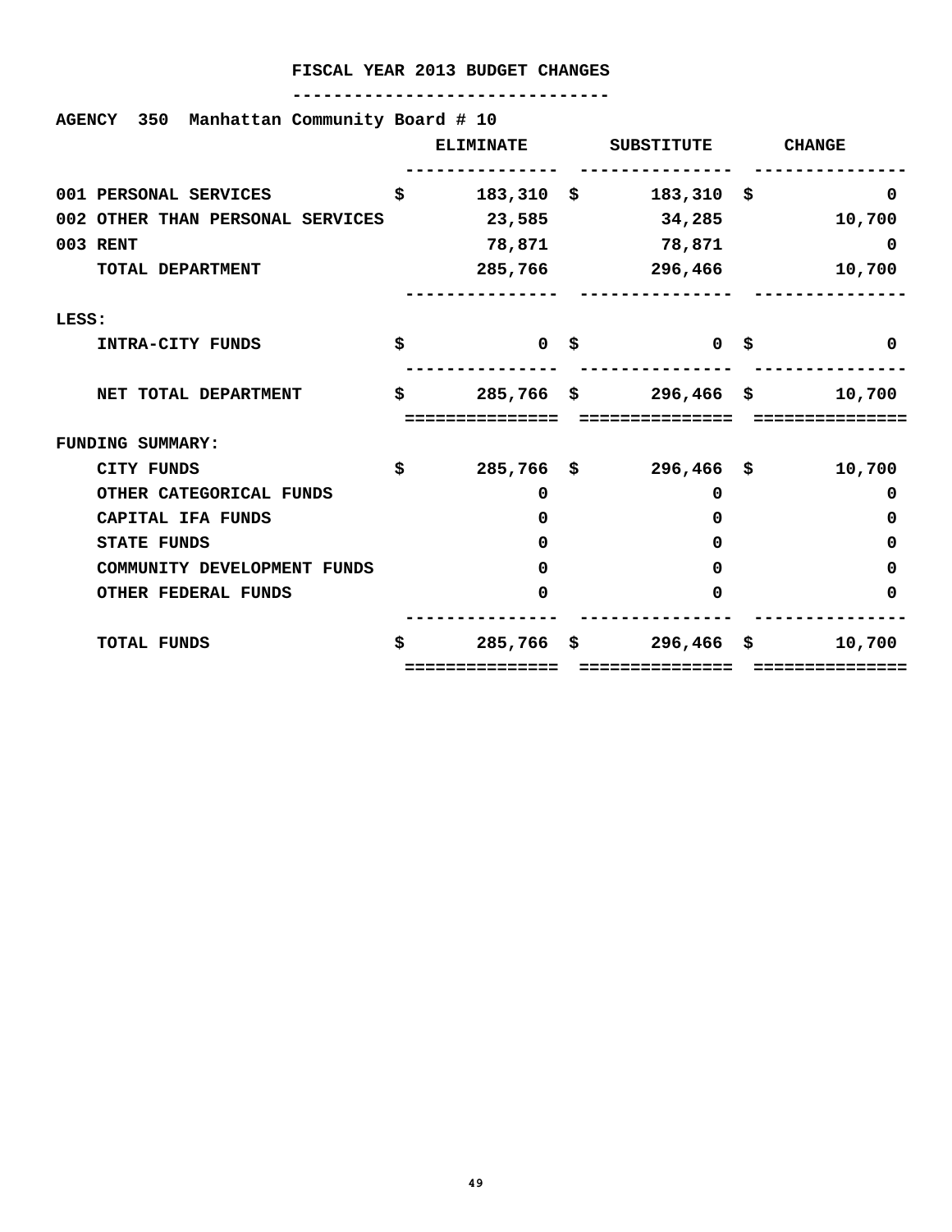# FISCAL YEAR 2013 BUDGET CHANGES

**AGENCY 350 Manhattan Community Board # 10**

| | ELIMINATE | SUBSTITUTE | CHANGE |
|---|---|---|---|
| 001 PERSONAL SERVICES | $ 183,310 | $ 183,310 | $ 0 |
| 002 OTHER THAN PERSONAL SERVICES | 23,585 | 34,285 | 10,700 |
| 003 RENT | 78,871 | 78,871 | 0 |
| TOTAL DEPARTMENT | 285,766 | 296,466 | 10,700 |
| LESS: | | | |
| INTRA-CITY FUNDS | $ 0 | $ 0 | $ 0 |
| NET TOTAL DEPARTMENT | $ 285,766 | $ 296,466 | $ 10,700 |
| FUNDING SUMMARY: | | | |
| CITY FUNDS | $ 285,766 | $ 296,466 | $ 10,700 |
| OTHER CATEGORICAL FUNDS | 0 | 0 | 0 |
| CAPITAL IFA FUNDS | 0 | 0 | 0 |
| STATE FUNDS | 0 | 0 | 0 |
| COMMUNITY DEVELOPMENT FUNDS | 0 | 0 | 0 |
| OTHER FEDERAL FUNDS | 0 | 0 | 0 |
| TOTAL FUNDS | $ 285,766 | $ 296,466 | $ 10,700 |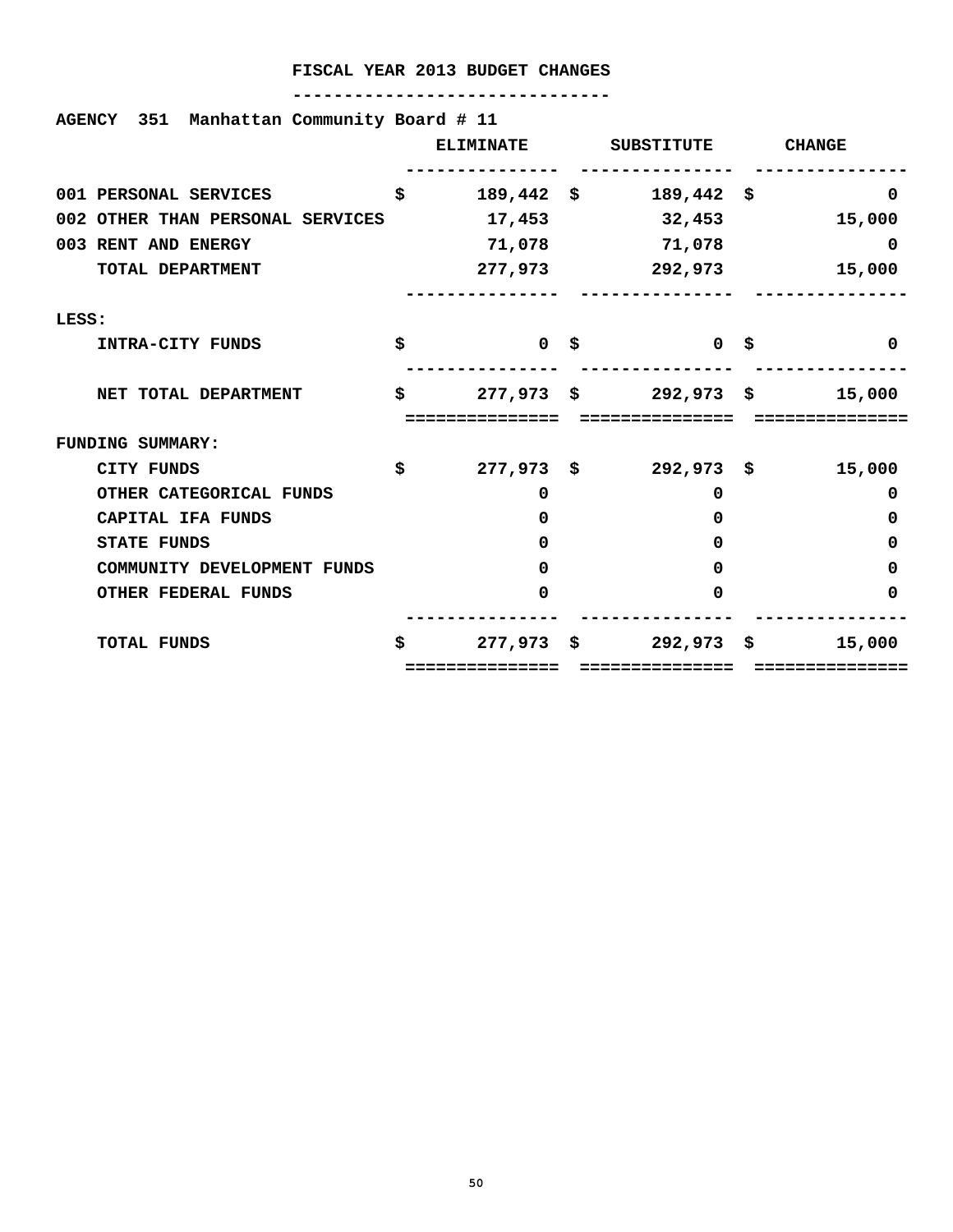# FISCAL YEAR 2013 BUDGET CHANGES

**AGENCY 351 Manhattan Community Board # 11**

| | ELIMINATE | SUBSTITUTE | CHANGE |
|---|---|---|---|
| 001 PERSONAL SERVICES | $ 189,442 | $ 189,442 | $ 0 |
| 002 OTHER THAN PERSONAL SERVICES | 17,453 | 32,453 | 15,000 |
| 003 RENT AND ENERGY | 71,078 | 71,078 | 0 |
| TOTAL DEPARTMENT | 277,973 | 292,973 | 15,000 |
| LESS: | | | |
| INTRA-CITY FUNDS | $ 0 | $ 0 | $ 0 |
| NET TOTAL DEPARTMENT | $ 277,973 | $ 292,973 | $ 15,000 |
| FUNDING SUMMARY: | | | |
| CITY FUNDS | $ 277,973 | $ 292,973 | $ 15,000 |
| OTHER CATEGORICAL FUNDS | 0 | 0 | 0 |
| CAPITAL IFA FUNDS | 0 | 0 | 0 |
| STATE FUNDS | 0 | 0 | 0 |
| COMMUNITY DEVELOPMENT FUNDS | 0 | 0 | 0 |
| OTHER FEDERAL FUNDS | 0 | 0 | 0 |
| TOTAL FUNDS | $ 277,973 | $ 292,973 | $ 15,000 |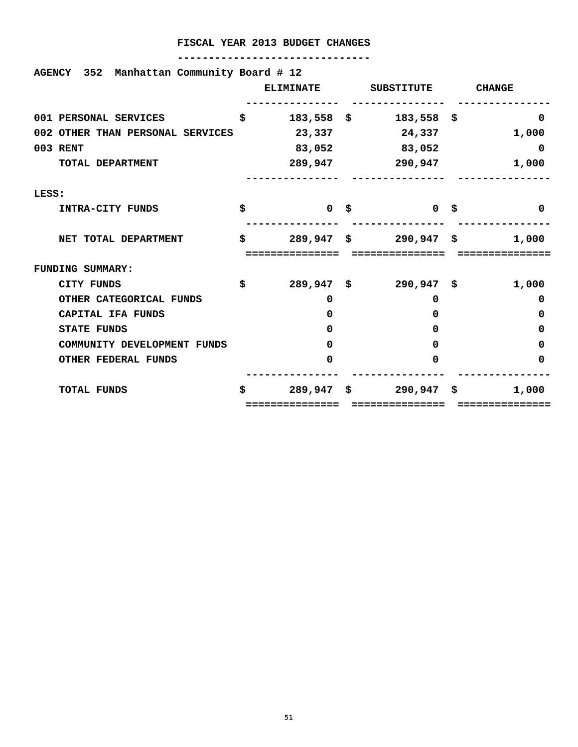# FISCAL YEAR 2013 BUDGET CHANGES

**AGENCY 352 Manhattan Community Board # 12**

| | ELIMINATE | SUBSTITUTE | CHANGE |
|---|---|---|---|
| 001 PERSONAL SERVICES | $ 183,558 | $ 183,558 | $ 0 |
| 002 OTHER THAN PERSONAL SERVICES | 23,337 | 24,337 | 1,000 |
| 003 RENT | 83,052 | 83,052 | 0 |
| TOTAL DEPARTMENT | 289,947 | 290,947 | 1,000 |
| LESS: | | | |
| INTRA-CITY FUNDS | $ 0 | $ 0 | $ 0 |
| NET TOTAL DEPARTMENT | $ 289,947 | $ 290,947 | $ 1,000 |
| FUNDING SUMMARY: | | | |
| CITY FUNDS | $ 289,947 | $ 290,947 | $ 1,000 |
| OTHER CATEGORICAL FUNDS | 0 | 0 | 0 |
| CAPITAL IFA FUNDS | 0 | 0 | 0 |
| STATE FUNDS | 0 | 0 | 0 |
| COMMUNITY DEVELOPMENT FUNDS | 0 | 0 | 0 |
| OTHER FEDERAL FUNDS | 0 | 0 | 0 |
| TOTAL FUNDS | $ 289,947 | $ 290,947 | $ 1,000 |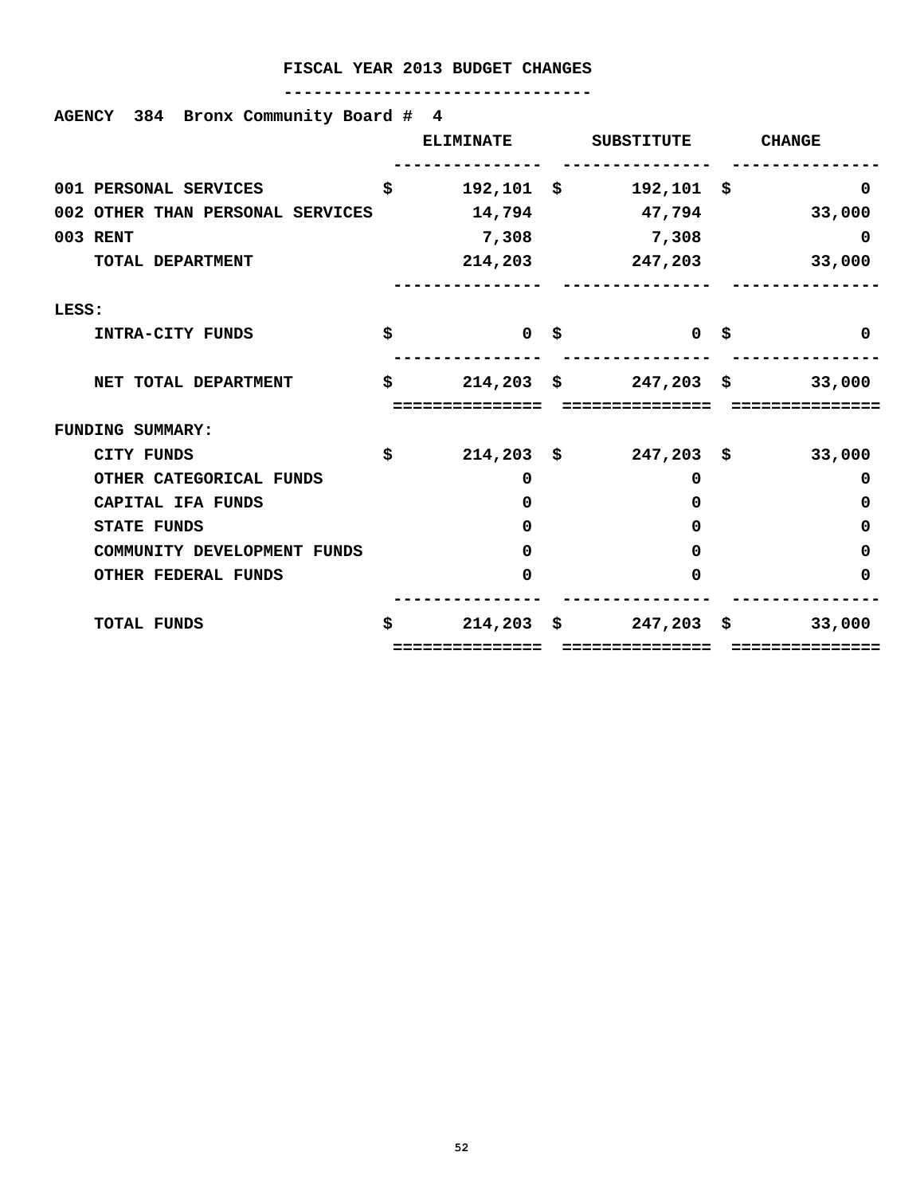# FISCAL YEAR 2013 BUDGET CHANGES

**AGENCY 384 Bronx Community Board # 4**

| | ELIMINATE | SUBSTITUTE | CHANGE |
|---|---|---|---|
| 001 PERSONAL SERVICES | $ 192,101 | $ 192,101 | $ 0 |
| 002 OTHER THAN PERSONAL SERVICES | 14,794 | 47,794 | 33,000 |
| 003 RENT | 7,308 | 7,308 | 0 |
| TOTAL DEPARTMENT | 214,203 | 247,203 | 33,000 |
| LESS: | | | |
| INTRA-CITY FUNDS | $ 0 | $ 0 | $ 0 |
| NET TOTAL DEPARTMENT | $ 214,203 | $ 247,203 | $ 33,000 |
| FUNDING SUMMARY: | | | |
| CITY FUNDS | $ 214,203 | $ 247,203 | $ 33,000 |
| OTHER CATEGORICAL FUNDS | 0 | 0 | 0 |
| CAPITAL IFA FUNDS | 0 | 0 | 0 |
| STATE FUNDS | 0 | 0 | 0 |
| COMMUNITY DEVELOPMENT FUNDS | 0 | 0 | 0 |
| OTHER FEDERAL FUNDS | 0 | 0 | 0 |
| TOTAL FUNDS | $ 214,203 | $ 247,203 | $ 33,000 |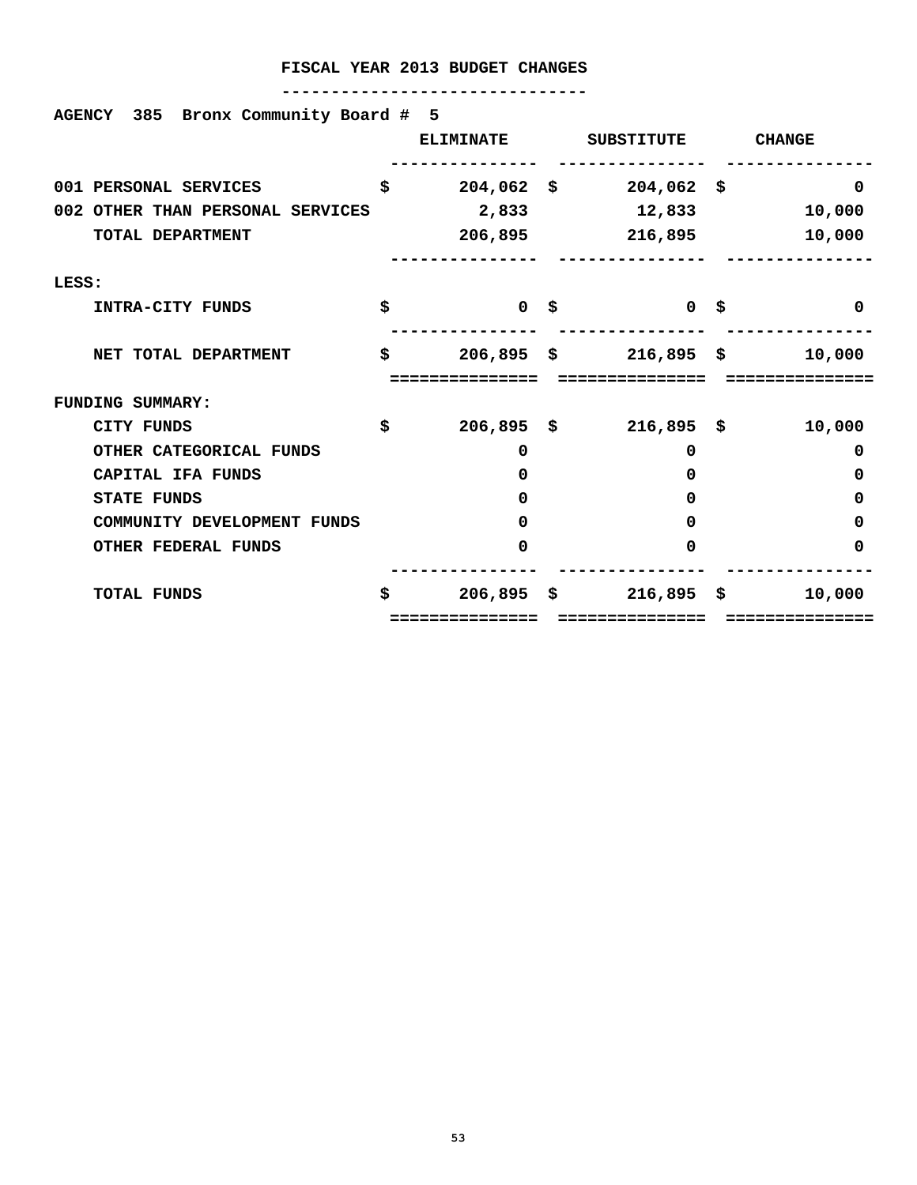# FISCAL YEAR 2013 BUDGET CHANGES

**AGENCY 385 Bronx Community Board # 5**

| | ELIMINATE | SUBSTITUTE | CHANGE |
|---|---|---|---|
| 001 PERSONAL SERVICES | $ 204,062 | $ 204,062 | $ 0 |
| 002 OTHER THAN PERSONAL SERVICES | 2,833 | 12,833 | 10,000 |
| TOTAL DEPARTMENT | 206,895 | 216,895 | 10,000 |
| LESS: | | | |
| INTRA-CITY FUNDS | $ 0 | $ 0 | $ 0 |
| NET TOTAL DEPARTMENT | $ 206,895 | $ 216,895 | $ 10,000 |
| FUNDING SUMMARY: | | | |
| CITY FUNDS | $ 206,895 | $ 216,895 | $ 10,000 |
| OTHER CATEGORICAL FUNDS | 0 | 0 | 0 |
| CAPITAL IFA FUNDS | 0 | 0 | 0 |
| STATE FUNDS | 0 | 0 | 0 |
| COMMUNITY DEVELOPMENT FUNDS | 0 | 0 | 0 |
| OTHER FEDERAL FUNDS | 0 | 0 | 0 |
| TOTAL FUNDS | $ 206,895 | $ 216,895 | $ 10,000 |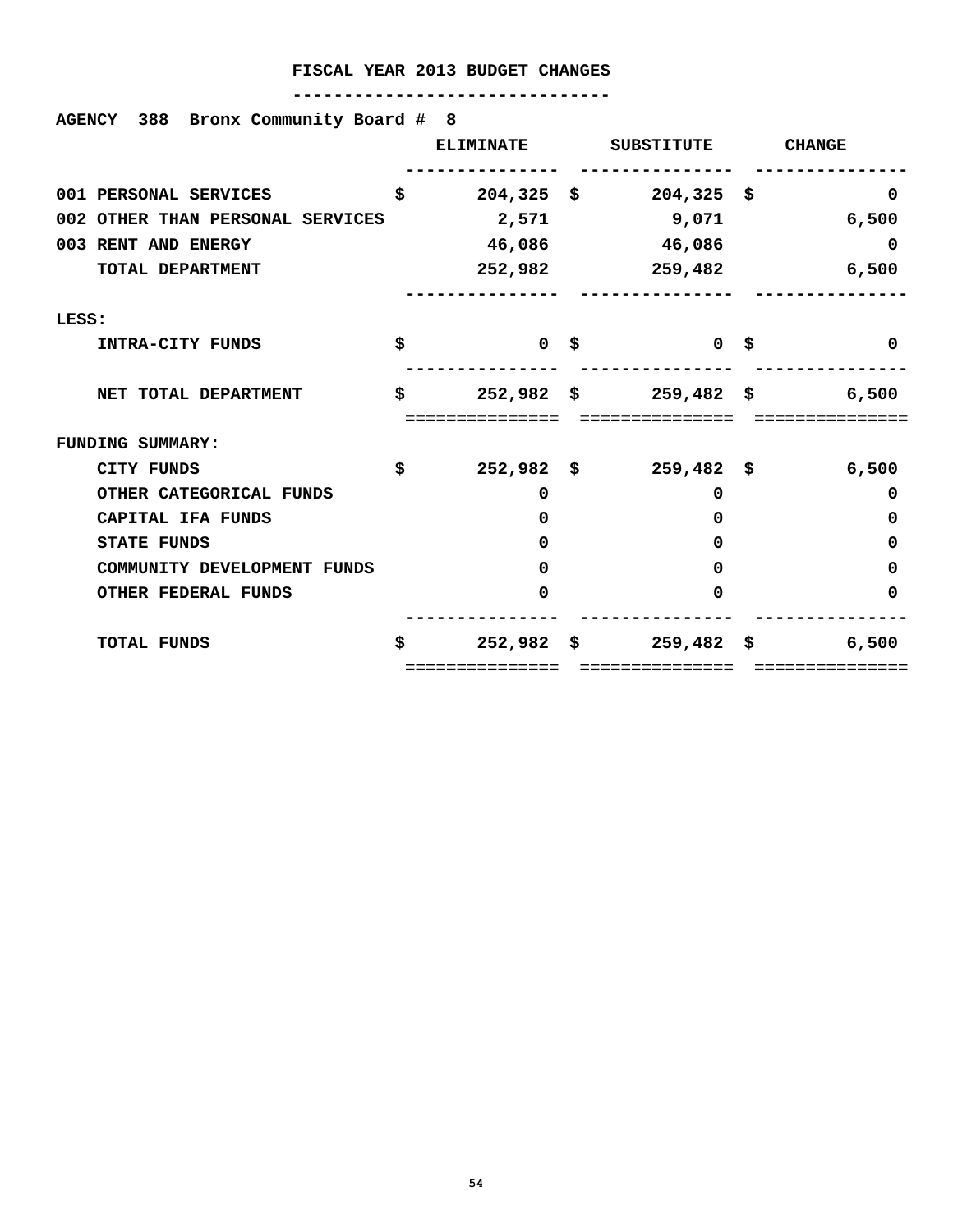# FISCAL YEAR 2013 BUDGET CHANGES

**AGENCY 388 Bronx Community Board # 8**

| | ELIMINATE | SUBSTITUTE | CHANGE |
|---|---|---|---|
| 001 PERSONAL SERVICES | $ 204,325 | $ 204,325 | $ 0 |
| 002 OTHER THAN PERSONAL SERVICES | 2,571 | 9,071 | 6,500 |
| 003 RENT AND ENERGY | 46,086 | 46,086 | 0 |
| TOTAL DEPARTMENT | 252,982 | 259,482 | 6,500 |
| LESS: | | | |
| INTRA-CITY FUNDS | $ 0 | $ 0 | $ 0 |
| NET TOTAL DEPARTMENT | $ 252,982 | $ 259,482 | $ 6,500 |
| FUNDING SUMMARY: | | | |
| CITY FUNDS | $ 252,982 | $ 259,482 | $ 6,500 |
| OTHER CATEGORICAL FUNDS | 0 | 0 | 0 |
| CAPITAL IFA FUNDS | 0 | 0 | 0 |
| STATE FUNDS | 0 | 0 | 0 |
| COMMUNITY DEVELOPMENT FUNDS | 0 | 0 | 0 |
| OTHER FEDERAL FUNDS | 0 | 0 | 0 |
| TOTAL FUNDS | $ 252,982 | $ 259,482 | $ 6,500 |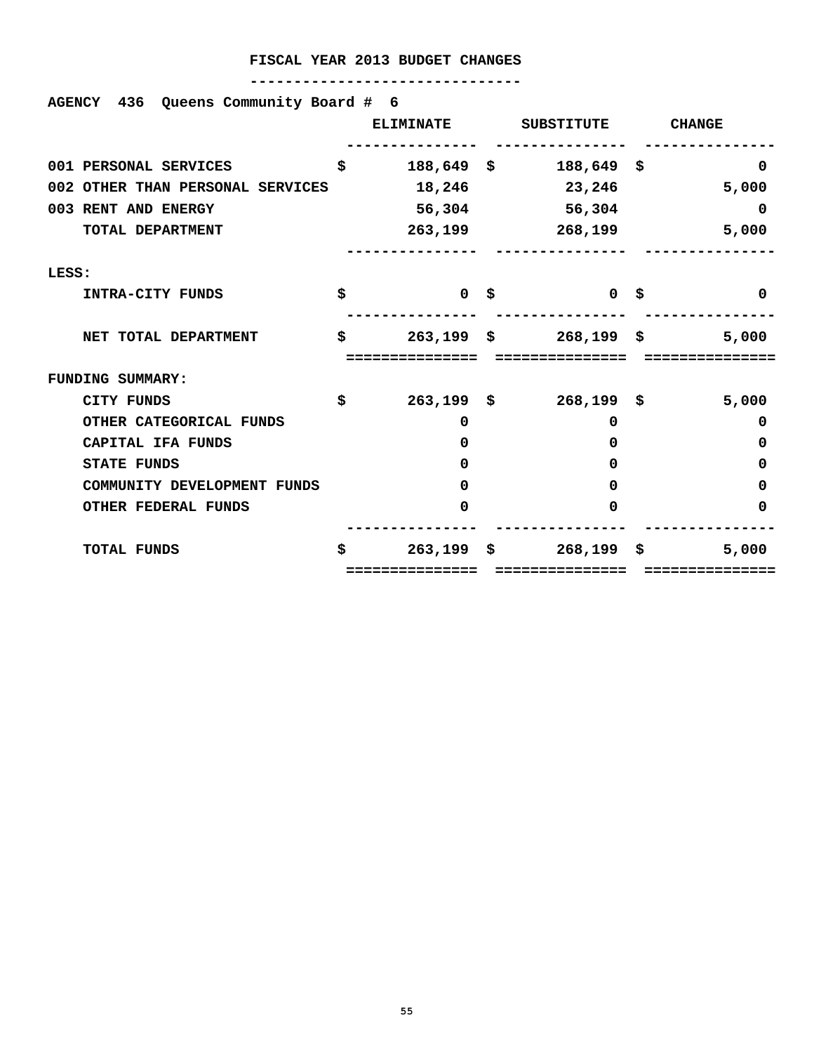## FISCAL YEAR 2013 BUDGET CHANGES

**AGENCY 436 Queens Community Board # 6**

| | ELIMINATE | SUBSTITUTE | CHANGE |
|---|---|---|---|
| 001 PERSONAL SERVICES | $ 188,649 | $ 188,649 | $ 0 |
| 002 OTHER THAN PERSONAL SERVICES | 18,246 | 23,246 | 5,000 |
| 003 RENT AND ENERGY | 56,304 | 56,304 | 0 |
| TOTAL DEPARTMENT | 263,199 | 268,199 | 5,000 |
| LESS: | | | |
| INTRA-CITY FUNDS | $ 0 | $ 0 | $ 0 |
| NET TOTAL DEPARTMENT | $ 263,199 | $ 268,199 | $ 5,000 |
| FUNDING SUMMARY: | | | |
| CITY FUNDS | $ 263,199 | $ 268,199 | $ 5,000 |
| OTHER CATEGORICAL FUNDS | 0 | 0 | 0 |
| CAPITAL IFA FUNDS | 0 | 0 | 0 |
| STATE FUNDS | 0 | 0 | 0 |
| COMMUNITY DEVELOPMENT FUNDS | 0 | 0 | 0 |
| OTHER FEDERAL FUNDS | 0 | 0 | 0 |
| TOTAL FUNDS | $ 263,199 | $ 268,199 | $ 5,000 |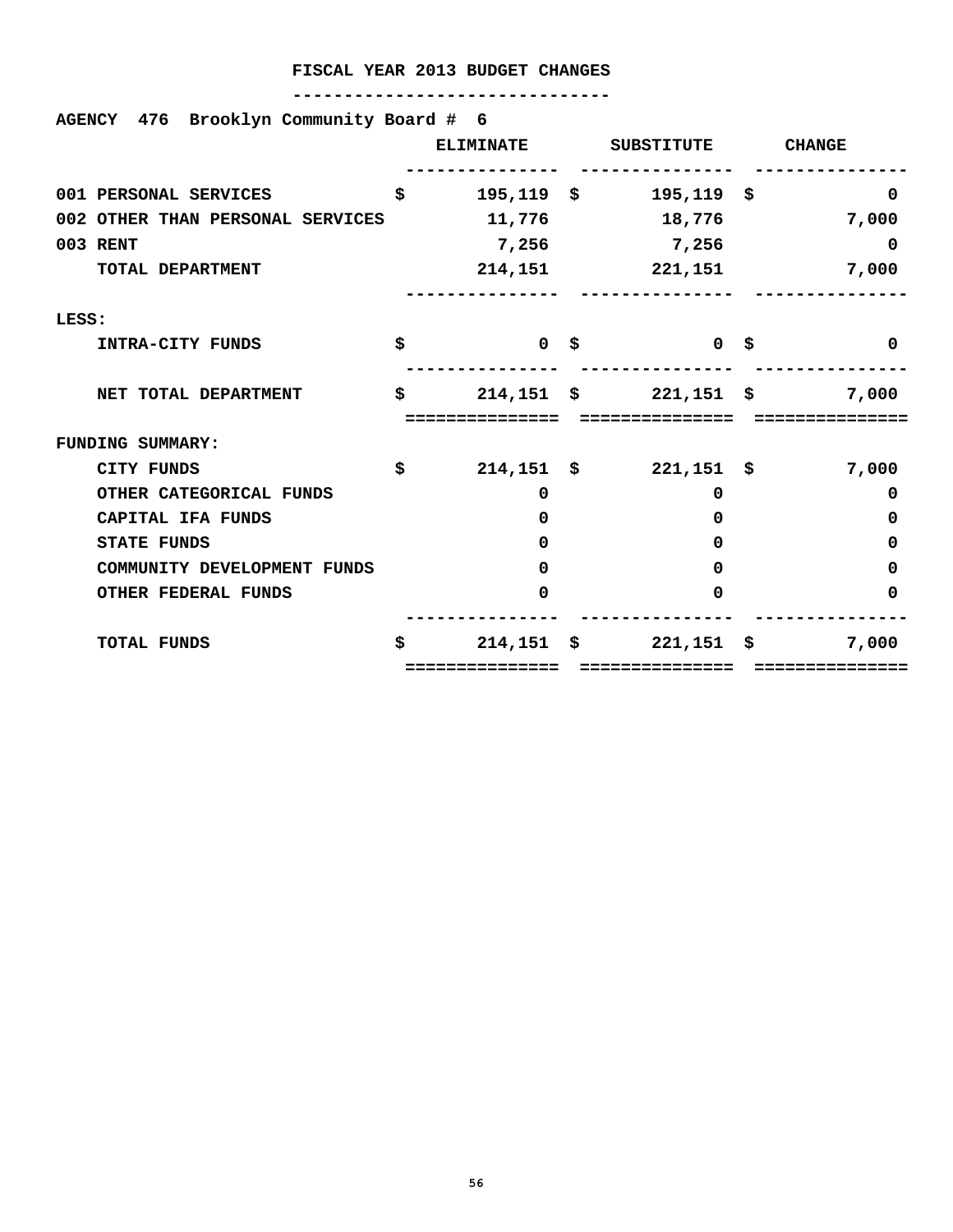# FISCAL YEAR 2013 BUDGET CHANGES

**AGENCY 476 Brooklyn Community Board # 6**

| | ELIMINATE | SUBSTITUTE | CHANGE |
|---|---|---|---|
| 001 PERSONAL SERVICES | $ 195,119 | $ 195,119 | $ 0 |
| 002 OTHER THAN PERSONAL SERVICES | 11,776 | 18,776 | 7,000 |
| 003 RENT | 7,256 | 7,256 | 0 |
| TOTAL DEPARTMENT | 214,151 | 221,151 | 7,000 |
| LESS: | | | |
| INTRA-CITY FUNDS | $ 0 | $ 0 | $ 0 |
| NET TOTAL DEPARTMENT | $ 214,151 | $ 221,151 | $ 7,000 |
| FUNDING SUMMARY: | | | |
| CITY FUNDS | $ 214,151 | $ 221,151 | $ 7,000 |
| OTHER CATEGORICAL FUNDS | 0 | 0 | 0 |
| CAPITAL IFA FUNDS | 0 | 0 | 0 |
| STATE FUNDS | 0 | 0 | 0 |
| COMMUNITY DEVELOPMENT FUNDS | 0 | 0 | 0 |
| OTHER FEDERAL FUNDS | 0 | 0 | 0 |
| TOTAL FUNDS | $ 214,151 | $ 221,151 | $ 7,000 |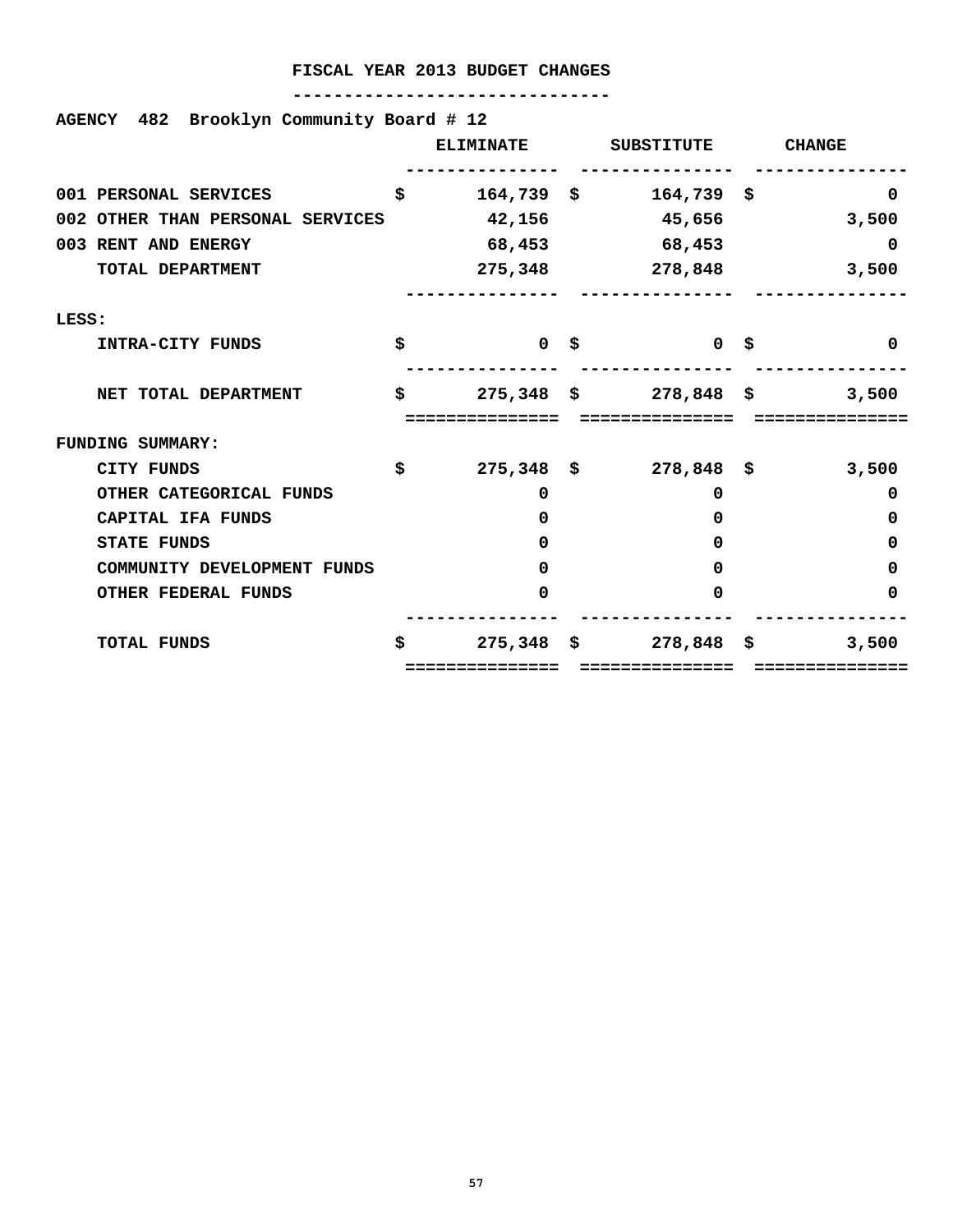# FISCAL YEAR 2013 BUDGET CHANGES

**AGENCY 482 Brooklyn Community Board # 12**

| | ELIMINATE | SUBSTITUTE | CHANGE |
|---|---|---|---|
| 001 PERSONAL SERVICES | $ 164,739 | $ 164,739 | $ 0 |
| 002 OTHER THAN PERSONAL SERVICES | 42,156 | 45,656 | 3,500 |
| 003 RENT AND ENERGY | 68,453 | 68,453 | 0 |
| TOTAL DEPARTMENT | 275,348 | 278,848 | 3,500 |
| LESS: | | | |
| INTRA-CITY FUNDS | $ 0 | $ 0 | $ 0 |
| NET TOTAL DEPARTMENT | $ 275,348 | $ 278,848 | $ 3,500 |
| FUNDING SUMMARY: | | | |
| CITY FUNDS | $ 275,348 | $ 278,848 | $ 3,500 |
| OTHER CATEGORICAL FUNDS | 0 | 0 | 0 |
| CAPITAL IFA FUNDS | 0 | 0 | 0 |
| STATE FUNDS | 0 | 0 | 0 |
| COMMUNITY DEVELOPMENT FUNDS | 0 | 0 | 0 |
| OTHER FEDERAL FUNDS | 0 | 0 | 0 |
| TOTAL FUNDS | $ 275,348 | $ 278,848 | $ 3,500 |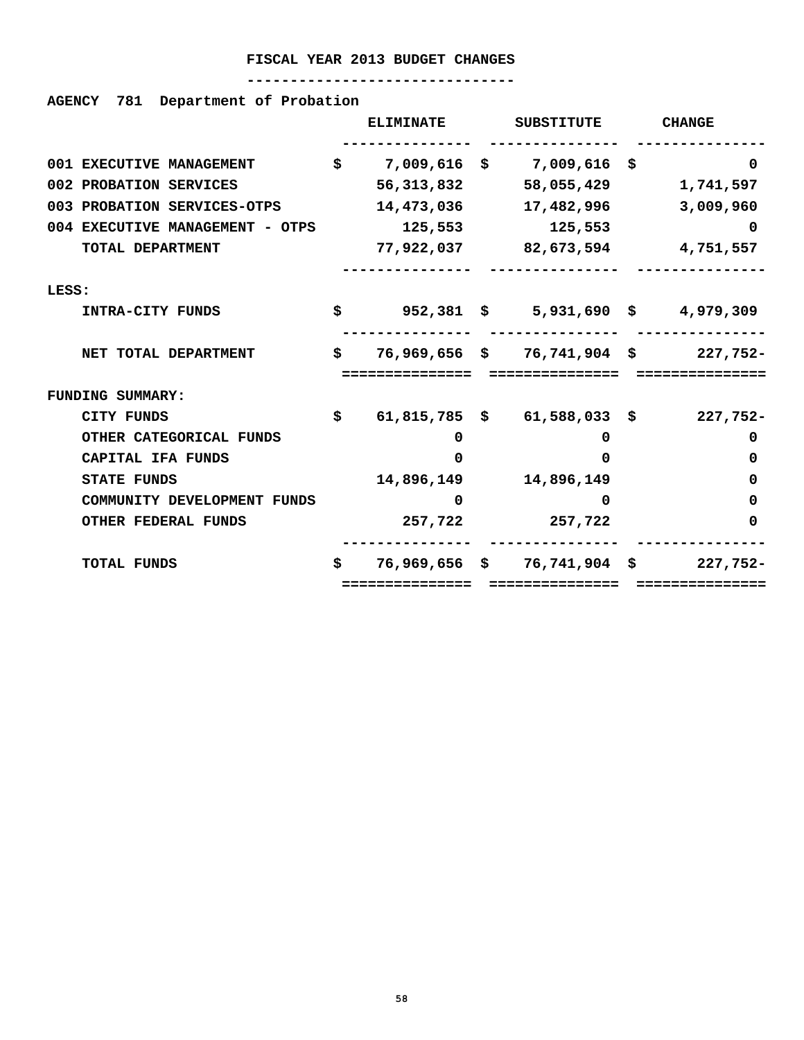# FISCAL YEAR 2013 BUDGET CHANGES

**AGENCY 781 Department of Probation**

| | ELIMINATE | SUBSTITUTE | CHANGE |
|---|---|---|---|
| 001 EXECUTIVE MANAGEMENT | $ 7,009,616 | $ 7,009,616 | $ 0 |
| 002 PROBATION SERVICES | 56,313,832 | 58,055,429 | 1,741,597 |
| 003 PROBATION SERVICES-OTPS | 14,473,036 | 17,482,996 | 3,009,960 |
| 004 EXECUTIVE MANAGEMENT - OTPS | 125,553 | 125,553 | 0 |
| TOTAL DEPARTMENT | 77,922,037 | 82,673,594 | 4,751,557 |
| LESS: | | | |
| INTRA-CITY FUNDS | $ 952,381 | $ 5,931,690 | $ 4,979,309 |
| NET TOTAL DEPARTMENT | $ 76,969,656 | $ 76,741,904 | $ 227,752- |
| FUNDING SUMMARY: | | | |
| CITY FUNDS | $ 61,815,785 | $ 61,588,033 | $ 227,752- |
| OTHER CATEGORICAL FUNDS | 0 | 0 | 0 |
| CAPITAL IFA FUNDS | 0 | 0 | 0 |
| STATE FUNDS | 14,896,149 | 14,896,149 | 0 |
| COMMUNITY DEVELOPMENT FUNDS | 0 | 0 | 0 |
| OTHER FEDERAL FUNDS | 257,722 | 257,722 | 0 |
| TOTAL FUNDS | $ 76,969,656 | $ 76,741,904 | $ 227,752- |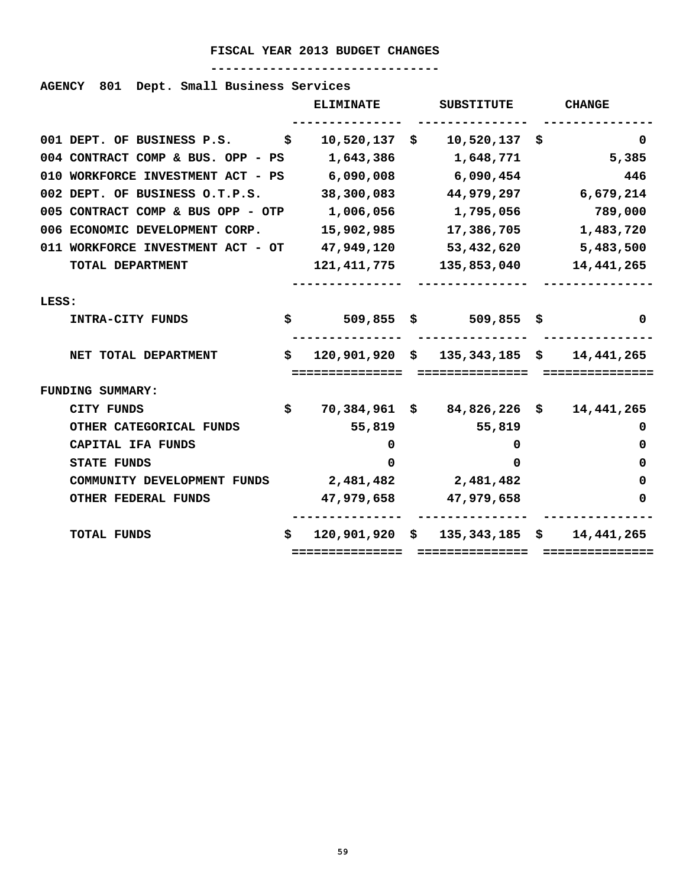# FISCAL YEAR 2013 BUDGET CHANGES

**AGENCY 801 Dept. Small Business Services**

| | ELIMINATE | SUBSTITUTE | CHANGE |
|---|---|---|---|
| 001 DEPT. OF BUSINESS P.S. | $ 10,520,137 | $ 10,520,137 | $ 0 |
| 004 CONTRACT COMP & BUS. OPP - PS | 1,643,386 | 1,648,771 | 5,385 |
| 010 WORKFORCE INVESTMENT ACT - PS | 6,090,008 | 6,090,454 | 446 |
| 002 DEPT. OF BUSINESS O.T.P.S. | 38,300,083 | 44,979,297 | 6,679,214 |
| 005 CONTRACT COMP & BUS OPP - OTP | 1,006,056 | 1,795,056 | 789,000 |
| 006 ECONOMIC DEVELOPMENT CORP. | 15,902,985 | 17,386,705 | 1,483,720 |
| 011 WORKFORCE INVESTMENT ACT - OT | 47,949,120 | 53,432,620 | 5,483,500 |
| TOTAL DEPARTMENT | 121,411,775 | 135,853,040 | 14,441,265 |
| LESS: | | | |
| INTRA-CITY FUNDS | $ 509,855 | $ 509,855 | $ 0 |
| NET TOTAL DEPARTMENT | $ 120,901,920 | $ 135,343,185 | $ 14,441,265 |
| FUNDING SUMMARY: | | | |
| CITY FUNDS | $ 70,384,961 | $ 84,826,226 | $ 14,441,265 |
| OTHER CATEGORICAL FUNDS | 55,819 | 55,819 | 0 |
| CAPITAL IFA FUNDS | 0 | 0 | 0 |
| STATE FUNDS | 0 | 0 | 0 |
| COMMUNITY DEVELOPMENT FUNDS | 2,481,482 | 2,481,482 | 0 |
| OTHER FEDERAL FUNDS | 47,979,658 | 47,979,658 | 0 |
| TOTAL FUNDS | $ 120,901,920 | $ 135,343,185 | $ 14,441,265 |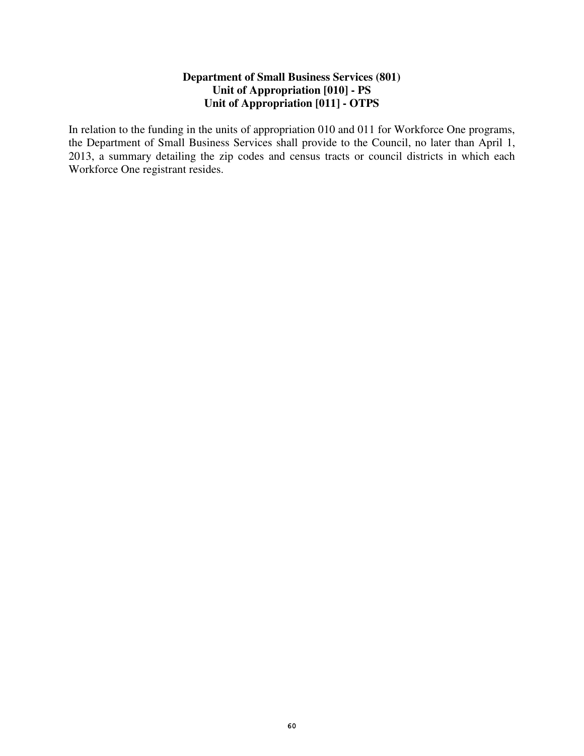**Department of Small Business Services (801)**
**Unit of Appropriation [010] - PS**
**Unit of Appropriation [011] - OTPS**

In relation to the funding in the units of appropriation 010 and 011 for Workforce One programs, the Department of Small Business Services shall provide to the Council, no later than April 1, 2013, a summary detailing the zip codes and census tracts or council districts in which each Workforce One registrant resides.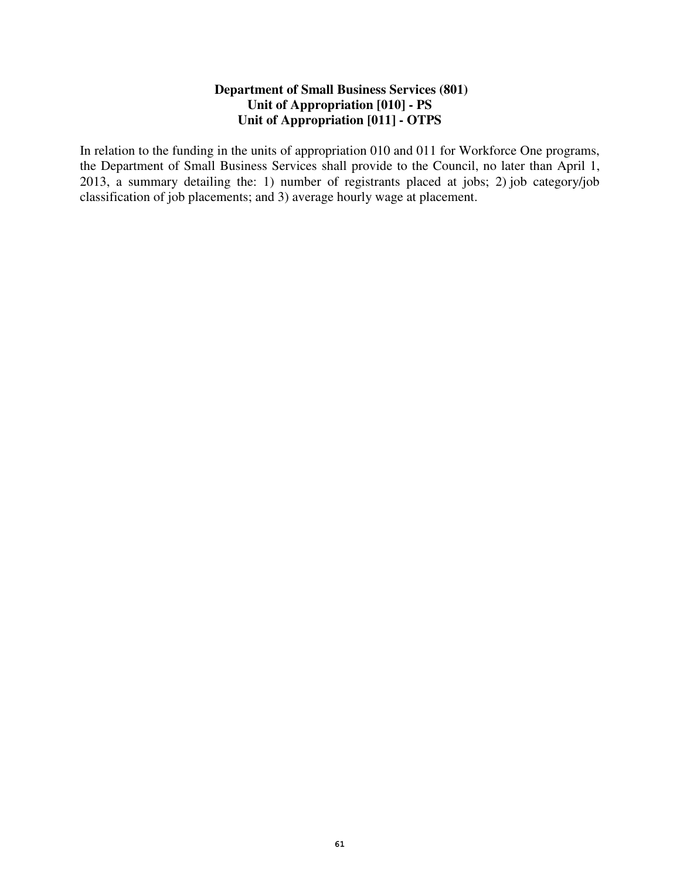**Department of Small Business Services (801)**
**Unit of Appropriation [010] - PS**
**Unit of Appropriation [011] - OTPS**

In relation to the funding in the units of appropriation 010 and 011 for Workforce One programs, the Department of Small Business Services shall provide to the Council, no later than April 1, 2013, a summary detailing the: 1) number of registrants placed at jobs; 2) job category/job classification of job placements; and 3) average hourly wage at placement.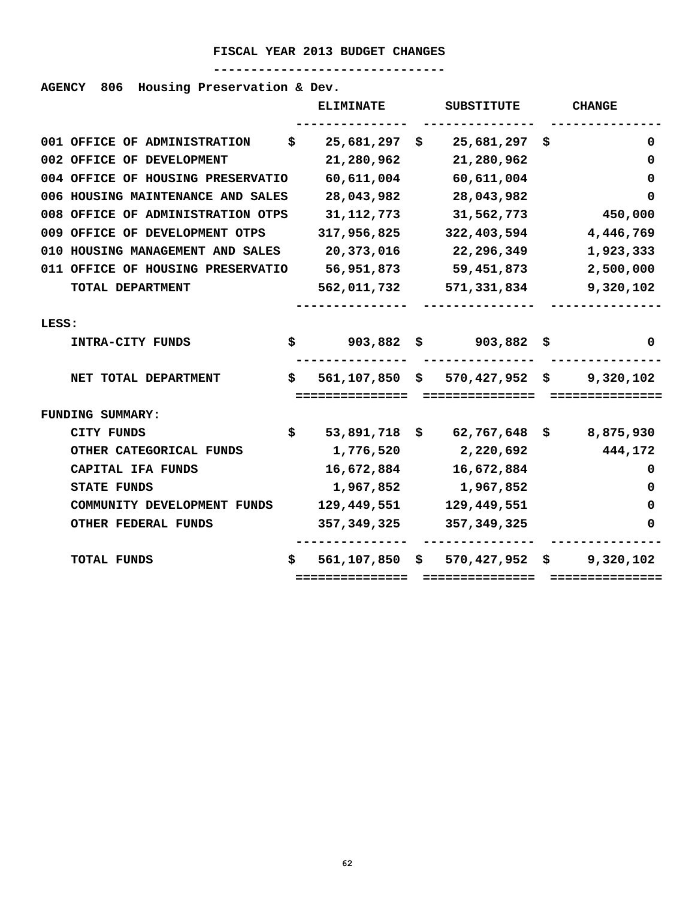# FISCAL YEAR 2013 BUDGET CHANGES

**AGENCY 806 Housing Preservation & Dev.**

| | ELIMINATE | SUBSTITUTE | CHANGE |
|---|---|---|---|
| 001 OFFICE OF ADMINISTRATION | $ 25,681,297 | $ 25,681,297 | $ 0 |
| 002 OFFICE OF DEVELOPMENT | 21,280,962 | 21,280,962 | 0 |
| 004 OFFICE OF HOUSING PRESERVATIO | 60,611,004 | 60,611,004 | 0 |
| 006 HOUSING MAINTENANCE AND SALES | 28,043,982 | 28,043,982 | 0 |
| 008 OFFICE OF ADMINISTRATION OTPS | 31,112,773 | 31,562,773 | 450,000 |
| 009 OFFICE OF DEVELOPMENT OTPS | 317,956,825 | 322,403,594 | 4,446,769 |
| 010 HOUSING MANAGEMENT AND SALES | 20,373,016 | 22,296,349 | 1,923,333 |
| 011 OFFICE OF HOUSING PRESERVATIO | 56,951,873 | 59,451,873 | 2,500,000 |
| TOTAL DEPARTMENT | 562,011,732 | 571,331,834 | 9,320,102 |
| LESS: | | | |
| INTRA-CITY FUNDS | $ 903,882 | $ 903,882 | $ 0 |
| NET TOTAL DEPARTMENT | $ 561,107,850 | $ 570,427,952 | $ 9,320,102 |
| FUNDING SUMMARY: | | | |
| CITY FUNDS | $ 53,891,718 | $ 62,767,648 | $ 8,875,930 |
| OTHER CATEGORICAL FUNDS | 1,776,520 | 2,220,692 | 444,172 |
| CAPITAL IFA FUNDS | 16,672,884 | 16,672,884 | 0 |
| STATE FUNDS | 1,967,852 | 1,967,852 | 0 |
| COMMUNITY DEVELOPMENT FUNDS | 129,449,551 | 129,449,551 | 0 |
| OTHER FEDERAL FUNDS | 357,349,325 | 357,349,325 | 0 |
| TOTAL FUNDS | $ 561,107,850 | $ 570,427,952 | $ 9,320,102 |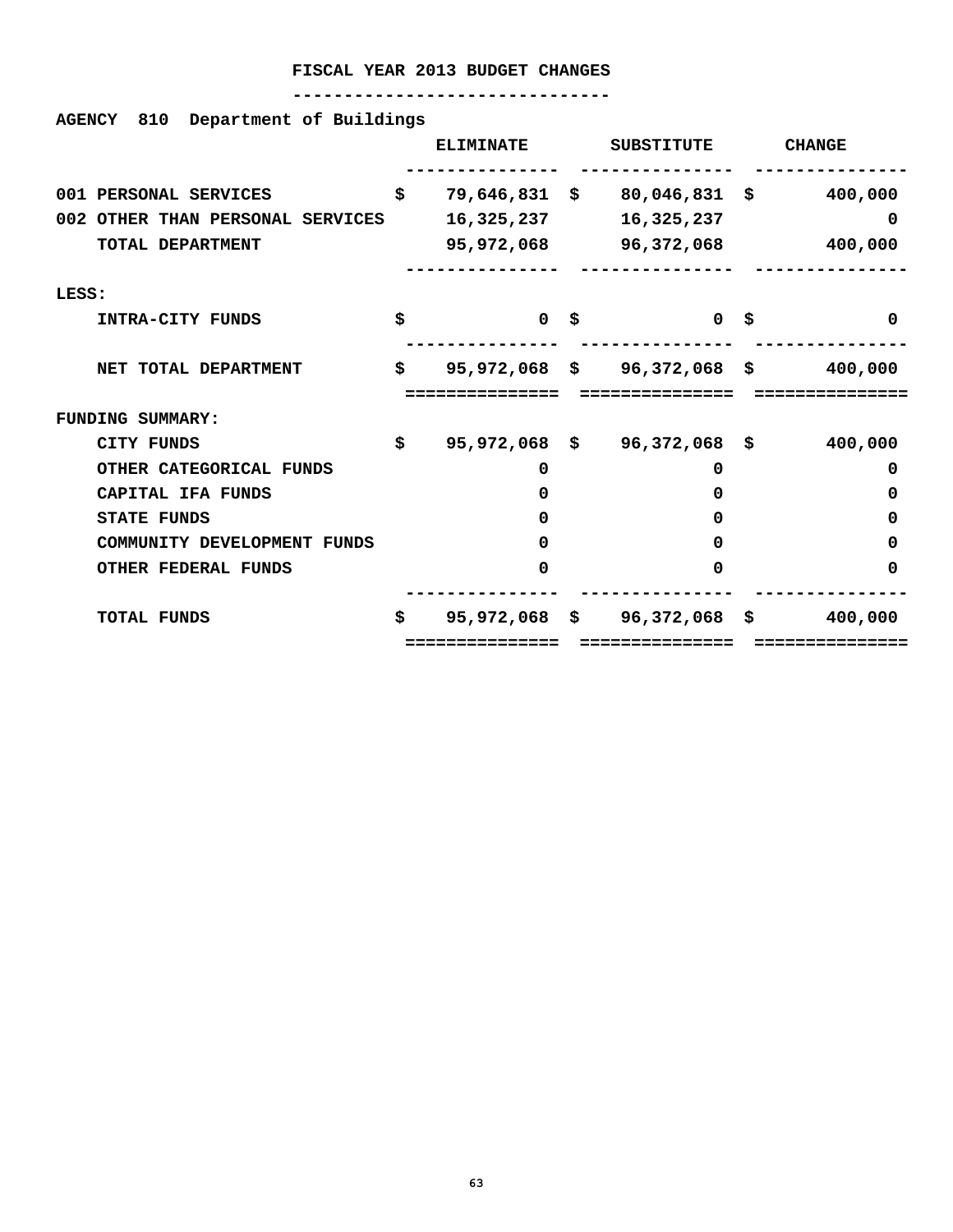# FISCAL YEAR 2013 BUDGET CHANGES

**AGENCY 810 Department of Buildings**

| | ELIMINATE | SUBSTITUTE | CHANGE |
|---|---|---|---|
| 001 PERSONAL SERVICES | $ 79,646,831 | $ 80,046,831 | $ 400,000 |
| 002 OTHER THAN PERSONAL SERVICES | 16,325,237 | 16,325,237 | 0 |
| TOTAL DEPARTMENT | 95,972,068 | 96,372,068 | 400,000 |
| LESS: | | | |
| INTRA-CITY FUNDS | $ 0 | $ 0 | $ 0 |
| NET TOTAL DEPARTMENT | $ 95,972,068 | $ 96,372,068 | $ 400,000 |
| FUNDING SUMMARY: | | | |
| CITY FUNDS | $ 95,972,068 | $ 96,372,068 | $ 400,000 |
| OTHER CATEGORICAL FUNDS | 0 | 0 | 0 |
| CAPITAL IFA FUNDS | 0 | 0 | 0 |
| STATE FUNDS | 0 | 0 | 0 |
| COMMUNITY DEVELOPMENT FUNDS | 0 | 0 | 0 |
| OTHER FEDERAL FUNDS | 0 | 0 | 0 |
| TOTAL FUNDS | $ 95,972,068 | $ 96,372,068 | $ 400,000 |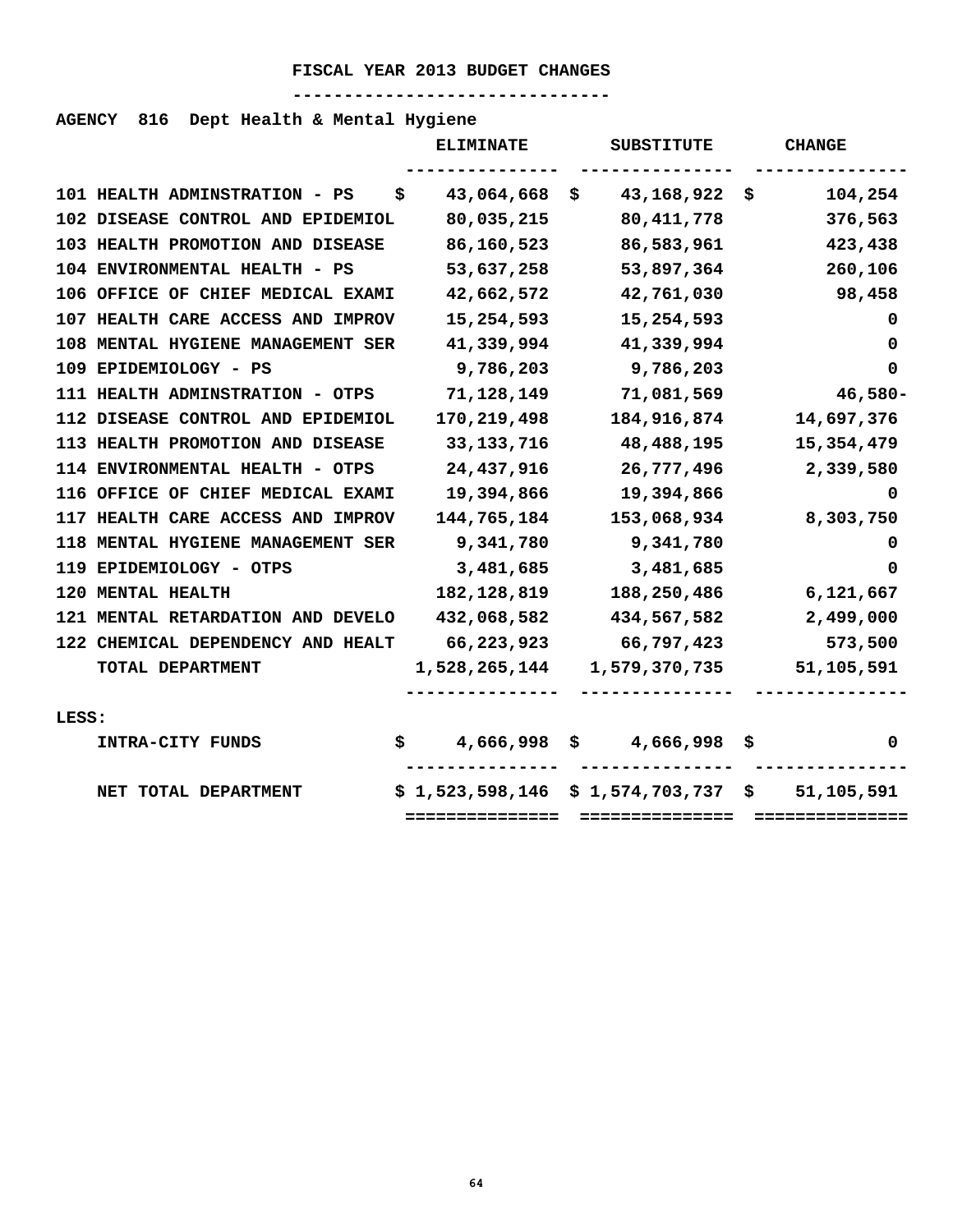# FISCAL YEAR 2013 BUDGET CHANGES

**AGENCY 816 Dept Health & Mental Hygiene**

| | ELIMINATE | SUBSTITUTE | CHANGE |
|---|---|---|---|
| 101 HEALTH ADMINSTRATION - PS | $ 43,064,668 | $ 43,168,922 | $ 104,254 |
| 102 DISEASE CONTROL AND EPIDEMIOL | 80,035,215 | 80,411,778 | 376,563 |
| 103 HEALTH PROMOTION AND DISEASE | 86,160,523 | 86,583,961 | 423,438 |
| 104 ENVIRONMENTAL HEALTH - PS | 53,637,258 | 53,897,364 | 260,106 |
| 106 OFFICE OF CHIEF MEDICAL EXAMI | 42,662,572 | 42,761,030 | 98,458 |
| 107 HEALTH CARE ACCESS AND IMPROV | 15,254,593 | 15,254,593 | 0 |
| 108 MENTAL HYGIENE MANAGEMENT SER | 41,339,994 | 41,339,994 | 0 |
| 109 EPIDEMIOLOGY - PS | 9,786,203 | 9,786,203 | 0 |
| 111 HEALTH ADMINSTRATION - OTPS | 71,128,149 | 71,081,569 | 46,580- |
| 112 DISEASE CONTROL AND EPIDEMIOL | 170,219,498 | 184,916,874 | 14,697,376 |
| 113 HEALTH PROMOTION AND DISEASE | 33,133,716 | 48,488,195 | 15,354,479 |
| 114 ENVIRONMENTAL HEALTH - OTPS | 24,437,916 | 26,777,496 | 2,339,580 |
| 116 OFFICE OF CHIEF MEDICAL EXAMI | 19,394,866 | 19,394,866 | 0 |
| 117 HEALTH CARE ACCESS AND IMPROV | 144,765,184 | 153,068,934 | 8,303,750 |
| 118 MENTAL HYGIENE MANAGEMENT SER | 9,341,780 | 9,341,780 | 0 |
| 119 EPIDEMIOLOGY - OTPS | 3,481,685 | 3,481,685 | 0 |
| 120 MENTAL HEALTH | 182,128,819 | 188,250,486 | 6,121,667 |
| 121 MENTAL RETARDATION AND DEVELO | 432,068,582 | 434,567,582 | 2,499,000 |
| 122 CHEMICAL DEPENDENCY AND HEALT | 66,223,923 | 66,797,423 | 573,500 |
| TOTAL DEPARTMENT | 1,528,265,144 | 1,579,370,735 | 51,105,591 |
| LESS: | | | |
| INTRA-CITY FUNDS | $ 4,666,998 | $ 4,666,998 | $ 0 |
| NET TOTAL DEPARTMENT | $ 1,523,598,146 | $ 1,574,703,737 | $ 51,105,591 |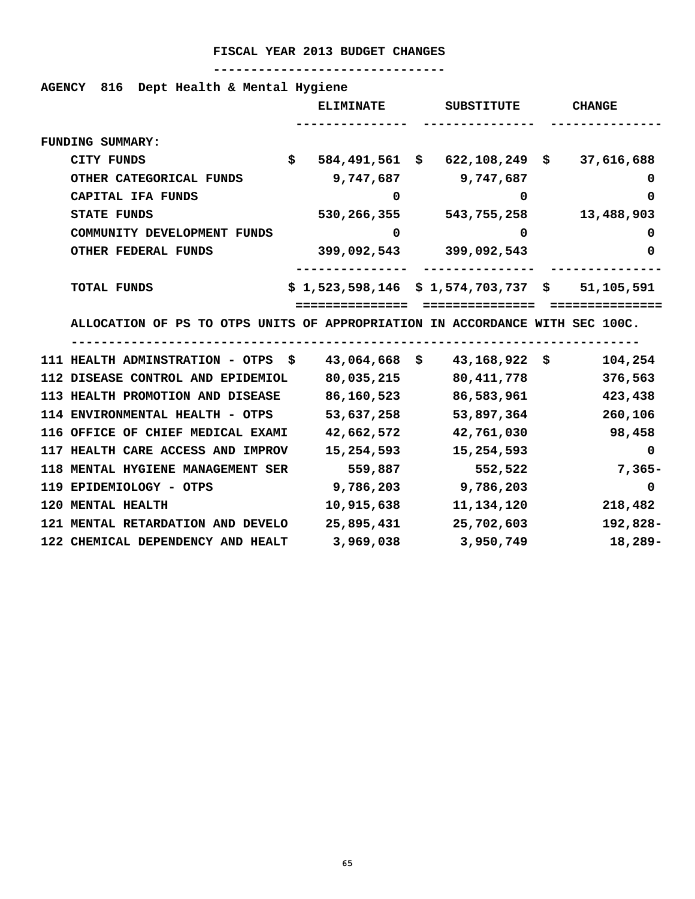# FISCAL YEAR 2013 BUDGET CHANGES

**AGENCY 816 Dept Health & Mental Hygiene**

| | ELIMINATE | SUBSTITUTE | CHANGE |
|---|---|---|---|
| **FUNDING SUMMARY:** | | | |
| CITY FUNDS | $ 584,491,561 | $ 622,108,249 | $ 37,616,688 |
| OTHER CATEGORICAL FUNDS | 9,747,687 | 9,747,687 | 0 |
| CAPITAL IFA FUNDS | 0 | 0 | 0 |
| STATE FUNDS | 530,266,355 | 543,755,258 | 13,488,903 |
| COMMUNITY DEVELOPMENT FUNDS | 0 | 0 | 0 |
| OTHER FEDERAL FUNDS | 399,092,543 | 399,092,543 | 0 |
| TOTAL FUNDS | $ 1,523,598,146 | $ 1,574,703,737 | $ 51,105,591 |

ALLOCATION OF PS TO OTPS UNITS OF APPROPRIATION IN ACCORDANCE WITH SEC 100C.

| | ELIMINATE | SUBSTITUTE | CHANGE |
|---|---|---|---|
| 111 HEALTH ADMINSTRATION - OTPS | $ 43,064,668 | $ 43,168,922 | $ 104,254 |
| 112 DISEASE CONTROL AND EPIDEMIOL | 80,035,215 | 80,411,778 | 376,563 |
| 113 HEALTH PROMOTION AND DISEASE | 86,160,523 | 86,583,961 | 423,438 |
| 114 ENVIRONMENTAL HEALTH - OTPS | 53,637,258 | 53,897,364 | 260,106 |
| 116 OFFICE OF CHIEF MEDICAL EXAMI | 42,662,572 | 42,761,030 | 98,458 |
| 117 HEALTH CARE ACCESS AND IMPROV | 15,254,593 | 15,254,593 | 0 |
| 118 MENTAL HYGIENE MANAGEMENT SER | 559,887 | 552,522 | 7,365- |
| 119 EPIDEMIOLOGY - OTPS | 9,786,203 | 9,786,203 | 0 |
| 120 MENTAL HEALTH | 10,915,638 | 11,134,120 | 218,482 |
| 121 MENTAL RETARDATION AND DEVELO | 25,895,431 | 25,702,603 | 192,828- |
| 122 CHEMICAL DEPENDENCY AND HEALT | 3,969,038 | 3,950,749 | 18,289- |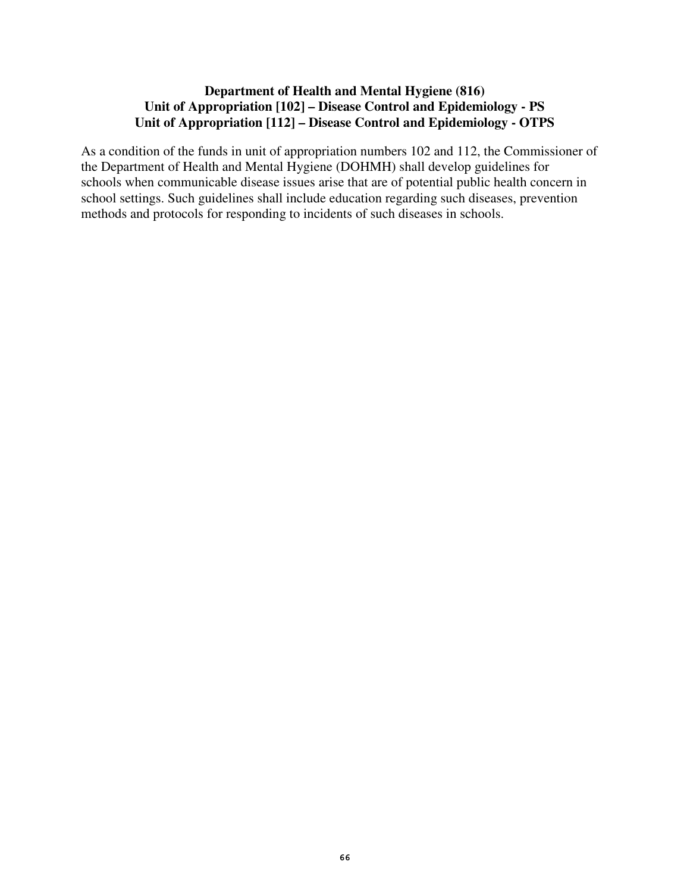**Department of Health and Mental Hygiene (816)**
**Unit of Appropriation [102] – Disease Control and Epidemiology - PS**
**Unit of Appropriation [112] – Disease Control and Epidemiology - OTPS**

As a condition of the funds in unit of appropriation numbers 102 and 112, the Commissioner of the Department of Health and Mental Hygiene (DOHMH) shall develop guidelines for schools when communicable disease issues arise that are of potential public health concern in school settings. Such guidelines shall include education regarding such diseases, prevention methods and protocols for responding to incidents of such diseases in schools.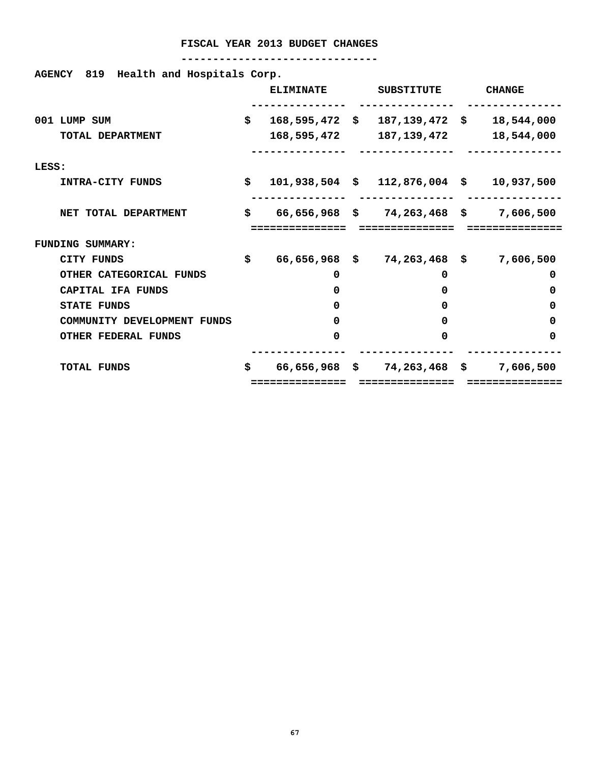# FISCAL YEAR 2013 BUDGET CHANGES

**AGENCY 819 Health and Hospitals Corp.**

| | ELIMINATE | SUBSTITUTE | CHANGE |
|---|---|---|---|
| 001 LUMP SUM | $ 168,595,472 | $ 187,139,472 | $ 18,544,000 |
| TOTAL DEPARTMENT | 168,595,472 | 187,139,472 | 18,544,000 |
| LESS: | | | |
| INTRA-CITY FUNDS | $ 101,938,504 | $ 112,876,004 | $ 10,937,500 |
| NET TOTAL DEPARTMENT | $ 66,656,968 | $ 74,263,468 | $ 7,606,500 |
| FUNDING SUMMARY: | | | |
| CITY FUNDS | $ 66,656,968 | $ 74,263,468 | $ 7,606,500 |
| OTHER CATEGORICAL FUNDS | 0 | 0 | 0 |
| CAPITAL IFA FUNDS | 0 | 0 | 0 |
| STATE FUNDS | 0 | 0 | 0 |
| COMMUNITY DEVELOPMENT FUNDS | 0 | 0 | 0 |
| OTHER FEDERAL FUNDS | 0 | 0 | 0 |
| TOTAL FUNDS | $ 66,656,968 | $ 74,263,468 | $ 7,606,500 |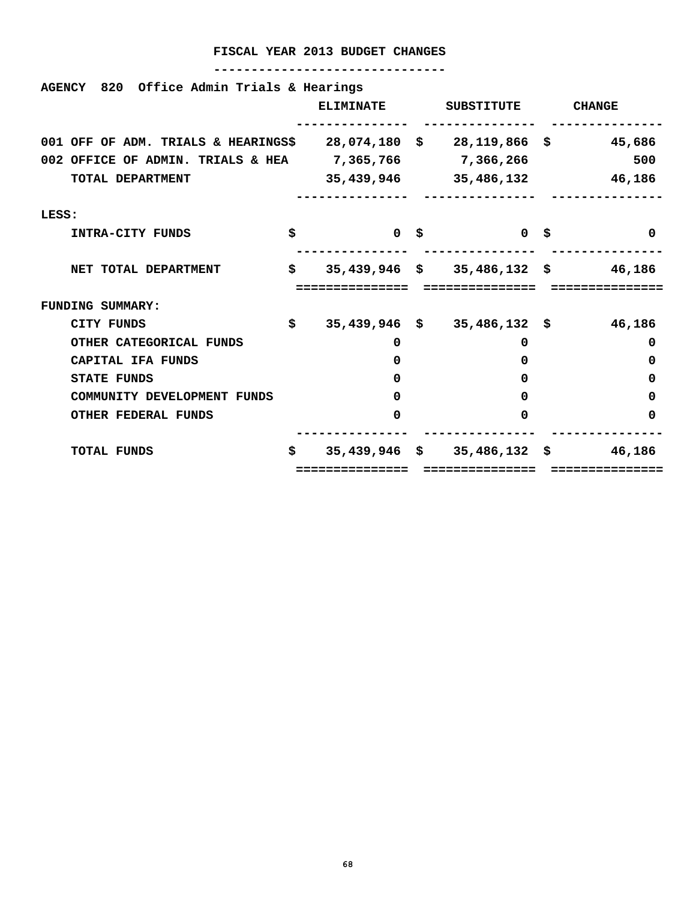# FISCAL YEAR 2013 BUDGET CHANGES

**AGENCY 820 Office Admin Trials & Hearings**

| | ELIMINATE | SUBSTITUTE | CHANGE |
|---|---|---|---|
| 001 OFF OF ADM. TRIALS & HEARINGS | $ 28,074,180 | $ 28,119,866 | $ 45,686 |
| 002 OFFICE OF ADMIN. TRIALS & HEA | 7,365,766 | 7,366,266 | 500 |
| TOTAL DEPARTMENT | 35,439,946 | 35,486,132 | 46,186 |
| LESS: | | | |
| INTRA-CITY FUNDS | $ 0 | $ 0 | $ 0 |
| NET TOTAL DEPARTMENT | $ 35,439,946 | $ 35,486,132 | $ 46,186 |
| FUNDING SUMMARY: | | | |
| CITY FUNDS | $ 35,439,946 | $ 35,486,132 | $ 46,186 |
| OTHER CATEGORICAL FUNDS | 0 | 0 | 0 |
| CAPITAL IFA FUNDS | 0 | 0 | 0 |
| STATE FUNDS | 0 | 0 | 0 |
| COMMUNITY DEVELOPMENT FUNDS | 0 | 0 | 0 |
| OTHER FEDERAL FUNDS | 0 | 0 | 0 |
| TOTAL FUNDS | $ 35,439,946 | $ 35,486,132 | $ 46,186 |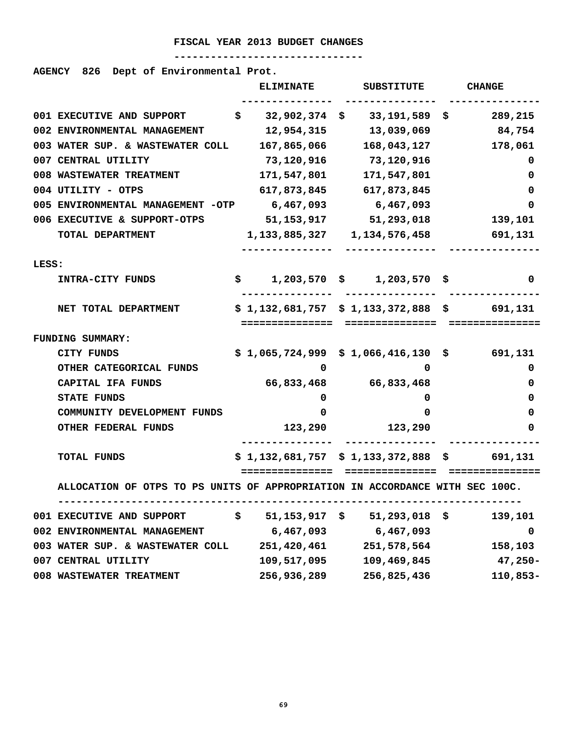# FISCAL YEAR 2013 BUDGET CHANGES

**AGENCY 826 Dept of Environmental Prot.**

| | ELIMINATE | SUBSTITUTE | CHANGE |
|---|---|---|---|
| 001 EXECUTIVE AND SUPPORT | $ 32,902,374 | $ 33,191,589 | $ 289,215 |
| 002 ENVIRONMENTAL MANAGEMENT | 12,954,315 | 13,039,069 | 84,754 |
| 003 WATER SUP. & WASTEWATER COLL | 167,865,066 | 168,043,127 | 178,061 |
| 007 CENTRAL UTILITY | 73,120,916 | 73,120,916 | 0 |
| 008 WASTEWATER TREATMENT | 171,547,801 | 171,547,801 | 0 |
| 004 UTILITY - OTPS | 617,873,845 | 617,873,845 | 0 |
| 005 ENVIRONMENTAL MANAGEMENT -OTP | 6,467,093 | 6,467,093 | 0 |
| 006 EXECUTIVE & SUPPORT-OTPS | 51,153,917 | 51,293,018 | 139,101 |
| TOTAL DEPARTMENT | 1,133,885,327 | 1,134,576,458 | 691,131 |
| LESS: | | | |
| INTRA-CITY FUNDS | $ 1,203,570 | $ 1,203,570 | $ 0 |
| NET TOTAL DEPARTMENT | $ 1,132,681,757 | $ 1,133,372,888 | $ 691,131 |
| FUNDING SUMMARY: | | | |
| CITY FUNDS | $ 1,065,724,999 | $ 1,066,416,130 | $ 691,131 |
| OTHER CATEGORICAL FUNDS | 0 | 0 | 0 |
| CAPITAL IFA FUNDS | 66,833,468 | 66,833,468 | 0 |
| STATE FUNDS | 0 | 0 | 0 |
| COMMUNITY DEVELOPMENT FUNDS | 0 | 0 | 0 |
| OTHER FEDERAL FUNDS | 123,290 | 123,290 | 0 |
| TOTAL FUNDS | $ 1,132,681,757 | $ 1,133,372,888 | $ 691,131 |

ALLOCATION OF OTPS TO PS UNITS OF APPROPRIATION IN ACCORDANCE WITH SEC 100C.

| | ELIMINATE | SUBSTITUTE | CHANGE |
|---|---|---|---|
| 001 EXECUTIVE AND SUPPORT | $ 51,153,917 | $ 51,293,018 | $ 139,101 |
| 002 ENVIRONMENTAL MANAGEMENT | 6,467,093 | 6,467,093 | 0 |
| 003 WATER SUP. & WASTEWATER COLL | 251,420,461 | 251,578,564 | 158,103 |
| 007 CENTRAL UTILITY | 109,517,095 | 109,469,845 | 47,250- |
| 008 WASTEWATER TREATMENT | 256,936,289 | 256,825,436 | 110,853- |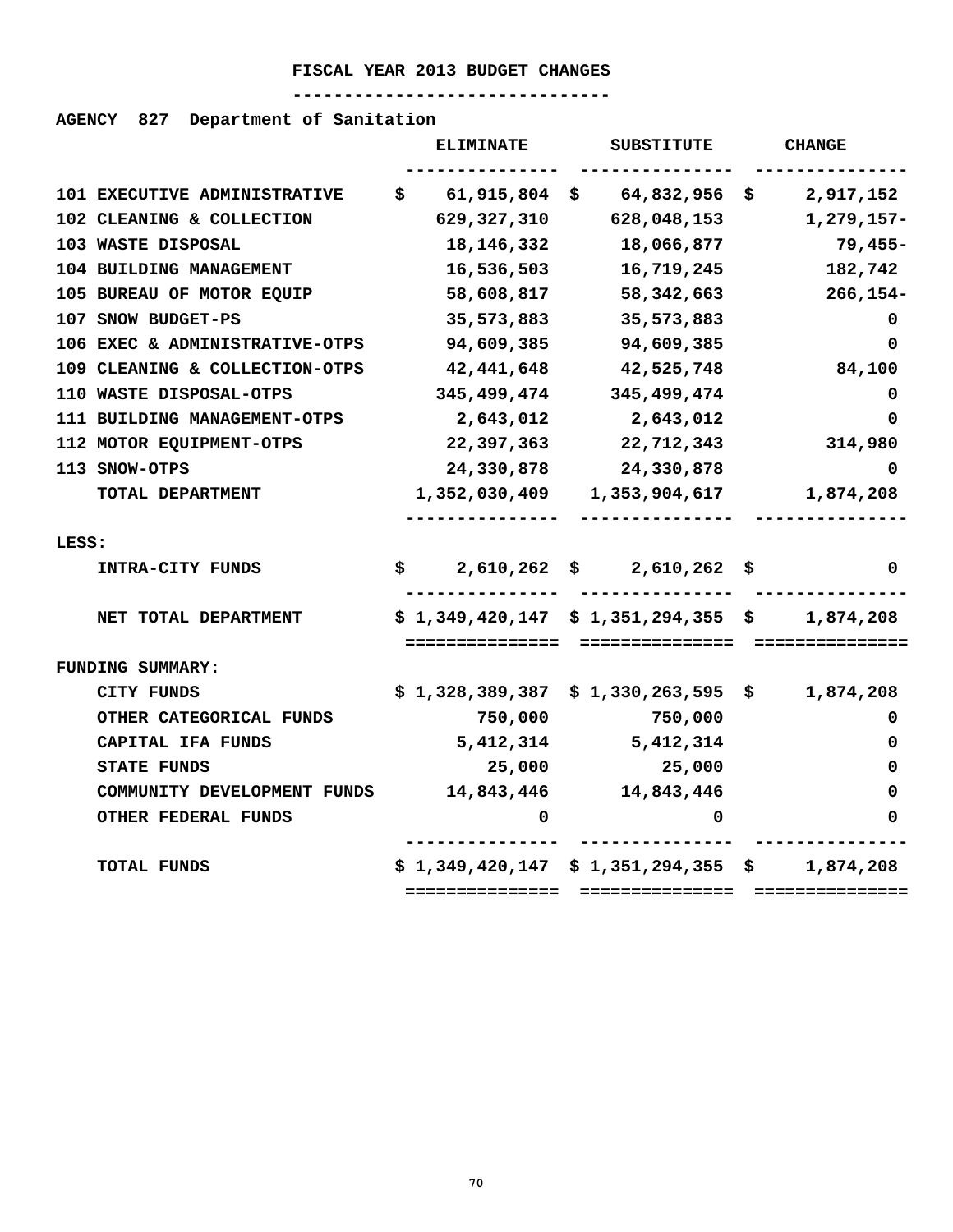# FISCAL YEAR 2013 BUDGET CHANGES

**AGENCY 827 Department of Sanitation**

| | ELIMINATE | SUBSTITUTE | CHANGE |
|---|---|---|---|
| 101 EXECUTIVE ADMINISTRATIVE | $ 61,915,804 | $ 64,832,956 | $ 2,917,152 |
| 102 CLEANING & COLLECTION | 629,327,310 | 628,048,153 | 1,279,157- |
| 103 WASTE DISPOSAL | 18,146,332 | 18,066,877 | 79,455- |
| 104 BUILDING MANAGEMENT | 16,536,503 | 16,719,245 | 182,742 |
| 105 BUREAU OF MOTOR EQUIP | 58,608,817 | 58,342,663 | 266,154- |
| 107 SNOW BUDGET-PS | 35,573,883 | 35,573,883 | 0 |
| 106 EXEC & ADMINISTRATIVE-OTPS | 94,609,385 | 94,609,385 | 0 |
| 109 CLEANING & COLLECTION-OTPS | 42,441,648 | 42,525,748 | 84,100 |
| 110 WASTE DISPOSAL-OTPS | 345,499,474 | 345,499,474 | 0 |
| 111 BUILDING MANAGEMENT-OTPS | 2,643,012 | 2,643,012 | 0 |
| 112 MOTOR EQUIPMENT-OTPS | 22,397,363 | 22,712,343 | 314,980 |
| 113 SNOW-OTPS | 24,330,878 | 24,330,878 | 0 |
| TOTAL DEPARTMENT | 1,352,030,409 | 1,353,904,617 | 1,874,208 |
| LESS: | | | |
| INTRA-CITY FUNDS | $ 2,610,262 | $ 2,610,262 | $ 0 |
| NET TOTAL DEPARTMENT | $ 1,349,420,147 | $ 1,351,294,355 | $ 1,874,208 |
| FUNDING SUMMARY: | | | |
| CITY FUNDS | $ 1,328,389,387 | $ 1,330,263,595 | $ 1,874,208 |
| OTHER CATEGORICAL FUNDS | 750,000 | 750,000 | 0 |
| CAPITAL IFA FUNDS | 5,412,314 | 5,412,314 | 0 |
| STATE FUNDS | 25,000 | 25,000 | 0 |
| COMMUNITY DEVELOPMENT FUNDS | 14,843,446 | 14,843,446 | 0 |
| OTHER FEDERAL FUNDS | 0 | 0 | 0 |
| TOTAL FUNDS | $ 1,349,420,147 | $ 1,351,294,355 | $ 1,874,208 |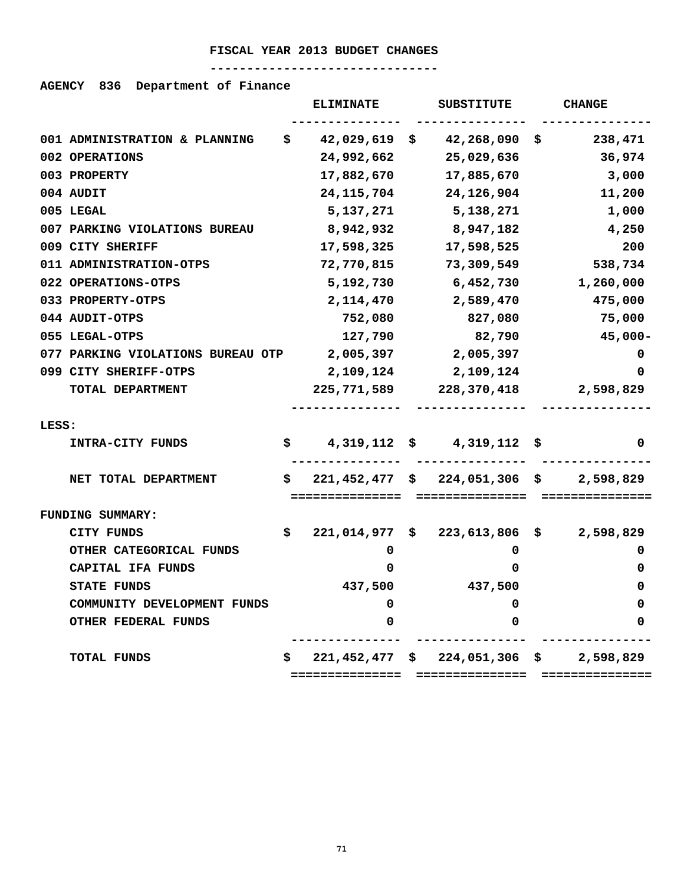# FISCAL YEAR 2013 BUDGET CHANGES

**AGENCY 836 Department of Finance**

| | ELIMINATE | SUBSTITUTE | CHANGE |
|---|---|---|---|
| 001 ADMINISTRATION & PLANNING | $ 42,029,619 | $ 42,268,090 | $ 238,471 |
| 002 OPERATIONS | 24,992,662 | 25,029,636 | 36,974 |
| 003 PROPERTY | 17,882,670 | 17,885,670 | 3,000 |
| 004 AUDIT | 24,115,704 | 24,126,904 | 11,200 |
| 005 LEGAL | 5,137,271 | 5,138,271 | 1,000 |
| 007 PARKING VIOLATIONS BUREAU | 8,942,932 | 8,947,182 | 4,250 |
| 009 CITY SHERIFF | 17,598,325 | 17,598,525 | 200 |
| 011 ADMINISTRATION-OTPS | 72,770,815 | 73,309,549 | 538,734 |
| 022 OPERATIONS-OTPS | 5,192,730 | 6,452,730 | 1,260,000 |
| 033 PROPERTY-OTPS | 2,114,470 | 2,589,470 | 475,000 |
| 044 AUDIT-OTPS | 752,080 | 827,080 | 75,000 |
| 055 LEGAL-OTPS | 127,790 | 82,790 | 45,000- |
| 077 PARKING VIOLATIONS BUREAU OTP | 2,005,397 | 2,005,397 | 0 |
| 099 CITY SHERIFF-OTPS | 2,109,124 | 2,109,124 | 0 |
| TOTAL DEPARTMENT | 225,771,589 | 228,370,418 | 2,598,829 |
| LESS: | | | |
| INTRA-CITY FUNDS | $ 4,319,112 | $ 4,319,112 | $ 0 |
| NET TOTAL DEPARTMENT | $ 221,452,477 | $ 224,051,306 | $ 2,598,829 |
| FUNDING SUMMARY: | | | |
| CITY FUNDS | $ 221,014,977 | $ 223,613,806 | $ 2,598,829 |
| OTHER CATEGORICAL FUNDS | 0 | 0 | 0 |
| CAPITAL IFA FUNDS | 0 | 0 | 0 |
| STATE FUNDS | 437,500 | 437,500 | 0 |
| COMMUNITY DEVELOPMENT FUNDS | 0 | 0 | 0 |
| OTHER FEDERAL FUNDS | 0 | 0 | 0 |
| TOTAL FUNDS | $ 221,452,477 | $ 224,051,306 | $ 2,598,829 |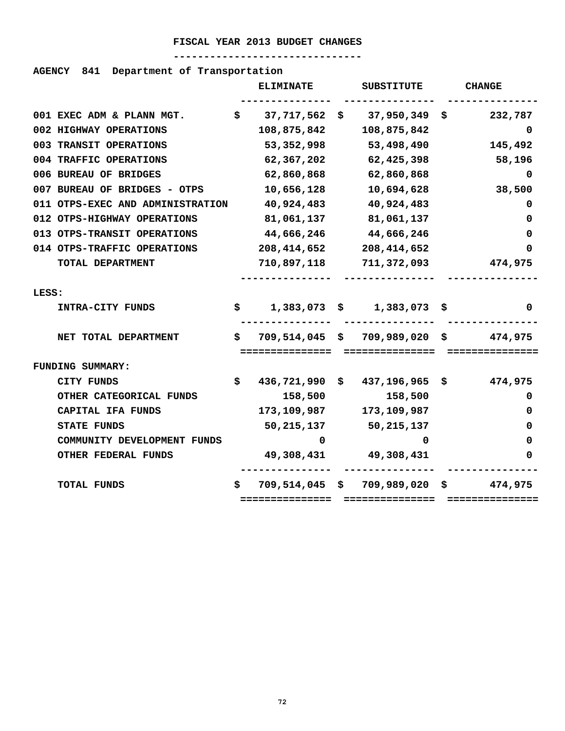# FISCAL YEAR 2013 BUDGET CHANGES

**AGENCY 841 Department of Transportation**

| | ELIMINATE | SUBSTITUTE | CHANGE |
|---|---|---|---|
| 001 EXEC ADM & PLANN MGT. | $ 37,717,562 | $ 37,950,349 | $ 232,787 |
| 002 HIGHWAY OPERATIONS | 108,875,842 | 108,875,842 | 0 |
| 003 TRANSIT OPERATIONS | 53,352,998 | 53,498,490 | 145,492 |
| 004 TRAFFIC OPERATIONS | 62,367,202 | 62,425,398 | 58,196 |
| 006 BUREAU OF BRIDGES | 62,860,868 | 62,860,868 | 0 |
| 007 BUREAU OF BRIDGES - OTPS | 10,656,128 | 10,694,628 | 38,500 |
| 011 OTPS-EXEC AND ADMINISTRATION | 40,924,483 | 40,924,483 | 0 |
| 012 OTPS-HIGHWAY OPERATIONS | 81,061,137 | 81,061,137 | 0 |
| 013 OTPS-TRANSIT OPERATIONS | 44,666,246 | 44,666,246 | 0 |
| 014 OTPS-TRAFFIC OPERATIONS | 208,414,652 | 208,414,652 | 0 |
| TOTAL DEPARTMENT | 710,897,118 | 711,372,093 | 474,975 |
| LESS: | | | |
| INTRA-CITY FUNDS | $ 1,383,073 | $ 1,383,073 | $ 0 |
| NET TOTAL DEPARTMENT | $ 709,514,045 | $ 709,989,020 | $ 474,975 |
| FUNDING SUMMARY: | | | |
| CITY FUNDS | $ 436,721,990 | $ 437,196,965 | $ 474,975 |
| OTHER CATEGORICAL FUNDS | 158,500 | 158,500 | 0 |
| CAPITAL IFA FUNDS | 173,109,987 | 173,109,987 | 0 |
| STATE FUNDS | 50,215,137 | 50,215,137 | 0 |
| COMMUNITY DEVELOPMENT FUNDS | 0 | 0 | 0 |
| OTHER FEDERAL FUNDS | 49,308,431 | 49,308,431 | 0 |
| TOTAL FUNDS | $ 709,514,045 | $ 709,989,020 | $ 474,975 |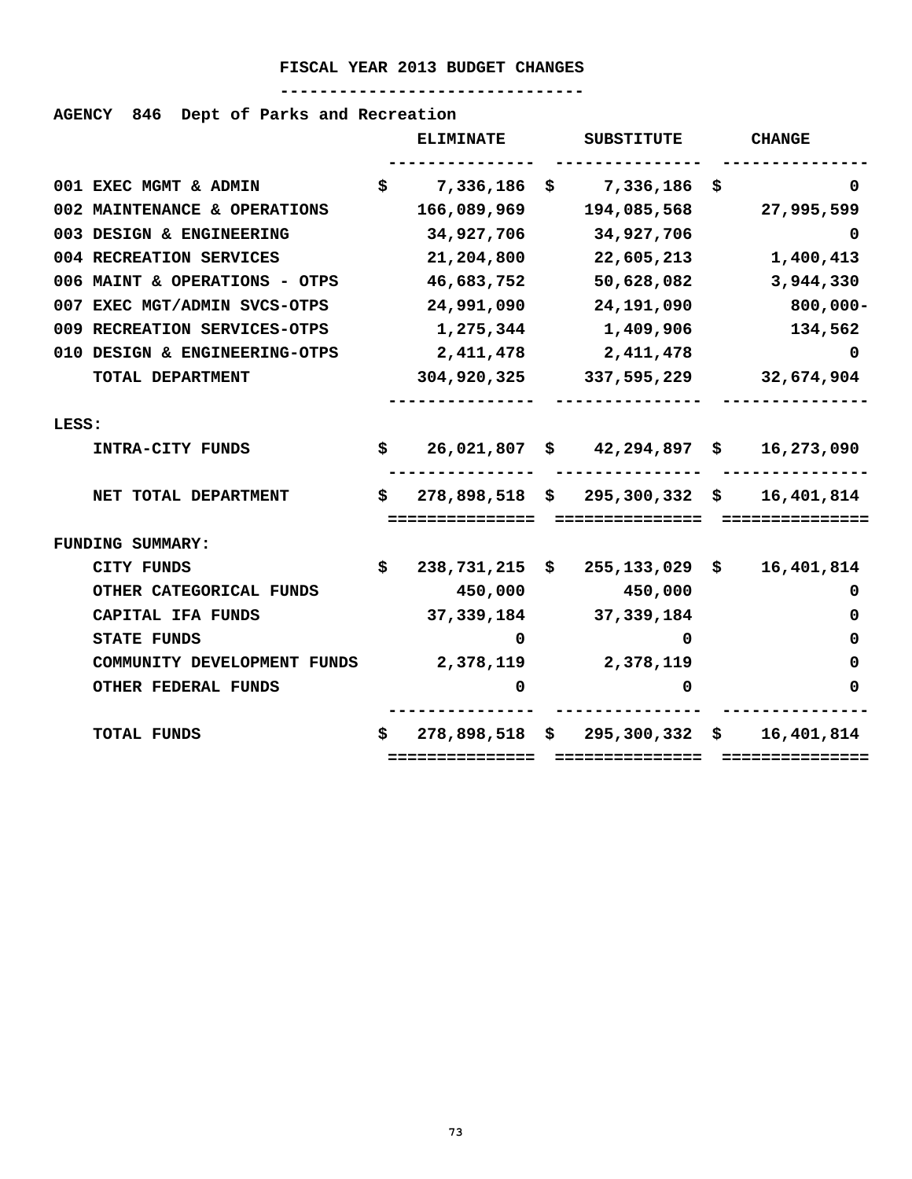# FISCAL YEAR 2013 BUDGET CHANGES

**AGENCY 846 Dept of Parks and Recreation**

| | ELIMINATE | SUBSTITUTE | CHANGE |
|---|---|---|---|
| 001 EXEC MGMT & ADMIN | $ 7,336,186 | $ 7,336,186 | $ 0 |
| 002 MAINTENANCE & OPERATIONS | 166,089,969 | 194,085,568 | 27,995,599 |
| 003 DESIGN & ENGINEERING | 34,927,706 | 34,927,706 | 0 |
| 004 RECREATION SERVICES | 21,204,800 | 22,605,213 | 1,400,413 |
| 006 MAINT & OPERATIONS - OTPS | 46,683,752 | 50,628,082 | 3,944,330 |
| 007 EXEC MGT/ADMIN SVCS-OTPS | 24,991,090 | 24,191,090 | 800,000- |
| 009 RECREATION SERVICES-OTPS | 1,275,344 | 1,409,906 | 134,562 |
| 010 DESIGN & ENGINEERING-OTPS | 2,411,478 | 2,411,478 | 0 |
| TOTAL DEPARTMENT | 304,920,325 | 337,595,229 | 32,674,904 |
| LESS: | | | |
| INTRA-CITY FUNDS | $ 26,021,807 | $ 42,294,897 | $ 16,273,090 |
| NET TOTAL DEPARTMENT | $ 278,898,518 | $ 295,300,332 | $ 16,401,814 |
| FUNDING SUMMARY: | | | |
| CITY FUNDS | $ 238,731,215 | $ 255,133,029 | $ 16,401,814 |
| OTHER CATEGORICAL FUNDS | 450,000 | 450,000 | 0 |
| CAPITAL IFA FUNDS | 37,339,184 | 37,339,184 | 0 |
| STATE FUNDS | 0 | 0 | 0 |
| COMMUNITY DEVELOPMENT FUNDS | 2,378,119 | 2,378,119 | 0 |
| OTHER FEDERAL FUNDS | 0 | 0 | 0 |
| TOTAL FUNDS | $ 278,898,518 | $ 295,300,332 | $ 16,401,814 |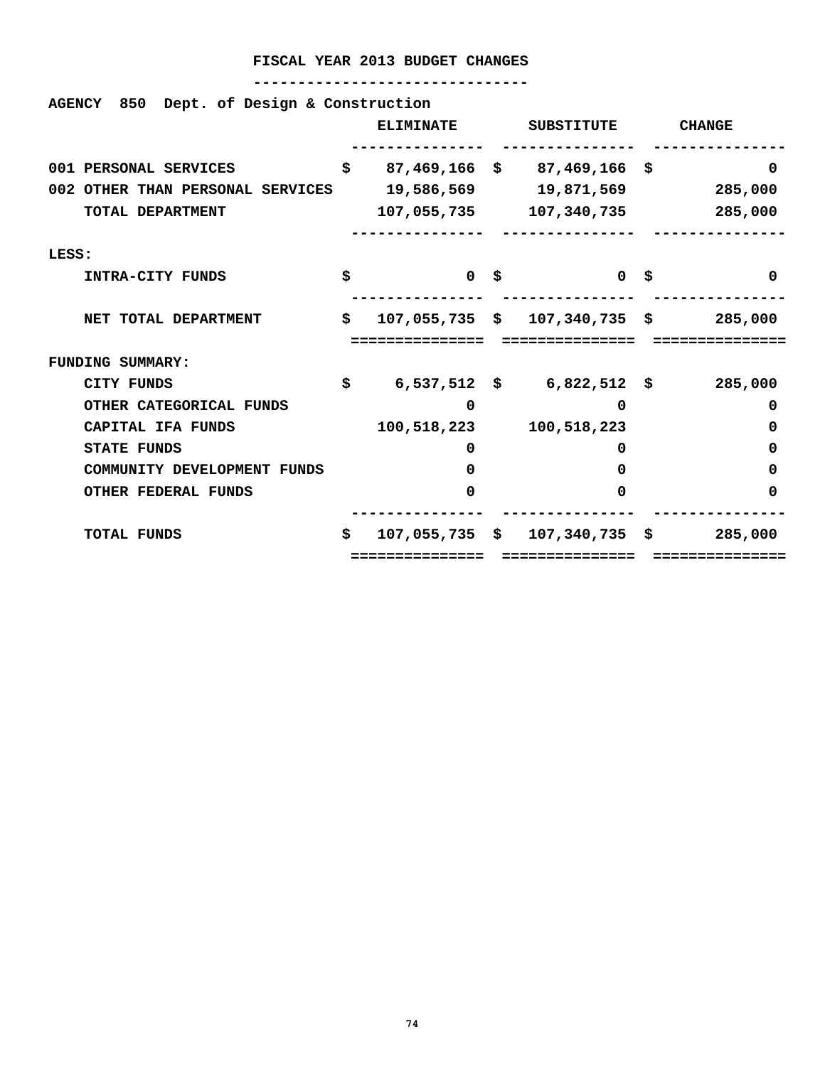# FISCAL YEAR 2013 BUDGET CHANGES

**AGENCY 850 Dept. of Design & Construction**

| | ELIMINATE | SUBSTITUTE | CHANGE |
|---|---|---|---|
| 001 PERSONAL SERVICES | $ 87,469,166 | $ 87,469,166 | $ 0 |
| 002 OTHER THAN PERSONAL SERVICES | 19,586,569 | 19,871,569 | 285,000 |
| TOTAL DEPARTMENT | 107,055,735 | 107,340,735 | 285,000 |
| LESS: | | | |
| INTRA-CITY FUNDS | $ 0 | $ 0 | $ 0 |
| NET TOTAL DEPARTMENT | $ 107,055,735 | $ 107,340,735 | $ 285,000 |
| FUNDING SUMMARY: | | | |
| CITY FUNDS | $ 6,537,512 | $ 6,822,512 | $ 285,000 |
| OTHER CATEGORICAL FUNDS | 0 | 0 | 0 |
| CAPITAL IFA FUNDS | 100,518,223 | 100,518,223 | 0 |
| STATE FUNDS | 0 | 0 | 0 |
| COMMUNITY DEVELOPMENT FUNDS | 0 | 0 | 0 |
| OTHER FEDERAL FUNDS | 0 | 0 | 0 |
| TOTAL FUNDS | $ 107,055,735 | $ 107,340,735 | $ 285,000 |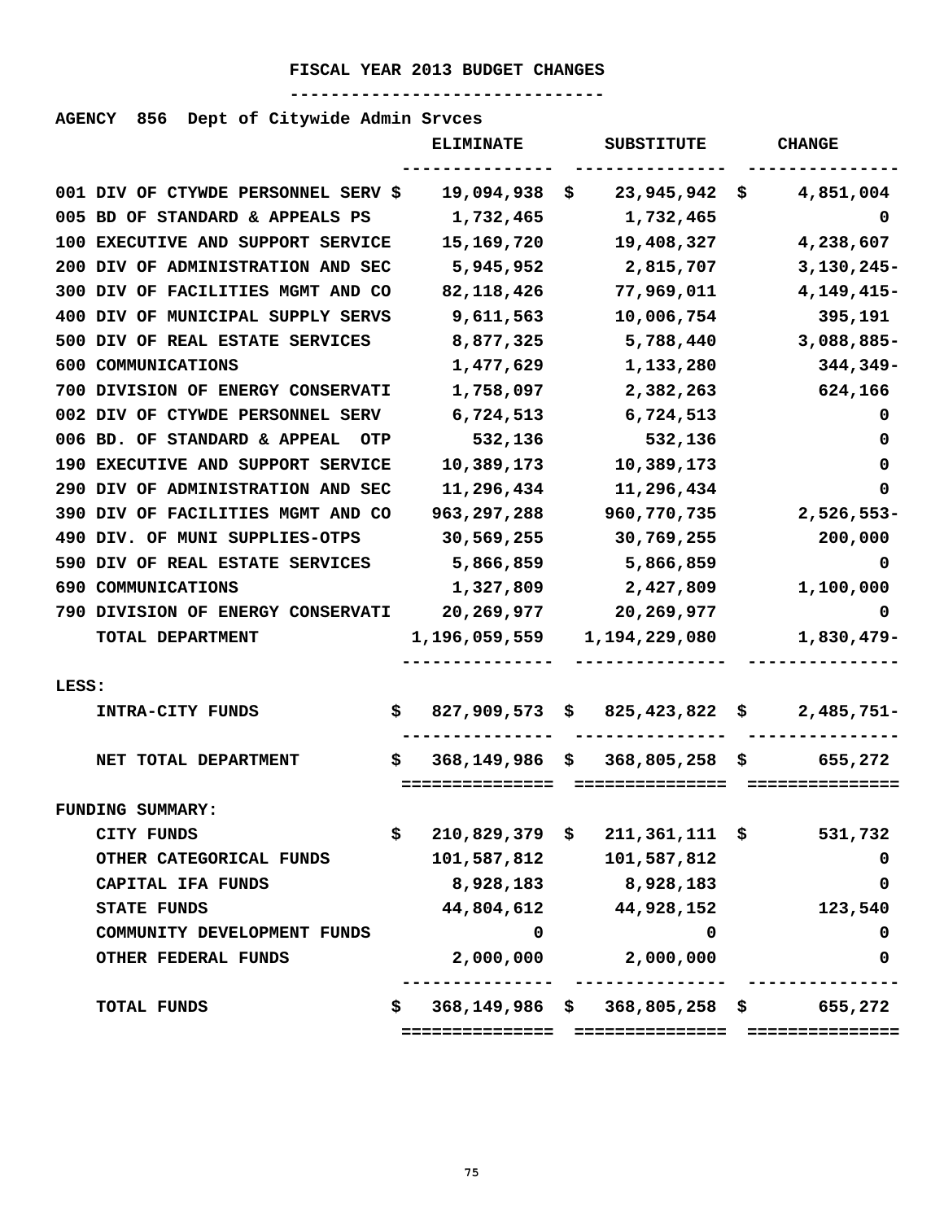# FISCAL YEAR 2013 BUDGET CHANGES

**AGENCY 856 Dept of Citywide Admin Srvces**

| | ELIMINATE | SUBSTITUTE | CHANGE |
|---|---|---|---|
| 001 DIV OF CTYWDE PERSONNEL SERV | $ 19,094,938 | $ 23,945,942 | $ 4,851,004 |
| 005 BD OF STANDARD & APPEALS PS | 1,732,465 | 1,732,465 | 0 |
| 100 EXECUTIVE AND SUPPORT SERVICE | 15,169,720 | 19,408,327 | 4,238,607 |
| 200 DIV OF ADMINISTRATION AND SEC | 5,945,952 | 2,815,707 | 3,130,245- |
| 300 DIV OF FACILITIES MGMT AND CO | 82,118,426 | 77,969,011 | 4,149,415- |
| 400 DIV OF MUNICIPAL SUPPLY SERVS | 9,611,563 | 10,006,754 | 395,191 |
| 500 DIV OF REAL ESTATE SERVICES | 8,877,325 | 5,788,440 | 3,088,885- |
| 600 COMMUNICATIONS | 1,477,629 | 1,133,280 | 344,349- |
| 700 DIVISION OF ENERGY CONSERVATI | 1,758,097 | 2,382,263 | 624,166 |
| 002 DIV OF CTYWDE PERSONNEL SERV | 6,724,513 | 6,724,513 | 0 |
| 006 BD. OF STANDARD & APPEAL OTP | 532,136 | 532,136 | 0 |
| 190 EXECUTIVE AND SUPPORT SERVICE | 10,389,173 | 10,389,173 | 0 |
| 290 DIV OF ADMINISTRATION AND SEC | 11,296,434 | 11,296,434 | 0 |
| 390 DIV OF FACILITIES MGMT AND CO | 963,297,288 | 960,770,735 | 2,526,553- |
| 490 DIV. OF MUNI SUPPLIES-OTPS | 30,569,255 | 30,769,255 | 200,000 |
| 590 DIV OF REAL ESTATE SERVICES | 5,866,859 | 5,866,859 | 0 |
| 690 COMMUNICATIONS | 1,327,809 | 2,427,809 | 1,100,000 |
| 790 DIVISION OF ENERGY CONSERVATI | 20,269,977 | 20,269,977 | 0 |
| TOTAL DEPARTMENT | 1,196,059,559 | 1,194,229,080 | 1,830,479- |
| LESS: | | | |
| INTRA-CITY FUNDS | $ 827,909,573 | $ 825,423,822 | $ 2,485,751- |
| NET TOTAL DEPARTMENT | $ 368,149,986 | $ 368,805,258 | $ 655,272 |
| FUNDING SUMMARY: | | | |
| CITY FUNDS | $ 210,829,379 | $ 211,361,111 | $ 531,732 |
| OTHER CATEGORICAL FUNDS | 101,587,812 | 101,587,812 | 0 |
| CAPITAL IFA FUNDS | 8,928,183 | 8,928,183 | 0 |
| STATE FUNDS | 44,804,612 | 44,928,152 | 123,540 |
| COMMUNITY DEVELOPMENT FUNDS | 0 | 0 | 0 |
| OTHER FEDERAL FUNDS | 2,000,000 | 2,000,000 | 0 |
| TOTAL FUNDS | $ 368,149,986 | $ 368,805,258 | $ 655,272 |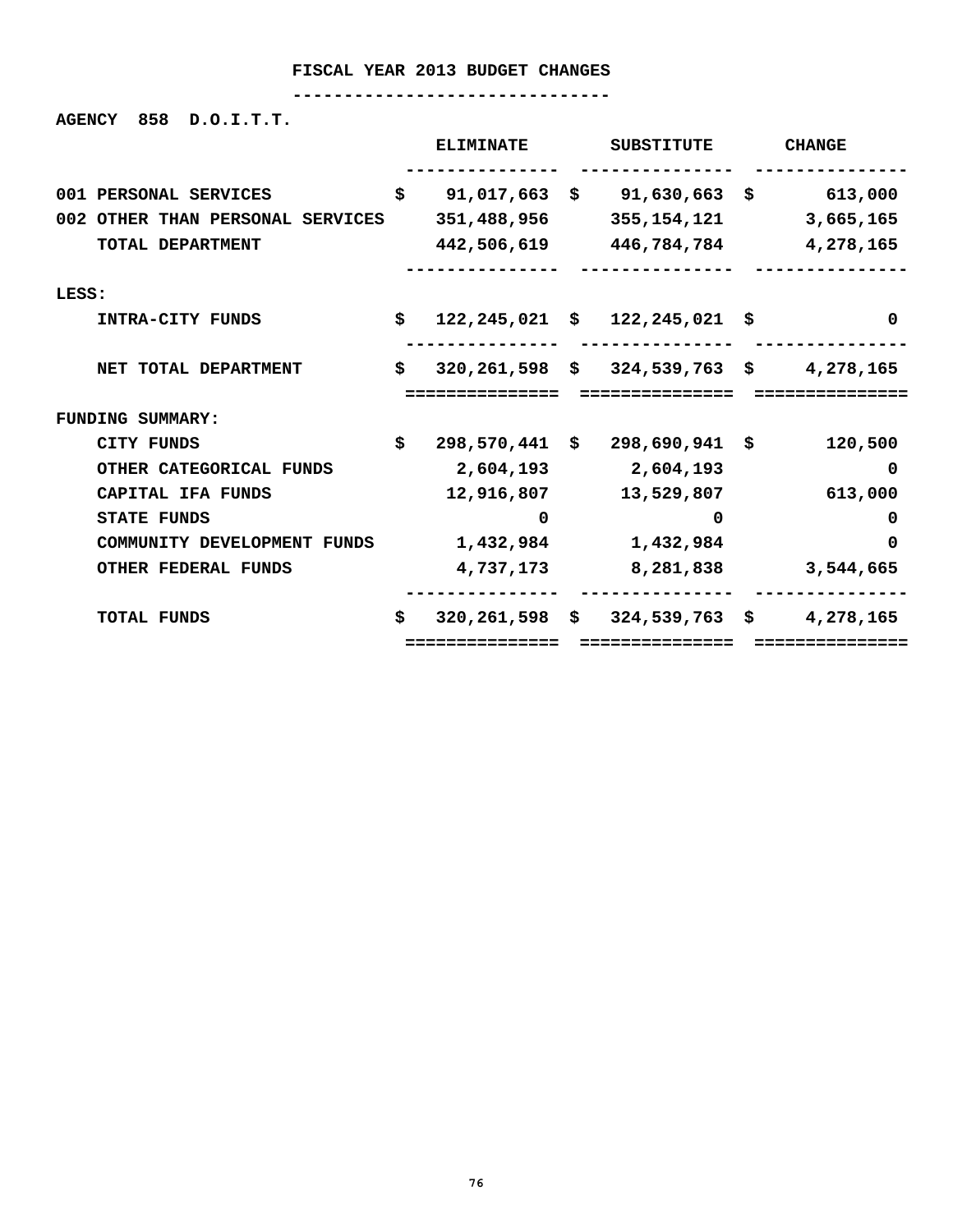# FISCAL YEAR 2013 BUDGET CHANGES

**AGENCY 858 D.O.I.T.T.**

| | ELIMINATE | SUBSTITUTE | CHANGE |
|---|---|---|---|
| 001 PERSONAL SERVICES | $ 91,017,663 | $ 91,630,663 | $ 613,000 |
| 002 OTHER THAN PERSONAL SERVICES | 351,488,956 | 355,154,121 | 3,665,165 |
| TOTAL DEPARTMENT | 442,506,619 | 446,784,784 | 4,278,165 |
| LESS: | | | |
| INTRA-CITY FUNDS | $ 122,245,021 | $ 122,245,021 | $ 0 |
| NET TOTAL DEPARTMENT | $ 320,261,598 | $ 324,539,763 | $ 4,278,165 |
| FUNDING SUMMARY: | | | |
| CITY FUNDS | $ 298,570,441 | $ 298,690,941 | $ 120,500 |
| OTHER CATEGORICAL FUNDS | 2,604,193 | 2,604,193 | 0 |
| CAPITAL IFA FUNDS | 12,916,807 | 13,529,807 | 613,000 |
| STATE FUNDS | 0 | 0 | 0 |
| COMMUNITY DEVELOPMENT FUNDS | 1,432,984 | 1,432,984 | 0 |
| OTHER FEDERAL FUNDS | 4,737,173 | 8,281,838 | 3,544,665 |
| TOTAL FUNDS | $ 320,261,598 | $ 324,539,763 | $ 4,278,165 |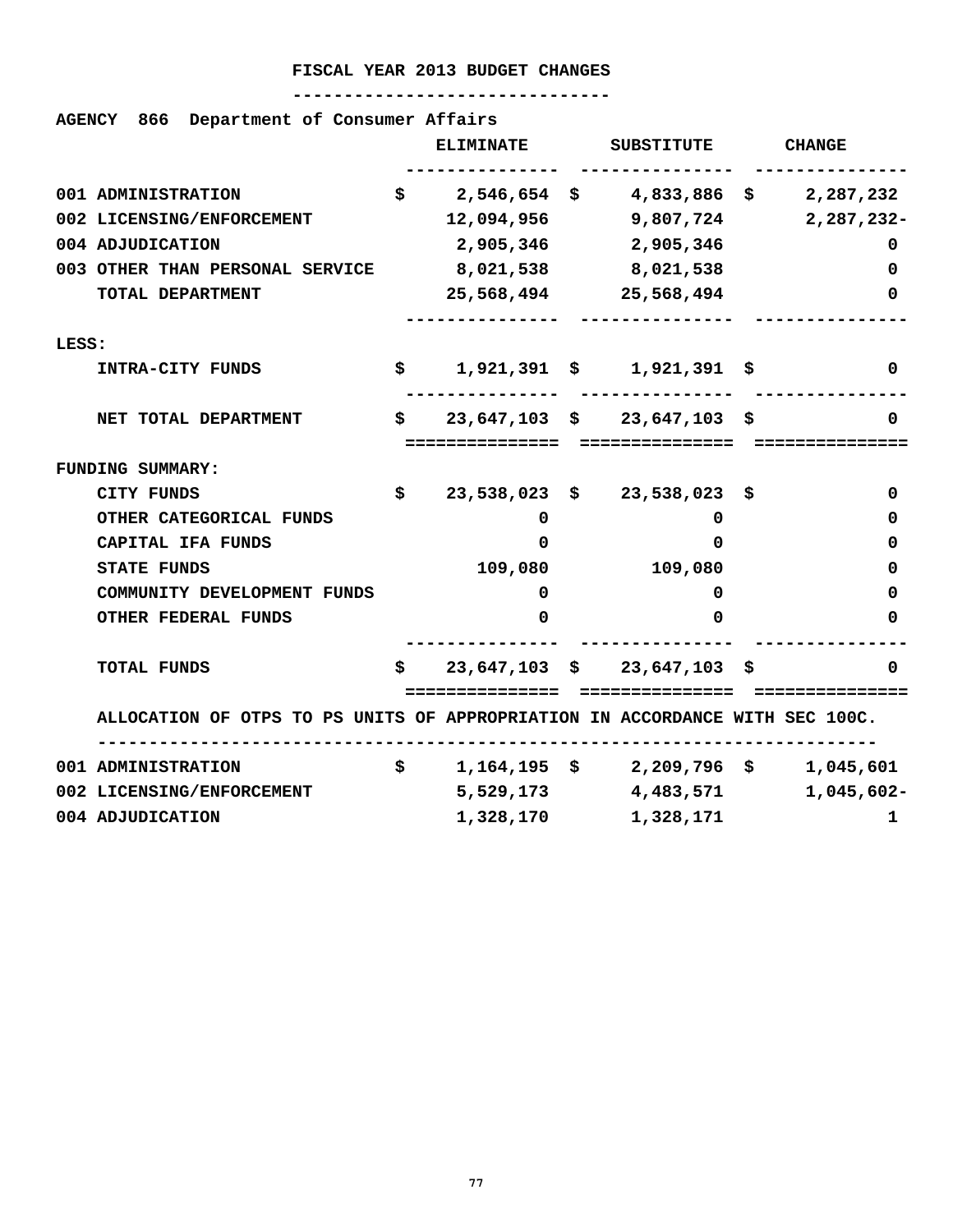# FISCAL YEAR 2013 BUDGET CHANGES

**AGENCY 866 Department of Consumer Affairs**

| | ELIMINATE | SUBSTITUTE | CHANGE |
|---|---|---|---|
| 001 ADMINISTRATION | $ 2,546,654 | $ 4,833,886 | $ 2,287,232 |
| 002 LICENSING/ENFORCEMENT | 12,094,956 | 9,807,724 | 2,287,232- |
| 004 ADJUDICATION | 2,905,346 | 2,905,346 | 0 |
| 003 OTHER THAN PERSONAL SERVICE | 8,021,538 | 8,021,538 | 0 |
| TOTAL DEPARTMENT | 25,568,494 | 25,568,494 | 0 |
| LESS: | | | |
| INTRA-CITY FUNDS | $ 1,921,391 | $ 1,921,391 | $ 0 |
| NET TOTAL DEPARTMENT | $ 23,647,103 | $ 23,647,103 | $ 0 |
| FUNDING SUMMARY: | | | |
| CITY FUNDS | $ 23,538,023 | $ 23,538,023 | $ 0 |
| OTHER CATEGORICAL FUNDS | 0 | 0 | 0 |
| CAPITAL IFA FUNDS | 0 | 0 | 0 |
| STATE FUNDS | 109,080 | 109,080 | 0 |
| COMMUNITY DEVELOPMENT FUNDS | 0 | 0 | 0 |
| OTHER FEDERAL FUNDS | 0 | 0 | 0 |
| TOTAL FUNDS | $ 23,647,103 | $ 23,647,103 | $ 0 |

ALLOCATION OF OTPS TO PS UNITS OF APPROPRIATION IN ACCORDANCE WITH SEC 100C.

| | ELIMINATE | SUBSTITUTE | CHANGE |
|---|---|---|---|
| 001 ADMINISTRATION | $ 1,164,195 | $ 2,209,796 | $ 1,045,601 |
| 002 LICENSING/ENFORCEMENT | 5,529,173 | 4,483,571 | 1,045,602- |
| 004 ADJUDICATION | 1,328,170 | 1,328,171 | 1 |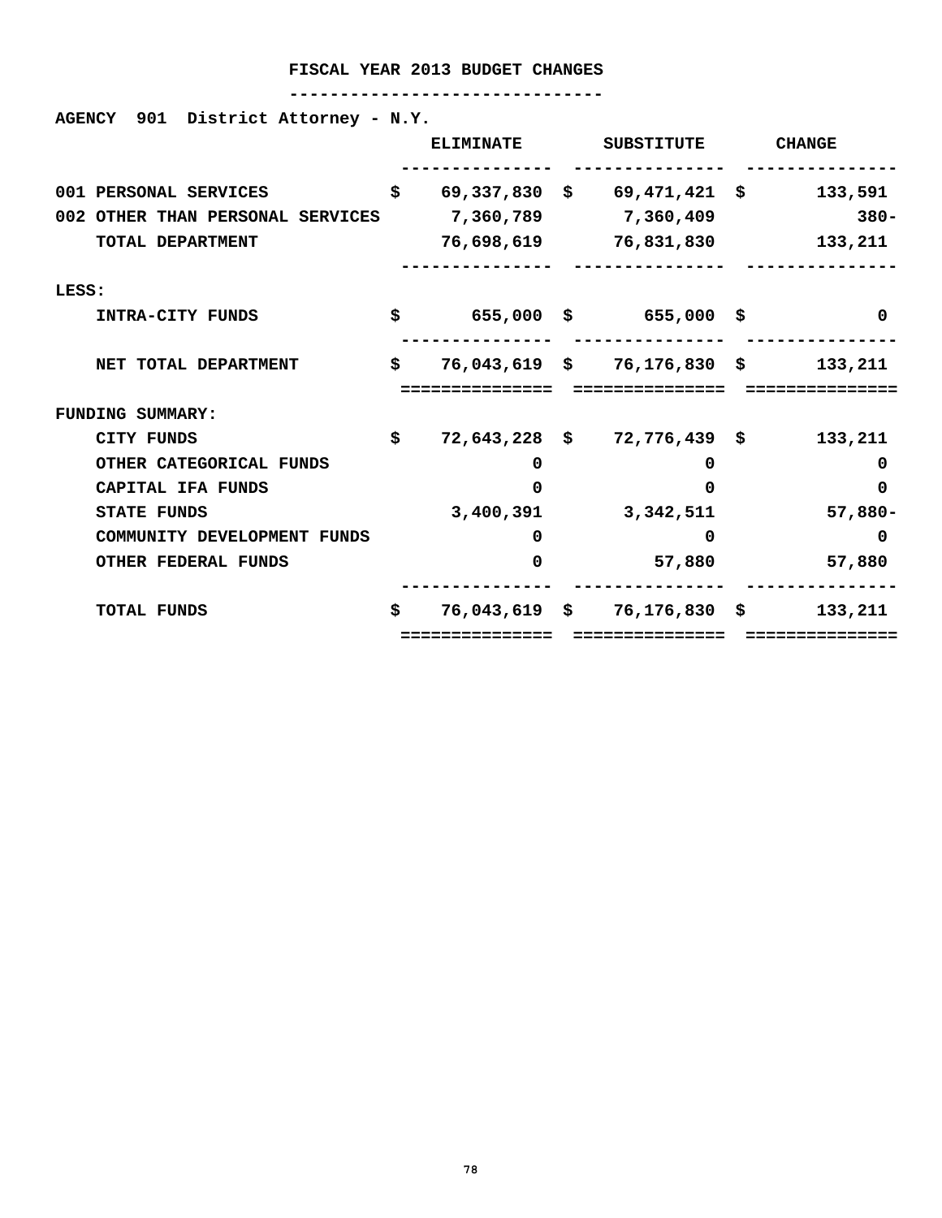# FISCAL YEAR 2013 BUDGET CHANGES

**AGENCY 901 District Attorney - N.Y.**

| | ELIMINATE | SUBSTITUTE | CHANGE |
|---|---|---|---|
| 001 PERSONAL SERVICES | $ 69,337,830 | $ 69,471,421 | $ 133,591 |
| 002 OTHER THAN PERSONAL SERVICES | 7,360,789 | 7,360,409 | 380- |
| TOTAL DEPARTMENT | 76,698,619 | 76,831,830 | 133,211 |
| LESS: | | | |
| INTRA-CITY FUNDS | $ 655,000 | $ 655,000 | $ 0 |
| NET TOTAL DEPARTMENT | $ 76,043,619 | $ 76,176,830 | $ 133,211 |
| FUNDING SUMMARY: | | | |
| CITY FUNDS | $ 72,643,228 | $ 72,776,439 | $ 133,211 |
| OTHER CATEGORICAL FUNDS | 0 | 0 | 0 |
| CAPITAL IFA FUNDS | 0 | 0 | 0 |
| STATE FUNDS | 3,400,391 | 3,342,511 | 57,880- |
| COMMUNITY DEVELOPMENT FUNDS | 0 | 0 | 0 |
| OTHER FEDERAL FUNDS | 0 | 57,880 | 57,880 |
| TOTAL FUNDS | $ 76,043,619 | $ 76,176,830 | $ 133,211 |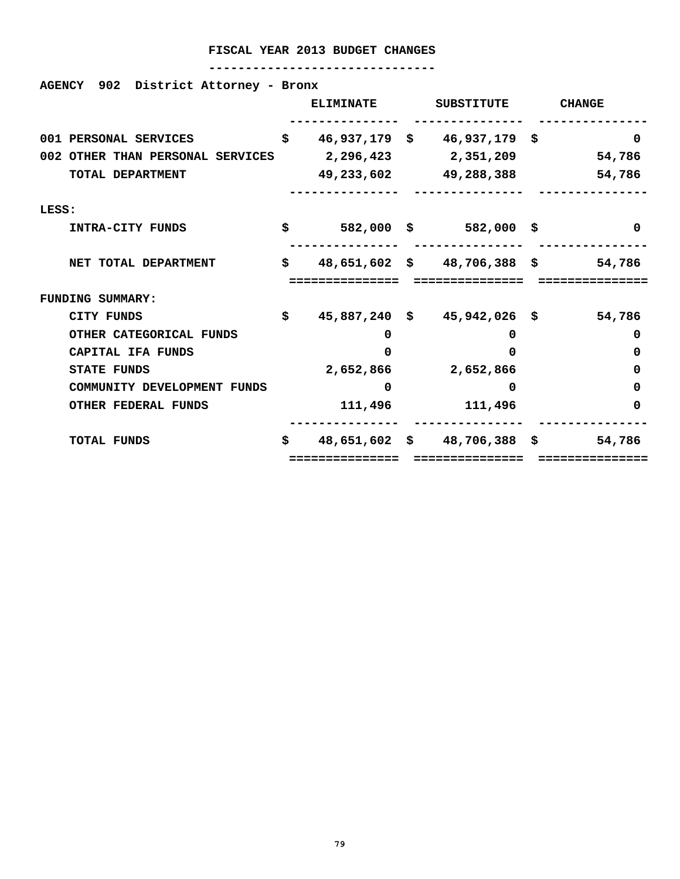## FISCAL YEAR 2013 BUDGET CHANGES

**AGENCY 902 District Attorney - Bronx**

| | ELIMINATE | SUBSTITUTE | CHANGE |
|---|---|---|---|
| 001 PERSONAL SERVICES | $ 46,937,179 | $ 46,937,179 | $ 0 |
| 002 OTHER THAN PERSONAL SERVICES | 2,296,423 | 2,351,209 | 54,786 |
| TOTAL DEPARTMENT | 49,233,602 | 49,288,388 | 54,786 |
| LESS: | | | |
| INTRA-CITY FUNDS | $ 582,000 | $ 582,000 | $ 0 |
| NET TOTAL DEPARTMENT | $ 48,651,602 | $ 48,706,388 | $ 54,786 |
| FUNDING SUMMARY: | | | |
| CITY FUNDS | $ 45,887,240 | $ 45,942,026 | $ 54,786 |
| OTHER CATEGORICAL FUNDS | 0 | 0 | 0 |
| CAPITAL IFA FUNDS | 0 | 0 | 0 |
| STATE FUNDS | 2,652,866 | 2,652,866 | 0 |
| COMMUNITY DEVELOPMENT FUNDS | 0 | 0 | 0 |
| OTHER FEDERAL FUNDS | 111,496 | 111,496 | 0 |
| TOTAL FUNDS | $ 48,651,602 | $ 48,706,388 | $ 54,786 |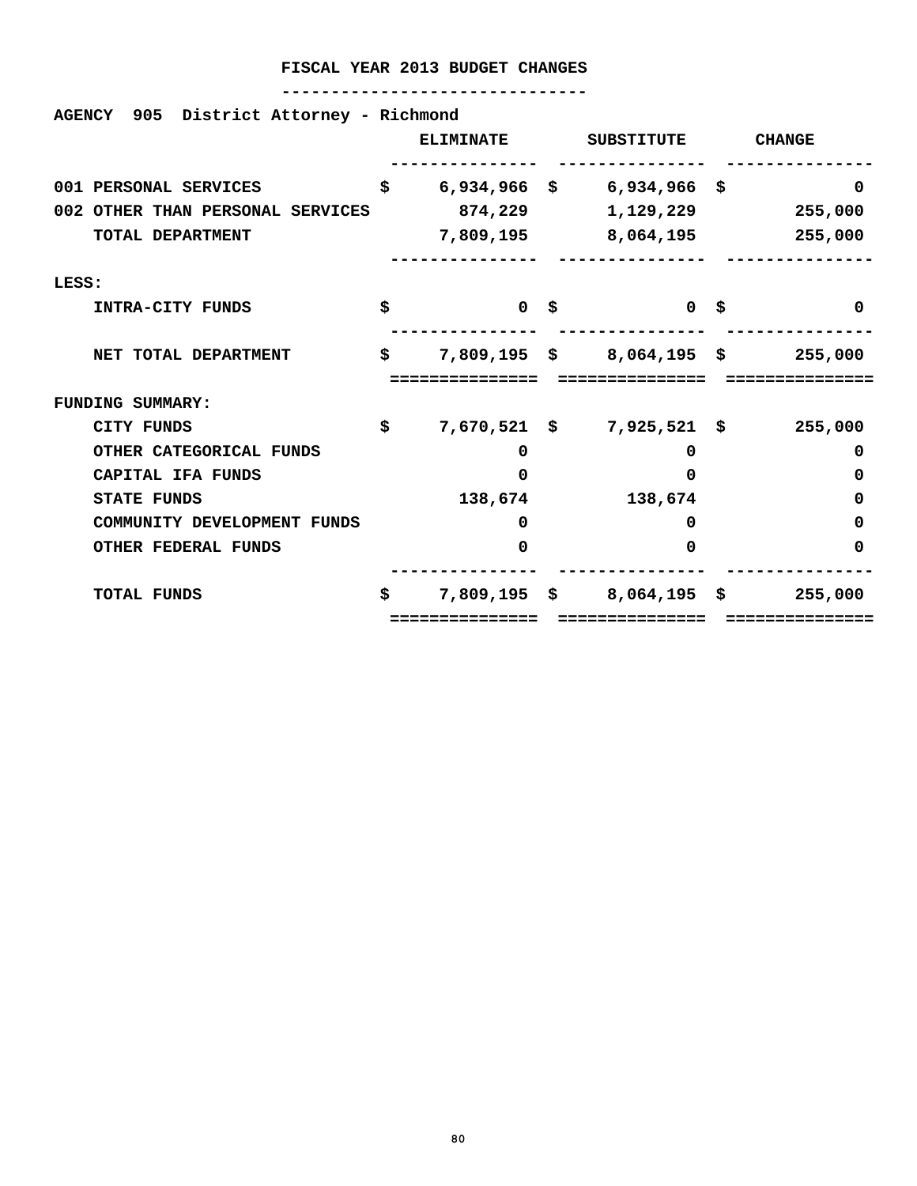# FISCAL YEAR 2013 BUDGET CHANGES

**AGENCY 905 District Attorney - Richmond**

| | ELIMINATE | SUBSTITUTE | CHANGE |
|---|---|---|---|
| 001 PERSONAL SERVICES | $ 6,934,966 | $ 6,934,966 | $ 0 |
| 002 OTHER THAN PERSONAL SERVICES | 874,229 | 1,129,229 | 255,000 |
| TOTAL DEPARTMENT | 7,809,195 | 8,064,195 | 255,000 |
| LESS: | | | |
| INTRA-CITY FUNDS | $ 0 | $ 0 | $ 0 |
| NET TOTAL DEPARTMENT | $ 7,809,195 | $ 8,064,195 | $ 255,000 |
| FUNDING SUMMARY: | | | |
| CITY FUNDS | $ 7,670,521 | $ 7,925,521 | $ 255,000 |
| OTHER CATEGORICAL FUNDS | 0 | 0 | 0 |
| CAPITAL IFA FUNDS | 0 | 0 | 0 |
| STATE FUNDS | 138,674 | 138,674 | 0 |
| COMMUNITY DEVELOPMENT FUNDS | 0 | 0 | 0 |
| OTHER FEDERAL FUNDS | 0 | 0 | 0 |
| TOTAL FUNDS | $ 7,809,195 | $ 8,064,195 | $ 255,000 |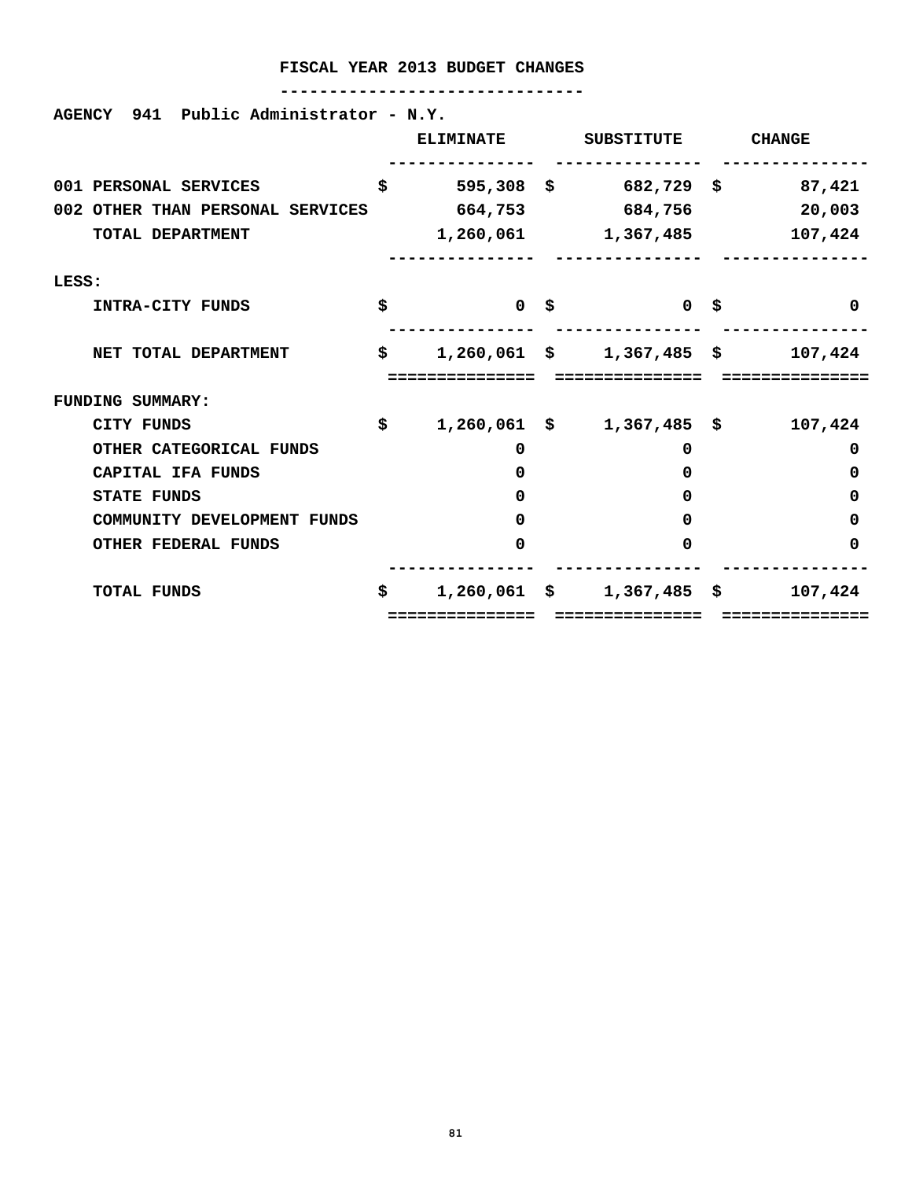# FISCAL YEAR 2013 BUDGET CHANGES

**AGENCY 941 Public Administrator - N.Y.**

| | ELIMINATE | SUBSTITUTE | CHANGE |
|---|---|---|---|
| 001 PERSONAL SERVICES | $ 595,308 | $ 682,729 | $ 87,421 |
| 002 OTHER THAN PERSONAL SERVICES | 664,753 | 684,756 | 20,003 |
| TOTAL DEPARTMENT | 1,260,061 | 1,367,485 | 107,424 |
| LESS: | | | |
| INTRA-CITY FUNDS | $ 0 | $ 0 | $ 0 |
| NET TOTAL DEPARTMENT | $ 1,260,061 | $ 1,367,485 | $ 107,424 |
| FUNDING SUMMARY: | | | |
| CITY FUNDS | $ 1,260,061 | $ 1,367,485 | $ 107,424 |
| OTHER CATEGORICAL FUNDS | 0 | 0 | 0 |
| CAPITAL IFA FUNDS | 0 | 0 | 0 |
| STATE FUNDS | 0 | 0 | 0 |
| COMMUNITY DEVELOPMENT FUNDS | 0 | 0 | 0 |
| OTHER FEDERAL FUNDS | 0 | 0 | 0 |
| TOTAL FUNDS | $ 1,260,061 | $ 1,367,485 | $ 107,424 |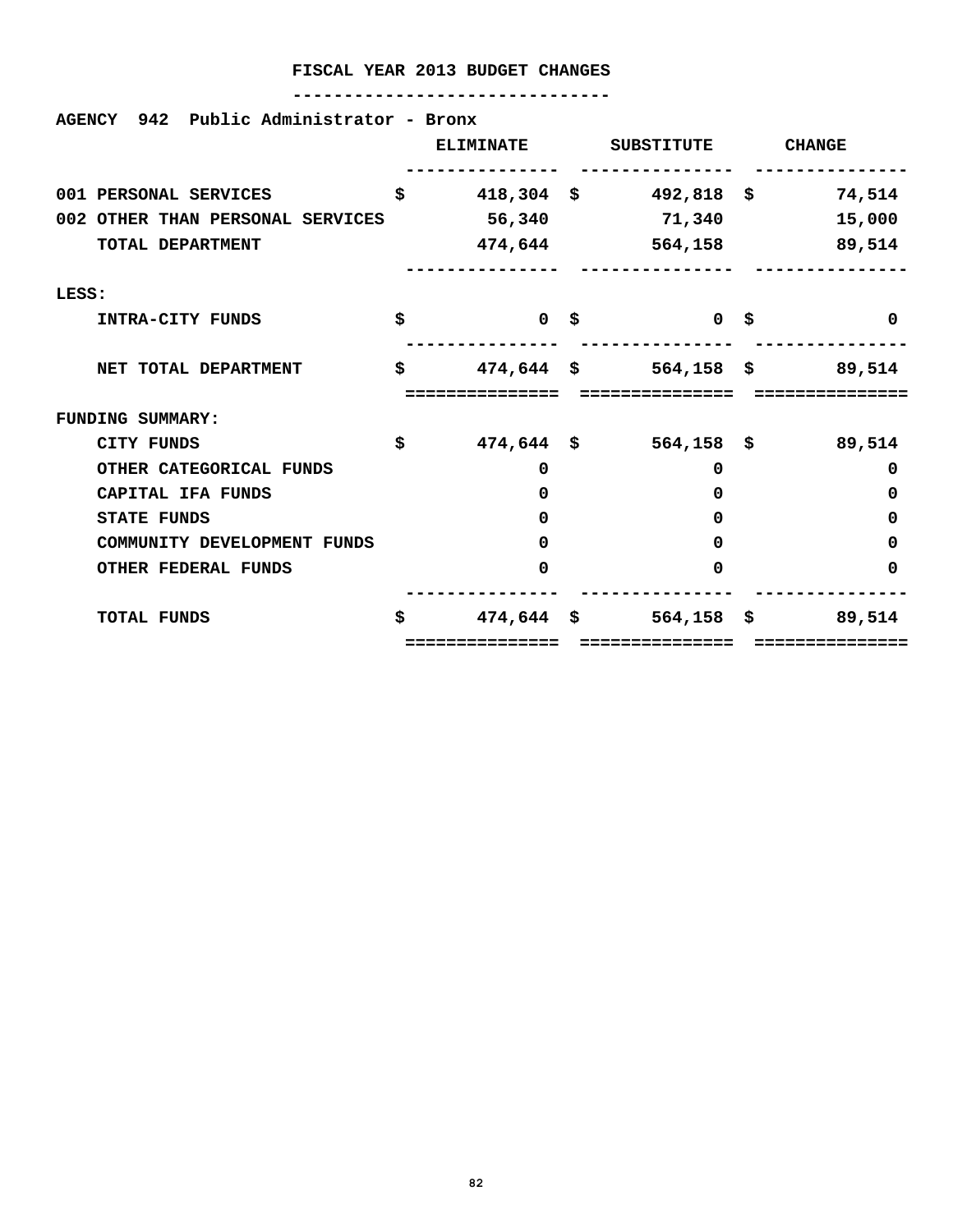# FISCAL YEAR 2013 BUDGET CHANGES

**AGENCY 942 Public Administrator - Bronx**

| | ELIMINATE | SUBSTITUTE | CHANGE |
|---|---|---|---|
| 001 PERSONAL SERVICES | $ 418,304 | $ 492,818 | $ 74,514 |
| 002 OTHER THAN PERSONAL SERVICES | 56,340 | 71,340 | 15,000 |
| TOTAL DEPARTMENT | 474,644 | 564,158 | 89,514 |
| LESS: | | | |
| INTRA-CITY FUNDS | $ 0 | $ 0 | $ 0 |
| NET TOTAL DEPARTMENT | $ 474,644 | $ 564,158 | $ 89,514 |
| FUNDING SUMMARY: | | | |
| CITY FUNDS | $ 474,644 | $ 564,158 | $ 89,514 |
| OTHER CATEGORICAL FUNDS | 0 | 0 | 0 |
| CAPITAL IFA FUNDS | 0 | 0 | 0 |
| STATE FUNDS | 0 | 0 | 0 |
| COMMUNITY DEVELOPMENT FUNDS | 0 | 0 | 0 |
| OTHER FEDERAL FUNDS | 0 | 0 | 0 |
| TOTAL FUNDS | $ 474,644 | $ 564,158 | $ 89,514 |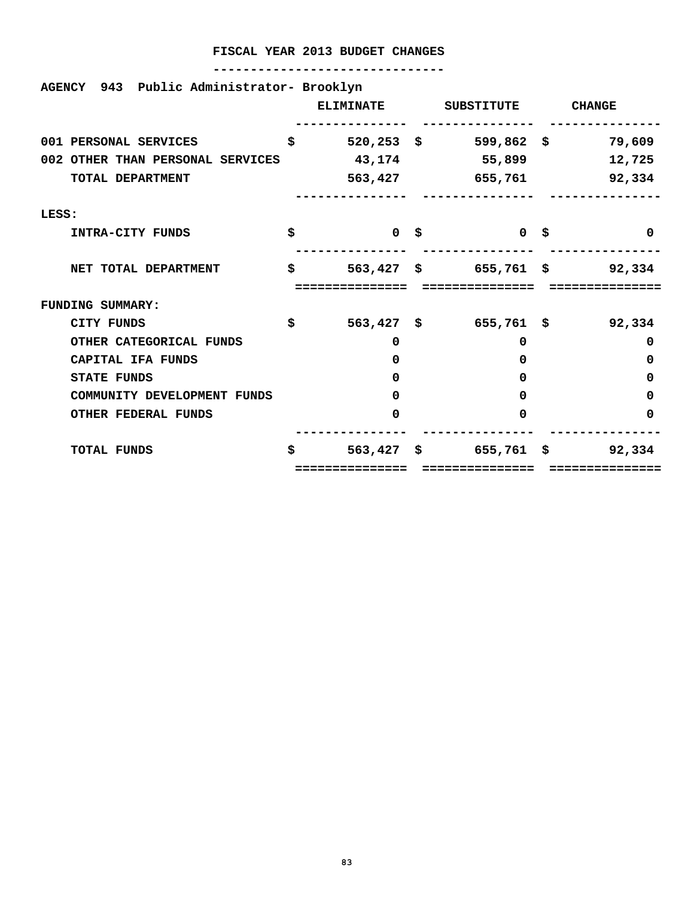# FISCAL YEAR 2013 BUDGET CHANGES

**AGENCY 943 Public Administrator- Brooklyn**

| | ELIMINATE | SUBSTITUTE | CHANGE |
|---|---|---|---|
| 001 PERSONAL SERVICES | $ 520,253 | $ 599,862 | $ 79,609 |
| 002 OTHER THAN PERSONAL SERVICES | 43,174 | 55,899 | 12,725 |
| TOTAL DEPARTMENT | 563,427 | 655,761 | 92,334 |
| LESS: | | | |
| INTRA-CITY FUNDS | $ 0 | $ 0 | $ 0 |
| NET TOTAL DEPARTMENT | $ 563,427 | $ 655,761 | $ 92,334 |
| FUNDING SUMMARY: | | | |
| CITY FUNDS | $ 563,427 | $ 655,761 | $ 92,334 |
| OTHER CATEGORICAL FUNDS | 0 | 0 | 0 |
| CAPITAL IFA FUNDS | 0 | 0 | 0 |
| STATE FUNDS | 0 | 0 | 0 |
| COMMUNITY DEVELOPMENT FUNDS | 0 | 0 | 0 |
| OTHER FEDERAL FUNDS | 0 | 0 | 0 |
| TOTAL FUNDS | $ 563,427 | $ 655,761 | $ 92,334 |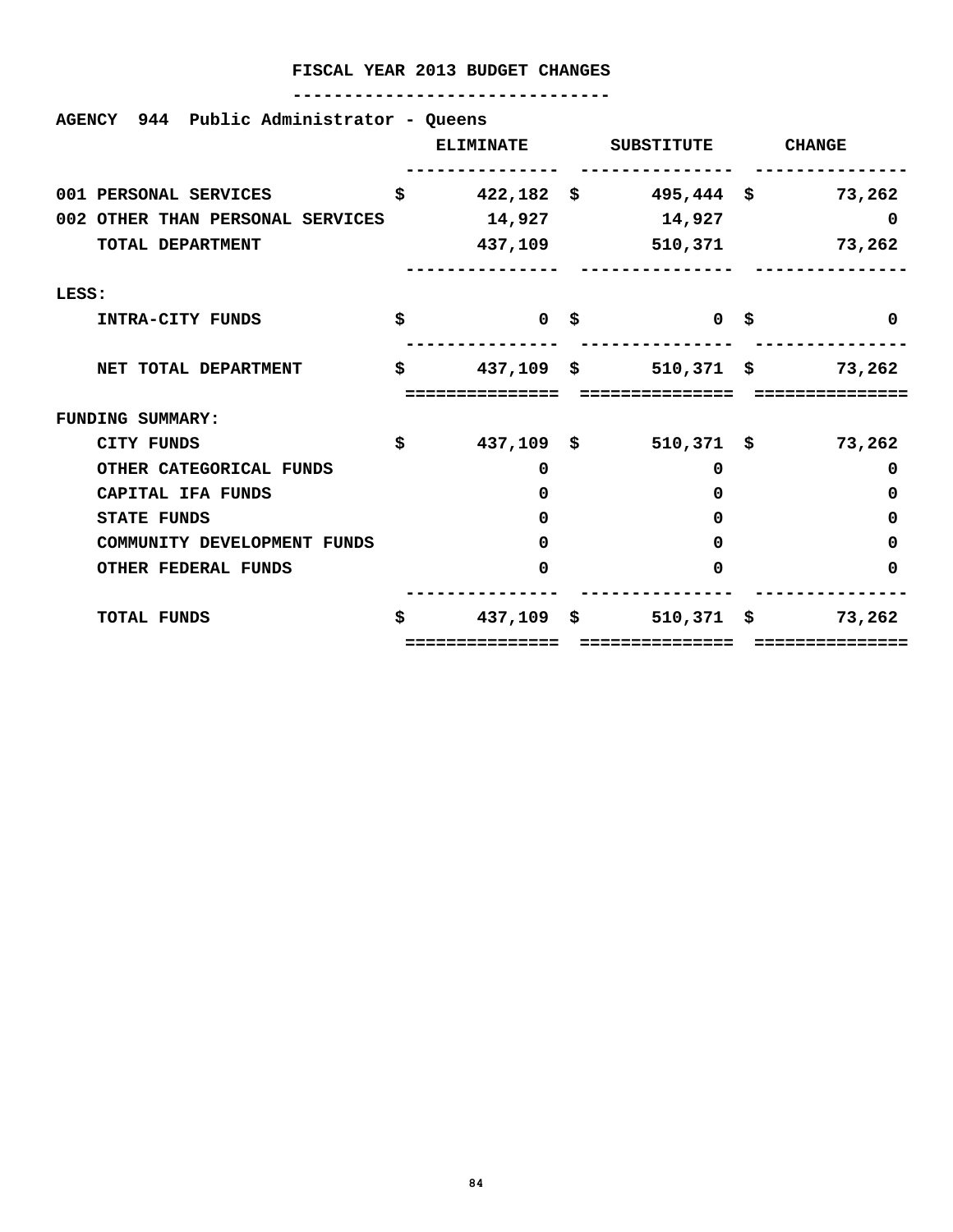# FISCAL YEAR 2013 BUDGET CHANGES

**AGENCY 944 Public Administrator - Queens**

| | ELIMINATE | SUBSTITUTE | CHANGE |
|---|---|---|---|
| 001 PERSONAL SERVICES | $ 422,182 | $ 495,444 | $ 73,262 |
| 002 OTHER THAN PERSONAL SERVICES | 14,927 | 14,927 | 0 |
| TOTAL DEPARTMENT | 437,109 | 510,371 | 73,262 |
| LESS: | | | |
| INTRA-CITY FUNDS | $ 0 | $ 0 | $ 0 |
| NET TOTAL DEPARTMENT | $ 437,109 | $ 510,371 | $ 73,262 |
| FUNDING SUMMARY: | | | |
| CITY FUNDS | $ 437,109 | $ 510,371 | $ 73,262 |
| OTHER CATEGORICAL FUNDS | 0 | 0 | 0 |
| CAPITAL IFA FUNDS | 0 | 0 | 0 |
| STATE FUNDS | 0 | 0 | 0 |
| COMMUNITY DEVELOPMENT FUNDS | 0 | 0 | 0 |
| OTHER FEDERAL FUNDS | 0 | 0 | 0 |
| TOTAL FUNDS | $ 437,109 | $ 510,371 | $ 73,262 |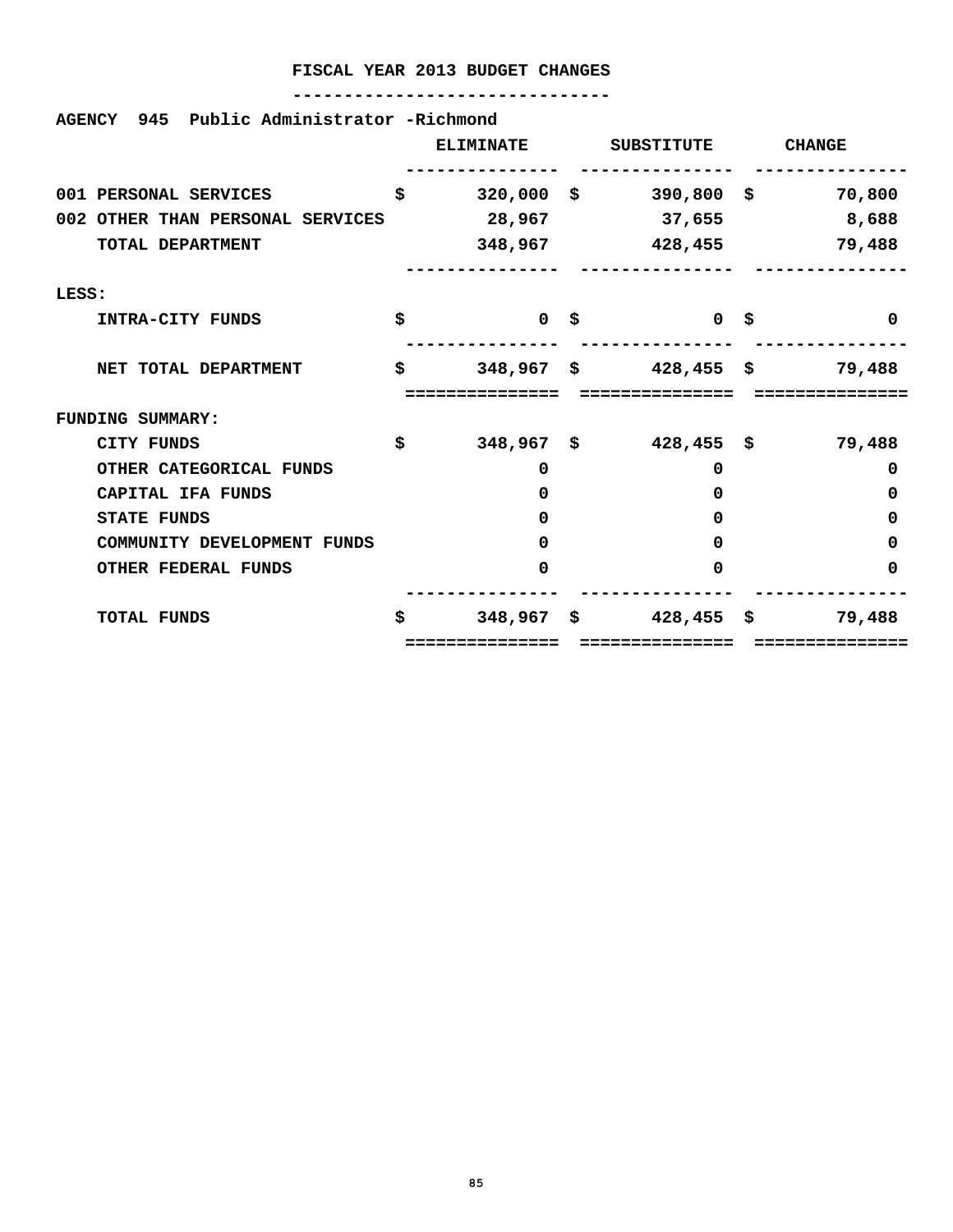# FISCAL YEAR 2013 BUDGET CHANGES

**AGENCY 945 Public Administrator -Richmond**

| | ELIMINATE | SUBSTITUTE | CHANGE |
|---|---|---|---|
| 001 PERSONAL SERVICES | $ 320,000 | $ 390,800 | $ 70,800 |
| 002 OTHER THAN PERSONAL SERVICES | 28,967 | 37,655 | 8,688 |
| TOTAL DEPARTMENT | 348,967 | 428,455 | 79,488 |
| LESS: | | | |
| INTRA-CITY FUNDS | $ 0 | $ 0 | $ 0 |
| NET TOTAL DEPARTMENT | $ 348,967 | $ 428,455 | $ 79,488 |
| FUNDING SUMMARY: | | | |
| CITY FUNDS | $ 348,967 | $ 428,455 | $ 79,488 |
| OTHER CATEGORICAL FUNDS | 0 | 0 | 0 |
| CAPITAL IFA FUNDS | 0 | 0 | 0 |
| STATE FUNDS | 0 | 0 | 0 |
| COMMUNITY DEVELOPMENT FUNDS | 0 | 0 | 0 |
| OTHER FEDERAL FUNDS | 0 | 0 | 0 |
| TOTAL FUNDS | $ 348,967 | $ 428,455 | $ 79,488 |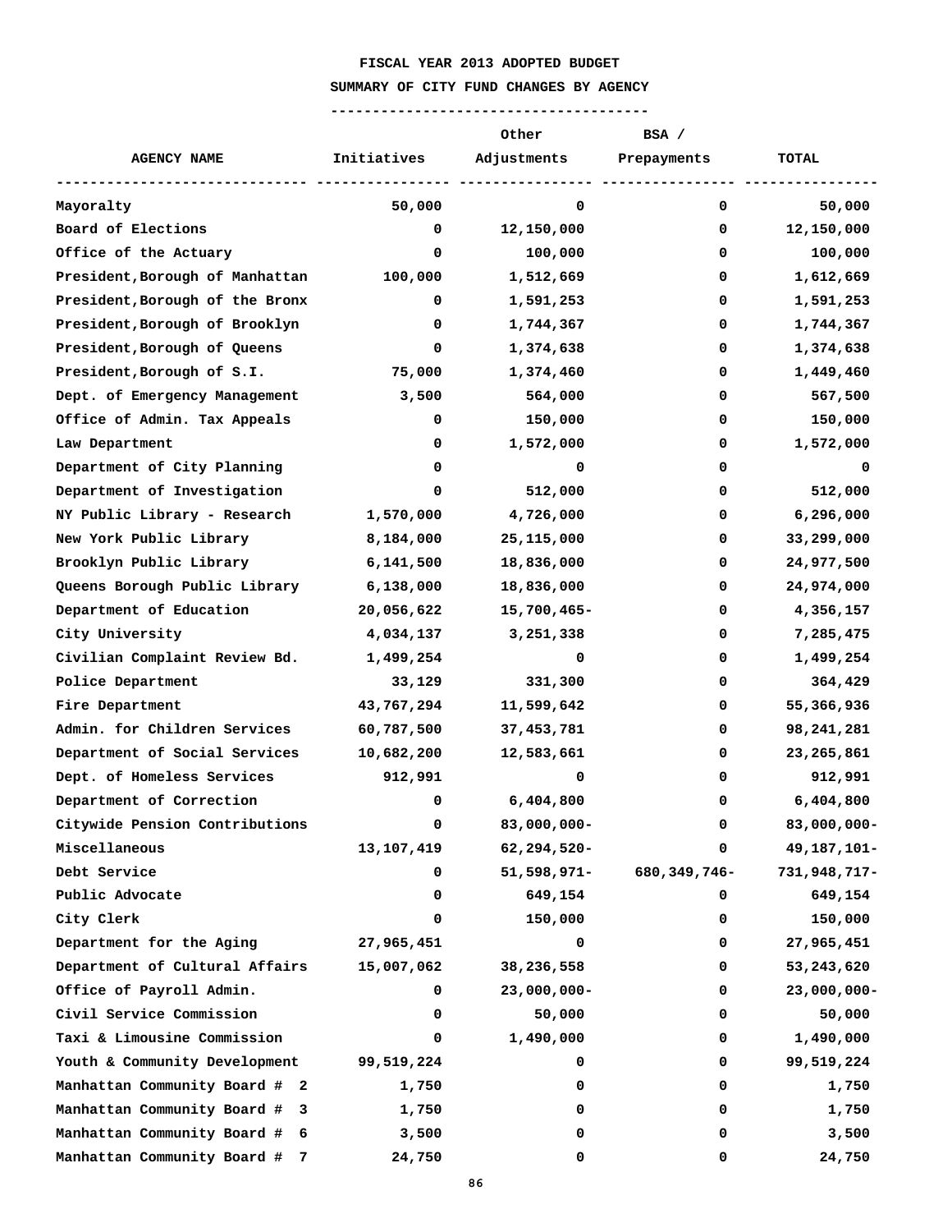# FISCAL YEAR 2013 ADOPTED BUDGET

## SUMMARY OF CITY FUND CHANGES BY AGENCY

| AGENCY NAME | Initiatives | Other Adjustments | BSA / Prepayments | TOTAL |
|---|---|---|---|---|
| Mayoralty | 50,000 | 0 | 0 | 50,000 |
| Board of Elections | 0 | 12,150,000 | 0 | 12,150,000 |
| Office of the Actuary | 0 | 100,000 | 0 | 100,000 |
| President,Borough of Manhattan | 100,000 | 1,512,669 | 0 | 1,612,669 |
| President,Borough of the Bronx | 0 | 1,591,253 | 0 | 1,591,253 |
| President,Borough of Brooklyn | 0 | 1,744,367 | 0 | 1,744,367 |
| President,Borough of Queens | 0 | 1,374,638 | 0 | 1,374,638 |
| President,Borough of S.I. | 75,000 | 1,374,460 | 0 | 1,449,460 |
| Dept. of Emergency Management | 3,500 | 564,000 | 0 | 567,500 |
| Office of Admin. Tax Appeals | 0 | 150,000 | 0 | 150,000 |
| Law Department | 0 | 1,572,000 | 0 | 1,572,000 |
| Department of City Planning | 0 | 0 | 0 | 0 |
| Department of Investigation | 0 | 512,000 | 0 | 512,000 |
| NY Public Library - Research | 1,570,000 | 4,726,000 | 0 | 6,296,000 |
| New York Public Library | 8,184,000 | 25,115,000 | 0 | 33,299,000 |
| Brooklyn Public Library | 6,141,500 | 18,836,000 | 0 | 24,977,500 |
| Queens Borough Public Library | 6,138,000 | 18,836,000 | 0 | 24,974,000 |
| Department of Education | 20,056,622 | 15,700,465- | 0 | 4,356,157 |
| City University | 4,034,137 | 3,251,338 | 0 | 7,285,475 |
| Civilian Complaint Review Bd. | 1,499,254 | 0 | 0 | 1,499,254 |
| Police Department | 33,129 | 331,300 | 0 | 364,429 |
| Fire Department | 43,767,294 | 11,599,642 | 0 | 55,366,936 |
| Admin. for Children Services | 60,787,500 | 37,453,781 | 0 | 98,241,281 |
| Department of Social Services | 10,682,200 | 12,583,661 | 0 | 23,265,861 |
| Dept. of Homeless Services | 912,991 | 0 | 0 | 912,991 |
| Department of Correction | 0 | 6,404,800 | 0 | 6,404,800 |
| Citywide Pension Contributions | 0 | 83,000,000- | 0 | 83,000,000- |
| Miscellaneous | 13,107,419 | 62,294,520- | 0 | 49,187,101- |
| Debt Service | 0 | 51,598,971- | 680,349,746- | 731,948,717- |
| Public Advocate | 0 | 649,154 | 0 | 649,154 |
| City Clerk | 0 | 150,000 | 0 | 150,000 |
| Department for the Aging | 27,965,451 | 0 | 0 | 27,965,451 |
| Department of Cultural Affairs | 15,007,062 | 38,236,558 | 0 | 53,243,620 |
| Office of Payroll Admin. | 0 | 23,000,000- | 0 | 23,000,000- |
| Civil Service Commission | 0 | 50,000 | 0 | 50,000 |
| Taxi & Limousine Commission | 0 | 1,490,000 | 0 | 1,490,000 |
| Youth & Community Development | 99,519,224 | 0 | 0 | 99,519,224 |
| Manhattan Community Board # 2 | 1,750 | 0 | 0 | 1,750 |
| Manhattan Community Board # 3 | 1,750 | 0 | 0 | 1,750 |
| Manhattan Community Board # 6 | 3,500 | 0 | 0 | 3,500 |
| Manhattan Community Board # 7 | 24,750 | 0 | 0 | 24,750 |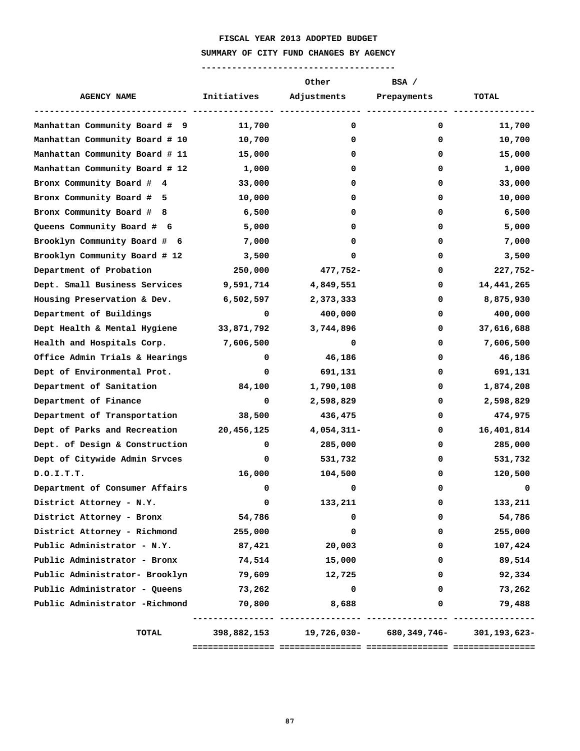**FISCAL YEAR 2013 ADOPTED BUDGET**

**SUMMARY OF CITY FUND CHANGES BY AGENCY**

| AGENCY NAME | Initiatives | Other Adjustments | BSA / Prepayments | TOTAL |
|---|---|---|---|---|
| Manhattan Community Board # 9 | 11,700 | 0 | 0 | 11,700 |
| Manhattan Community Board # 10 | 10,700 | 0 | 0 | 10,700 |
| Manhattan Community Board # 11 | 15,000 | 0 | 0 | 15,000 |
| Manhattan Community Board # 12 | 1,000 | 0 | 0 | 1,000 |
| Bronx Community Board # 4 | 33,000 | 0 | 0 | 33,000 |
| Bronx Community Board # 5 | 10,000 | 0 | 0 | 10,000 |
| Bronx Community Board # 8 | 6,500 | 0 | 0 | 6,500 |
| Queens Community Board # 6 | 5,000 | 0 | 0 | 5,000 |
| Brooklyn Community Board # 6 | 7,000 | 0 | 0 | 7,000 |
| Brooklyn Community Board # 12 | 3,500 | 0 | 0 | 3,500 |
| Department of Probation | 250,000 | 477,752- | 0 | 227,752- |
| Dept. Small Business Services | 9,591,714 | 4,849,551 | 0 | 14,441,265 |
| Housing Preservation & Dev. | 6,502,597 | 2,373,333 | 0 | 8,875,930 |
| Department of Buildings | 0 | 400,000 | 0 | 400,000 |
| Dept Health & Mental Hygiene | 33,871,792 | 3,744,896 | 0 | 37,616,688 |
| Health and Hospitals Corp. | 7,606,500 | 0 | 0 | 7,606,500 |
| Office Admin Trials & Hearings | 0 | 46,186 | 0 | 46,186 |
| Dept of Environmental Prot. | 0 | 691,131 | 0 | 691,131 |
| Department of Sanitation | 84,100 | 1,790,108 | 0 | 1,874,208 |
| Department of Finance | 0 | 2,598,829 | 0 | 2,598,829 |
| Department of Transportation | 38,500 | 436,475 | 0 | 474,975 |
| Dept of Parks and Recreation | 20,456,125 | 4,054,311- | 0 | 16,401,814 |
| Dept. of Design & Construction | 0 | 285,000 | 0 | 285,000 |
| Dept of Citywide Admin Srvces | 0 | 531,732 | 0 | 531,732 |
| D.O.I.T.T. | 16,000 | 104,500 | 0 | 120,500 |
| Department of Consumer Affairs | 0 | 0 | 0 | 0 |
| District Attorney - N.Y. | 0 | 133,211 | 0 | 133,211 |
| District Attorney - Bronx | 54,786 | 0 | 0 | 54,786 |
| District Attorney - Richmond | 255,000 | 0 | 0 | 255,000 |
| Public Administrator - N.Y. | 87,421 | 20,003 | 0 | 107,424 |
| Public Administrator - Bronx | 74,514 | 15,000 | 0 | 89,514 |
| Public Administrator- Brooklyn | 79,609 | 12,725 | 0 | 92,334 |
| Public Administrator - Queens | 73,262 | 0 | 0 | 73,262 |
| Public Administrator -Richmond | 70,800 | 8,688 | 0 | 79,488 |
| **TOTAL** | 398,882,153 | 19,726,030- | 680,349,746- | 301,193,623- |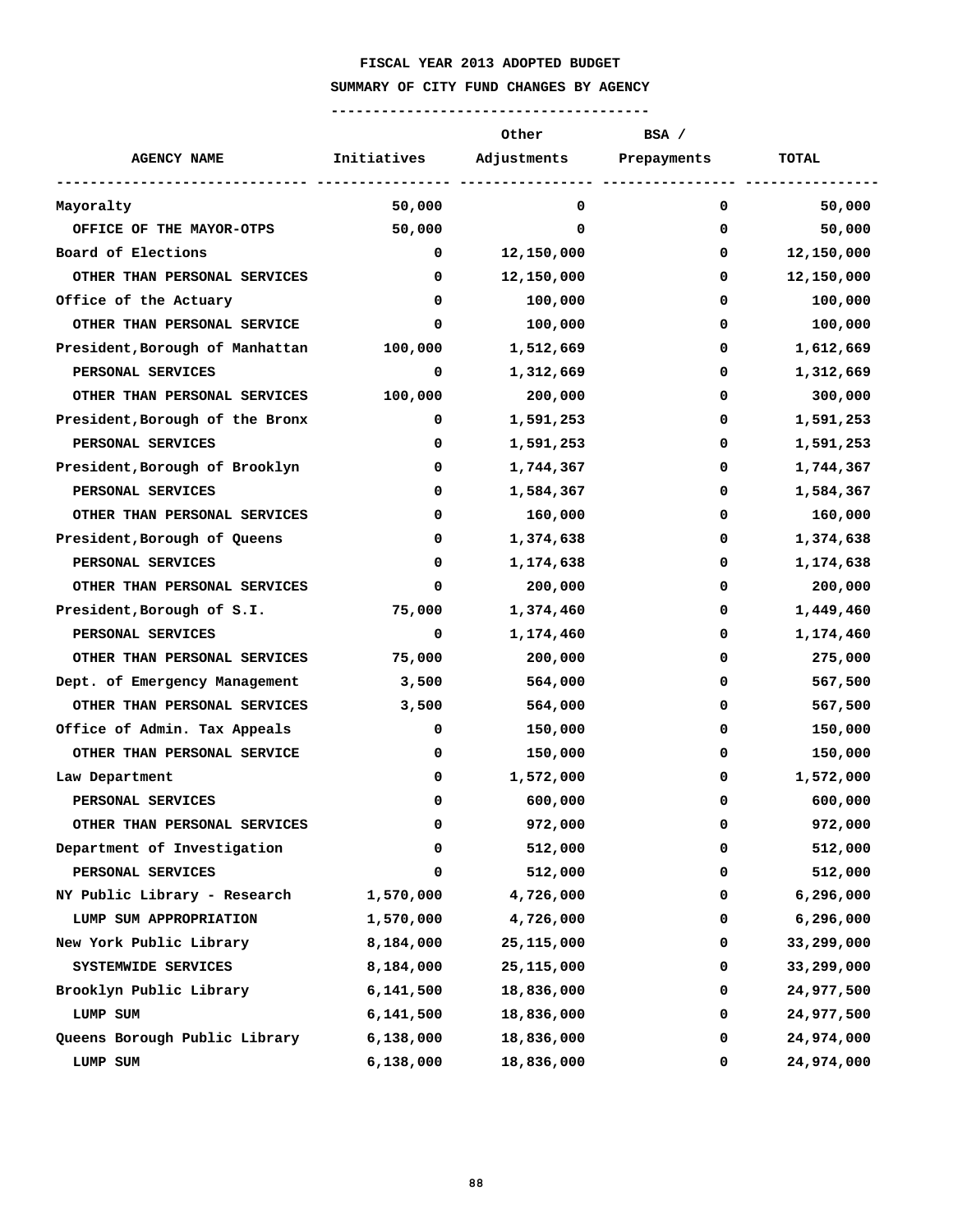# FISCAL YEAR 2013 ADOPTED BUDGET

## SUMMARY OF CITY FUND CHANGES BY AGENCY

| AGENCY NAME | Initiatives | Other Adjustments | BSA / Prepayments | TOTAL |
|---|---|---|---|---|
| Mayoralty | 50,000 | 0 | 0 | 50,000 |
| OFFICE OF THE MAYOR-OTPS | 50,000 | 0 | 0 | 50,000 |
| Board of Elections | 0 | 12,150,000 | 0 | 12,150,000 |
| OTHER THAN PERSONAL SERVICES | 0 | 12,150,000 | 0 | 12,150,000 |
| Office of the Actuary | 0 | 100,000 | 0 | 100,000 |
| OTHER THAN PERSONAL SERVICE | 0 | 100,000 | 0 | 100,000 |
| President,Borough of Manhattan | 100,000 | 1,512,669 | 0 | 1,612,669 |
| PERSONAL SERVICES | 0 | 1,312,669 | 0 | 1,312,669 |
| OTHER THAN PERSONAL SERVICES | 100,000 | 200,000 | 0 | 300,000 |
| President,Borough of the Bronx | 0 | 1,591,253 | 0 | 1,591,253 |
| PERSONAL SERVICES | 0 | 1,591,253 | 0 | 1,591,253 |
| President,Borough of Brooklyn | 0 | 1,744,367 | 0 | 1,744,367 |
| PERSONAL SERVICES | 0 | 1,584,367 | 0 | 1,584,367 |
| OTHER THAN PERSONAL SERVICES | 0 | 160,000 | 0 | 160,000 |
| President,Borough of Queens | 0 | 1,374,638 | 0 | 1,374,638 |
| PERSONAL SERVICES | 0 | 1,174,638 | 0 | 1,174,638 |
| OTHER THAN PERSONAL SERVICES | 0 | 200,000 | 0 | 200,000 |
| President,Borough of S.I. | 75,000 | 1,374,460 | 0 | 1,449,460 |
| PERSONAL SERVICES | 0 | 1,174,460 | 0 | 1,174,460 |
| OTHER THAN PERSONAL SERVICES | 75,000 | 200,000 | 0 | 275,000 |
| Dept. of Emergency Management | 3,500 | 564,000 | 0 | 567,500 |
| OTHER THAN PERSONAL SERVICES | 3,500 | 564,000 | 0 | 567,500 |
| Office of Admin. Tax Appeals | 0 | 150,000 | 0 | 150,000 |
| OTHER THAN PERSONAL SERVICE | 0 | 150,000 | 0 | 150,000 |
| Law Department | 0 | 1,572,000 | 0 | 1,572,000 |
| PERSONAL SERVICES | 0 | 600,000 | 0 | 600,000 |
| OTHER THAN PERSONAL SERVICES | 0 | 972,000 | 0 | 972,000 |
| Department of Investigation | 0 | 512,000 | 0 | 512,000 |
| PERSONAL SERVICES | 0 | 512,000 | 0 | 512,000 |
| NY Public Library - Research | 1,570,000 | 4,726,000 | 0 | 6,296,000 |
| LUMP SUM APPROPRIATION | 1,570,000 | 4,726,000 | 0 | 6,296,000 |
| New York Public Library | 8,184,000 | 25,115,000 | 0 | 33,299,000 |
| SYSTEMWIDE SERVICES | 8,184,000 | 25,115,000 | 0 | 33,299,000 |
| Brooklyn Public Library | 6,141,500 | 18,836,000 | 0 | 24,977,500 |
| LUMP SUM | 6,141,500 | 18,836,000 | 0 | 24,977,500 |
| Queens Borough Public Library | 6,138,000 | 18,836,000 | 0 | 24,974,000 |
| LUMP SUM | 6,138,000 | 18,836,000 | 0 | 24,974,000 |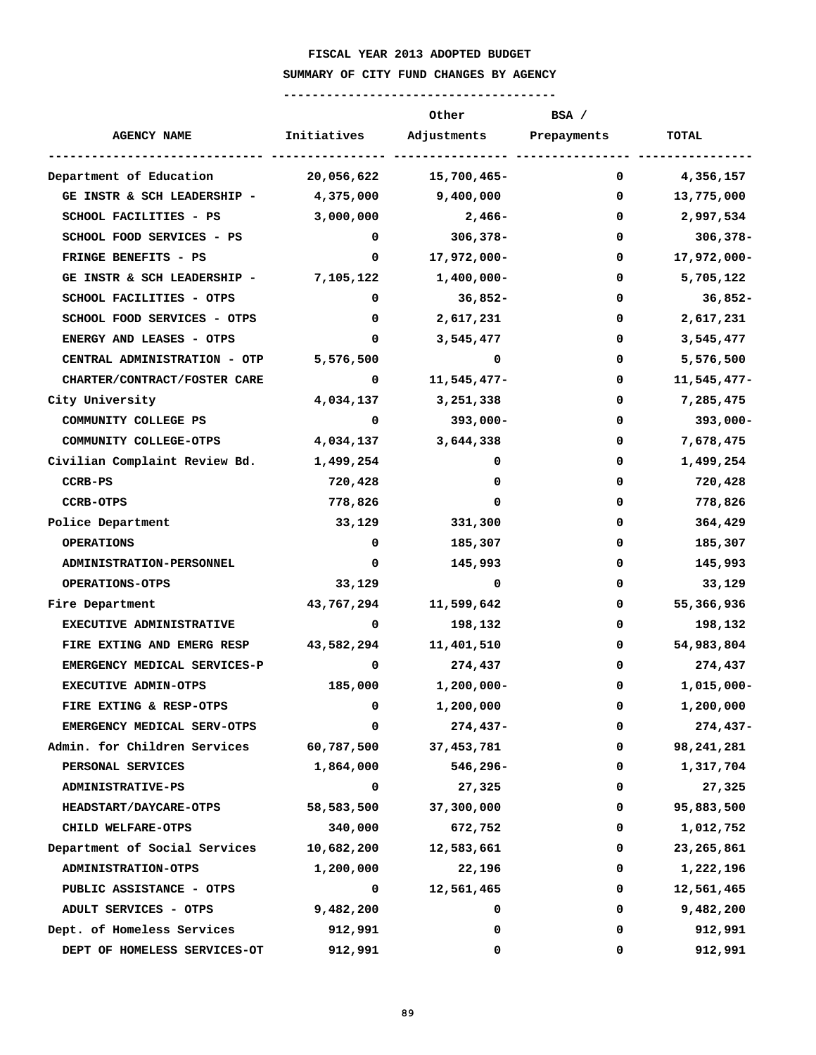# FISCAL YEAR 2013 ADOPTED BUDGET

## SUMMARY OF CITY FUND CHANGES BY AGENCY

| AGENCY NAME | Initiatives | Other Adjustments | BSA / Prepayments | TOTAL |
|---|---|---|---|---|
| Department of Education | 20,056,622 | 15,700,465- | 0 | 4,356,157 |
| GE INSTR & SCH LEADERSHIP - | 4,375,000 | 9,400,000 | 0 | 13,775,000 |
| SCHOOL FACILITIES - PS | 3,000,000 | 2,466- | 0 | 2,997,534 |
| SCHOOL FOOD SERVICES - PS | 0 | 306,378- | 0 | 306,378- |
| FRINGE BENEFITS - PS | 0 | 17,972,000- | 0 | 17,972,000- |
| GE INSTR & SCH LEADERSHIP - | 7,105,122 | 1,400,000- | 0 | 5,705,122 |
| SCHOOL FACILITIES - OTPS | 0 | 36,852- | 0 | 36,852- |
| SCHOOL FOOD SERVICES - OTPS | 0 | 2,617,231 | 0 | 2,617,231 |
| ENERGY AND LEASES - OTPS | 0 | 3,545,477 | 0 | 3,545,477 |
| CENTRAL ADMINISTRATION - OTP | 5,576,500 | 0 | 0 | 5,576,500 |
| CHARTER/CONTRACT/FOSTER CARE | 0 | 11,545,477- | 0 | 11,545,477- |
| City University | 4,034,137 | 3,251,338 | 0 | 7,285,475 |
| COMMUNITY COLLEGE PS | 0 | 393,000- | 0 | 393,000- |
| COMMUNITY COLLEGE-OTPS | 4,034,137 | 3,644,338 | 0 | 7,678,475 |
| Civilian Complaint Review Bd. | 1,499,254 | 0 | 0 | 1,499,254 |
| CCRB-PS | 720,428 | 0 | 0 | 720,428 |
| CCRB-OTPS | 778,826 | 0 | 0 | 778,826 |
| Police Department | 33,129 | 331,300 | 0 | 364,429 |
| OPERATIONS | 0 | 185,307 | 0 | 185,307 |
| ADMINISTRATION-PERSONNEL | 0 | 145,993 | 0 | 145,993 |
| OPERATIONS-OTPS | 33,129 | 0 | 0 | 33,129 |
| Fire Department | 43,767,294 | 11,599,642 | 0 | 55,366,936 |
| EXECUTIVE ADMINISTRATIVE | 0 | 198,132 | 0 | 198,132 |
| FIRE EXTING AND EMERG RESP | 43,582,294 | 11,401,510 | 0 | 54,983,804 |
| EMERGENCY MEDICAL SERVICES-P | 0 | 274,437 | 0 | 274,437 |
| EXECUTIVE ADMIN-OTPS | 185,000 | 1,200,000- | 0 | 1,015,000- |
| FIRE EXTING & RESP-OTPS | 0 | 1,200,000 | 0 | 1,200,000 |
| EMERGENCY MEDICAL SERV-OTPS | 0 | 274,437- | 0 | 274,437- |
| Admin. for Children Services | 60,787,500 | 37,453,781 | 0 | 98,241,281 |
| PERSONAL SERVICES | 1,864,000 | 546,296- | 0 | 1,317,704 |
| ADMINISTRATIVE-PS | 0 | 27,325 | 0 | 27,325 |
| HEADSTART/DAYCARE-OTPS | 58,583,500 | 37,300,000 | 0 | 95,883,500 |
| CHILD WELFARE-OTPS | 340,000 | 672,752 | 0 | 1,012,752 |
| Department of Social Services | 10,682,200 | 12,583,661 | 0 | 23,265,861 |
| ADMINISTRATION-OTPS | 1,200,000 | 22,196 | 0 | 1,222,196 |
| PUBLIC ASSISTANCE - OTPS | 0 | 12,561,465 | 0 | 12,561,465 |
| ADULT SERVICES - OTPS | 9,482,200 | 0 | 0 | 9,482,200 |
| Dept. of Homeless Services | 912,991 | 0 | 0 | 912,991 |
| DEPT OF HOMELESS SERVICES-OT | 912,991 | 0 | 0 | 912,991 |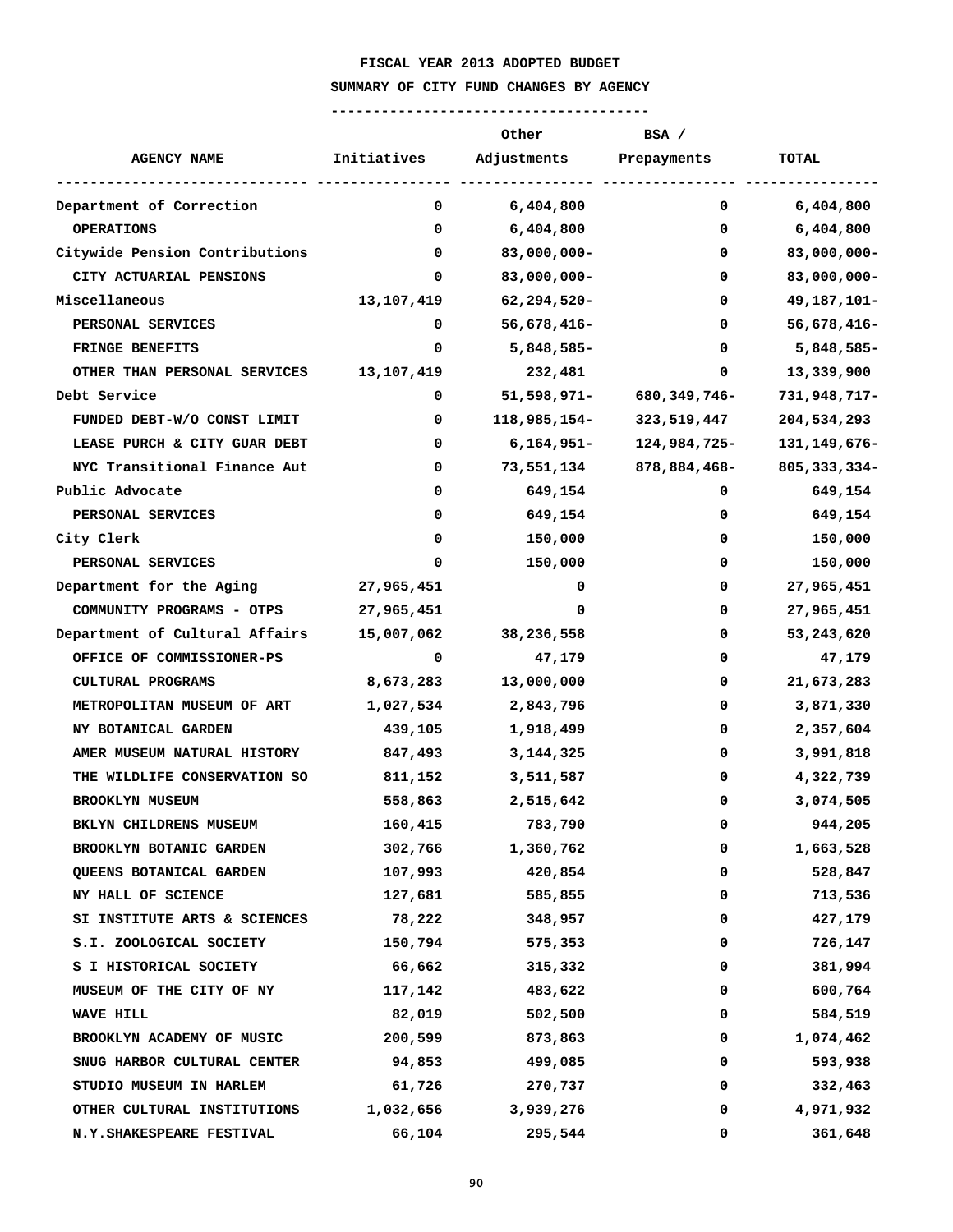# FISCAL YEAR 2013 ADOPTED BUDGET

## SUMMARY OF CITY FUND CHANGES BY AGENCY

| AGENCY NAME | Initiatives | Other Adjustments | BSA / Prepayments | TOTAL |
|---|---|---|---|---|
| Department of Correction | 0 | 6,404,800 | 0 | 6,404,800 |
| OPERATIONS | 0 | 6,404,800 | 0 | 6,404,800 |
| Citywide Pension Contributions | 0 | 83,000,000- | 0 | 83,000,000- |
| CITY ACTUARIAL PENSIONS | 0 | 83,000,000- | 0 | 83,000,000- |
| Miscellaneous | 13,107,419 | 62,294,520- | 0 | 49,187,101- |
| PERSONAL SERVICES | 0 | 56,678,416- | 0 | 56,678,416- |
| FRINGE BENEFITS | 0 | 5,848,585- | 0 | 5,848,585- |
| OTHER THAN PERSONAL SERVICES | 13,107,419 | 232,481 | 0 | 13,339,900 |
| Debt Service | 0 | 51,598,971- | 680,349,746- | 731,948,717- |
| FUNDED DEBT-W/O CONST LIMIT | 0 | 118,985,154- | 323,519,447 | 204,534,293 |
| LEASE PURCH & CITY GUAR DEBT | 0 | 6,164,951- | 124,984,725- | 131,149,676- |
| NYC Transitional Finance Aut | 0 | 73,551,134 | 878,884,468- | 805,333,334- |
| Public Advocate | 0 | 649,154 | 0 | 649,154 |
| PERSONAL SERVICES | 0 | 649,154 | 0 | 649,154 |
| City Clerk | 0 | 150,000 | 0 | 150,000 |
| PERSONAL SERVICES | 0 | 150,000 | 0 | 150,000 |
| Department for the Aging | 27,965,451 | 0 | 0 | 27,965,451 |
| COMMUNITY PROGRAMS - OTPS | 27,965,451 | 0 | 0 | 27,965,451 |
| Department of Cultural Affairs | 15,007,062 | 38,236,558 | 0 | 53,243,620 |
| OFFICE OF COMMISSIONER-PS | 0 | 47,179 | 0 | 47,179 |
| CULTURAL PROGRAMS | 8,673,283 | 13,000,000 | 0 | 21,673,283 |
| METROPOLITAN MUSEUM OF ART | 1,027,534 | 2,843,796 | 0 | 3,871,330 |
| NY BOTANICAL GARDEN | 439,105 | 1,918,499 | 0 | 2,357,604 |
| AMER MUSEUM NATURAL HISTORY | 847,493 | 3,144,325 | 0 | 3,991,818 |
| THE WILDLIFE CONSERVATION SO | 811,152 | 3,511,587 | 0 | 4,322,739 |
| BROOKLYN MUSEUM | 558,863 | 2,515,642 | 0 | 3,074,505 |
| BKLYN CHILDRENS MUSEUM | 160,415 | 783,790 | 0 | 944,205 |
| BROOKLYN BOTANIC GARDEN | 302,766 | 1,360,762 | 0 | 1,663,528 |
| QUEENS BOTANICAL GARDEN | 107,993 | 420,854 | 0 | 528,847 |
| NY HALL OF SCIENCE | 127,681 | 585,855 | 0 | 713,536 |
| SI INSTITUTE ARTS & SCIENCES | 78,222 | 348,957 | 0 | 427,179 |
| S.I. ZOOLOGICAL SOCIETY | 150,794 | 575,353 | 0 | 726,147 |
| S I HISTORICAL SOCIETY | 66,662 | 315,332 | 0 | 381,994 |
| MUSEUM OF THE CITY OF NY | 117,142 | 483,622 | 0 | 600,764 |
| WAVE HILL | 82,019 | 502,500 | 0 | 584,519 |
| BROOKLYN ACADEMY OF MUSIC | 200,599 | 873,863 | 0 | 1,074,462 |
| SNUG HARBOR CULTURAL CENTER | 94,853 | 499,085 | 0 | 593,938 |
| STUDIO MUSEUM IN HARLEM | 61,726 | 270,737 | 0 | 332,463 |
| OTHER CULTURAL INSTITUTIONS | 1,032,656 | 3,939,276 | 0 | 4,971,932 |
| N.Y.SHAKESPEARE FESTIVAL | 66,104 | 295,544 | 0 | 361,648 |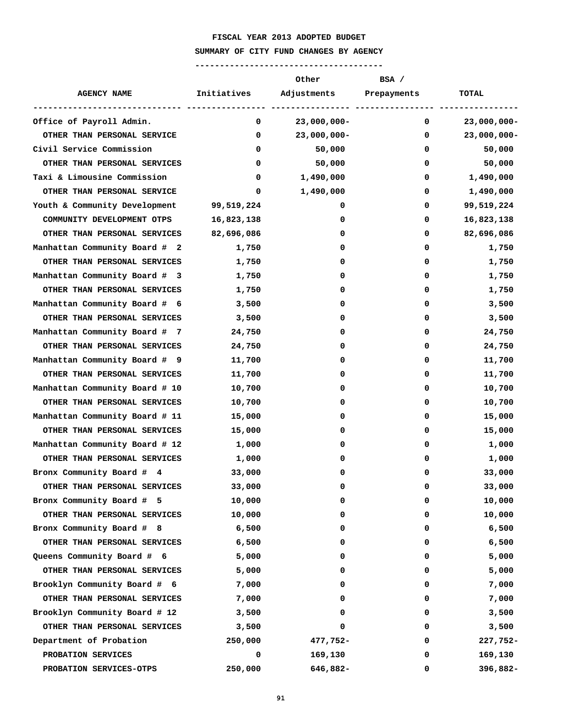# FISCAL YEAR 2013 ADOPTED BUDGET

## SUMMARY OF CITY FUND CHANGES BY AGENCY

| AGENCY NAME | Initiatives | Other Adjustments | BSA / Prepayments | TOTAL |
|---|---|---|---|---|
| Office of Payroll Admin. | 0 | 23,000,000- | 0 | 23,000,000- |
| OTHER THAN PERSONAL SERVICE | 0 | 23,000,000- | 0 | 23,000,000- |
| Civil Service Commission | 0 | 50,000 | 0 | 50,000 |
| OTHER THAN PERSONAL SERVICES | 0 | 50,000 | 0 | 50,000 |
| Taxi & Limousine Commission | 0 | 1,490,000 | 0 | 1,490,000 |
| OTHER THAN PERSONAL SERVICE | 0 | 1,490,000 | 0 | 1,490,000 |
| Youth & Community Development | 99,519,224 | 0 | 0 | 99,519,224 |
| COMMUNITY DEVELOPMENT OTPS | 16,823,138 | 0 | 0 | 16,823,138 |
| OTHER THAN PERSONAL SERVICES | 82,696,086 | 0 | 0 | 82,696,086 |
| Manhattan Community Board # 2 | 1,750 | 0 | 0 | 1,750 |
| OTHER THAN PERSONAL SERVICES | 1,750 | 0 | 0 | 1,750 |
| Manhattan Community Board # 3 | 1,750 | 0 | 0 | 1,750 |
| OTHER THAN PERSONAL SERVICES | 1,750 | 0 | 0 | 1,750 |
| Manhattan Community Board # 6 | 3,500 | 0 | 0 | 3,500 |
| OTHER THAN PERSONAL SERVICES | 3,500 | 0 | 0 | 3,500 |
| Manhattan Community Board # 7 | 24,750 | 0 | 0 | 24,750 |
| OTHER THAN PERSONAL SERVICES | 24,750 | 0 | 0 | 24,750 |
| Manhattan Community Board # 9 | 11,700 | 0 | 0 | 11,700 |
| OTHER THAN PERSONAL SERVICES | 11,700 | 0 | 0 | 11,700 |
| Manhattan Community Board # 10 | 10,700 | 0 | 0 | 10,700 |
| OTHER THAN PERSONAL SERVICES | 10,700 | 0 | 0 | 10,700 |
| Manhattan Community Board # 11 | 15,000 | 0 | 0 | 15,000 |
| OTHER THAN PERSONAL SERVICES | 15,000 | 0 | 0 | 15,000 |
| Manhattan Community Board # 12 | 1,000 | 0 | 0 | 1,000 |
| OTHER THAN PERSONAL SERVICES | 1,000 | 0 | 0 | 1,000 |
| Bronx Community Board # 4 | 33,000 | 0 | 0 | 33,000 |
| OTHER THAN PERSONAL SERVICES | 33,000 | 0 | 0 | 33,000 |
| Bronx Community Board # 5 | 10,000 | 0 | 0 | 10,000 |
| OTHER THAN PERSONAL SERVICES | 10,000 | 0 | 0 | 10,000 |
| Bronx Community Board # 8 | 6,500 | 0 | 0 | 6,500 |
| OTHER THAN PERSONAL SERVICES | 6,500 | 0 | 0 | 6,500 |
| Queens Community Board # 6 | 5,000 | 0 | 0 | 5,000 |
| OTHER THAN PERSONAL SERVICES | 5,000 | 0 | 0 | 5,000 |
| Brooklyn Community Board # 6 | 7,000 | 0 | 0 | 7,000 |
| OTHER THAN PERSONAL SERVICES | 7,000 | 0 | 0 | 7,000 |
| Brooklyn Community Board # 12 | 3,500 | 0 | 0 | 3,500 |
| OTHER THAN PERSONAL SERVICES | 3,500 | 0 | 0 | 3,500 |
| Department of Probation | 250,000 | 477,752- | 0 | 227,752- |
| PROBATION SERVICES | 0 | 169,130 | 0 | 169,130 |
| PROBATION SERVICES-OTPS | 250,000 | 646,882- | 0 | 396,882- |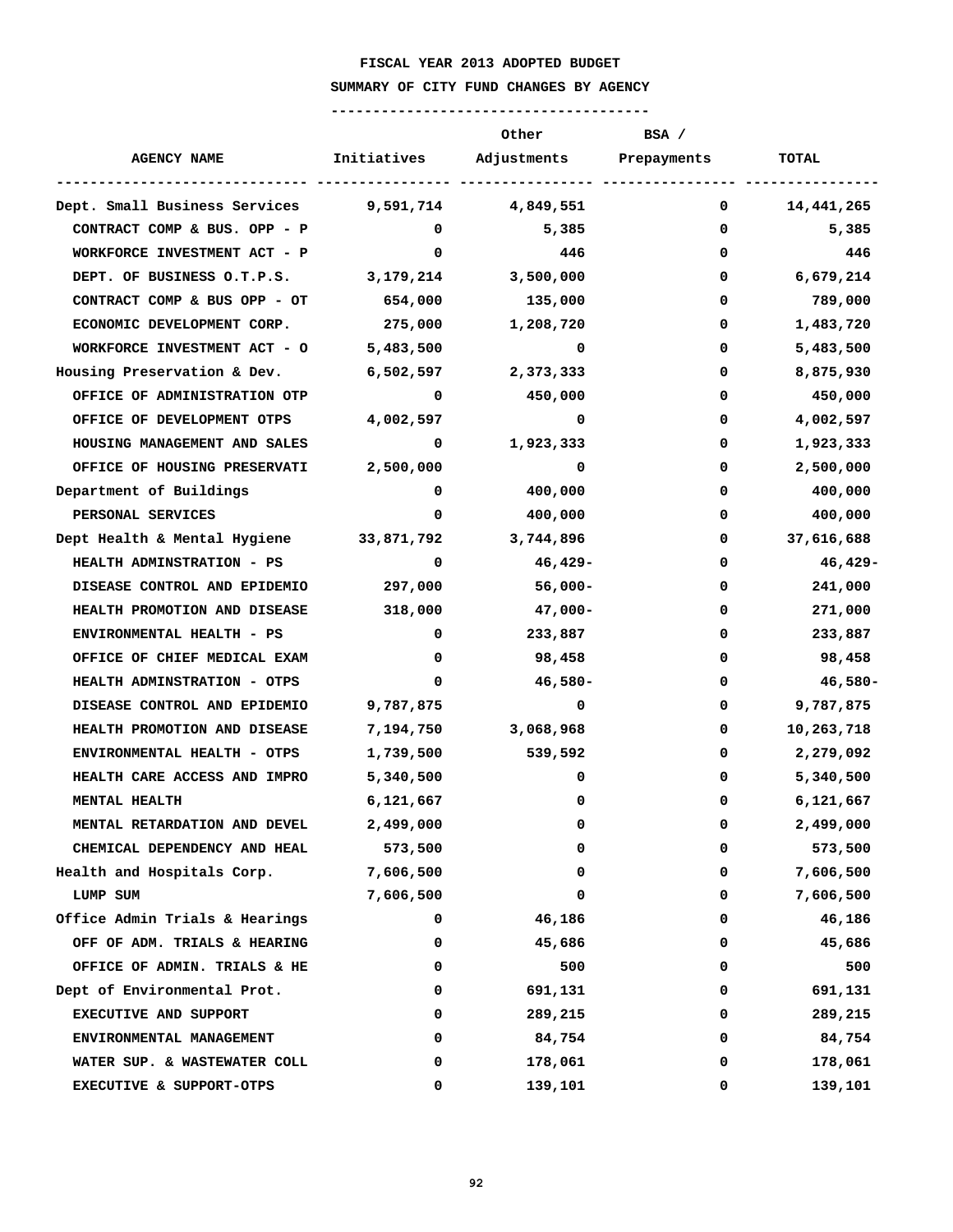# FISCAL YEAR 2013 ADOPTED BUDGET

## SUMMARY OF CITY FUND CHANGES BY AGENCY

| AGENCY NAME | Initiatives | Other Adjustments | BSA / Prepayments | TOTAL |
|---|---|---|---|---|
| Dept. Small Business Services | 9,591,714 | 4,849,551 | 0 | 14,441,265 |
| CONTRACT COMP & BUS. OPP - P | 0 | 5,385 | 0 | 5,385 |
| WORKFORCE INVESTMENT ACT - P | 0 | 446 | 0 | 446 |
| DEPT. OF BUSINESS O.T.P.S. | 3,179,214 | 3,500,000 | 0 | 6,679,214 |
| CONTRACT COMP & BUS OPP - OT | 654,000 | 135,000 | 0 | 789,000 |
| ECONOMIC DEVELOPMENT CORP. | 275,000 | 1,208,720 | 0 | 1,483,720 |
| WORKFORCE INVESTMENT ACT - O | 5,483,500 | 0 | 0 | 5,483,500 |
| Housing Preservation & Dev. | 6,502,597 | 2,373,333 | 0 | 8,875,930 |
| OFFICE OF ADMINISTRATION OTP | 0 | 450,000 | 0 | 450,000 |
| OFFICE OF DEVELOPMENT OTPS | 4,002,597 | 0 | 0 | 4,002,597 |
| HOUSING MANAGEMENT AND SALES | 0 | 1,923,333 | 0 | 1,923,333 |
| OFFICE OF HOUSING PRESERVATI | 2,500,000 | 0 | 0 | 2,500,000 |
| Department of Buildings | 0 | 400,000 | 0 | 400,000 |
| PERSONAL SERVICES | 0 | 400,000 | 0 | 400,000 |
| Dept Health & Mental Hygiene | 33,871,792 | 3,744,896 | 0 | 37,616,688 |
| HEALTH ADMINSTRATION - PS | 0 | 46,429- | 0 | 46,429- |
| DISEASE CONTROL AND EPIDEMIO | 297,000 | 56,000- | 0 | 241,000 |
| HEALTH PROMOTION AND DISEASE | 318,000 | 47,000- | 0 | 271,000 |
| ENVIRONMENTAL HEALTH - PS | 0 | 233,887 | 0 | 233,887 |
| OFFICE OF CHIEF MEDICAL EXAM | 0 | 98,458 | 0 | 98,458 |
| HEALTH ADMINSTRATION - OTPS | 0 | 46,580- | 0 | 46,580- |
| DISEASE CONTROL AND EPIDEMIO | 9,787,875 | 0 | 0 | 9,787,875 |
| HEALTH PROMOTION AND DISEASE | 7,194,750 | 3,068,968 | 0 | 10,263,718 |
| ENVIRONMENTAL HEALTH - OTPS | 1,739,500 | 539,592 | 0 | 2,279,092 |
| HEALTH CARE ACCESS AND IMPRO | 5,340,500 | 0 | 0 | 5,340,500 |
| MENTAL HEALTH | 6,121,667 | 0 | 0 | 6,121,667 |
| MENTAL RETARDATION AND DEVEL | 2,499,000 | 0 | 0 | 2,499,000 |
| CHEMICAL DEPENDENCY AND HEAL | 573,500 | 0 | 0 | 573,500 |
| Health and Hospitals Corp. | 7,606,500 | 0 | 0 | 7,606,500 |
| LUMP SUM | 7,606,500 | 0 | 0 | 7,606,500 |
| Office Admin Trials & Hearings | 0 | 46,186 | 0 | 46,186 |
| OFF OF ADM. TRIALS & HEARING | 0 | 45,686 | 0 | 45,686 |
| OFFICE OF ADMIN. TRIALS & HE | 0 | 500 | 0 | 500 |
| Dept of Environmental Prot. | 0 | 691,131 | 0 | 691,131 |
| EXECUTIVE AND SUPPORT | 0 | 289,215 | 0 | 289,215 |
| ENVIRONMENTAL MANAGEMENT | 0 | 84,754 | 0 | 84,754 |
| WATER SUP. & WASTEWATER COLL | 0 | 178,061 | 0 | 178,061 |
| EXECUTIVE & SUPPORT-OTPS | 0 | 139,101 | 0 | 139,101 |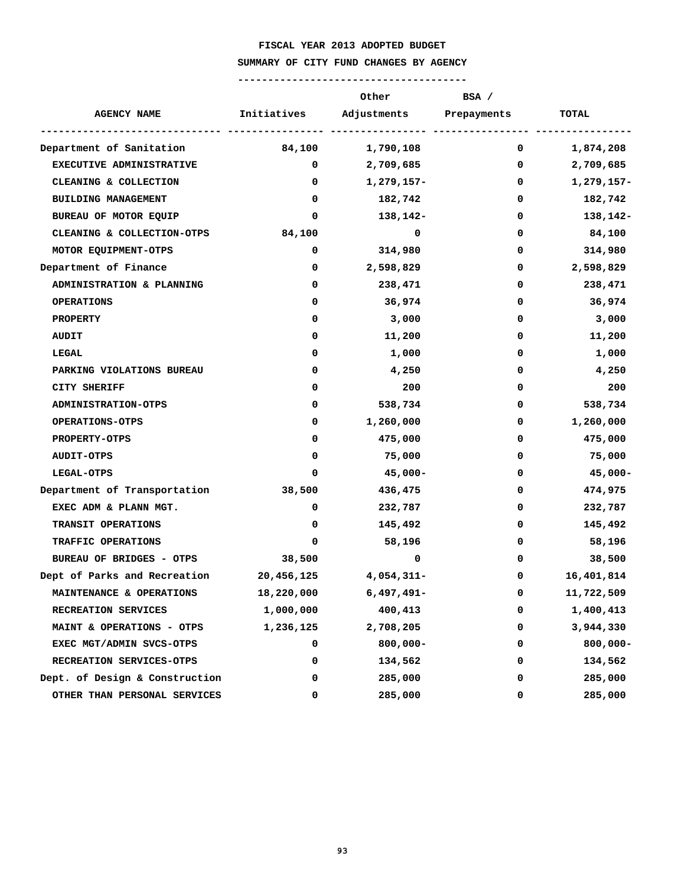# FISCAL YEAR 2013 ADOPTED BUDGET

## SUMMARY OF CITY FUND CHANGES BY AGENCY

| AGENCY NAME | Initiatives | Other Adjustments | BSA / Prepayments | TOTAL |
|---|---|---|---|---|
| Department of Sanitation | 84,100 | 1,790,108 | 0 | 1,874,208 |
| EXECUTIVE ADMINISTRATIVE | 0 | 2,709,685 | 0 | 2,709,685 |
| CLEANING & COLLECTION | 0 | 1,279,157- | 0 | 1,279,157- |
| BUILDING MANAGEMENT | 0 | 182,742 | 0 | 182,742 |
| BUREAU OF MOTOR EQUIP | 0 | 138,142- | 0 | 138,142- |
| CLEANING & COLLECTION-OTPS | 84,100 | 0 | 0 | 84,100 |
| MOTOR EQUIPMENT-OTPS | 0 | 314,980 | 0 | 314,980 |
| Department of Finance | 0 | 2,598,829 | 0 | 2,598,829 |
| ADMINISTRATION & PLANNING | 0 | 238,471 | 0 | 238,471 |
| OPERATIONS | 0 | 36,974 | 0 | 36,974 |
| PROPERTY | 0 | 3,000 | 0 | 3,000 |
| AUDIT | 0 | 11,200 | 0 | 11,200 |
| LEGAL | 0 | 1,000 | 0 | 1,000 |
| PARKING VIOLATIONS BUREAU | 0 | 4,250 | 0 | 4,250 |
| CITY SHERIFF | 0 | 200 | 0 | 200 |
| ADMINISTRATION-OTPS | 0 | 538,734 | 0 | 538,734 |
| OPERATIONS-OTPS | 0 | 1,260,000 | 0 | 1,260,000 |
| PROPERTY-OTPS | 0 | 475,000 | 0 | 475,000 |
| AUDIT-OTPS | 0 | 75,000 | 0 | 75,000 |
| LEGAL-OTPS | 0 | 45,000- | 0 | 45,000- |
| Department of Transportation | 38,500 | 436,475 | 0 | 474,975 |
| EXEC ADM & PLANN MGT. | 0 | 232,787 | 0 | 232,787 |
| TRANSIT OPERATIONS | 0 | 145,492 | 0 | 145,492 |
| TRAFFIC OPERATIONS | 0 | 58,196 | 0 | 58,196 |
| BUREAU OF BRIDGES - OTPS | 38,500 | 0 | 0 | 38,500 |
| Dept of Parks and Recreation | 20,456,125 | 4,054,311- | 0 | 16,401,814 |
| MAINTENANCE & OPERATIONS | 18,220,000 | 6,497,491- | 0 | 11,722,509 |
| RECREATION SERVICES | 1,000,000 | 400,413 | 0 | 1,400,413 |
| MAINT & OPERATIONS - OTPS | 1,236,125 | 2,708,205 | 0 | 3,944,330 |
| EXEC MGT/ADMIN SVCS-OTPS | 0 | 800,000- | 0 | 800,000- |
| RECREATION SERVICES-OTPS | 0 | 134,562 | 0 | 134,562 |
| Dept. of Design & Construction | 0 | 285,000 | 0 | 285,000 |
| OTHER THAN PERSONAL SERVICES | 0 | 285,000 | 0 | 285,000 |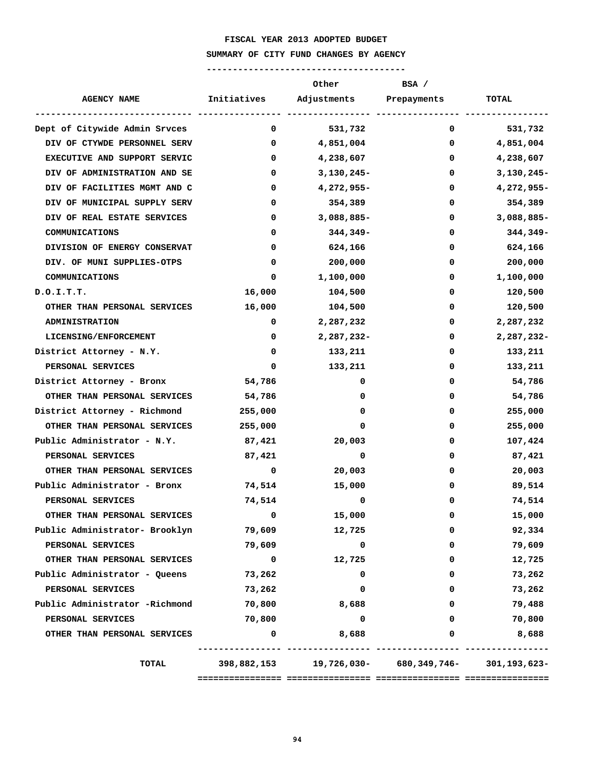**FISCAL YEAR 2013 ADOPTED BUDGET**

**SUMMARY OF CITY FUND CHANGES BY AGENCY**

| AGENCY NAME | Initiatives | Other Adjustments | BSA / Prepayments | TOTAL |
|---|---|---|---|---|
| Dept of Citywide Admin Srvces | 0 | 531,732 | 0 | 531,732 |
| DIV OF CTYWDE PERSONNEL SERV | 0 | 4,851,004 | 0 | 4,851,004 |
| EXECUTIVE AND SUPPORT SERVIC | 0 | 4,238,607 | 0 | 4,238,607 |
| DIV OF ADMINISTRATION AND SE | 0 | 3,130,245- | 0 | 3,130,245- |
| DIV OF FACILITIES MGMT AND C | 0 | 4,272,955- | 0 | 4,272,955- |
| DIV OF MUNICIPAL SUPPLY SERV | 0 | 354,389 | 0 | 354,389 |
| DIV OF REAL ESTATE SERVICES | 0 | 3,088,885- | 0 | 3,088,885- |
| COMMUNICATIONS | 0 | 344,349- | 0 | 344,349- |
| DIVISION OF ENERGY CONSERVAT | 0 | 624,166 | 0 | 624,166 |
| DIV. OF MUNI SUPPLIES-OTPS | 0 | 200,000 | 0 | 200,000 |
| COMMUNICATIONS | 0 | 1,100,000 | 0 | 1,100,000 |
| D.O.I.T.T. | 16,000 | 104,500 | 0 | 120,500 |
| OTHER THAN PERSONAL SERVICES | 16,000 | 104,500 | 0 | 120,500 |
| ADMINISTRATION | 0 | 2,287,232 | 0 | 2,287,232 |
| LICENSING/ENFORCEMENT | 0 | 2,287,232- | 0 | 2,287,232- |
| District Attorney - N.Y. | 0 | 133,211 | 0 | 133,211 |
| PERSONAL SERVICES | 0 | 133,211 | 0 | 133,211 |
| District Attorney - Bronx | 54,786 | 0 | 0 | 54,786 |
| OTHER THAN PERSONAL SERVICES | 54,786 | 0 | 0 | 54,786 |
| District Attorney - Richmond | 255,000 | 0 | 0 | 255,000 |
| OTHER THAN PERSONAL SERVICES | 255,000 | 0 | 0 | 255,000 |
| Public Administrator - N.Y. | 87,421 | 20,003 | 0 | 107,424 |
| PERSONAL SERVICES | 87,421 | 0 | 0 | 87,421 |
| OTHER THAN PERSONAL SERVICES | 0 | 20,003 | 0 | 20,003 |
| Public Administrator - Bronx | 74,514 | 15,000 | 0 | 89,514 |
| PERSONAL SERVICES | 74,514 | 0 | 0 | 74,514 |
| OTHER THAN PERSONAL SERVICES | 0 | 15,000 | 0 | 15,000 |
| Public Administrator- Brooklyn | 79,609 | 12,725 | 0 | 92,334 |
| PERSONAL SERVICES | 79,609 | 0 | 0 | 79,609 |
| OTHER THAN PERSONAL SERVICES | 0 | 12,725 | 0 | 12,725 |
| Public Administrator - Queens | 73,262 | 0 | 0 | 73,262 |
| PERSONAL SERVICES | 73,262 | 0 | 0 | 73,262 |
| Public Administrator -Richmond | 70,800 | 8,688 | 0 | 79,488 |
| PERSONAL SERVICES | 70,800 | 0 | 0 | 70,800 |
| OTHER THAN PERSONAL SERVICES | 0 | 8,688 | 0 | 8,688 |
| TOTAL | 398,882,153 | 19,726,030- | 680,349,746- | 301,193,623- |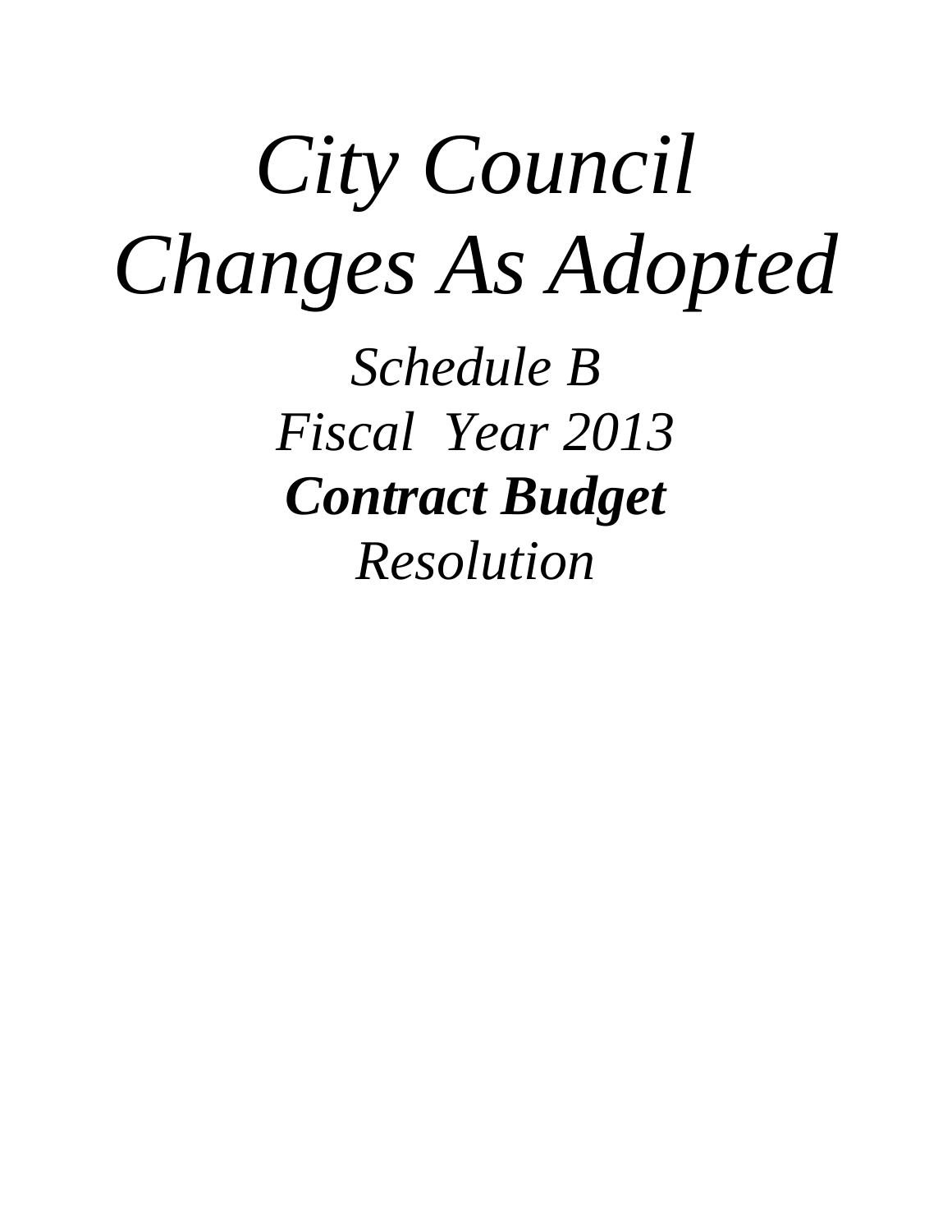# *City Council Changes As Adopted*

*Schedule B*

*Fiscal Year 2013*

***Contract Budget***

*Resolution*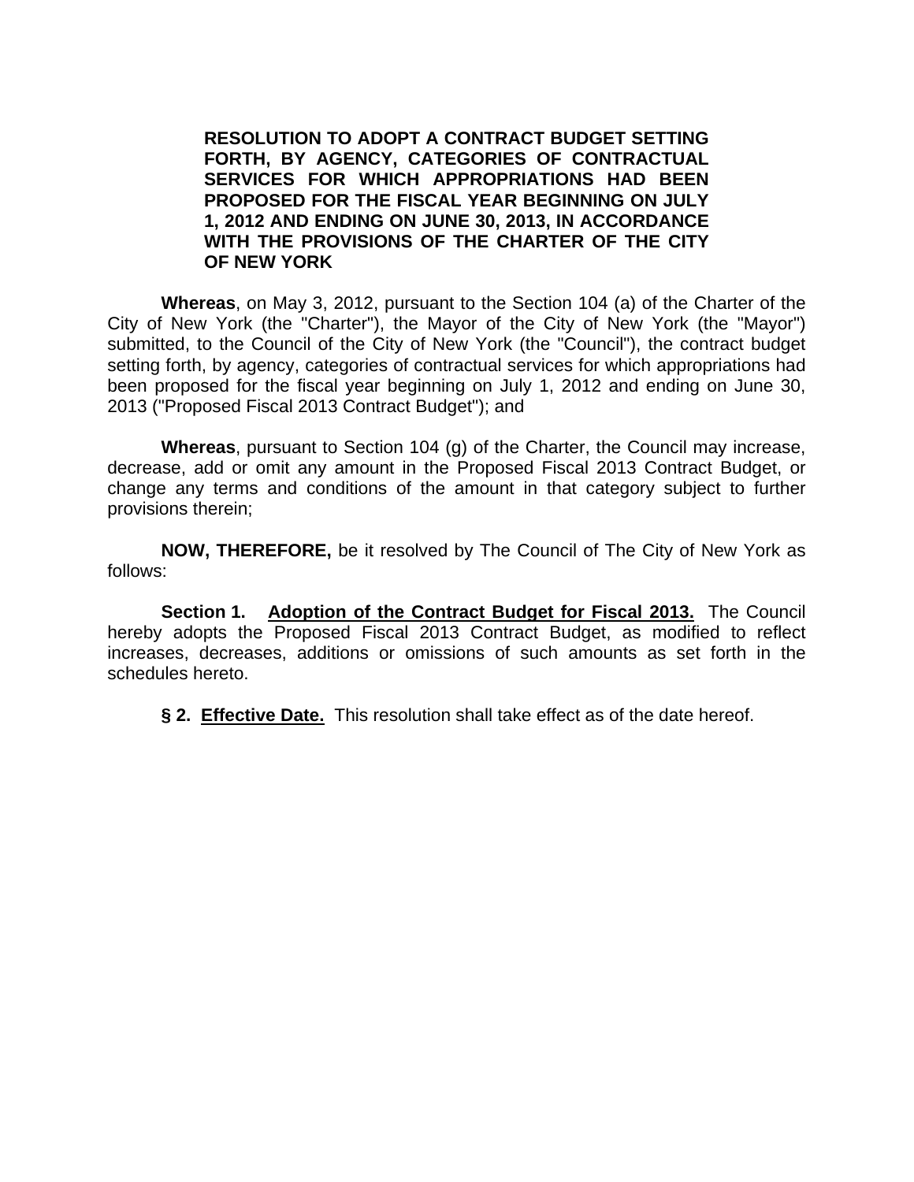**RESOLUTION TO ADOPT A CONTRACT BUDGET SETTING FORTH, BY AGENCY, CATEGORIES OF CONTRACTUAL SERVICES FOR WHICH APPROPRIATIONS HAD BEEN PROPOSED FOR THE FISCAL YEAR BEGINNING ON JULY 1, 2012 AND ENDING ON JUNE 30, 2013, IN ACCORDANCE WITH THE PROVISIONS OF THE CHARTER OF THE CITY OF NEW YORK**

**Whereas**, on May 3, 2012, pursuant to the Section 104 (a) of the Charter of the City of New York (the "Charter"), the Mayor of the City of New York (the "Mayor") submitted, to the Council of the City of New York (the "Council"), the contract budget setting forth, by agency, categories of contractual services for which appropriations had been proposed for the fiscal year beginning on July 1, 2012 and ending on June 30, 2013 ("Proposed Fiscal 2013 Contract Budget"); and

**Whereas**, pursuant to Section 104 (g) of the Charter, the Council may increase, decrease, add or omit any amount in the Proposed Fiscal 2013 Contract Budget, or change any terms and conditions of the amount in that category subject to further provisions therein;

**NOW, THEREFORE,** be it resolved by The Council of The City of New York as follows:

**Section 1.** **<u>Adoption of the Contract Budget for Fiscal 2013.</u>** The Council hereby adopts the Proposed Fiscal 2013 Contract Budget, as modified to reflect increases, decreases, additions or omissions of such amounts as set forth in the schedules hereto.

**§ 2.** **<u>Effective Date.</u>** This resolution shall take effect as of the date hereof.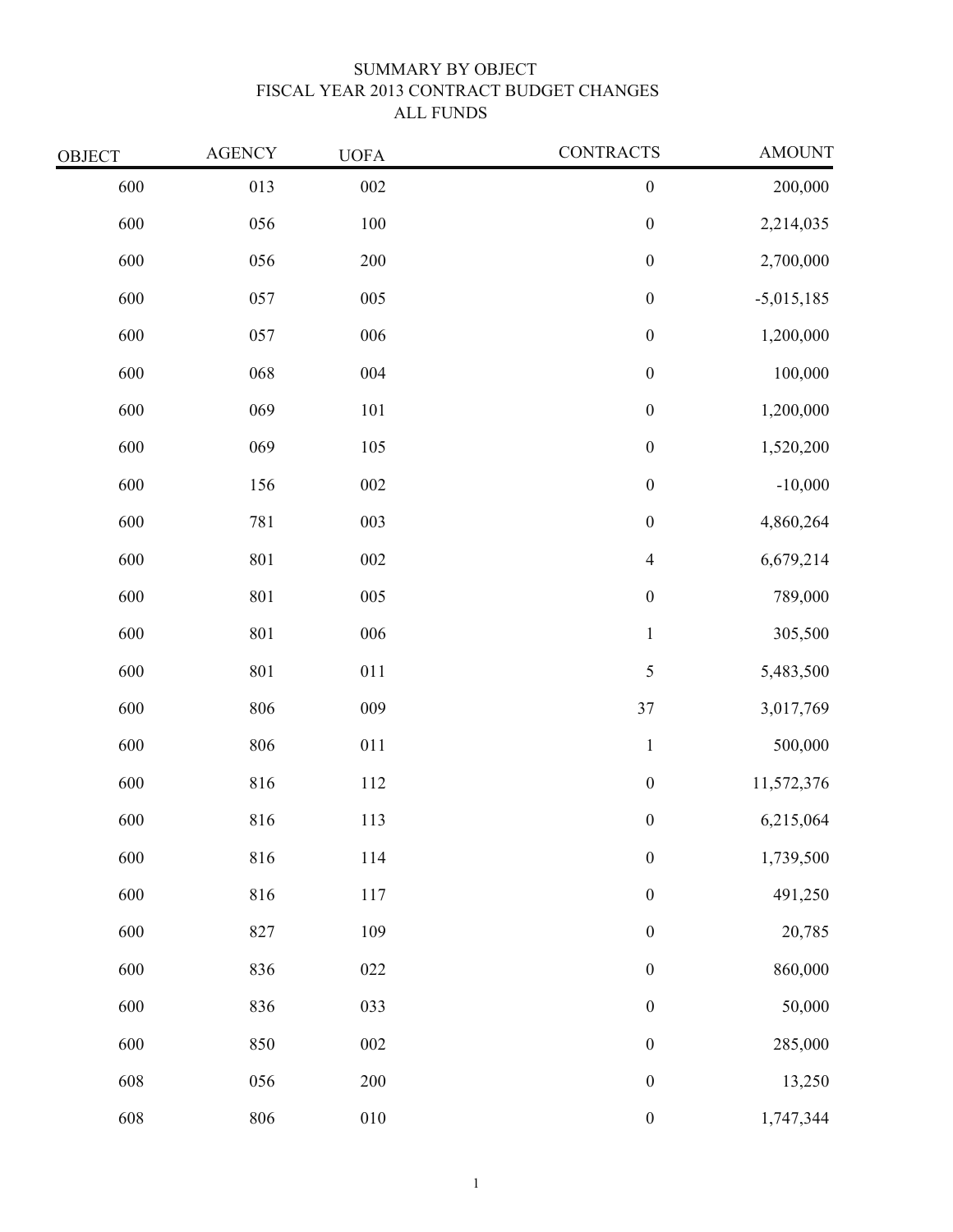# SUMMARY BY OBJECT
## FISCAL YEAR 2013 CONTRACT BUDGET CHANGES
## ALL FUNDS

| OBJECT | AGENCY | UOFA | CONTRACTS | AMOUNT |
|---|---|---|---|---|
| 600 | 013 | 002 | 0 | 200,000 |
| 600 | 056 | 100 | 0 | 2,214,035 |
| 600 | 056 | 200 | 0 | 2,700,000 |
| 600 | 057 | 005 | 0 | -5,015,185 |
| 600 | 057 | 006 | 0 | 1,200,000 |
| 600 | 068 | 004 | 0 | 100,000 |
| 600 | 069 | 101 | 0 | 1,200,000 |
| 600 | 069 | 105 | 0 | 1,520,200 |
| 600 | 156 | 002 | 0 | -10,000 |
| 600 | 781 | 003 | 0 | 4,860,264 |
| 600 | 801 | 002 | 4 | 6,679,214 |
| 600 | 801 | 005 | 0 | 789,000 |
| 600 | 801 | 006 | 1 | 305,500 |
| 600 | 801 | 011 | 5 | 5,483,500 |
| 600 | 806 | 009 | 37 | 3,017,769 |
| 600 | 806 | 011 | 1 | 500,000 |
| 600 | 816 | 112 | 0 | 11,572,376 |
| 600 | 816 | 113 | 0 | 6,215,064 |
| 600 | 816 | 114 | 0 | 1,739,500 |
| 600 | 816 | 117 | 0 | 491,250 |
| 600 | 827 | 109 | 0 | 20,785 |
| 600 | 836 | 022 | 0 | 860,000 |
| 600 | 836 | 033 | 0 | 50,000 |
| 600 | 850 | 002 | 0 | 285,000 |
| 608 | 056 | 200 | 0 | 13,250 |
| 608 | 806 | 010 | 0 | 1,747,344 |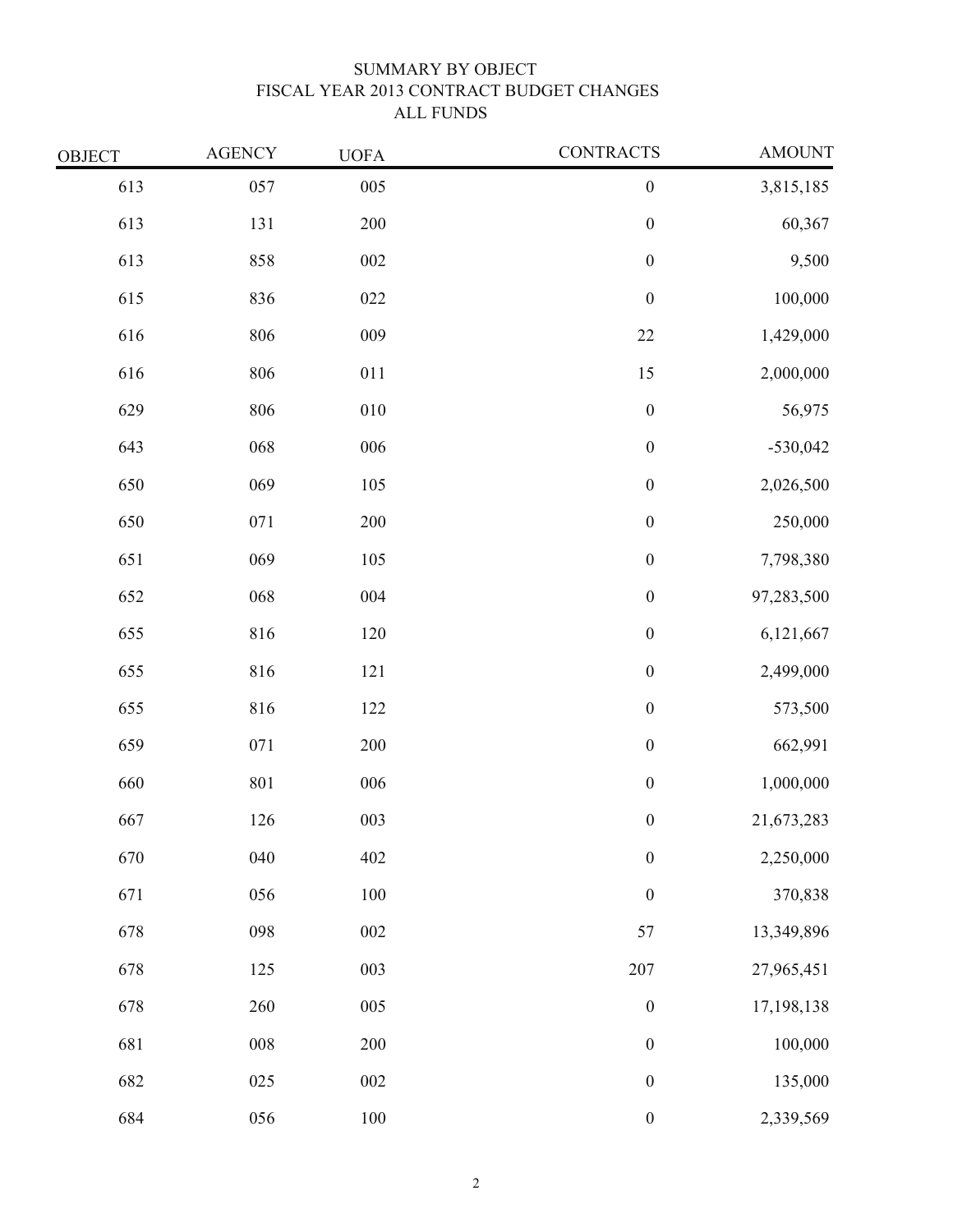# SUMMARY BY OBJECT
## FISCAL YEAR 2013 CONTRACT BUDGET CHANGES
## ALL FUNDS

| OBJECT | AGENCY | UOFA | CONTRACTS | AMOUNT |
|---|---|---|---|---|
| 613 | 057 | 005 | 0 | 3,815,185 |
| 613 | 131 | 200 | 0 | 60,367 |
| 613 | 858 | 002 | 0 | 9,500 |
| 615 | 836 | 022 | 0 | 100,000 |
| 616 | 806 | 009 | 22 | 1,429,000 |
| 616 | 806 | 011 | 15 | 2,000,000 |
| 629 | 806 | 010 | 0 | 56,975 |
| 643 | 068 | 006 | 0 | -530,042 |
| 650 | 069 | 105 | 0 | 2,026,500 |
| 650 | 071 | 200 | 0 | 250,000 |
| 651 | 069 | 105 | 0 | 7,798,380 |
| 652 | 068 | 004 | 0 | 97,283,500 |
| 655 | 816 | 120 | 0 | 6,121,667 |
| 655 | 816 | 121 | 0 | 2,499,000 |
| 655 | 816 | 122 | 0 | 573,500 |
| 659 | 071 | 200 | 0 | 662,991 |
| 660 | 801 | 006 | 0 | 1,000,000 |
| 667 | 126 | 003 | 0 | 21,673,283 |
| 670 | 040 | 402 | 0 | 2,250,000 |
| 671 | 056 | 100 | 0 | 370,838 |
| 678 | 098 | 002 | 57 | 13,349,896 |
| 678 | 125 | 003 | 207 | 27,965,451 |
| 678 | 260 | 005 | 0 | 17,198,138 |
| 681 | 008 | 200 | 0 | 100,000 |
| 682 | 025 | 002 | 0 | 135,000 |
| 684 | 056 | 100 | 0 | 2,339,569 |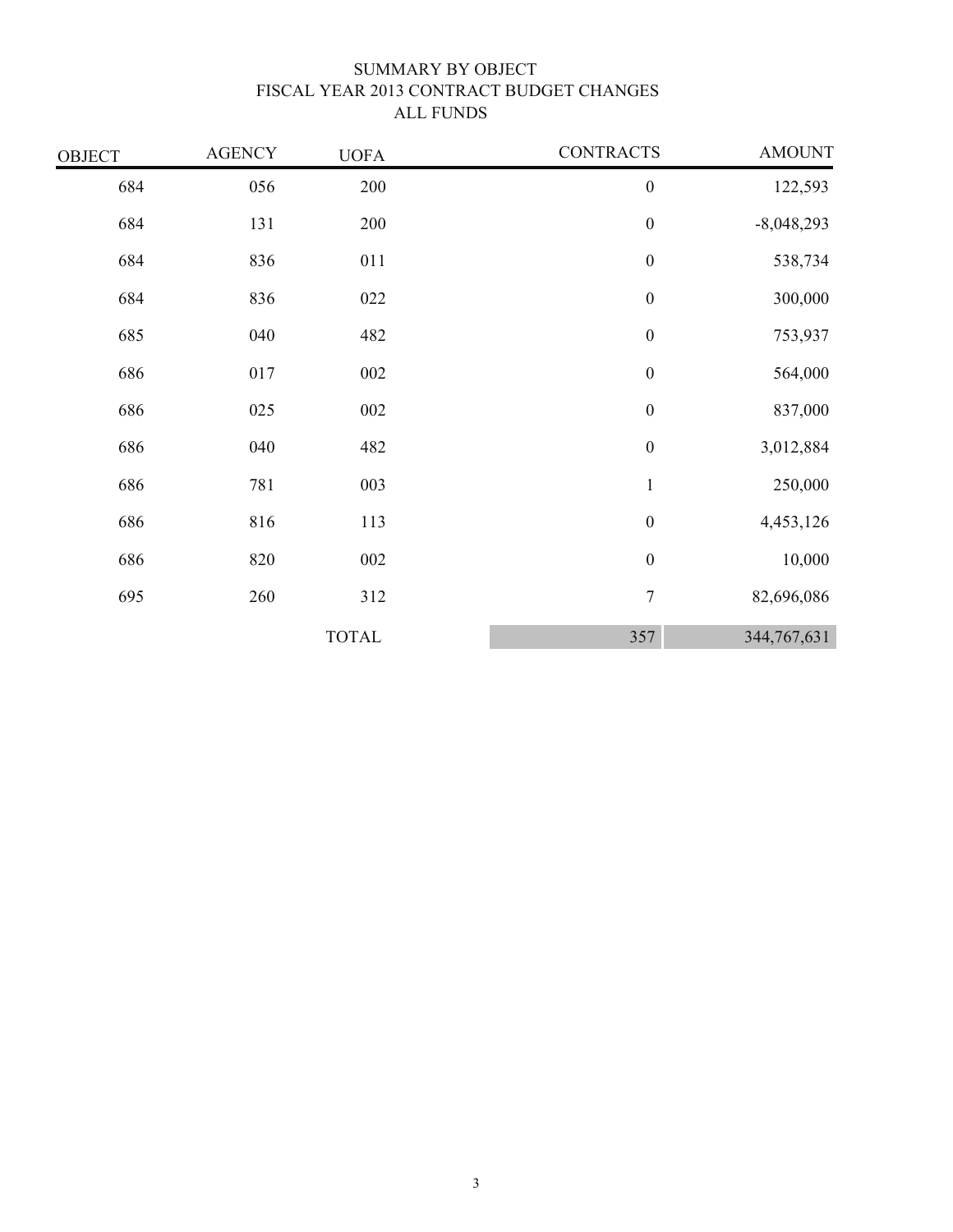# SUMMARY BY OBJECT
## FISCAL YEAR 2013 CONTRACT BUDGET CHANGES
## ALL FUNDS

| OBJECT | AGENCY | UOFA | CONTRACTS | AMOUNT |
|---|---|---|---|---|
| 684 | 056 | 200 | 0 | 122,593 |
| 684 | 131 | 200 | 0 | -8,048,293 |
| 684 | 836 | 011 | 0 | 538,734 |
| 684 | 836 | 022 | 0 | 300,000 |
| 685 | 040 | 482 | 0 | 753,937 |
| 686 | 017 | 002 | 0 | 564,000 |
| 686 | 025 | 002 | 0 | 837,000 |
| 686 | 040 | 482 | 0 | 3,012,884 |
| 686 | 781 | 003 | 1 | 250,000 |
| 686 | 816 | 113 | 0 | 4,453,126 |
| 686 | 820 | 002 | 0 | 10,000 |
| 695 | 260 | 312 | 7 | 82,696,086 |
| | | TOTAL | 357 | 344,767,631 |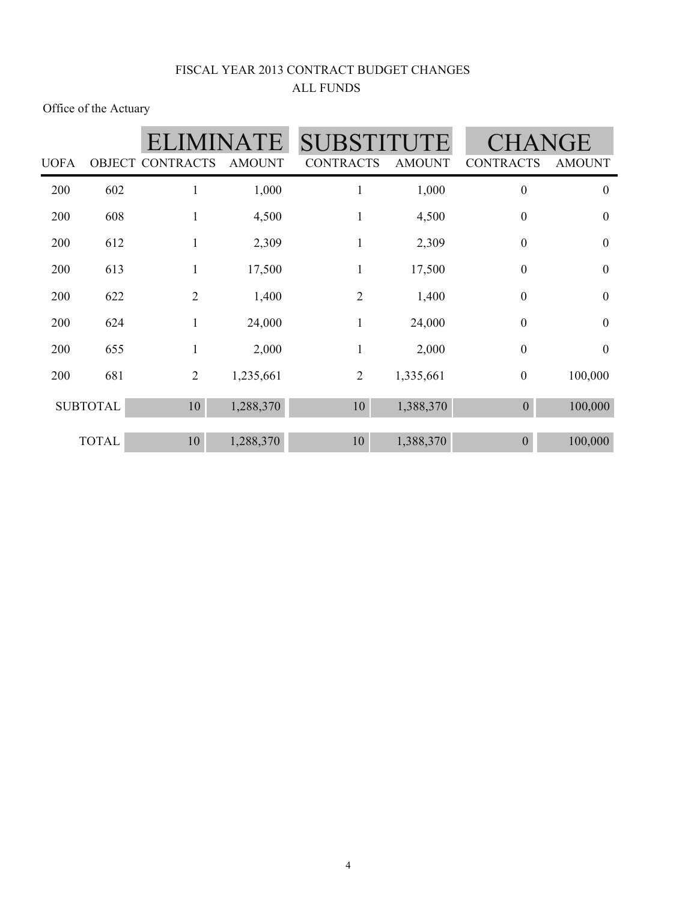# FISCAL YEAR 2013 CONTRACT BUDGET CHANGES
## ALL FUNDS

Office of the Actuary

| | | ELIMINATE | | SUBSTITUTE | | CHANGE | |
|---|---|---|---|---|---|---|---|
| UOFA | OBJECT | CONTRACTS | AMOUNT | CONTRACTS | AMOUNT | CONTRACTS | AMOUNT |
| 200 | 602 | 1 | 1,000 | 1 | 1,000 | 0 | 0 |
| 200 | 608 | 1 | 4,500 | 1 | 4,500 | 0 | 0 |
| 200 | 612 | 1 | 2,309 | 1 | 2,309 | 0 | 0 |
| 200 | 613 | 1 | 17,500 | 1 | 17,500 | 0 | 0 |
| 200 | 622 | 2 | 1,400 | 2 | 1,400 | 0 | 0 |
| 200 | 624 | 1 | 24,000 | 1 | 24,000 | 0 | 0 |
| 200 | 655 | 1 | 2,000 | 1 | 2,000 | 0 | 0 |
| 200 | 681 | 2 | 1,235,661 | 2 | 1,335,661 | 0 | 100,000 |
| SUBTOTAL | | 10 | 1,288,370 | 10 | 1,388,370 | 0 | 100,000 |
| TOTAL | | 10 | 1,288,370 | 10 | 1,388,370 | 0 | 100,000 |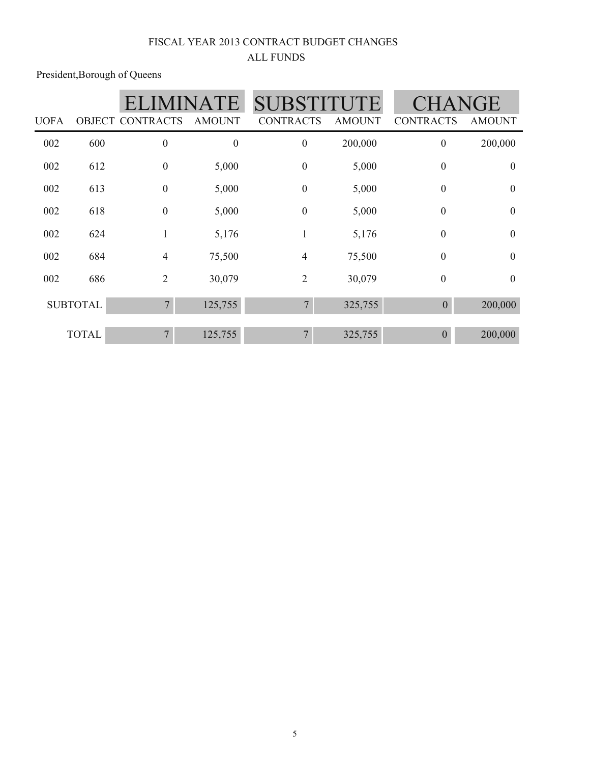FISCAL YEAR 2013 CONTRACT BUDGET CHANGES

ALL FUNDS

President,Borough of Queens

| UOFA | OBJECT | ELIMINATE CONTRACTS | ELIMINATE AMOUNT | SUBSTITUTE CONTRACTS | SUBSTITUTE AMOUNT | CHANGE CONTRACTS | CHANGE AMOUNT |
|---|---|---|---|---|---|---|---|
| 002 | 600 | 0 | 0 | 0 | 200,000 | 0 | 200,000 |
| 002 | 612 | 0 | 5,000 | 0 | 5,000 | 0 | 0 |
| 002 | 613 | 0 | 5,000 | 0 | 5,000 | 0 | 0 |
| 002 | 618 | 0 | 5,000 | 0 | 5,000 | 0 | 0 |
| 002 | 624 | 1 | 5,176 | 1 | 5,176 | 0 | 0 |
| 002 | 684 | 4 | 75,500 | 4 | 75,500 | 0 | 0 |
| 002 | 686 | 2 | 30,079 | 2 | 30,079 | 0 | 0 |
| SUBTOTAL | | 7 | 125,755 | 7 | 325,755 | 0 | 200,000 |
| TOTAL | | 7 | 125,755 | 7 | 325,755 | 0 | 200,000 |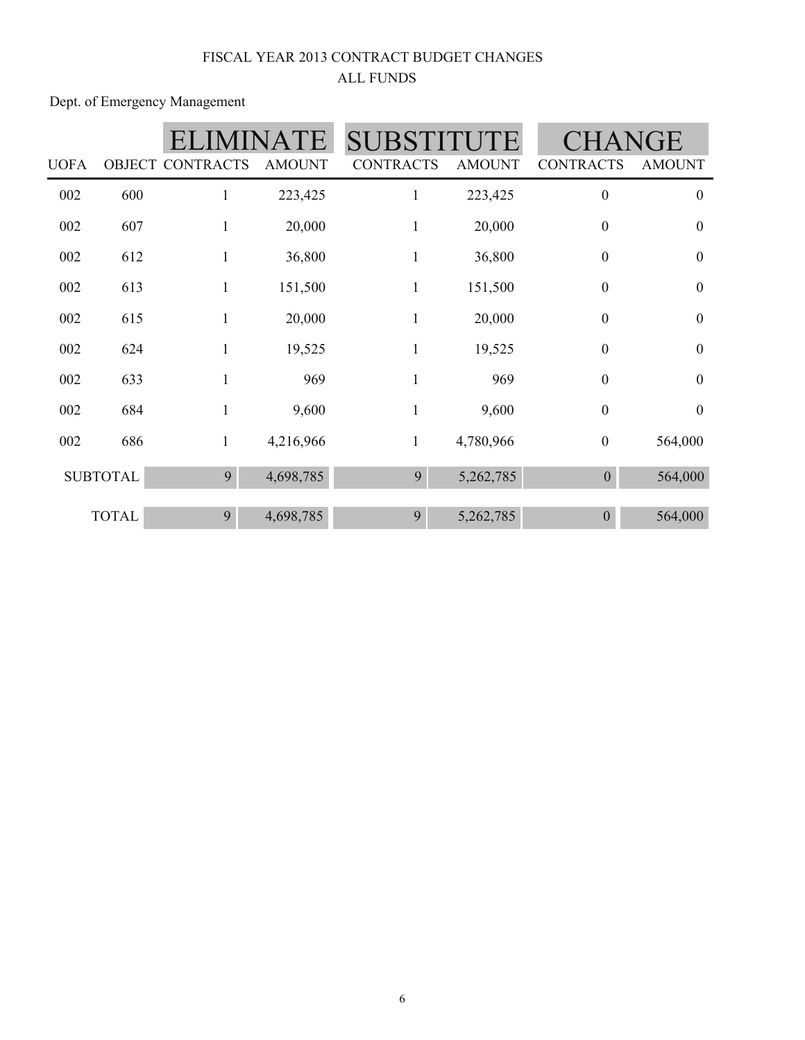FISCAL YEAR 2013 CONTRACT BUDGET CHANGES

ALL FUNDS

Dept. of Emergency Management

| | | ELIMINATE | | SUBSTITUTE | | CHANGE | |
|---|---|---|---|---|---|---|---|
| UOFA | OBJECT | CONTRACTS | AMOUNT | CONTRACTS | AMOUNT | CONTRACTS | AMOUNT |
| 002 | 600 | 1 | 223,425 | 1 | 223,425 | 0 | 0 |
| 002 | 607 | 1 | 20,000 | 1 | 20,000 | 0 | 0 |
| 002 | 612 | 1 | 36,800 | 1 | 36,800 | 0 | 0 |
| 002 | 613 | 1 | 151,500 | 1 | 151,500 | 0 | 0 |
| 002 | 615 | 1 | 20,000 | 1 | 20,000 | 0 | 0 |
| 002 | 624 | 1 | 19,525 | 1 | 19,525 | 0 | 0 |
| 002 | 633 | 1 | 969 | 1 | 969 | 0 | 0 |
| 002 | 684 | 1 | 9,600 | 1 | 9,600 | 0 | 0 |
| 002 | 686 | 1 | 4,216,966 | 1 | 4,780,966 | 0 | 564,000 |
| SUBTOTAL | | 9 | 4,698,785 | 9 | 5,262,785 | 0 | 564,000 |
| TOTAL | | 9 | 4,698,785 | 9 | 5,262,785 | 0 | 564,000 |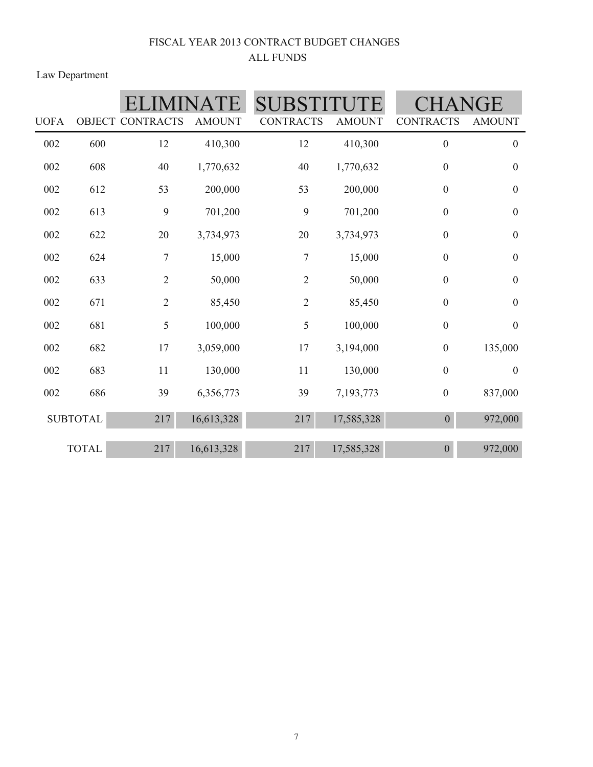FISCAL YEAR 2013 CONTRACT BUDGET CHANGES

ALL FUNDS

Law Department

| | | ELIMINATE | | SUBSTITUTE | | CHANGE | |
|---|---|---|---|---|---|---|---|
| UOFA | OBJECT | CONTRACTS | AMOUNT | CONTRACTS | AMOUNT | CONTRACTS | AMOUNT |
| 002 | 600 | 12 | 410,300 | 12 | 410,300 | 0 | 0 |
| 002 | 608 | 40 | 1,770,632 | 40 | 1,770,632 | 0 | 0 |
| 002 | 612 | 53 | 200,000 | 53 | 200,000 | 0 | 0 |
| 002 | 613 | 9 | 701,200 | 9 | 701,200 | 0 | 0 |
| 002 | 622 | 20 | 3,734,973 | 20 | 3,734,973 | 0 | 0 |
| 002 | 624 | 7 | 15,000 | 7 | 15,000 | 0 | 0 |
| 002 | 633 | 2 | 50,000 | 2 | 50,000 | 0 | 0 |
| 002 | 671 | 2 | 85,450 | 2 | 85,450 | 0 | 0 |
| 002 | 681 | 5 | 100,000 | 5 | 100,000 | 0 | 0 |
| 002 | 682 | 17 | 3,059,000 | 17 | 3,194,000 | 0 | 135,000 |
| 002 | 683 | 11 | 130,000 | 11 | 130,000 | 0 | 0 |
| 002 | 686 | 39 | 6,356,773 | 39 | 7,193,773 | 0 | 837,000 |
| SUBTOTAL | | 217 | 16,613,328 | 217 | 17,585,328 | 0 | 972,000 |
| TOTAL | | 217 | 16,613,328 | 217 | 17,585,328 | 0 | 972,000 |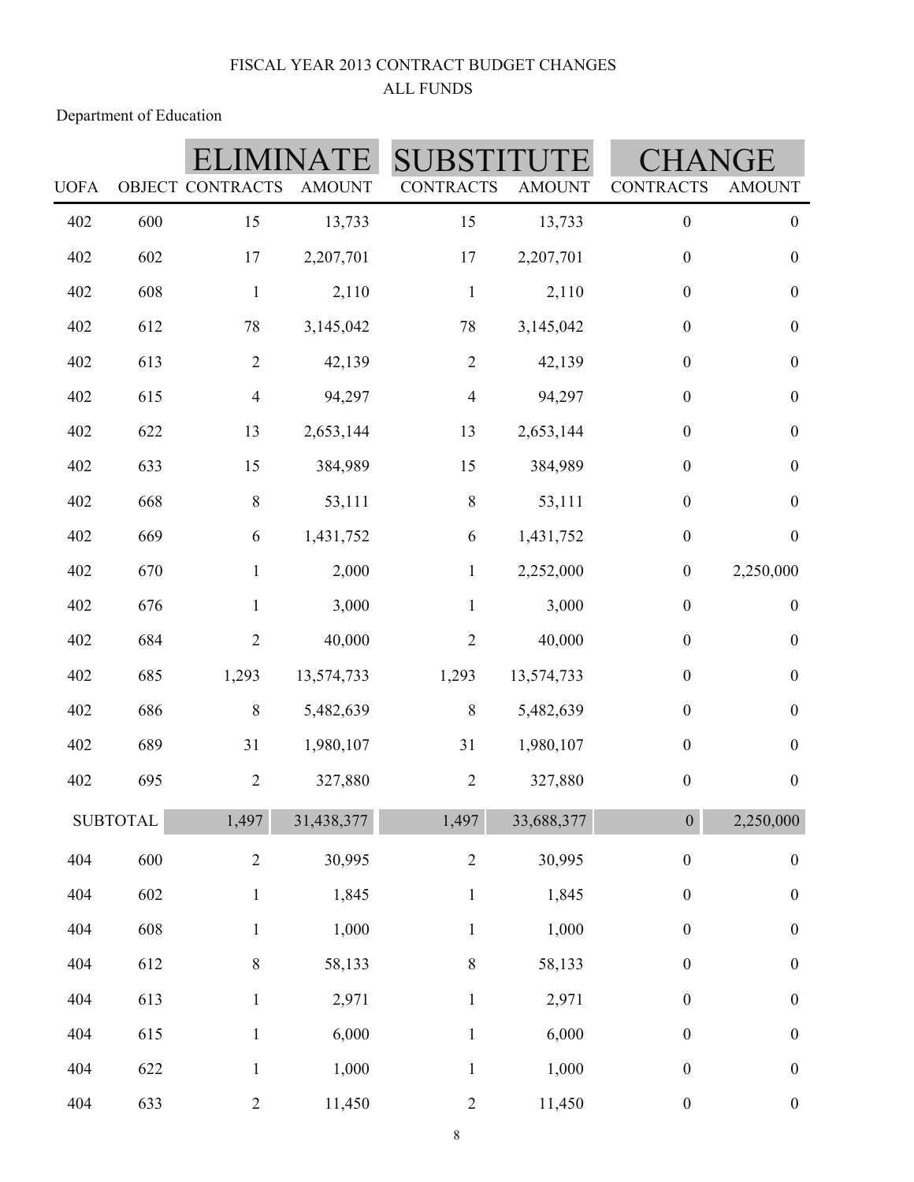FISCAL YEAR 2013 CONTRACT BUDGET CHANGES
ALL FUNDS

Department of Education

| | | ELIMINATE | | SUBSTITUTE | | CHANGE | |
|---|---|---|---|---|---|---|---|
| UOFA | OBJECT | CONTRACTS | AMOUNT | CONTRACTS | AMOUNT | CONTRACTS | AMOUNT |
| 402 | 600 | 15 | 13,733 | 15 | 13,733 | 0 | 0 |
| 402 | 602 | 17 | 2,207,701 | 17 | 2,207,701 | 0 | 0 |
| 402 | 608 | 1 | 2,110 | 1 | 2,110 | 0 | 0 |
| 402 | 612 | 78 | 3,145,042 | 78 | 3,145,042 | 0 | 0 |
| 402 | 613 | 2 | 42,139 | 2 | 42,139 | 0 | 0 |
| 402 | 615 | 4 | 94,297 | 4 | 94,297 | 0 | 0 |
| 402 | 622 | 13 | 2,653,144 | 13 | 2,653,144 | 0 | 0 |
| 402 | 633 | 15 | 384,989 | 15 | 384,989 | 0 | 0 |
| 402 | 668 | 8 | 53,111 | 8 | 53,111 | 0 | 0 |
| 402 | 669 | 6 | 1,431,752 | 6 | 1,431,752 | 0 | 0 |
| 402 | 670 | 1 | 2,000 | 1 | 2,252,000 | 0 | 2,250,000 |
| 402 | 676 | 1 | 3,000 | 1 | 3,000 | 0 | 0 |
| 402 | 684 | 2 | 40,000 | 2 | 40,000 | 0 | 0 |
| 402 | 685 | 1,293 | 13,574,733 | 1,293 | 13,574,733 | 0 | 0 |
| 402 | 686 | 8 | 5,482,639 | 8 | 5,482,639 | 0 | 0 |
| 402 | 689 | 31 | 1,980,107 | 31 | 1,980,107 | 0 | 0 |
| 402 | 695 | 2 | 327,880 | 2 | 327,880 | 0 | 0 |
| SUBTOTAL | | 1,497 | 31,438,377 | 1,497 | 33,688,377 | 0 | 2,250,000 |
| 404 | 600 | 2 | 30,995 | 2 | 30,995 | 0 | 0 |
| 404 | 602 | 1 | 1,845 | 1 | 1,845 | 0 | 0 |
| 404 | 608 | 1 | 1,000 | 1 | 1,000 | 0 | 0 |
| 404 | 612 | 8 | 58,133 | 8 | 58,133 | 0 | 0 |
| 404 | 613 | 1 | 2,971 | 1 | 2,971 | 0 | 0 |
| 404 | 615 | 1 | 6,000 | 1 | 6,000 | 0 | 0 |
| 404 | 622 | 1 | 1,000 | 1 | 1,000 | 0 | 0 |
| 404 | 633 | 2 | 11,450 | 2 | 11,450 | 0 | 0 |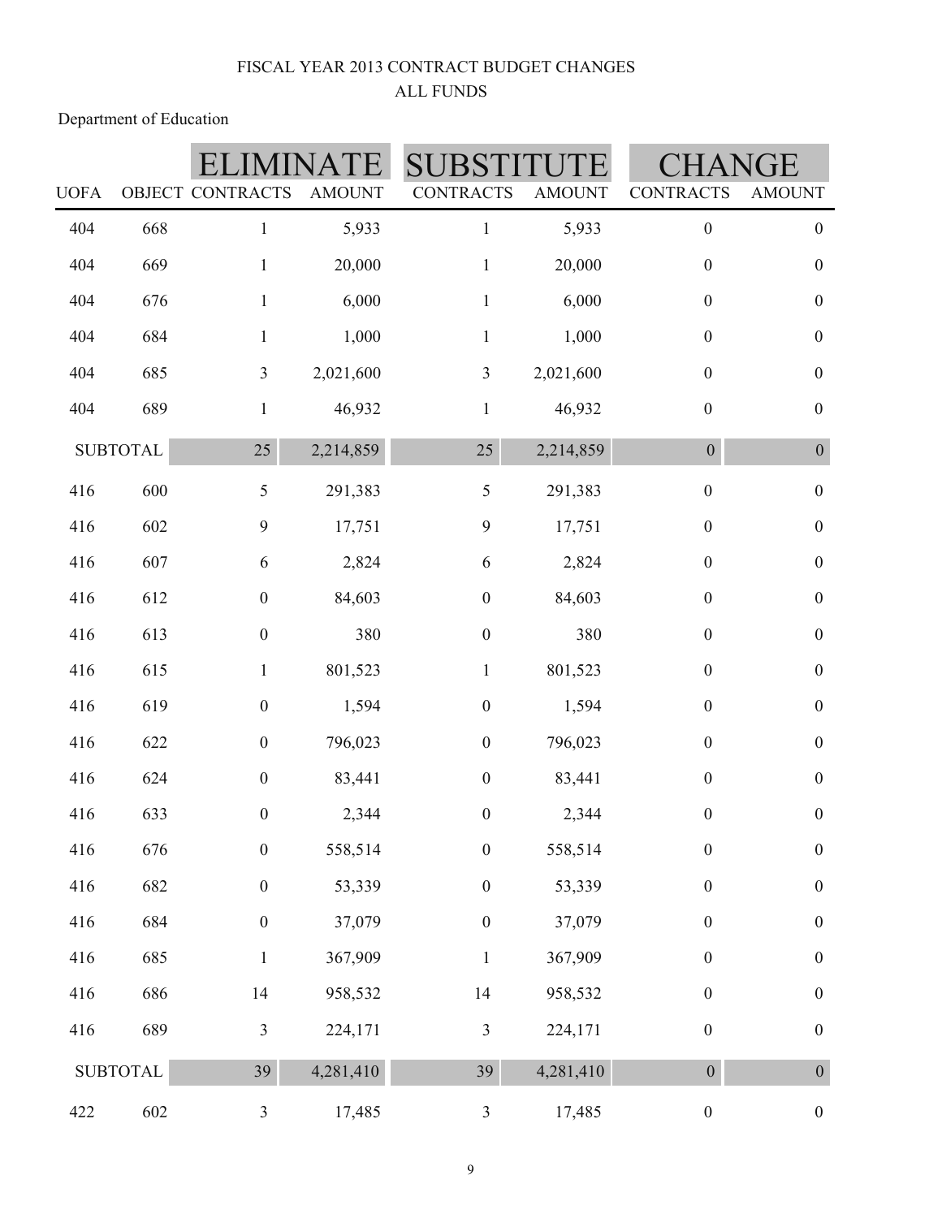FISCAL YEAR 2013 CONTRACT BUDGET CHANGES

ALL FUNDS

Department of Education

| | | ELIMINATE | | SUBSTITUTE | | CHANGE | |
|---|---|---|---|---|---|---|---|
| UOFA | OBJECT | CONTRACTS | AMOUNT | CONTRACTS | AMOUNT | CONTRACTS | AMOUNT |
| 404 | 668 | 1 | 5,933 | 1 | 5,933 | 0 | 0 |
| 404 | 669 | 1 | 20,000 | 1 | 20,000 | 0 | 0 |
| 404 | 676 | 1 | 6,000 | 1 | 6,000 | 0 | 0 |
| 404 | 684 | 1 | 1,000 | 1 | 1,000 | 0 | 0 |
| 404 | 685 | 3 | 2,021,600 | 3 | 2,021,600 | 0 | 0 |
| 404 | 689 | 1 | 46,932 | 1 | 46,932 | 0 | 0 |
| SUBTOTAL | | 25 | 2,214,859 | 25 | 2,214,859 | 0 | 0 |
| 416 | 600 | 5 | 291,383 | 5 | 291,383 | 0 | 0 |
| 416 | 602 | 9 | 17,751 | 9 | 17,751 | 0 | 0 |
| 416 | 607 | 6 | 2,824 | 6 | 2,824 | 0 | 0 |
| 416 | 612 | 0 | 84,603 | 0 | 84,603 | 0 | 0 |
| 416 | 613 | 0 | 380 | 0 | 380 | 0 | 0 |
| 416 | 615 | 1 | 801,523 | 1 | 801,523 | 0 | 0 |
| 416 | 619 | 0 | 1,594 | 0 | 1,594 | 0 | 0 |
| 416 | 622 | 0 | 796,023 | 0 | 796,023 | 0 | 0 |
| 416 | 624 | 0 | 83,441 | 0 | 83,441 | 0 | 0 |
| 416 | 633 | 0 | 2,344 | 0 | 2,344 | 0 | 0 |
| 416 | 676 | 0 | 558,514 | 0 | 558,514 | 0 | 0 |
| 416 | 682 | 0 | 53,339 | 0 | 53,339 | 0 | 0 |
| 416 | 684 | 0 | 37,079 | 0 | 37,079 | 0 | 0 |
| 416 | 685 | 1 | 367,909 | 1 | 367,909 | 0 | 0 |
| 416 | 686 | 14 | 958,532 | 14 | 958,532 | 0 | 0 |
| 416 | 689 | 3 | 224,171 | 3 | 224,171 | 0 | 0 |
| SUBTOTAL | | 39 | 4,281,410 | 39 | 4,281,410 | 0 | 0 |
| 422 | 602 | 3 | 17,485 | 3 | 17,485 | 0 | 0 |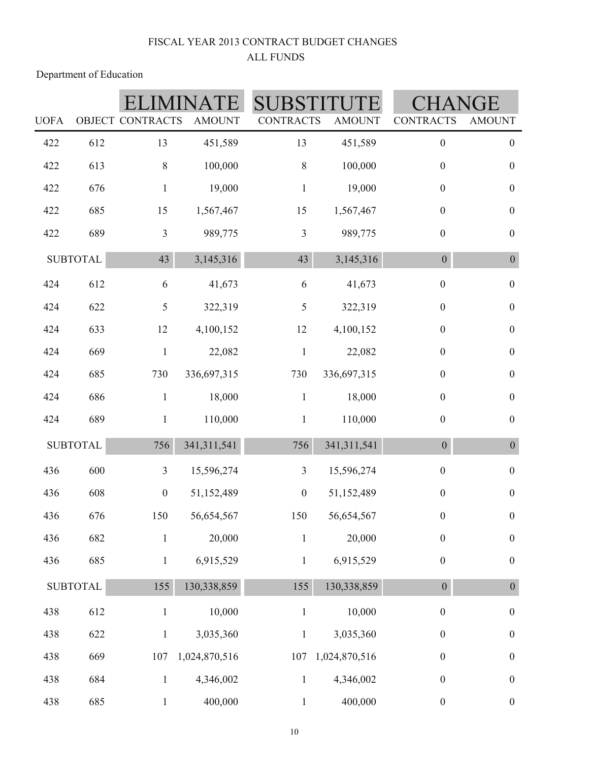FISCAL YEAR 2013 CONTRACT BUDGET CHANGES

ALL FUNDS

Department of Education

| UOFA | OBJECT | ELIMINATE CONTRACTS | ELIMINATE AMOUNT | SUBSTITUTE CONTRACTS | SUBSTITUTE AMOUNT | CHANGE CONTRACTS | CHANGE AMOUNT |
|---|---|---|---|---|---|---|---|
| 422 | 612 | 13 | 451,589 | 13 | 451,589 | 0 | 0 |
| 422 | 613 | 8 | 100,000 | 8 | 100,000 | 0 | 0 |
| 422 | 676 | 1 | 19,000 | 1 | 19,000 | 0 | 0 |
| 422 | 685 | 15 | 1,567,467 | 15 | 1,567,467 | 0 | 0 |
| 422 | 689 | 3 | 989,775 | 3 | 989,775 | 0 | 0 |
| SUBTOTAL | | 43 | 3,145,316 | 43 | 3,145,316 | 0 | 0 |
| 424 | 612 | 6 | 41,673 | 6 | 41,673 | 0 | 0 |
| 424 | 622 | 5 | 322,319 | 5 | 322,319 | 0 | 0 |
| 424 | 633 | 12 | 4,100,152 | 12 | 4,100,152 | 0 | 0 |
| 424 | 669 | 1 | 22,082 | 1 | 22,082 | 0 | 0 |
| 424 | 685 | 730 | 336,697,315 | 730 | 336,697,315 | 0 | 0 |
| 424 | 686 | 1 | 18,000 | 1 | 18,000 | 0 | 0 |
| 424 | 689 | 1 | 110,000 | 1 | 110,000 | 0 | 0 |
| SUBTOTAL | | 756 | 341,311,541 | 756 | 341,311,541 | 0 | 0 |
| 436 | 600 | 3 | 15,596,274 | 3 | 15,596,274 | 0 | 0 |
| 436 | 608 | 0 | 51,152,489 | 0 | 51,152,489 | 0 | 0 |
| 436 | 676 | 150 | 56,654,567 | 150 | 56,654,567 | 0 | 0 |
| 436 | 682 | 1 | 20,000 | 1 | 20,000 | 0 | 0 |
| 436 | 685 | 1 | 6,915,529 | 1 | 6,915,529 | 0 | 0 |
| SUBTOTAL | | 155 | 130,338,859 | 155 | 130,338,859 | 0 | 0 |
| 438 | 612 | 1 | 10,000 | 1 | 10,000 | 0 | 0 |
| 438 | 622 | 1 | 3,035,360 | 1 | 3,035,360 | 0 | 0 |
| 438 | 669 | 107 | 1,024,870,516 | 107 | 1,024,870,516 | 0 | 0 |
| 438 | 684 | 1 | 4,346,002 | 1 | 4,346,002 | 0 | 0 |
| 438 | 685 | 1 | 400,000 | 1 | 400,000 | 0 | 0 |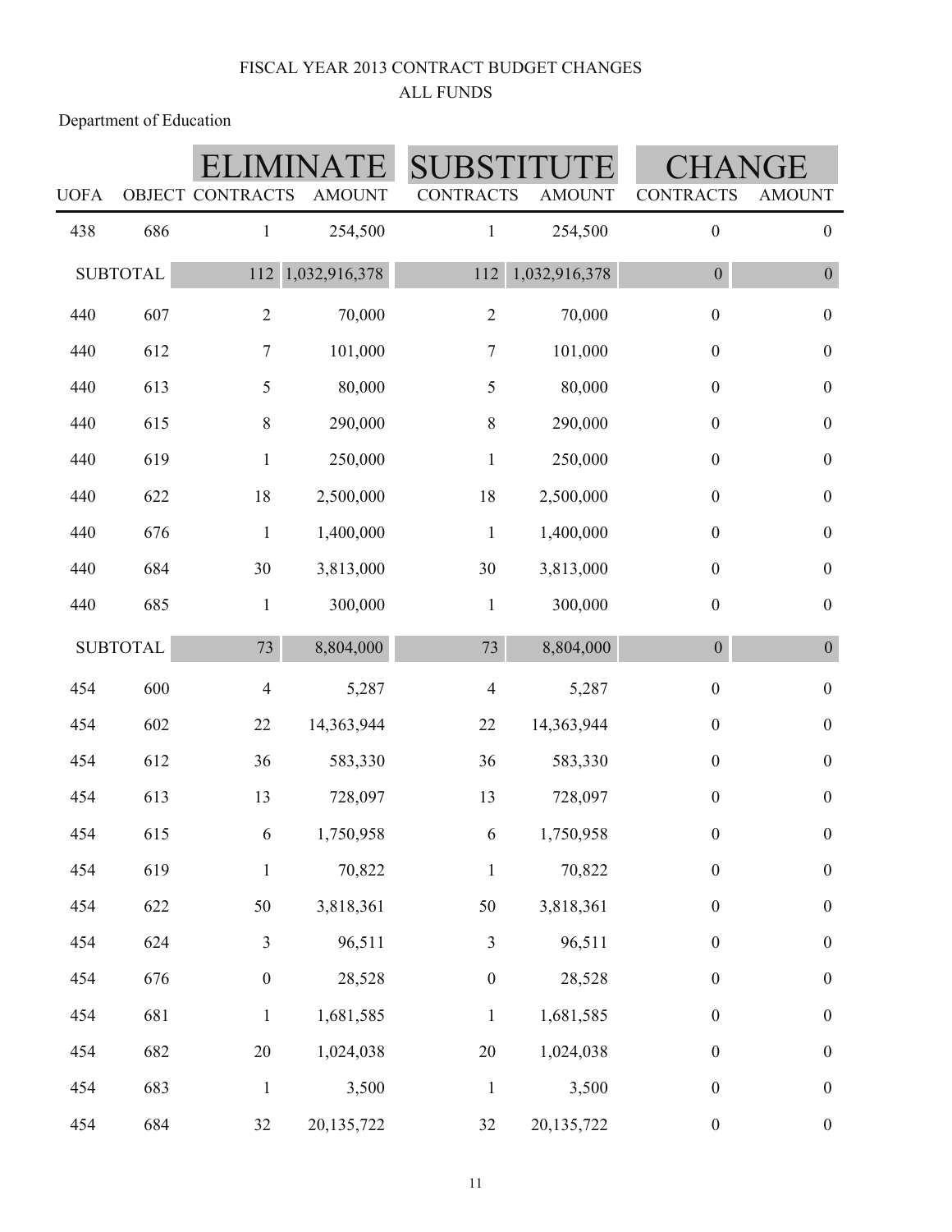FISCAL YEAR 2013 CONTRACT BUDGET CHANGES
ALL FUNDS

Department of Education

| | | ELIMINATE | | SUBSTITUTE | | CHANGE | |
|---|---|---|---|---|---|---|---|
| UOFA | OBJECT | CONTRACTS | AMOUNT | CONTRACTS | AMOUNT | CONTRACTS | AMOUNT |
| 438 | 686 | 1 | 254,500 | 1 | 254,500 | 0 | 0 |
| SUBTOTAL | | 112 | 1,032,916,378 | 112 | 1,032,916,378 | 0 | 0 |
| 440 | 607 | 2 | 70,000 | 2 | 70,000 | 0 | 0 |
| 440 | 612 | 7 | 101,000 | 7 | 101,000 | 0 | 0 |
| 440 | 613 | 5 | 80,000 | 5 | 80,000 | 0 | 0 |
| 440 | 615 | 8 | 290,000 | 8 | 290,000 | 0 | 0 |
| 440 | 619 | 1 | 250,000 | 1 | 250,000 | 0 | 0 |
| 440 | 622 | 18 | 2,500,000 | 18 | 2,500,000 | 0 | 0 |
| 440 | 676 | 1 | 1,400,000 | 1 | 1,400,000 | 0 | 0 |
| 440 | 684 | 30 | 3,813,000 | 30 | 3,813,000 | 0 | 0 |
| 440 | 685 | 1 | 300,000 | 1 | 300,000 | 0 | 0 |
| SUBTOTAL | | 73 | 8,804,000 | 73 | 8,804,000 | 0 | 0 |
| 454 | 600 | 4 | 5,287 | 4 | 5,287 | 0 | 0 |
| 454 | 602 | 22 | 14,363,944 | 22 | 14,363,944 | 0 | 0 |
| 454 | 612 | 36 | 583,330 | 36 | 583,330 | 0 | 0 |
| 454 | 613 | 13 | 728,097 | 13 | 728,097 | 0 | 0 |
| 454 | 615 | 6 | 1,750,958 | 6 | 1,750,958 | 0 | 0 |
| 454 | 619 | 1 | 70,822 | 1 | 70,822 | 0 | 0 |
| 454 | 622 | 50 | 3,818,361 | 50 | 3,818,361 | 0 | 0 |
| 454 | 624 | 3 | 96,511 | 3 | 96,511 | 0 | 0 |
| 454 | 676 | 0 | 28,528 | 0 | 28,528 | 0 | 0 |
| 454 | 681 | 1 | 1,681,585 | 1 | 1,681,585 | 0 | 0 |
| 454 | 682 | 20 | 1,024,038 | 20 | 1,024,038 | 0 | 0 |
| 454 | 683 | 1 | 3,500 | 1 | 3,500 | 0 | 0 |
| 454 | 684 | 32 | 20,135,722 | 32 | 20,135,722 | 0 | 0 |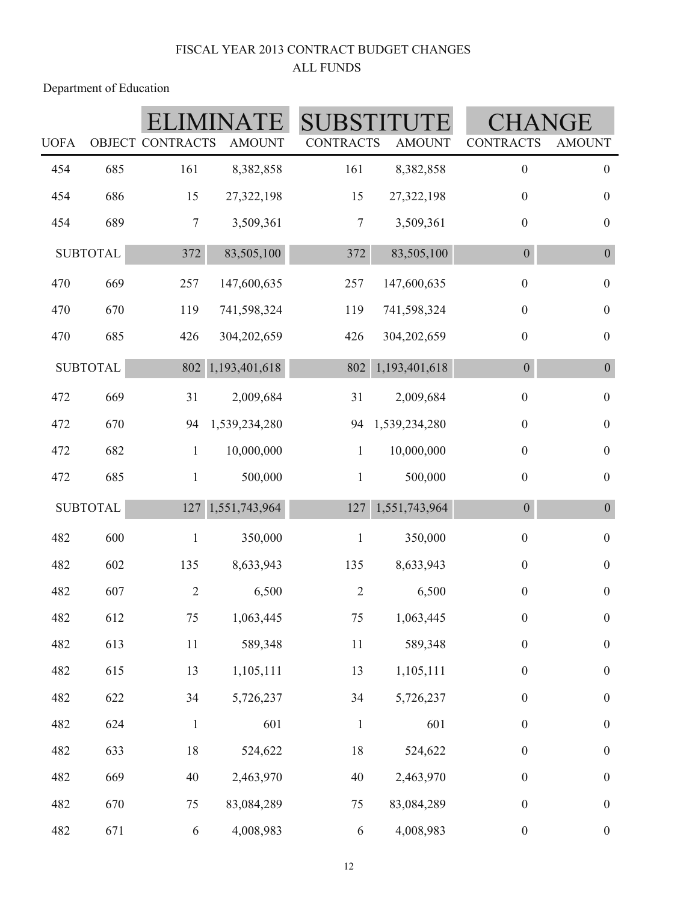FISCAL YEAR 2013 CONTRACT BUDGET CHANGES
ALL FUNDS

Department of Education

| | | ELIMINATE | | SUBSTITUTE | | CHANGE | |
|---|---|---|---|---|---|---|---|
| UOFA | OBJECT | CONTRACTS | AMOUNT | CONTRACTS | AMOUNT | CONTRACTS | AMOUNT |
| 454 | 685 | 161 | 8,382,858 | 161 | 8,382,858 | 0 | 0 |
| 454 | 686 | 15 | 27,322,198 | 15 | 27,322,198 | 0 | 0 |
| 454 | 689 | 7 | 3,509,361 | 7 | 3,509,361 | 0 | 0 |
| SUBTOTAL | | 372 | 83,505,100 | 372 | 83,505,100 | 0 | 0 |
| 470 | 669 | 257 | 147,600,635 | 257 | 147,600,635 | 0 | 0 |
| 470 | 670 | 119 | 741,598,324 | 119 | 741,598,324 | 0 | 0 |
| 470 | 685 | 426 | 304,202,659 | 426 | 304,202,659 | 0 | 0 |
| SUBTOTAL | | 802 | 1,193,401,618 | 802 | 1,193,401,618 | 0 | 0 |
| 472 | 669 | 31 | 2,009,684 | 31 | 2,009,684 | 0 | 0 |
| 472 | 670 | 94 | 1,539,234,280 | 94 | 1,539,234,280 | 0 | 0 |
| 472 | 682 | 1 | 10,000,000 | 1 | 10,000,000 | 0 | 0 |
| 472 | 685 | 1 | 500,000 | 1 | 500,000 | 0 | 0 |
| SUBTOTAL | | 127 | 1,551,743,964 | 127 | 1,551,743,964 | 0 | 0 |
| 482 | 600 | 1 | 350,000 | 1 | 350,000 | 0 | 0 |
| 482 | 602 | 135 | 8,633,943 | 135 | 8,633,943 | 0 | 0 |
| 482 | 607 | 2 | 6,500 | 2 | 6,500 | 0 | 0 |
| 482 | 612 | 75 | 1,063,445 | 75 | 1,063,445 | 0 | 0 |
| 482 | 613 | 11 | 589,348 | 11 | 589,348 | 0 | 0 |
| 482 | 615 | 13 | 1,105,111 | 13 | 1,105,111 | 0 | 0 |
| 482 | 622 | 34 | 5,726,237 | 34 | 5,726,237 | 0 | 0 |
| 482 | 624 | 1 | 601 | 1 | 601 | 0 | 0 |
| 482 | 633 | 18 | 524,622 | 18 | 524,622 | 0 | 0 |
| 482 | 669 | 40 | 2,463,970 | 40 | 2,463,970 | 0 | 0 |
| 482 | 670 | 75 | 83,084,289 | 75 | 83,084,289 | 0 | 0 |
| 482 | 671 | 6 | 4,008,983 | 6 | 4,008,983 | 0 | 0 |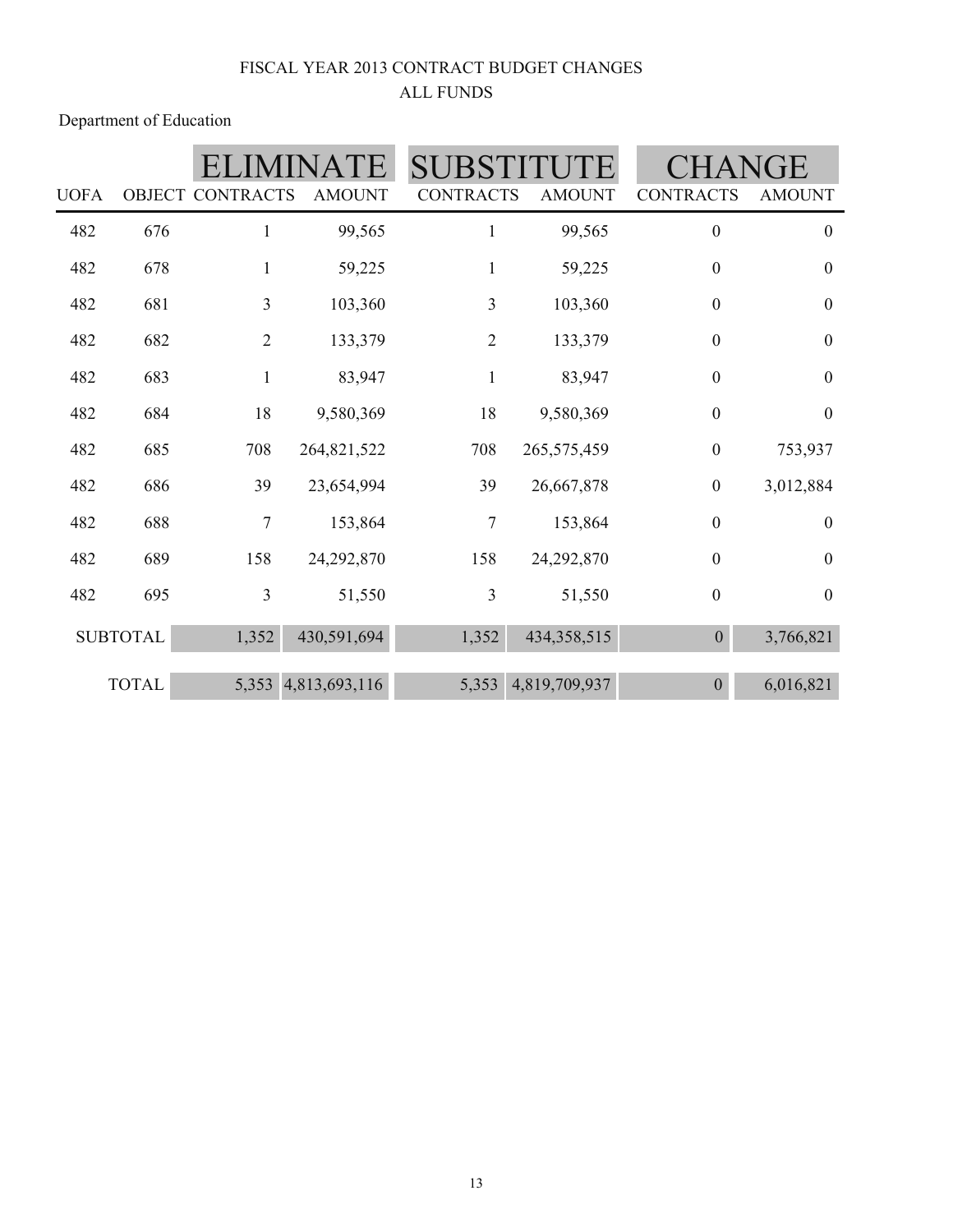FISCAL YEAR 2013 CONTRACT BUDGET CHANGES

ALL FUNDS

Department of Education

| UOFA | OBJECT | ELIMINATE CONTRACTS | ELIMINATE AMOUNT | SUBSTITUTE CONTRACTS | SUBSTITUTE AMOUNT | CHANGE CONTRACTS | CHANGE AMOUNT |
|---|---|---|---|---|---|---|---|
| 482 | 676 | 1 | 99,565 | 1 | 99,565 | 0 | 0 |
| 482 | 678 | 1 | 59,225 | 1 | 59,225 | 0 | 0 |
| 482 | 681 | 3 | 103,360 | 3 | 103,360 | 0 | 0 |
| 482 | 682 | 2 | 133,379 | 2 | 133,379 | 0 | 0 |
| 482 | 683 | 1 | 83,947 | 1 | 83,947 | 0 | 0 |
| 482 | 684 | 18 | 9,580,369 | 18 | 9,580,369 | 0 | 0 |
| 482 | 685 | 708 | 264,821,522 | 708 | 265,575,459 | 0 | 753,937 |
| 482 | 686 | 39 | 23,654,994 | 39 | 26,667,878 | 0 | 3,012,884 |
| 482 | 688 | 7 | 153,864 | 7 | 153,864 | 0 | 0 |
| 482 | 689 | 158 | 24,292,870 | 158 | 24,292,870 | 0 | 0 |
| 482 | 695 | 3 | 51,550 | 3 | 51,550 | 0 | 0 |
| SUBTOTAL | | 1,352 | 430,591,694 | 1,352 | 434,358,515 | 0 | 3,766,821 |
| TOTAL | | 5,353 | 4,813,693,116 | 5,353 | 4,819,709,937 | 0 | 6,016,821 |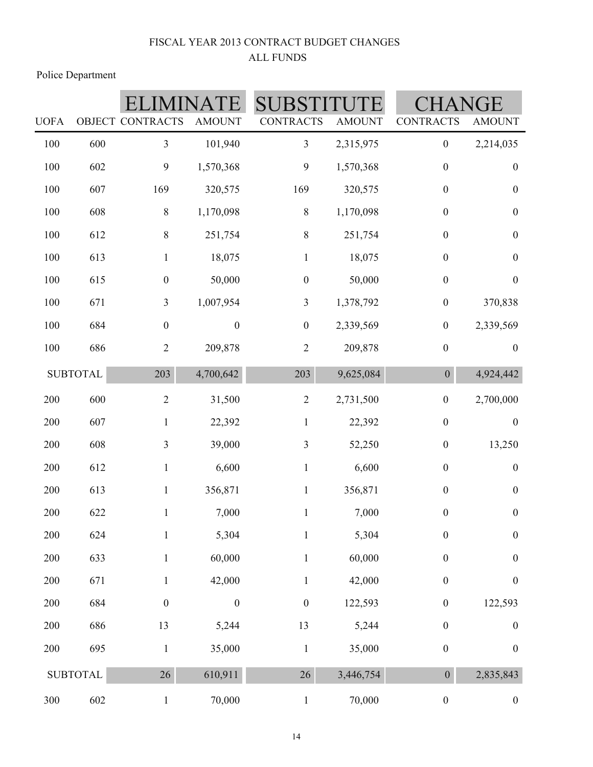FISCAL YEAR 2013 CONTRACT BUDGET CHANGES

ALL FUNDS

Police Department

| | | ELIMINATE | | SUBSTITUTE | | CHANGE | |
|---|---|---|---|---|---|---|---|
| UOFA | OBJECT | CONTRACTS | AMOUNT | CONTRACTS | AMOUNT | CONTRACTS | AMOUNT |
| 100 | 600 | 3 | 101,940 | 3 | 2,315,975 | 0 | 2,214,035 |
| 100 | 602 | 9 | 1,570,368 | 9 | 1,570,368 | 0 | 0 |
| 100 | 607 | 169 | 320,575 | 169 | 320,575 | 0 | 0 |
| 100 | 608 | 8 | 1,170,098 | 8 | 1,170,098 | 0 | 0 |
| 100 | 612 | 8 | 251,754 | 8 | 251,754 | 0 | 0 |
| 100 | 613 | 1 | 18,075 | 1 | 18,075 | 0 | 0 |
| 100 | 615 | 0 | 50,000 | 0 | 50,000 | 0 | 0 |
| 100 | 671 | 3 | 1,007,954 | 3 | 1,378,792 | 0 | 370,838 |
| 100 | 684 | 0 | 0 | 0 | 2,339,569 | 0 | 2,339,569 |
| 100 | 686 | 2 | 209,878 | 2 | 209,878 | 0 | 0 |
| SUBTOTAL | | 203 | 4,700,642 | 203 | 9,625,084 | 0 | 4,924,442 |
| 200 | 600 | 2 | 31,500 | 2 | 2,731,500 | 0 | 2,700,000 |
| 200 | 607 | 1 | 22,392 | 1 | 22,392 | 0 | 0 |
| 200 | 608 | 3 | 39,000 | 3 | 52,250 | 0 | 13,250 |
| 200 | 612 | 1 | 6,600 | 1 | 6,600 | 0 | 0 |
| 200 | 613 | 1 | 356,871 | 1 | 356,871 | 0 | 0 |
| 200 | 622 | 1 | 7,000 | 1 | 7,000 | 0 | 0 |
| 200 | 624 | 1 | 5,304 | 1 | 5,304 | 0 | 0 |
| 200 | 633 | 1 | 60,000 | 1 | 60,000 | 0 | 0 |
| 200 | 671 | 1 | 42,000 | 1 | 42,000 | 0 | 0 |
| 200 | 684 | 0 | 0 | 0 | 122,593 | 0 | 122,593 |
| 200 | 686 | 13 | 5,244 | 13 | 5,244 | 0 | 0 |
| 200 | 695 | 1 | 35,000 | 1 | 35,000 | 0 | 0 |
| SUBTOTAL | | 26 | 610,911 | 26 | 3,446,754 | 0 | 2,835,843 |
| 300 | 602 | 1 | 70,000 | 1 | 70,000 | 0 | 0 |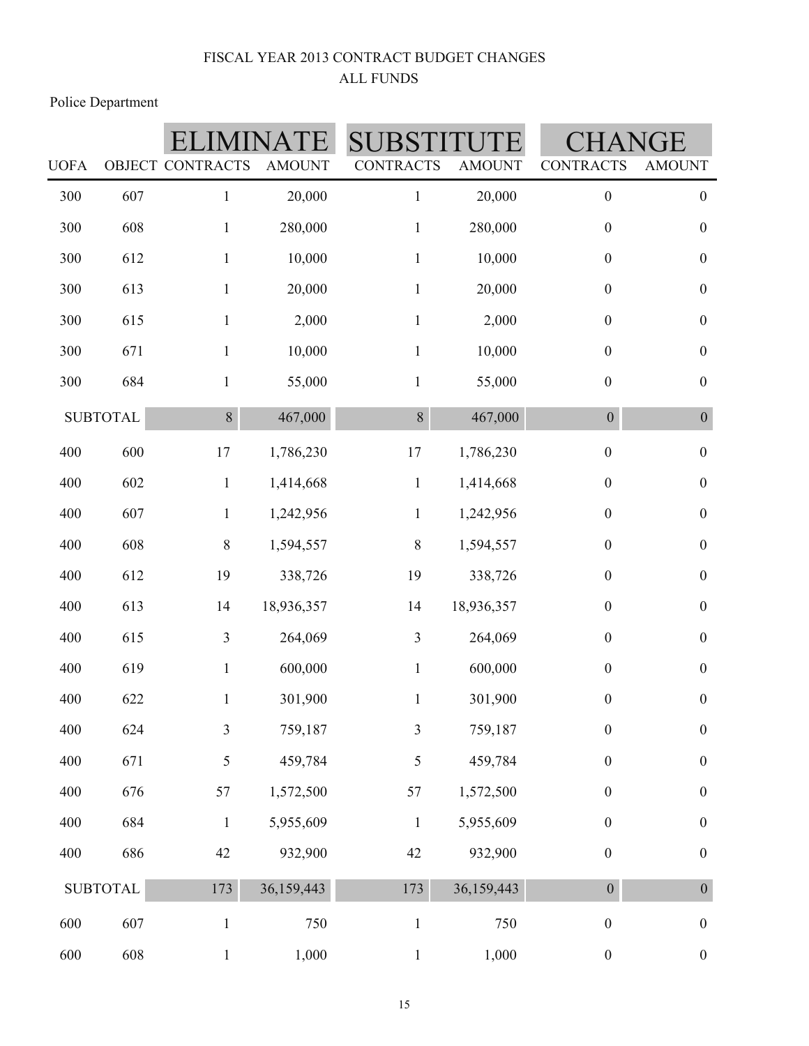FISCAL YEAR 2013 CONTRACT BUDGET CHANGES
ALL FUNDS

Police Department

| | | ELIMINATE | | SUBSTITUTE | | CHANGE | |
|---|---|---|---|---|---|---|---|
| UOFA | OBJECT | CONTRACTS | AMOUNT | CONTRACTS | AMOUNT | CONTRACTS | AMOUNT |
| 300 | 607 | 1 | 20,000 | 1 | 20,000 | 0 | 0 |
| 300 | 608 | 1 | 280,000 | 1 | 280,000 | 0 | 0 |
| 300 | 612 | 1 | 10,000 | 1 | 10,000 | 0 | 0 |
| 300 | 613 | 1 | 20,000 | 1 | 20,000 | 0 | 0 |
| 300 | 615 | 1 | 2,000 | 1 | 2,000 | 0 | 0 |
| 300 | 671 | 1 | 10,000 | 1 | 10,000 | 0 | 0 |
| 300 | 684 | 1 | 55,000 | 1 | 55,000 | 0 | 0 |
| SUBTOTAL | | 8 | 467,000 | 8 | 467,000 | 0 | 0 |
| 400 | 600 | 17 | 1,786,230 | 17 | 1,786,230 | 0 | 0 |
| 400 | 602 | 1 | 1,414,668 | 1 | 1,414,668 | 0 | 0 |
| 400 | 607 | 1 | 1,242,956 | 1 | 1,242,956 | 0 | 0 |
| 400 | 608 | 8 | 1,594,557 | 8 | 1,594,557 | 0 | 0 |
| 400 | 612 | 19 | 338,726 | 19 | 338,726 | 0 | 0 |
| 400 | 613 | 14 | 18,936,357 | 14 | 18,936,357 | 0 | 0 |
| 400 | 615 | 3 | 264,069 | 3 | 264,069 | 0 | 0 |
| 400 | 619 | 1 | 600,000 | 1 | 600,000 | 0 | 0 |
| 400 | 622 | 1 | 301,900 | 1 | 301,900 | 0 | 0 |
| 400 | 624 | 3 | 759,187 | 3 | 759,187 | 0 | 0 |
| 400 | 671 | 5 | 459,784 | 5 | 459,784 | 0 | 0 |
| 400 | 676 | 57 | 1,572,500 | 57 | 1,572,500 | 0 | 0 |
| 400 | 684 | 1 | 5,955,609 | 1 | 5,955,609 | 0 | 0 |
| 400 | 686 | 42 | 932,900 | 42 | 932,900 | 0 | 0 |
| SUBTOTAL | | 173 | 36,159,443 | 173 | 36,159,443 | 0 | 0 |
| 600 | 607 | 1 | 750 | 1 | 750 | 0 | 0 |
| 600 | 608 | 1 | 1,000 | 1 | 1,000 | 0 | 0 |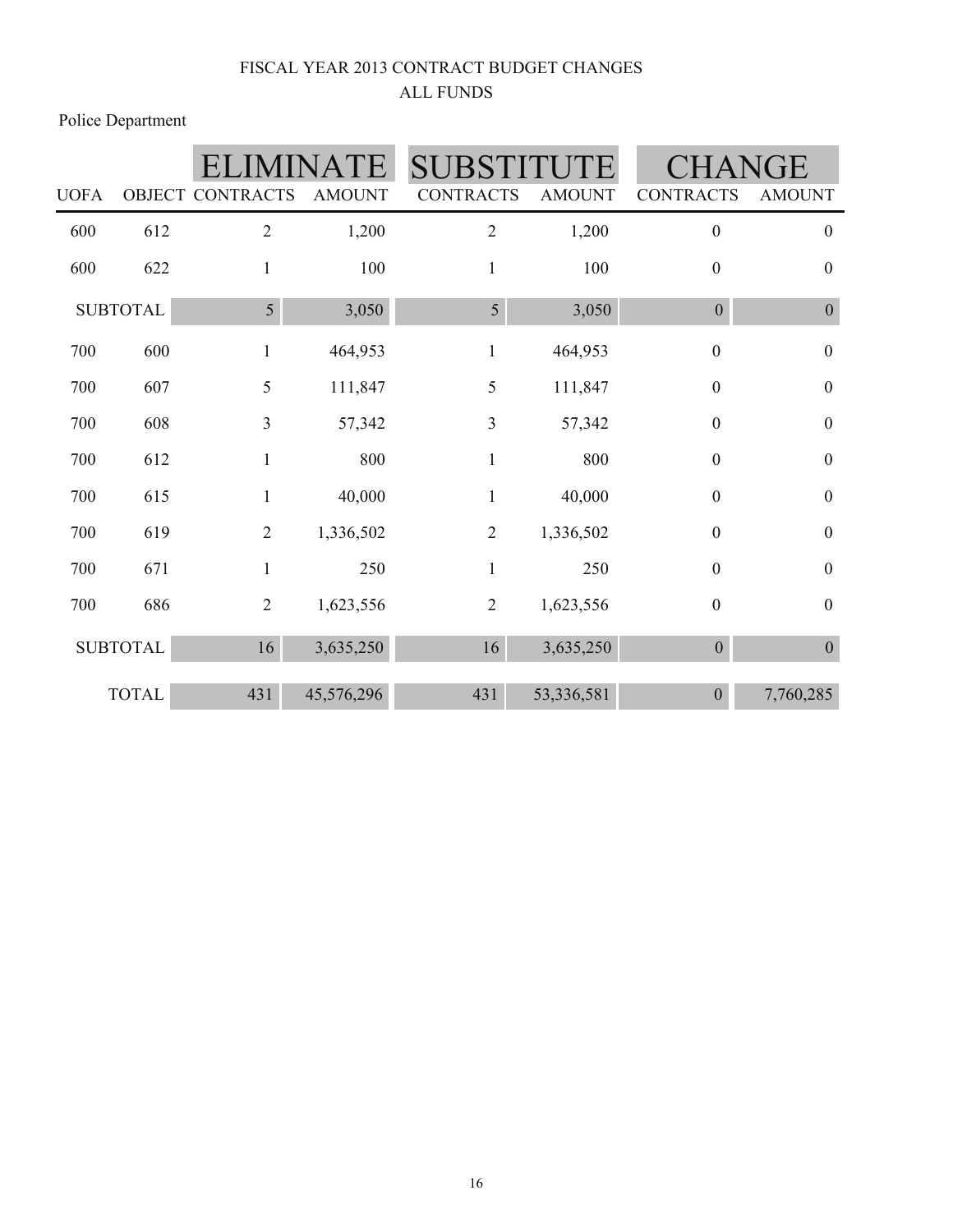FISCAL YEAR 2013 CONTRACT BUDGET CHANGES

ALL FUNDS

Police Department

| | | ELIMINATE | | SUBSTITUTE | | CHANGE | |
|---|---|---|---|---|---|---|---|
| UOFA | OBJECT | CONTRACTS | AMOUNT | CONTRACTS | AMOUNT | CONTRACTS | AMOUNT |
| 600 | 612 | 2 | 1,200 | 2 | 1,200 | 0 | 0 |
| 600 | 622 | 1 | 100 | 1 | 100 | 0 | 0 |
| SUBTOTAL | | 5 | 3,050 | 5 | 3,050 | 0 | 0 |
| 700 | 600 | 1 | 464,953 | 1 | 464,953 | 0 | 0 |
| 700 | 607 | 5 | 111,847 | 5 | 111,847 | 0 | 0 |
| 700 | 608 | 3 | 57,342 | 3 | 57,342 | 0 | 0 |
| 700 | 612 | 1 | 800 | 1 | 800 | 0 | 0 |
| 700 | 615 | 1 | 40,000 | 1 | 40,000 | 0 | 0 |
| 700 | 619 | 2 | 1,336,502 | 2 | 1,336,502 | 0 | 0 |
| 700 | 671 | 1 | 250 | 1 | 250 | 0 | 0 |
| 700 | 686 | 2 | 1,623,556 | 2 | 1,623,556 | 0 | 0 |
| SUBTOTAL | | 16 | 3,635,250 | 16 | 3,635,250 | 0 | 0 |
| TOTAL | | 431 | 45,576,296 | 431 | 53,336,581 | 0 | 7,760,285 |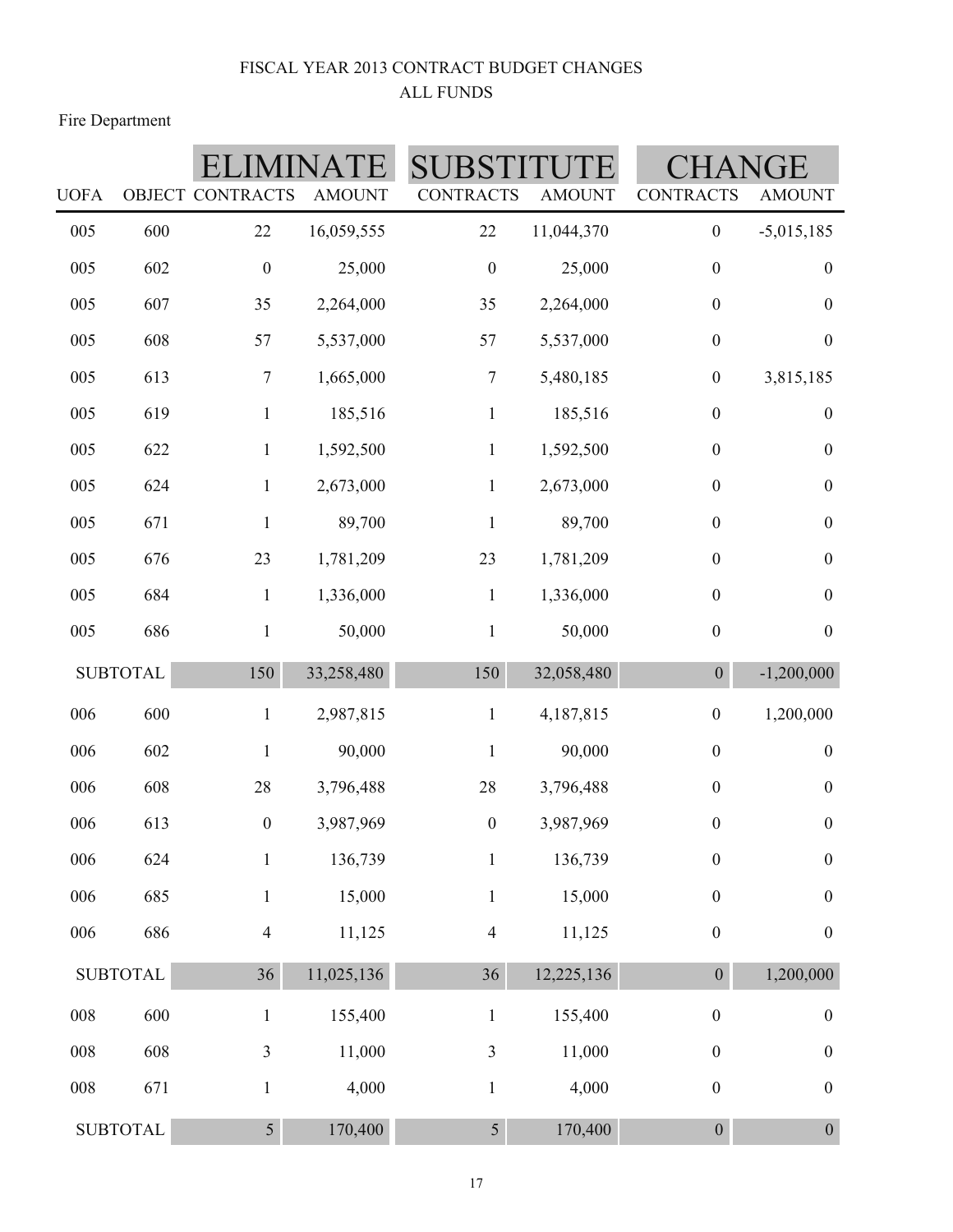FISCAL YEAR 2013 CONTRACT BUDGET CHANGES
ALL FUNDS

Fire Department

| | | ELIMINATE | | SUBSTITUTE | | CHANGE | |
|---|---|---|---|---|---|---|---|
| UOFA | OBJECT | CONTRACTS | AMOUNT | CONTRACTS | AMOUNT | CONTRACTS | AMOUNT |
| 005 | 600 | 22 | 16,059,555 | 22 | 11,044,370 | 0 | -5,015,185 |
| 005 | 602 | 0 | 25,000 | 0 | 25,000 | 0 | 0 |
| 005 | 607 | 35 | 2,264,000 | 35 | 2,264,000 | 0 | 0 |
| 005 | 608 | 57 | 5,537,000 | 57 | 5,537,000 | 0 | 0 |
| 005 | 613 | 7 | 1,665,000 | 7 | 5,480,185 | 0 | 3,815,185 |
| 005 | 619 | 1 | 185,516 | 1 | 185,516 | 0 | 0 |
| 005 | 622 | 1 | 1,592,500 | 1 | 1,592,500 | 0 | 0 |
| 005 | 624 | 1 | 2,673,000 | 1 | 2,673,000 | 0 | 0 |
| 005 | 671 | 1 | 89,700 | 1 | 89,700 | 0 | 0 |
| 005 | 676 | 23 | 1,781,209 | 23 | 1,781,209 | 0 | 0 |
| 005 | 684 | 1 | 1,336,000 | 1 | 1,336,000 | 0 | 0 |
| 005 | 686 | 1 | 50,000 | 1 | 50,000 | 0 | 0 |
| SUBTOTAL | | 150 | 33,258,480 | 150 | 32,058,480 | 0 | -1,200,000 |
| 006 | 600 | 1 | 2,987,815 | 1 | 4,187,815 | 0 | 1,200,000 |
| 006 | 602 | 1 | 90,000 | 1 | 90,000 | 0 | 0 |
| 006 | 608 | 28 | 3,796,488 | 28 | 3,796,488 | 0 | 0 |
| 006 | 613 | 0 | 3,987,969 | 0 | 3,987,969 | 0 | 0 |
| 006 | 624 | 1 | 136,739 | 1 | 136,739 | 0 | 0 |
| 006 | 685 | 1 | 15,000 | 1 | 15,000 | 0 | 0 |
| 006 | 686 | 4 | 11,125 | 4 | 11,125 | 0 | 0 |
| SUBTOTAL | | 36 | 11,025,136 | 36 | 12,225,136 | 0 | 1,200,000 |
| 008 | 600 | 1 | 155,400 | 1 | 155,400 | 0 | 0 |
| 008 | 608 | 3 | 11,000 | 3 | 11,000 | 0 | 0 |
| 008 | 671 | 1 | 4,000 | 1 | 4,000 | 0 | 0 |
| SUBTOTAL | | 5 | 170,400 | 5 | 170,400 | 0 | 0 |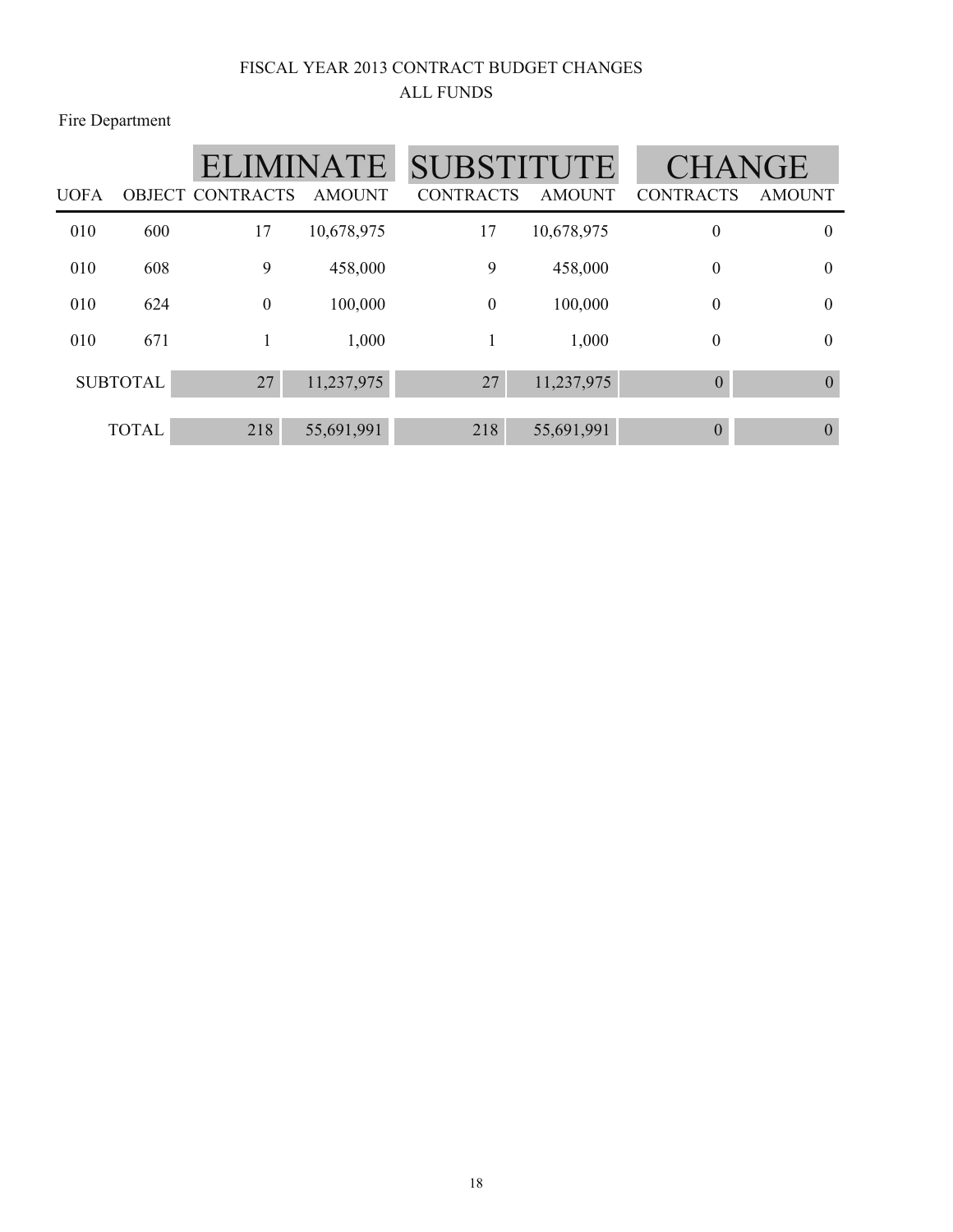# FISCAL YEAR 2013 CONTRACT BUDGET CHANGES
## ALL FUNDS

Fire Department

| | | ELIMINATE | | SUBSTITUTE | | CHANGE | |
|---|---|---|---|---|---|---|---|
| UOFA | OBJECT | CONTRACTS | AMOUNT | CONTRACTS | AMOUNT | CONTRACTS | AMOUNT |
| 010 | 600 | 17 | 10,678,975 | 17 | 10,678,975 | 0 | 0 |
| 010 | 608 | 9 | 458,000 | 9 | 458,000 | 0 | 0 |
| 010 | 624 | 0 | 100,000 | 0 | 100,000 | 0 | 0 |
| 010 | 671 | 1 | 1,000 | 1 | 1,000 | 0 | 0 |
| SUBTOTAL | | 27 | 11,237,975 | 27 | 11,237,975 | 0 | 0 |
| TOTAL | | 218 | 55,691,991 | 218 | 55,691,991 | 0 | 0 |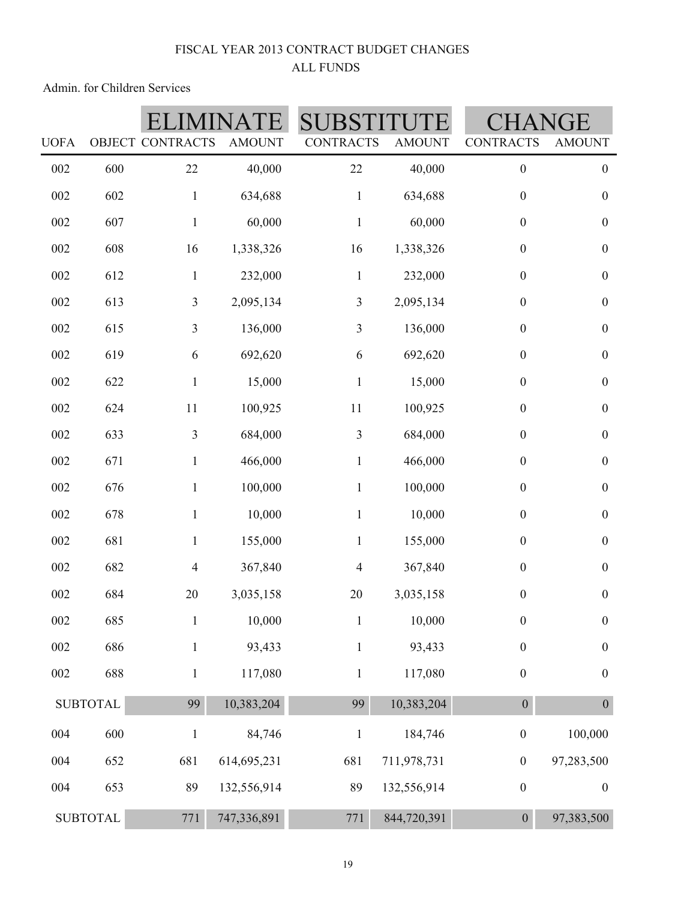FISCAL YEAR 2013 CONTRACT BUDGET CHANGES
ALL FUNDS

Admin. for Children Services

| | | ELIMINATE | | SUBSTITUTE | | CHANGE | |
|---|---|---|---|---|---|---|---|
| UOFA | OBJECT | CONTRACTS | AMOUNT | CONTRACTS | AMOUNT | CONTRACTS | AMOUNT |
| 002 | 600 | 22 | 40,000 | 22 | 40,000 | 0 | 0 |
| 002 | 602 | 1 | 634,688 | 1 | 634,688 | 0 | 0 |
| 002 | 607 | 1 | 60,000 | 1 | 60,000 | 0 | 0 |
| 002 | 608 | 16 | 1,338,326 | 16 | 1,338,326 | 0 | 0 |
| 002 | 612 | 1 | 232,000 | 1 | 232,000 | 0 | 0 |
| 002 | 613 | 3 | 2,095,134 | 3 | 2,095,134 | 0 | 0 |
| 002 | 615 | 3 | 136,000 | 3 | 136,000 | 0 | 0 |
| 002 | 619 | 6 | 692,620 | 6 | 692,620 | 0 | 0 |
| 002 | 622 | 1 | 15,000 | 1 | 15,000 | 0 | 0 |
| 002 | 624 | 11 | 100,925 | 11 | 100,925 | 0 | 0 |
| 002 | 633 | 3 | 684,000 | 3 | 684,000 | 0 | 0 |
| 002 | 671 | 1 | 466,000 | 1 | 466,000 | 0 | 0 |
| 002 | 676 | 1 | 100,000 | 1 | 100,000 | 0 | 0 |
| 002 | 678 | 1 | 10,000 | 1 | 10,000 | 0 | 0 |
| 002 | 681 | 1 | 155,000 | 1 | 155,000 | 0 | 0 |
| 002 | 682 | 4 | 367,840 | 4 | 367,840 | 0 | 0 |
| 002 | 684 | 20 | 3,035,158 | 20 | 3,035,158 | 0 | 0 |
| 002 | 685 | 1 | 10,000 | 1 | 10,000 | 0 | 0 |
| 002 | 686 | 1 | 93,433 | 1 | 93,433 | 0 | 0 |
| 002 | 688 | 1 | 117,080 | 1 | 117,080 | 0 | 0 |
| SUBTOTAL | | 99 | 10,383,204 | 99 | 10,383,204 | 0 | 0 |
| 004 | 600 | 1 | 84,746 | 1 | 184,746 | 0 | 100,000 |
| 004 | 652 | 681 | 614,695,231 | 681 | 711,978,731 | 0 | 97,283,500 |
| 004 | 653 | 89 | 132,556,914 | 89 | 132,556,914 | 0 | 0 |
| SUBTOTAL | | 771 | 747,336,891 | 771 | 844,720,391 | 0 | 97,383,500 |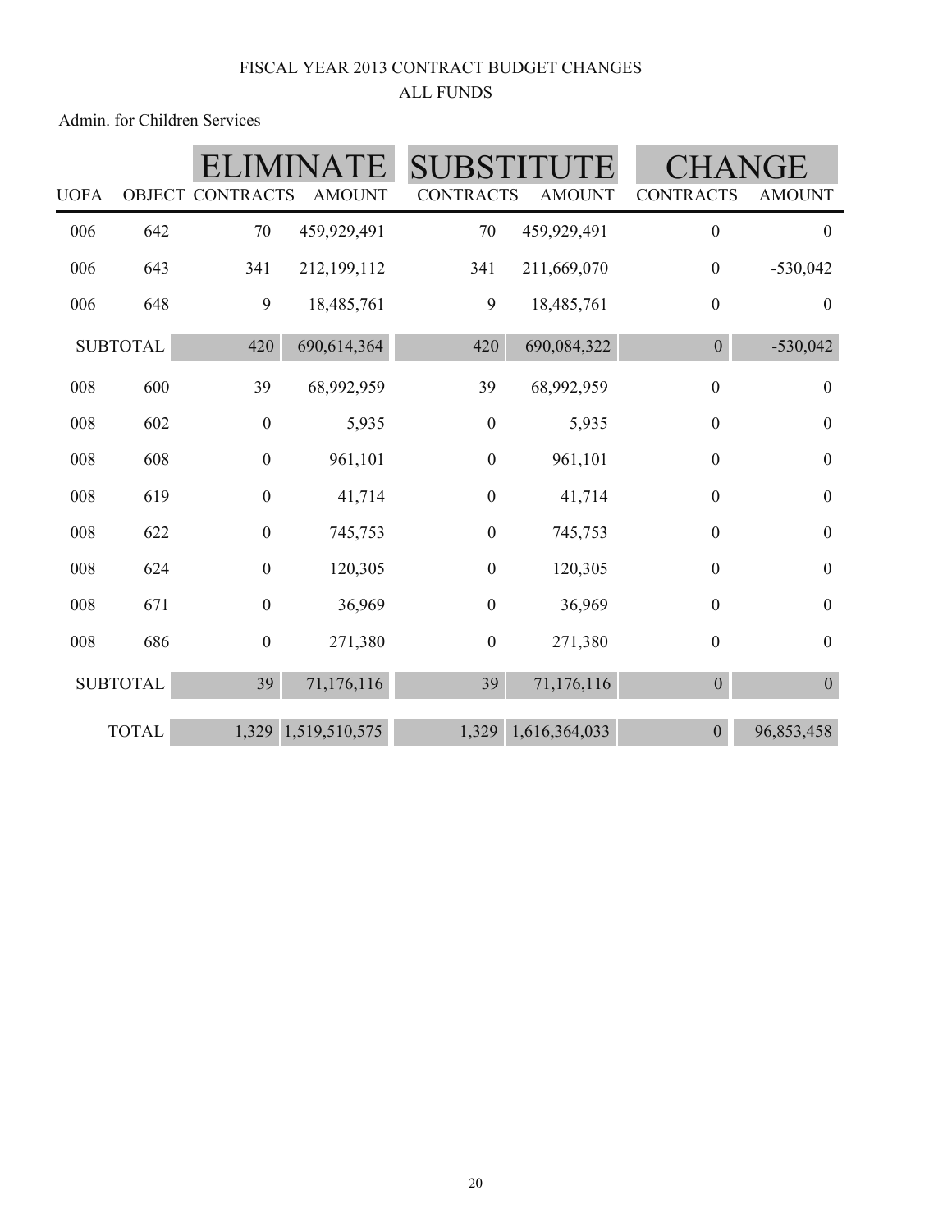FISCAL YEAR 2013 CONTRACT BUDGET CHANGES

ALL FUNDS

Admin. for Children Services

| | | ELIMINATE | | SUBSTITUTE | | CHANGE | |
|---|---|---|---|---|---|---|---|
| UOFA | OBJECT | CONTRACTS | AMOUNT | CONTRACTS | AMOUNT | CONTRACTS | AMOUNT |
| 006 | 642 | 70 | 459,929,491 | 70 | 459,929,491 | 0 | 0 |
| 006 | 643 | 341 | 212,199,112 | 341 | 211,669,070 | 0 | -530,042 |
| 006 | 648 | 9 | 18,485,761 | 9 | 18,485,761 | 0 | 0 |
| SUBTOTAL | | 420 | 690,614,364 | 420 | 690,084,322 | 0 | -530,042 |
| 008 | 600 | 39 | 68,992,959 | 39 | 68,992,959 | 0 | 0 |
| 008 | 602 | 0 | 5,935 | 0 | 5,935 | 0 | 0 |
| 008 | 608 | 0 | 961,101 | 0 | 961,101 | 0 | 0 |
| 008 | 619 | 0 | 41,714 | 0 | 41,714 | 0 | 0 |
| 008 | 622 | 0 | 745,753 | 0 | 745,753 | 0 | 0 |
| 008 | 624 | 0 | 120,305 | 0 | 120,305 | 0 | 0 |
| 008 | 671 | 0 | 36,969 | 0 | 36,969 | 0 | 0 |
| 008 | 686 | 0 | 271,380 | 0 | 271,380 | 0 | 0 |
| SUBTOTAL | | 39 | 71,176,116 | 39 | 71,176,116 | 0 | 0 |
| TOTAL | | 1,329 | 1,519,510,575 | 1,329 | 1,616,364,033 | 0 | 96,853,458 |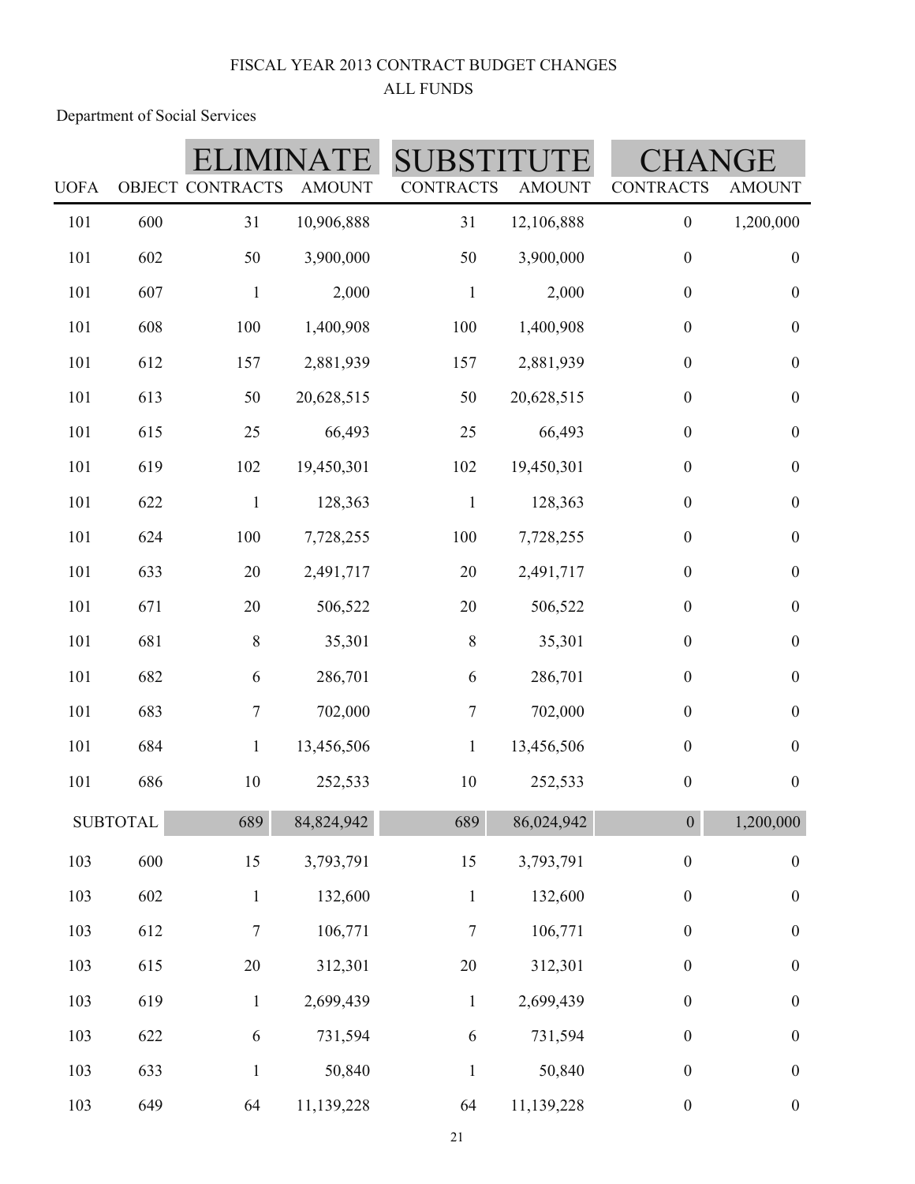FISCAL YEAR 2013 CONTRACT BUDGET CHANGES

ALL FUNDS

Department of Social Services

| | | ELIMINATE | | SUBSTITUTE | | CHANGE | |
|---|---|---|---|---|---|---|---|
| UOFA | OBJECT | CONTRACTS | AMOUNT | CONTRACTS | AMOUNT | CONTRACTS | AMOUNT |
| 101 | 600 | 31 | 10,906,888 | 31 | 12,106,888 | 0 | 1,200,000 |
| 101 | 602 | 50 | 3,900,000 | 50 | 3,900,000 | 0 | 0 |
| 101 | 607 | 1 | 2,000 | 1 | 2,000 | 0 | 0 |
| 101 | 608 | 100 | 1,400,908 | 100 | 1,400,908 | 0 | 0 |
| 101 | 612 | 157 | 2,881,939 | 157 | 2,881,939 | 0 | 0 |
| 101 | 613 | 50 | 20,628,515 | 50 | 20,628,515 | 0 | 0 |
| 101 | 615 | 25 | 66,493 | 25 | 66,493 | 0 | 0 |
| 101 | 619 | 102 | 19,450,301 | 102 | 19,450,301 | 0 | 0 |
| 101 | 622 | 1 | 128,363 | 1 | 128,363 | 0 | 0 |
| 101 | 624 | 100 | 7,728,255 | 100 | 7,728,255 | 0 | 0 |
| 101 | 633 | 20 | 2,491,717 | 20 | 2,491,717 | 0 | 0 |
| 101 | 671 | 20 | 506,522 | 20 | 506,522 | 0 | 0 |
| 101 | 681 | 8 | 35,301 | 8 | 35,301 | 0 | 0 |
| 101 | 682 | 6 | 286,701 | 6 | 286,701 | 0 | 0 |
| 101 | 683 | 7 | 702,000 | 7 | 702,000 | 0 | 0 |
| 101 | 684 | 1 | 13,456,506 | 1 | 13,456,506 | 0 | 0 |
| 101 | 686 | 10 | 252,533 | 10 | 252,533 | 0 | 0 |
| SUBTOTAL | | 689 | 84,824,942 | 689 | 86,024,942 | 0 | 1,200,000 |
| 103 | 600 | 15 | 3,793,791 | 15 | 3,793,791 | 0 | 0 |
| 103 | 602 | 1 | 132,600 | 1 | 132,600 | 0 | 0 |
| 103 | 612 | 7 | 106,771 | 7 | 106,771 | 0 | 0 |
| 103 | 615 | 20 | 312,301 | 20 | 312,301 | 0 | 0 |
| 103 | 619 | 1 | 2,699,439 | 1 | 2,699,439 | 0 | 0 |
| 103 | 622 | 6 | 731,594 | 6 | 731,594 | 0 | 0 |
| 103 | 633 | 1 | 50,840 | 1 | 50,840 | 0 | 0 |
| 103 | 649 | 64 | 11,139,228 | 64 | 11,139,228 | 0 | 0 |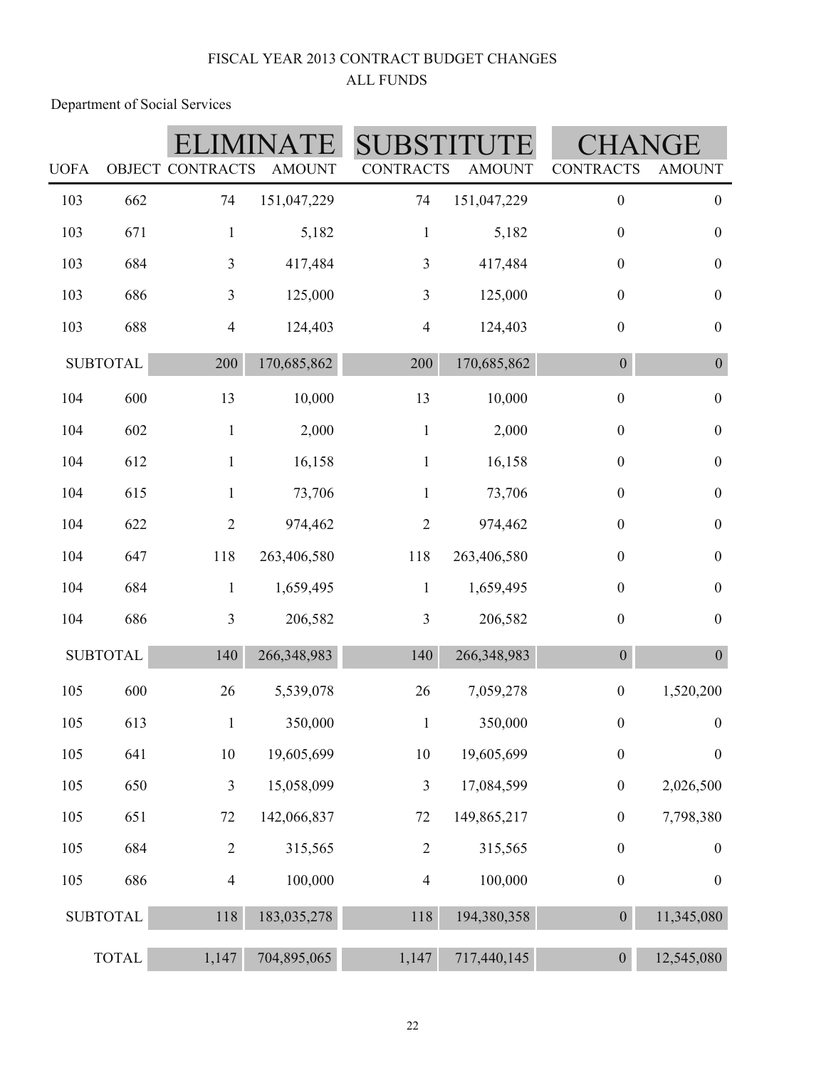FISCAL YEAR 2013 CONTRACT BUDGET CHANGES

ALL FUNDS

Department of Social Services

| | | ELIMINATE | | SUBSTITUTE | | CHANGE | |
|---|---|---|---|---|---|---|---|
| UOFA | OBJECT | CONTRACTS | AMOUNT | CONTRACTS | AMOUNT | CONTRACTS | AMOUNT |
| 103 | 662 | 74 | 151,047,229 | 74 | 151,047,229 | 0 | 0 |
| 103 | 671 | 1 | 5,182 | 1 | 5,182 | 0 | 0 |
| 103 | 684 | 3 | 417,484 | 3 | 417,484 | 0 | 0 |
| 103 | 686 | 3 | 125,000 | 3 | 125,000 | 0 | 0 |
| 103 | 688 | 4 | 124,403 | 4 | 124,403 | 0 | 0 |
| SUBTOTAL | | 200 | 170,685,862 | 200 | 170,685,862 | 0 | 0 |
| 104 | 600 | 13 | 10,000 | 13 | 10,000 | 0 | 0 |
| 104 | 602 | 1 | 2,000 | 1 | 2,000 | 0 | 0 |
| 104 | 612 | 1 | 16,158 | 1 | 16,158 | 0 | 0 |
| 104 | 615 | 1 | 73,706 | 1 | 73,706 | 0 | 0 |
| 104 | 622 | 2 | 974,462 | 2 | 974,462 | 0 | 0 |
| 104 | 647 | 118 | 263,406,580 | 118 | 263,406,580 | 0 | 0 |
| 104 | 684 | 1 | 1,659,495 | 1 | 1,659,495 | 0 | 0 |
| 104 | 686 | 3 | 206,582 | 3 | 206,582 | 0 | 0 |
| SUBTOTAL | | 140 | 266,348,983 | 140 | 266,348,983 | 0 | 0 |
| 105 | 600 | 26 | 5,539,078 | 26 | 7,059,278 | 0 | 1,520,200 |
| 105 | 613 | 1 | 350,000 | 1 | 350,000 | 0 | 0 |
| 105 | 641 | 10 | 19,605,699 | 10 | 19,605,699 | 0 | 0 |
| 105 | 650 | 3 | 15,058,099 | 3 | 17,084,599 | 0 | 2,026,500 |
| 105 | 651 | 72 | 142,066,837 | 72 | 149,865,217 | 0 | 7,798,380 |
| 105 | 684 | 2 | 315,565 | 2 | 315,565 | 0 | 0 |
| 105 | 686 | 4 | 100,000 | 4 | 100,000 | 0 | 0 |
| SUBTOTAL | | 118 | 183,035,278 | 118 | 194,380,358 | 0 | 11,345,080 |
| TOTAL | | 1,147 | 704,895,065 | 1,147 | 717,440,145 | 0 | 12,545,080 |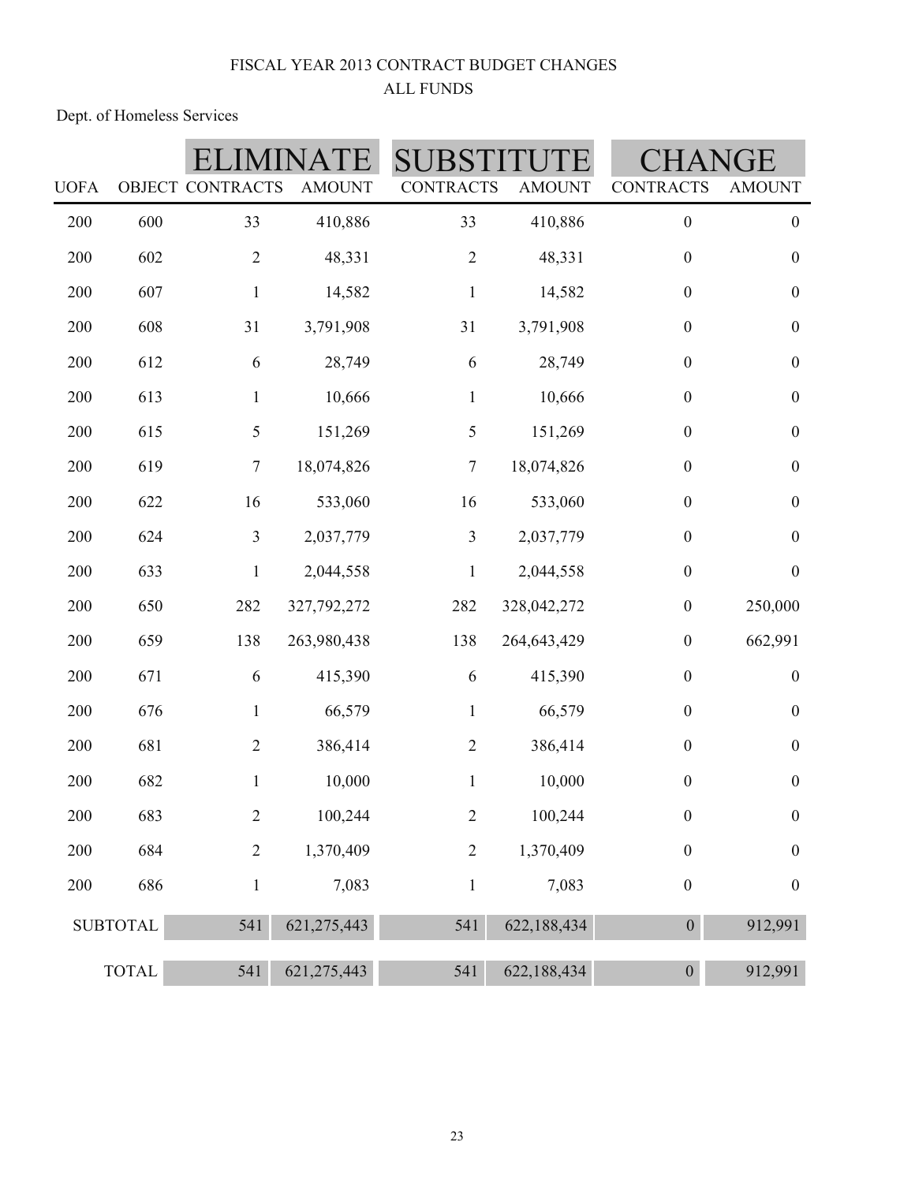FISCAL YEAR 2013 CONTRACT BUDGET CHANGES

ALL FUNDS

Dept. of Homeless Services

| UOFA | OBJECT | ELIMINATE CONTRACTS | ELIMINATE AMOUNT | SUBSTITUTE CONTRACTS | SUBSTITUTE AMOUNT | CHANGE CONTRACTS | CHANGE AMOUNT |
|---|---|---|---|---|---|---|---|
| 200 | 600 | 33 | 410,886 | 33 | 410,886 | 0 | 0 |
| 200 | 602 | 2 | 48,331 | 2 | 48,331 | 0 | 0 |
| 200 | 607 | 1 | 14,582 | 1 | 14,582 | 0 | 0 |
| 200 | 608 | 31 | 3,791,908 | 31 | 3,791,908 | 0 | 0 |
| 200 | 612 | 6 | 28,749 | 6 | 28,749 | 0 | 0 |
| 200 | 613 | 1 | 10,666 | 1 | 10,666 | 0 | 0 |
| 200 | 615 | 5 | 151,269 | 5 | 151,269 | 0 | 0 |
| 200 | 619 | 7 | 18,074,826 | 7 | 18,074,826 | 0 | 0 |
| 200 | 622 | 16 | 533,060 | 16 | 533,060 | 0 | 0 |
| 200 | 624 | 3 | 2,037,779 | 3 | 2,037,779 | 0 | 0 |
| 200 | 633 | 1 | 2,044,558 | 1 | 2,044,558 | 0 | 0 |
| 200 | 650 | 282 | 327,792,272 | 282 | 328,042,272 | 0 | 250,000 |
| 200 | 659 | 138 | 263,980,438 | 138 | 264,643,429 | 0 | 662,991 |
| 200 | 671 | 6 | 415,390 | 6 | 415,390 | 0 | 0 |
| 200 | 676 | 1 | 66,579 | 1 | 66,579 | 0 | 0 |
| 200 | 681 | 2 | 386,414 | 2 | 386,414 | 0 | 0 |
| 200 | 682 | 1 | 10,000 | 1 | 10,000 | 0 | 0 |
| 200 | 683 | 2 | 100,244 | 2 | 100,244 | 0 | 0 |
| 200 | 684 | 2 | 1,370,409 | 2 | 1,370,409 | 0 | 0 |
| 200 | 686 | 1 | 7,083 | 1 | 7,083 | 0 | 0 |
| SUBTOTAL | | 541 | 621,275,443 | 541 | 622,188,434 | 0 | 912,991 |
| TOTAL | | 541 | 621,275,443 | 541 | 622,188,434 | 0 | 912,991 |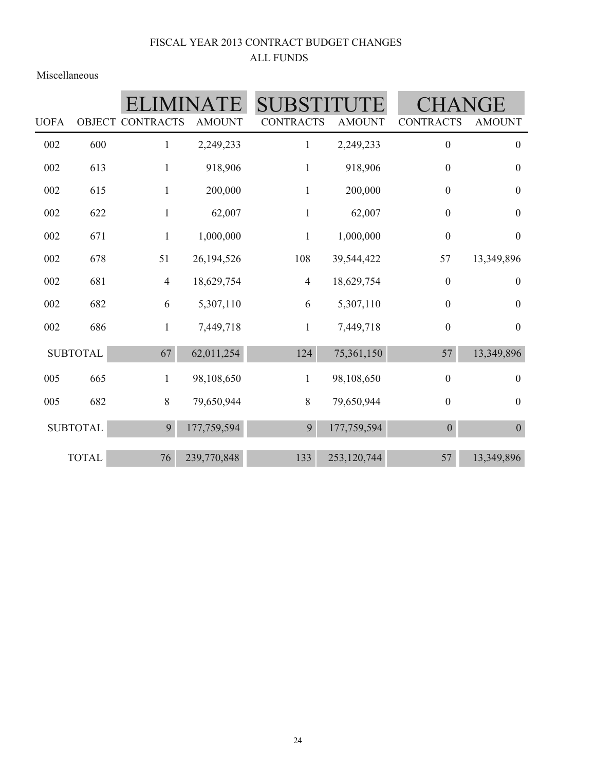# FISCAL YEAR 2013 CONTRACT BUDGET CHANGES
## ALL FUNDS

Miscellaneous

| | | ELIMINATE | | SUBSTITUTE | | CHANGE | |
|---|---|---|---|---|---|---|---|
| UOFA | OBJECT | CONTRACTS | AMOUNT | CONTRACTS | AMOUNT | CONTRACTS | AMOUNT |
| 002 | 600 | 1 | 2,249,233 | 1 | 2,249,233 | 0 | 0 |
| 002 | 613 | 1 | 918,906 | 1 | 918,906 | 0 | 0 |
| 002 | 615 | 1 | 200,000 | 1 | 200,000 | 0 | 0 |
| 002 | 622 | 1 | 62,007 | 1 | 62,007 | 0 | 0 |
| 002 | 671 | 1 | 1,000,000 | 1 | 1,000,000 | 0 | 0 |
| 002 | 678 | 51 | 26,194,526 | 108 | 39,544,422 | 57 | 13,349,896 |
| 002 | 681 | 4 | 18,629,754 | 4 | 18,629,754 | 0 | 0 |
| 002 | 682 | 6 | 5,307,110 | 6 | 5,307,110 | 0 | 0 |
| 002 | 686 | 1 | 7,449,718 | 1 | 7,449,718 | 0 | 0 |
| SUBTOTAL | | 67 | 62,011,254 | 124 | 75,361,150 | 57 | 13,349,896 |
| 005 | 665 | 1 | 98,108,650 | 1 | 98,108,650 | 0 | 0 |
| 005 | 682 | 8 | 79,650,944 | 8 | 79,650,944 | 0 | 0 |
| SUBTOTAL | | 9 | 177,759,594 | 9 | 177,759,594 | 0 | 0 |
| TOTAL | | 76 | 239,770,848 | 133 | 253,120,744 | 57 | 13,349,896 |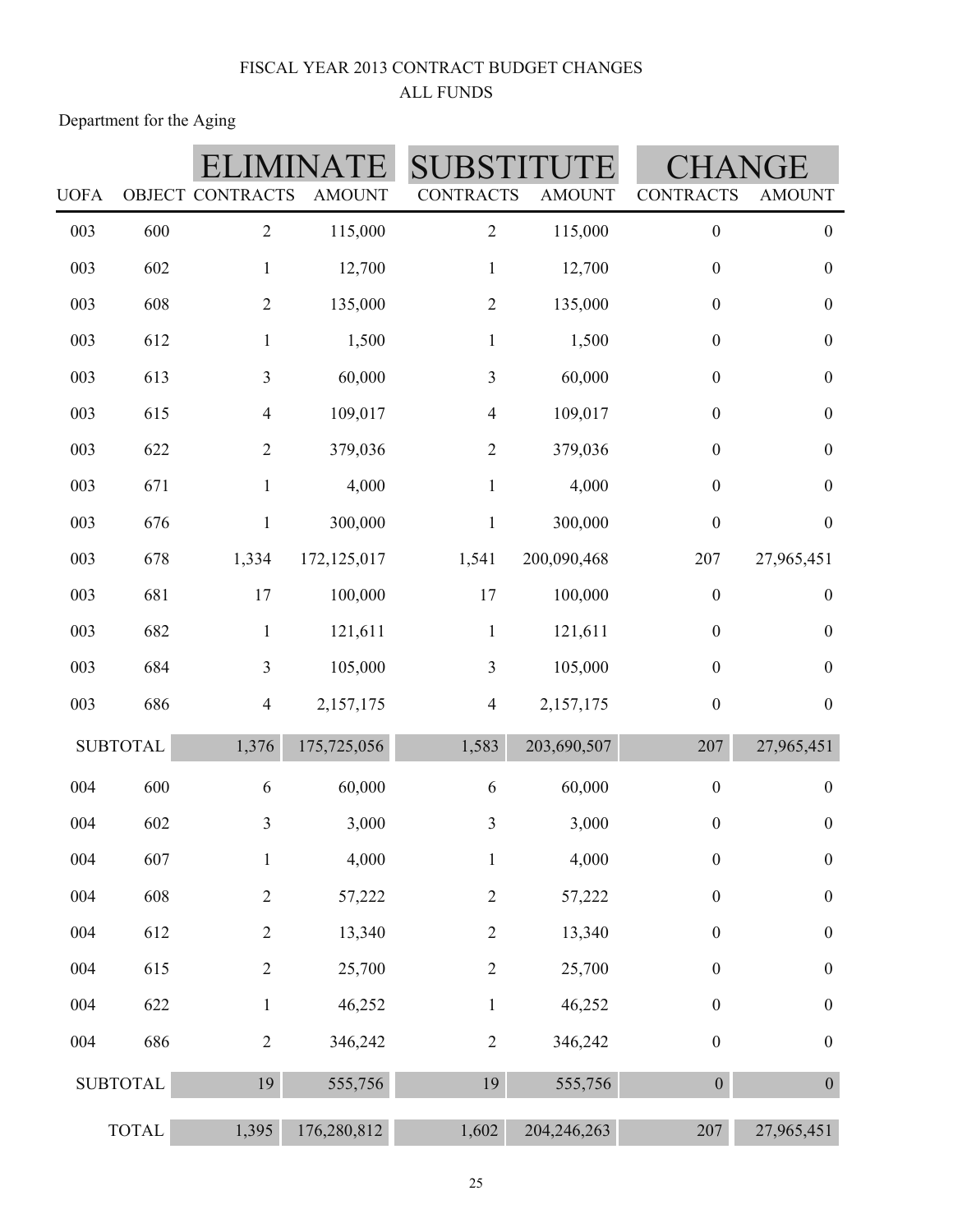FISCAL YEAR 2013 CONTRACT BUDGET CHANGES
ALL FUNDS

Department for the Aging

| UOFA | OBJECT | ELIMINATE CONTRACTS | ELIMINATE AMOUNT | SUBSTITUTE CONTRACTS | SUBSTITUTE AMOUNT | CHANGE CONTRACTS | CHANGE AMOUNT |
|---|---|---|---|---|---|---|---|
| 003 | 600 | 2 | 115,000 | 2 | 115,000 | 0 | 0 |
| 003 | 602 | 1 | 12,700 | 1 | 12,700 | 0 | 0 |
| 003 | 608 | 2 | 135,000 | 2 | 135,000 | 0 | 0 |
| 003 | 612 | 1 | 1,500 | 1 | 1,500 | 0 | 0 |
| 003 | 613 | 3 | 60,000 | 3 | 60,000 | 0 | 0 |
| 003 | 615 | 4 | 109,017 | 4 | 109,017 | 0 | 0 |
| 003 | 622 | 2 | 379,036 | 2 | 379,036 | 0 | 0 |
| 003 | 671 | 1 | 4,000 | 1 | 4,000 | 0 | 0 |
| 003 | 676 | 1 | 300,000 | 1 | 300,000 | 0 | 0 |
| 003 | 678 | 1,334 | 172,125,017 | 1,541 | 200,090,468 | 207 | 27,965,451 |
| 003 | 681 | 17 | 100,000 | 17 | 100,000 | 0 | 0 |
| 003 | 682 | 1 | 121,611 | 1 | 121,611 | 0 | 0 |
| 003 | 684 | 3 | 105,000 | 3 | 105,000 | 0 | 0 |
| 003 | 686 | 4 | 2,157,175 | 4 | 2,157,175 | 0 | 0 |
| SUBTOTAL | | 1,376 | 175,725,056 | 1,583 | 203,690,507 | 207 | 27,965,451 |
| 004 | 600 | 6 | 60,000 | 6 | 60,000 | 0 | 0 |
| 004 | 602 | 3 | 3,000 | 3 | 3,000 | 0 | 0 |
| 004 | 607 | 1 | 4,000 | 1 | 4,000 | 0 | 0 |
| 004 | 608 | 2 | 57,222 | 2 | 57,222 | 0 | 0 |
| 004 | 612 | 2 | 13,340 | 2 | 13,340 | 0 | 0 |
| 004 | 615 | 2 | 25,700 | 2 | 25,700 | 0 | 0 |
| 004 | 622 | 1 | 46,252 | 1 | 46,252 | 0 | 0 |
| 004 | 686 | 2 | 346,242 | 2 | 346,242 | 0 | 0 |
| SUBTOTAL | | 19 | 555,756 | 19 | 555,756 | 0 | 0 |
| TOTAL | | 1,395 | 176,280,812 | 1,602 | 204,246,263 | 207 | 27,965,451 |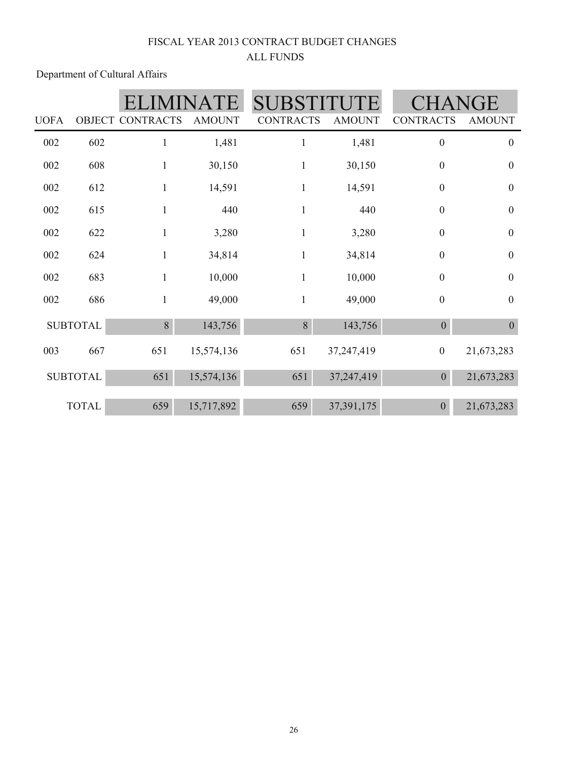# FISCAL YEAR 2013 CONTRACT BUDGET CHANGES

## ALL FUNDS

Department of Cultural Affairs

| | | ELIMINATE | | SUBSTITUTE | | CHANGE | |
|---|---|---|---|---|---|---|---|
| UOFA | OBJECT | CONTRACTS | AMOUNT | CONTRACTS | AMOUNT | CONTRACTS | AMOUNT |
| 002 | 602 | 1 | 1,481 | 1 | 1,481 | 0 | 0 |
| 002 | 608 | 1 | 30,150 | 1 | 30,150 | 0 | 0 |
| 002 | 612 | 1 | 14,591 | 1 | 14,591 | 0 | 0 |
| 002 | 615 | 1 | 440 | 1 | 440 | 0 | 0 |
| 002 | 622 | 1 | 3,280 | 1 | 3,280 | 0 | 0 |
| 002 | 624 | 1 | 34,814 | 1 | 34,814 | 0 | 0 |
| 002 | 683 | 1 | 10,000 | 1 | 10,000 | 0 | 0 |
| 002 | 686 | 1 | 49,000 | 1 | 49,000 | 0 | 0 |
| SUBTOTAL | | 8 | 143,756 | 8 | 143,756 | 0 | 0 |
| 003 | 667 | 651 | 15,574,136 | 651 | 37,247,419 | 0 | 21,673,283 |
| SUBTOTAL | | 651 | 15,574,136 | 651 | 37,247,419 | 0 | 21,673,283 |
| TOTAL | | 659 | 15,717,892 | 659 | 37,391,175 | 0 | 21,673,283 |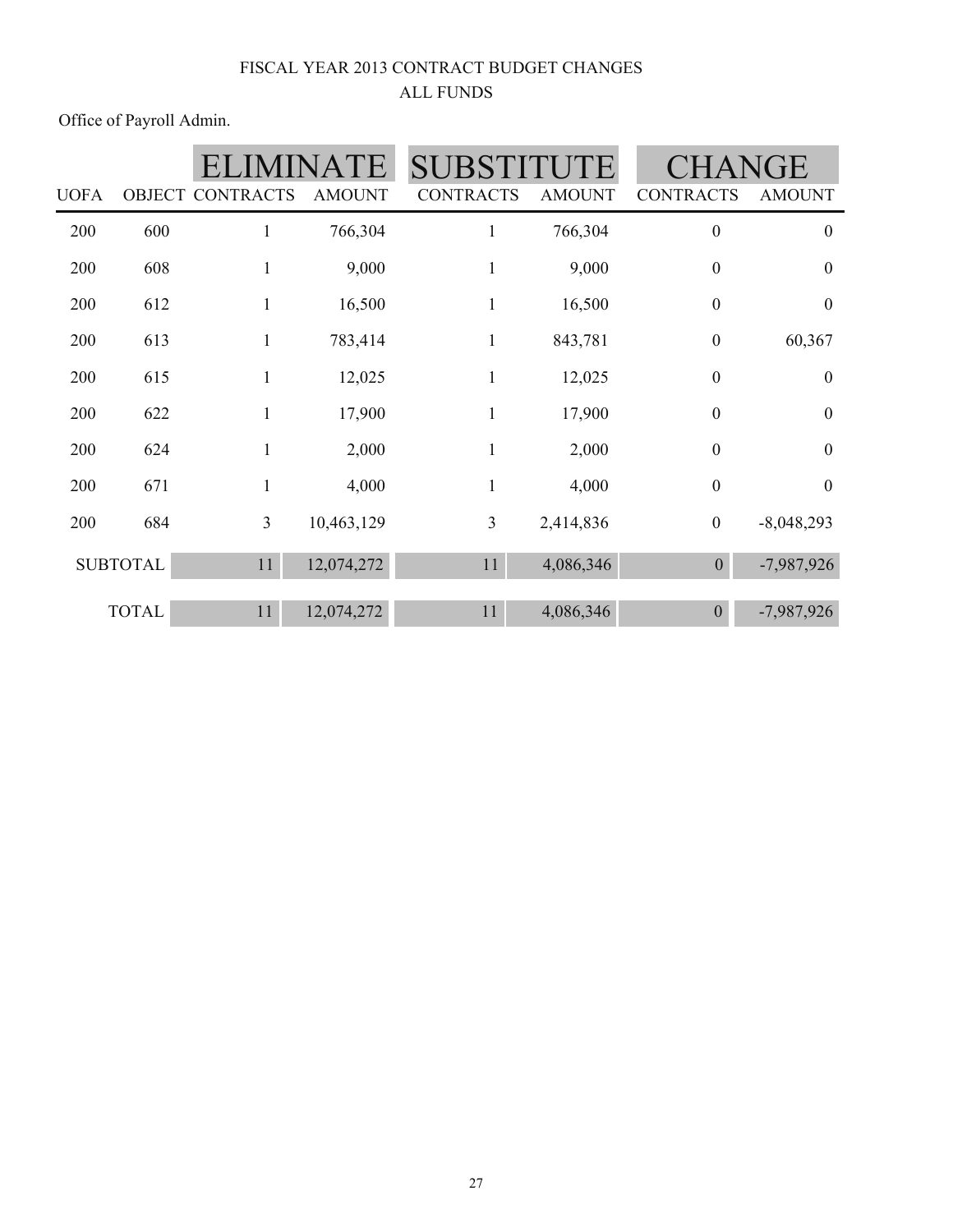FISCAL YEAR 2013 CONTRACT BUDGET CHANGES
ALL FUNDS

Office of Payroll Admin.

| | | ELIMINATE | | SUBSTITUTE | | CHANGE | |
|---|---|---|---|---|---|---|---|
| UOFA | OBJECT | CONTRACTS | AMOUNT | CONTRACTS | AMOUNT | CONTRACTS | AMOUNT |
| 200 | 600 | 1 | 766,304 | 1 | 766,304 | 0 | 0 |
| 200 | 608 | 1 | 9,000 | 1 | 9,000 | 0 | 0 |
| 200 | 612 | 1 | 16,500 | 1 | 16,500 | 0 | 0 |
| 200 | 613 | 1 | 783,414 | 1 | 843,781 | 0 | 60,367 |
| 200 | 615 | 1 | 12,025 | 1 | 12,025 | 0 | 0 |
| 200 | 622 | 1 | 17,900 | 1 | 17,900 | 0 | 0 |
| 200 | 624 | 1 | 2,000 | 1 | 2,000 | 0 | 0 |
| 200 | 671 | 1 | 4,000 | 1 | 4,000 | 0 | 0 |
| 200 | 684 | 3 | 10,463,129 | 3 | 2,414,836 | 0 | -8,048,293 |
| SUBTOTAL | | 11 | 12,074,272 | 11 | 4,086,346 | 0 | -7,987,926 |
| TOTAL | | 11 | 12,074,272 | 11 | 4,086,346 | 0 | -7,987,926 |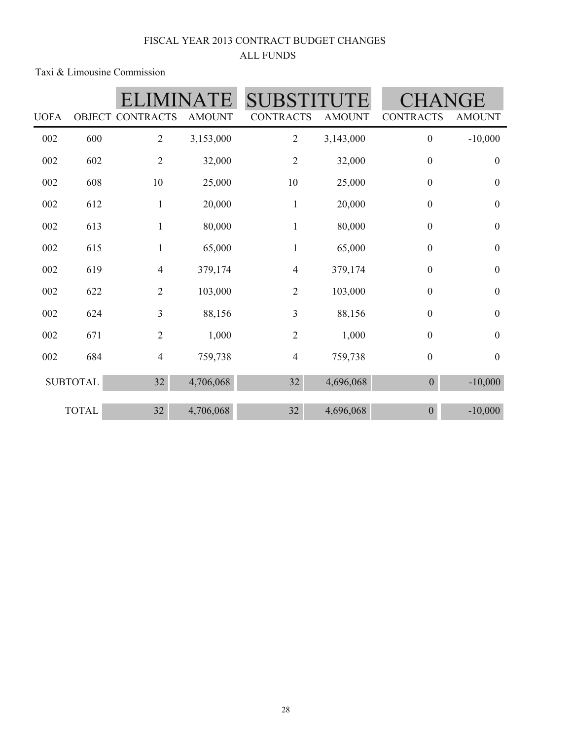# FISCAL YEAR 2013 CONTRACT BUDGET CHANGES
## ALL FUNDS

Taxi & Limousine Commission

| | | ELIMINATE | | SUBSTITUTE | | CHANGE | |
|---|---|---|---|---|---|---|---|
| UOFA | OBJECT | CONTRACTS | AMOUNT | CONTRACTS | AMOUNT | CONTRACTS | AMOUNT |
| 002 | 600 | 2 | 3,153,000 | 2 | 3,143,000 | 0 | -10,000 |
| 002 | 602 | 2 | 32,000 | 2 | 32,000 | 0 | 0 |
| 002 | 608 | 10 | 25,000 | 10 | 25,000 | 0 | 0 |
| 002 | 612 | 1 | 20,000 | 1 | 20,000 | 0 | 0 |
| 002 | 613 | 1 | 80,000 | 1 | 80,000 | 0 | 0 |
| 002 | 615 | 1 | 65,000 | 1 | 65,000 | 0 | 0 |
| 002 | 619 | 4 | 379,174 | 4 | 379,174 | 0 | 0 |
| 002 | 622 | 2 | 103,000 | 2 | 103,000 | 0 | 0 |
| 002 | 624 | 3 | 88,156 | 3 | 88,156 | 0 | 0 |
| 002 | 671 | 2 | 1,000 | 2 | 1,000 | 0 | 0 |
| 002 | 684 | 4 | 759,738 | 4 | 759,738 | 0 | 0 |
| SUBTOTAL | | 32 | 4,706,068 | 32 | 4,696,068 | 0 | -10,000 |
| TOTAL | | 32 | 4,706,068 | 32 | 4,696,068 | 0 | -10,000 |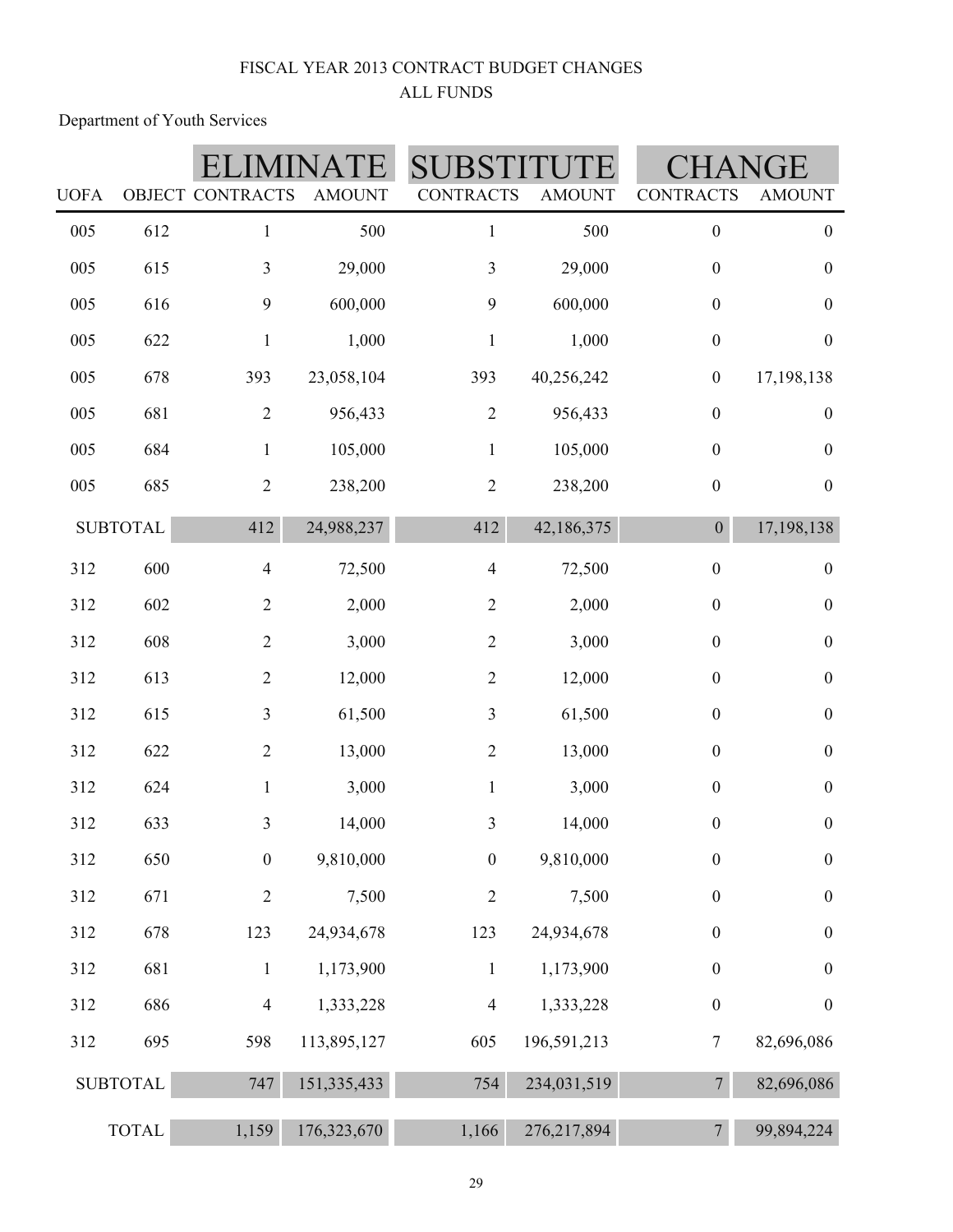# FISCAL YEAR 2013 CONTRACT BUDGET CHANGES
## ALL FUNDS

Department of Youth Services

| UOFA | OBJECT | ELIMINATE CONTRACTS | ELIMINATE AMOUNT | SUBSTITUTE CONTRACTS | SUBSTITUTE AMOUNT | CHANGE CONTRACTS | CHANGE AMOUNT |
|---|---|---|---|---|---|---|---|
| 005 | 612 | 1 | 500 | 1 | 500 | 0 | 0 |
| 005 | 615 | 3 | 29,000 | 3 | 29,000 | 0 | 0 |
| 005 | 616 | 9 | 600,000 | 9 | 600,000 | 0 | 0 |
| 005 | 622 | 1 | 1,000 | 1 | 1,000 | 0 | 0 |
| 005 | 678 | 393 | 23,058,104 | 393 | 40,256,242 | 0 | 17,198,138 |
| 005 | 681 | 2 | 956,433 | 2 | 956,433 | 0 | 0 |
| 005 | 684 | 1 | 105,000 | 1 | 105,000 | 0 | 0 |
| 005 | 685 | 2 | 238,200 | 2 | 238,200 | 0 | 0 |
| SUBTOTAL | | 412 | 24,988,237 | 412 | 42,186,375 | 0 | 17,198,138 |
| 312 | 600 | 4 | 72,500 | 4 | 72,500 | 0 | 0 |
| 312 | 602 | 2 | 2,000 | 2 | 2,000 | 0 | 0 |
| 312 | 608 | 2 | 3,000 | 2 | 3,000 | 0 | 0 |
| 312 | 613 | 2 | 12,000 | 2 | 12,000 | 0 | 0 |
| 312 | 615 | 3 | 61,500 | 3 | 61,500 | 0 | 0 |
| 312 | 622 | 2 | 13,000 | 2 | 13,000 | 0 | 0 |
| 312 | 624 | 1 | 3,000 | 1 | 3,000 | 0 | 0 |
| 312 | 633 | 3 | 14,000 | 3 | 14,000 | 0 | 0 |
| 312 | 650 | 0 | 9,810,000 | 0 | 9,810,000 | 0 | 0 |
| 312 | 671 | 2 | 7,500 | 2 | 7,500 | 0 | 0 |
| 312 | 678 | 123 | 24,934,678 | 123 | 24,934,678 | 0 | 0 |
| 312 | 681 | 1 | 1,173,900 | 1 | 1,173,900 | 0 | 0 |
| 312 | 686 | 4 | 1,333,228 | 4 | 1,333,228 | 0 | 0 |
| 312 | 695 | 598 | 113,895,127 | 605 | 196,591,213 | 7 | 82,696,086 |
| SUBTOTAL | | 747 | 151,335,433 | 754 | 234,031,519 | 7 | 82,696,086 |
| TOTAL | | 1,159 | 176,323,670 | 1,166 | 276,217,894 | 7 | 99,894,224 |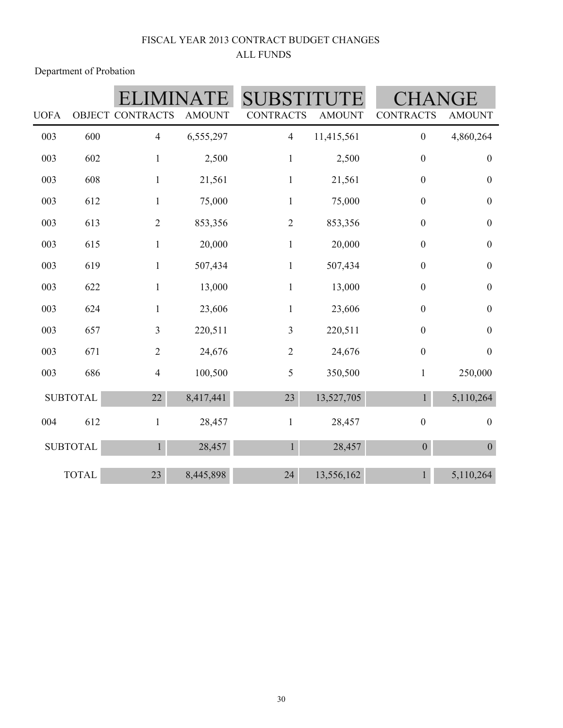# FISCAL YEAR 2013 CONTRACT BUDGET CHANGES
## ALL FUNDS

Department of Probation

| | | ELIMINATE | | SUBSTITUTE | | CHANGE | |
|---|---|---|---|---|---|---|---|
| UOFA | OBJECT | CONTRACTS | AMOUNT | CONTRACTS | AMOUNT | CONTRACTS | AMOUNT |
| 003 | 600 | 4 | 6,555,297 | 4 | 11,415,561 | 0 | 4,860,264 |
| 003 | 602 | 1 | 2,500 | 1 | 2,500 | 0 | 0 |
| 003 | 608 | 1 | 21,561 | 1 | 21,561 | 0 | 0 |
| 003 | 612 | 1 | 75,000 | 1 | 75,000 | 0 | 0 |
| 003 | 613 | 2 | 853,356 | 2 | 853,356 | 0 | 0 |
| 003 | 615 | 1 | 20,000 | 1 | 20,000 | 0 | 0 |
| 003 | 619 | 1 | 507,434 | 1 | 507,434 | 0 | 0 |
| 003 | 622 | 1 | 13,000 | 1 | 13,000 | 0 | 0 |
| 003 | 624 | 1 | 23,606 | 1 | 23,606 | 0 | 0 |
| 003 | 657 | 3 | 220,511 | 3 | 220,511 | 0 | 0 |
| 003 | 671 | 2 | 24,676 | 2 | 24,676 | 0 | 0 |
| 003 | 686 | 4 | 100,500 | 5 | 350,500 | 1 | 250,000 |
| SUBTOTAL | | 22 | 8,417,441 | 23 | 13,527,705 | 1 | 5,110,264 |
| 004 | 612 | 1 | 28,457 | 1 | 28,457 | 0 | 0 |
| SUBTOTAL | | 1 | 28,457 | 1 | 28,457 | 0 | 0 |
| TOTAL | | 23 | 8,445,898 | 24 | 13,556,162 | 1 | 5,110,264 |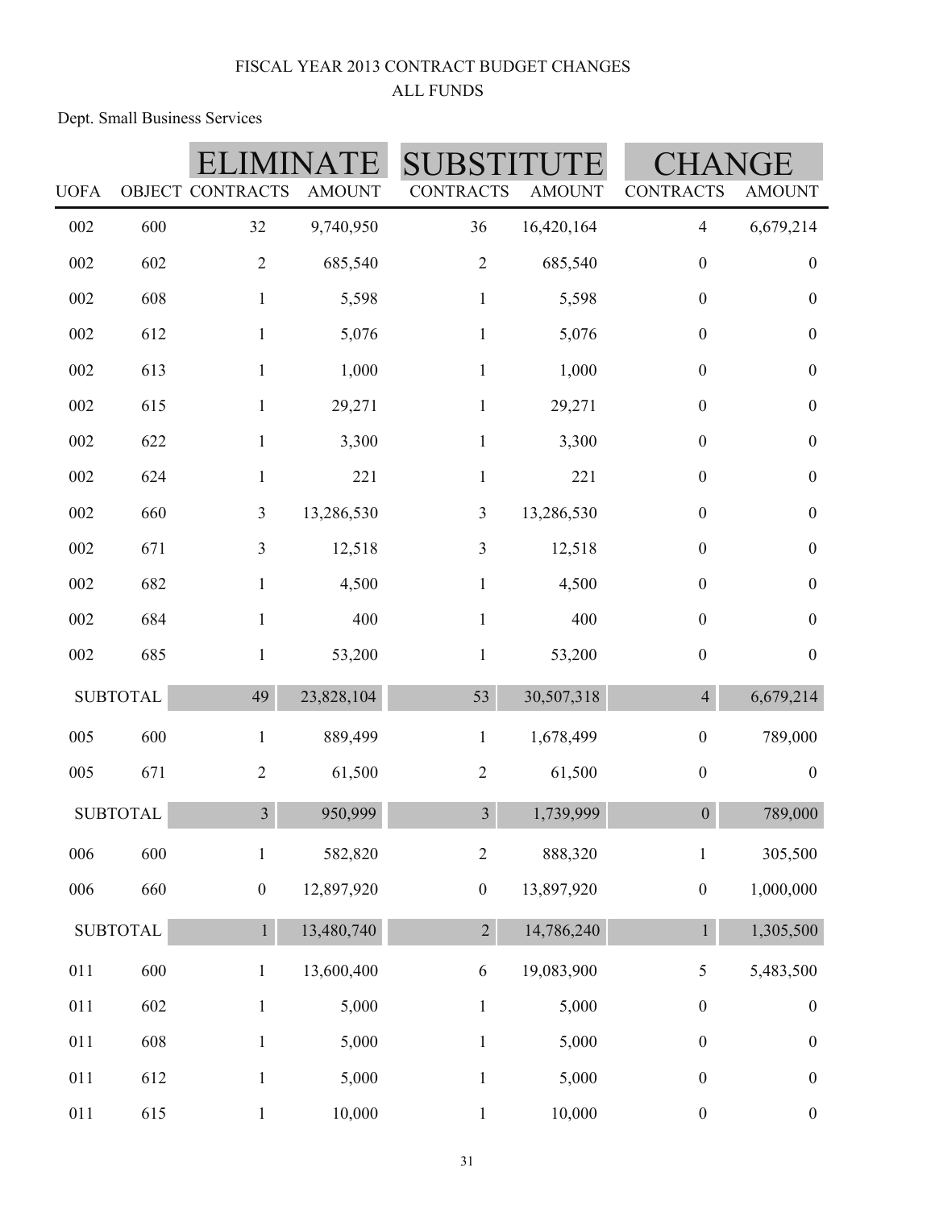FISCAL YEAR 2013 CONTRACT BUDGET CHANGES

ALL FUNDS

Dept. Small Business Services

| | | ELIMINATE | | SUBSTITUTE | | CHANGE | |
|---|---|---|---|---|---|---|---|
| UOFA | OBJECT | CONTRACTS | AMOUNT | CONTRACTS | AMOUNT | CONTRACTS | AMOUNT |
| 002 | 600 | 32 | 9,740,950 | 36 | 16,420,164 | 4 | 6,679,214 |
| 002 | 602 | 2 | 685,540 | 2 | 685,540 | 0 | 0 |
| 002 | 608 | 1 | 5,598 | 1 | 5,598 | 0 | 0 |
| 002 | 612 | 1 | 5,076 | 1 | 5,076 | 0 | 0 |
| 002 | 613 | 1 | 1,000 | 1 | 1,000 | 0 | 0 |
| 002 | 615 | 1 | 29,271 | 1 | 29,271 | 0 | 0 |
| 002 | 622 | 1 | 3,300 | 1 | 3,300 | 0 | 0 |
| 002 | 624 | 1 | 221 | 1 | 221 | 0 | 0 |
| 002 | 660 | 3 | 13,286,530 | 3 | 13,286,530 | 0 | 0 |
| 002 | 671 | 3 | 12,518 | 3 | 12,518 | 0 | 0 |
| 002 | 682 | 1 | 4,500 | 1 | 4,500 | 0 | 0 |
| 002 | 684 | 1 | 400 | 1 | 400 | 0 | 0 |
| 002 | 685 | 1 | 53,200 | 1 | 53,200 | 0 | 0 |
| SUBTOTAL | | 49 | 23,828,104 | 53 | 30,507,318 | 4 | 6,679,214 |
| 005 | 600 | 1 | 889,499 | 1 | 1,678,499 | 0 | 789,000 |
| 005 | 671 | 2 | 61,500 | 2 | 61,500 | 0 | 0 |
| SUBTOTAL | | 3 | 950,999 | 3 | 1,739,999 | 0 | 789,000 |
| 006 | 600 | 1 | 582,820 | 2 | 888,320 | 1 | 305,500 |
| 006 | 660 | 0 | 12,897,920 | 0 | 13,897,920 | 0 | 1,000,000 |
| SUBTOTAL | | 1 | 13,480,740 | 2 | 14,786,240 | 1 | 1,305,500 |
| 011 | 600 | 1 | 13,600,400 | 6 | 19,083,900 | 5 | 5,483,500 |
| 011 | 602 | 1 | 5,000 | 1 | 5,000 | 0 | 0 |
| 011 | 608 | 1 | 5,000 | 1 | 5,000 | 0 | 0 |
| 011 | 612 | 1 | 5,000 | 1 | 5,000 | 0 | 0 |
| 011 | 615 | 1 | 10,000 | 1 | 10,000 | 0 | 0 |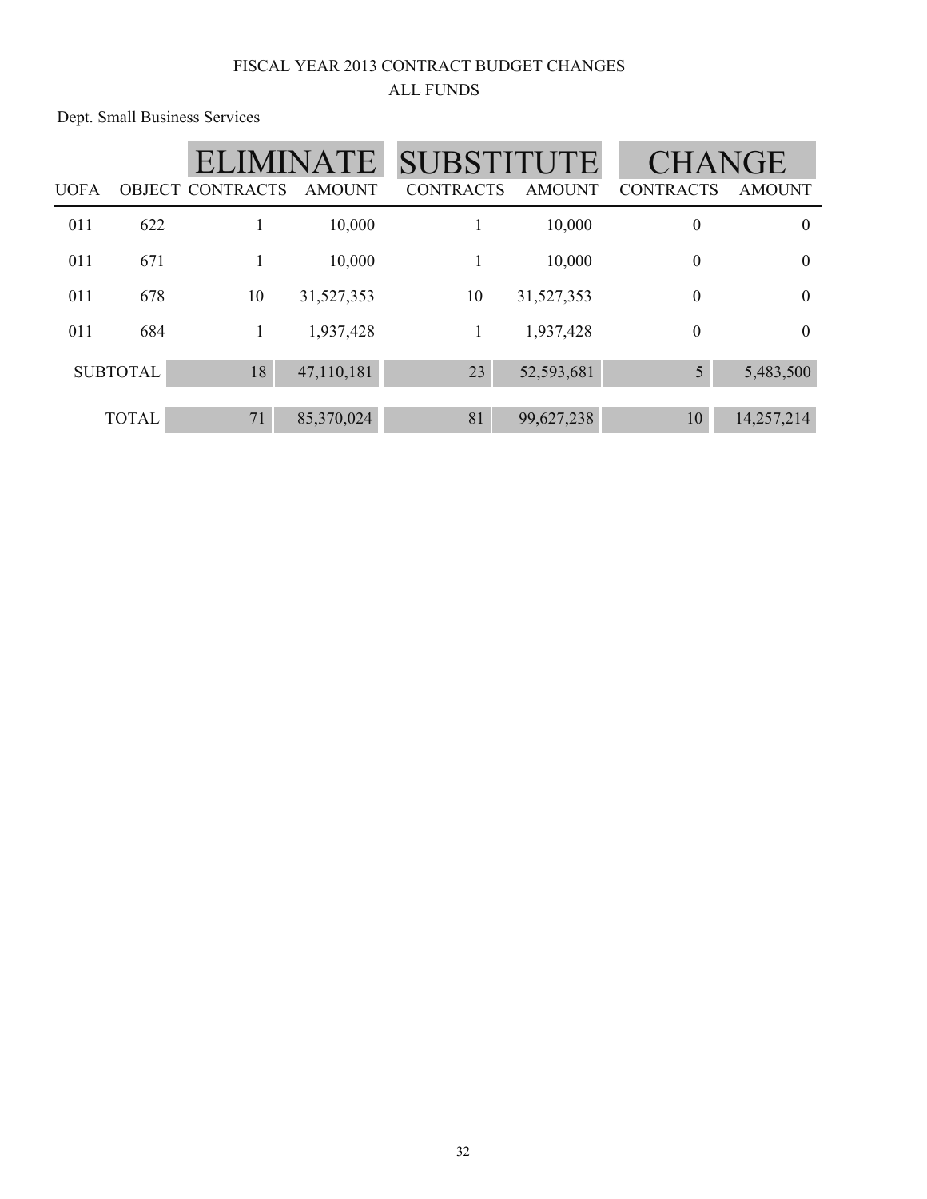FISCAL YEAR 2013 CONTRACT BUDGET CHANGES
ALL FUNDS

Dept. Small Business Services

| | | ELIMINATE | | SUBSTITUTE | | CHANGE | |
|---|---|---|---|---|---|---|---|
| UOFA | OBJECT | CONTRACTS | AMOUNT | CONTRACTS | AMOUNT | CONTRACTS | AMOUNT |
| 011 | 622 | 1 | 10,000 | 1 | 10,000 | 0 | 0 |
| 011 | 671 | 1 | 10,000 | 1 | 10,000 | 0 | 0 |
| 011 | 678 | 10 | 31,527,353 | 10 | 31,527,353 | 0 | 0 |
| 011 | 684 | 1 | 1,937,428 | 1 | 1,937,428 | 0 | 0 |
| SUBTOTAL | | 18 | 47,110,181 | 23 | 52,593,681 | 5 | 5,483,500 |
| TOTAL | | 71 | 85,370,024 | 81 | 99,627,238 | 10 | 14,257,214 |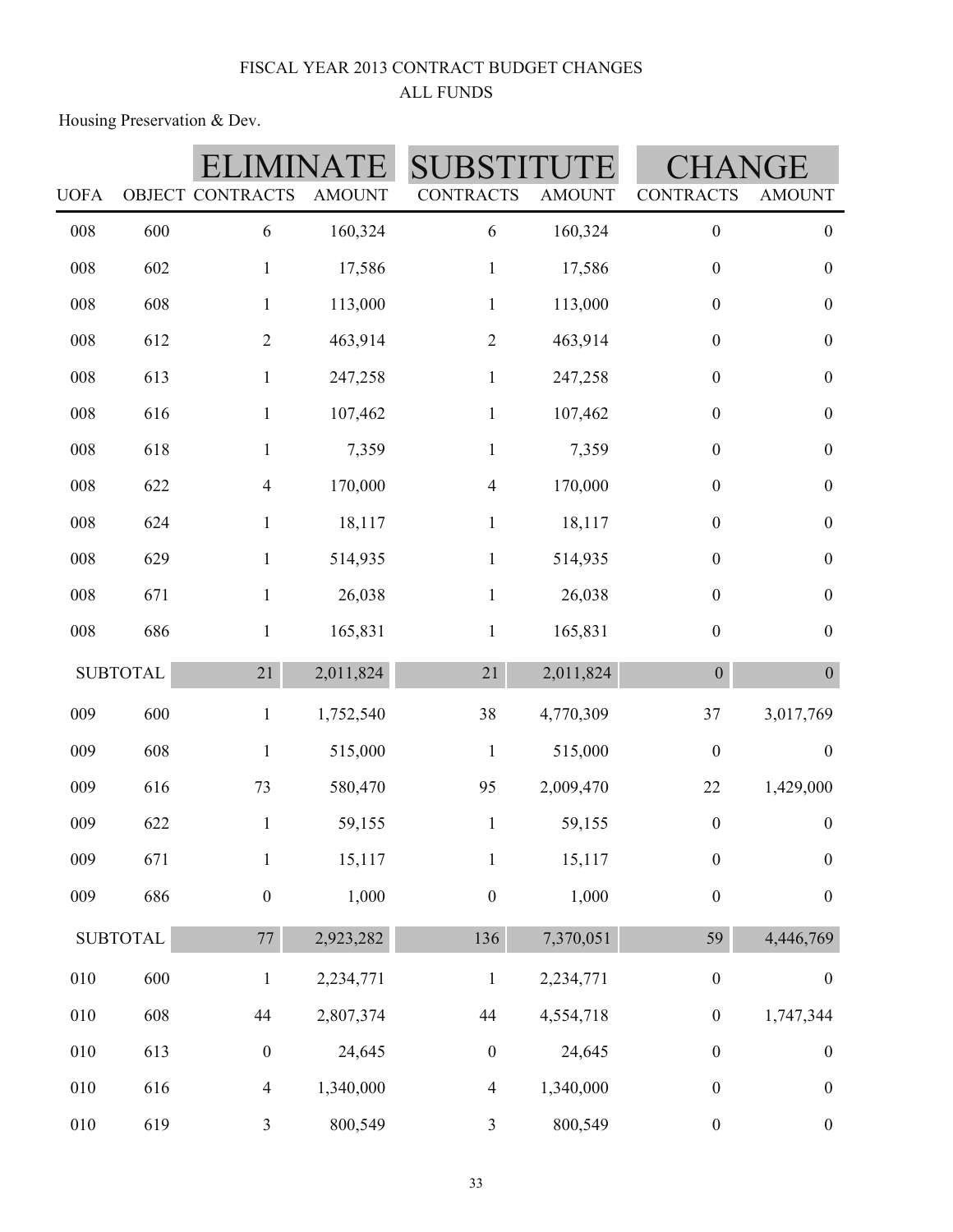# FISCAL YEAR 2013 CONTRACT BUDGET CHANGES
## ALL FUNDS

Housing Preservation & Dev.

| | | ELIMINATE | | SUBSTITUTE | | CHANGE | |
|---|---|---|---|---|---|---|---|
| UOFA | OBJECT | CONTRACTS | AMOUNT | CONTRACTS | AMOUNT | CONTRACTS | AMOUNT |
| 008 | 600 | 6 | 160,324 | 6 | 160,324 | 0 | 0 |
| 008 | 602 | 1 | 17,586 | 1 | 17,586 | 0 | 0 |
| 008 | 608 | 1 | 113,000 | 1 | 113,000 | 0 | 0 |
| 008 | 612 | 2 | 463,914 | 2 | 463,914 | 0 | 0 |
| 008 | 613 | 1 | 247,258 | 1 | 247,258 | 0 | 0 |
| 008 | 616 | 1 | 107,462 | 1 | 107,462 | 0 | 0 |
| 008 | 618 | 1 | 7,359 | 1 | 7,359 | 0 | 0 |
| 008 | 622 | 4 | 170,000 | 4 | 170,000 | 0 | 0 |
| 008 | 624 | 1 | 18,117 | 1 | 18,117 | 0 | 0 |
| 008 | 629 | 1 | 514,935 | 1 | 514,935 | 0 | 0 |
| 008 | 671 | 1 | 26,038 | 1 | 26,038 | 0 | 0 |
| 008 | 686 | 1 | 165,831 | 1 | 165,831 | 0 | 0 |
| SUBTOTAL | | 21 | 2,011,824 | 21 | 2,011,824 | 0 | 0 |
| 009 | 600 | 1 | 1,752,540 | 38 | 4,770,309 | 37 | 3,017,769 |
| 009 | 608 | 1 | 515,000 | 1 | 515,000 | 0 | 0 |
| 009 | 616 | 73 | 580,470 | 95 | 2,009,470 | 22 | 1,429,000 |
| 009 | 622 | 1 | 59,155 | 1 | 59,155 | 0 | 0 |
| 009 | 671 | 1 | 15,117 | 1 | 15,117 | 0 | 0 |
| 009 | 686 | 0 | 1,000 | 0 | 1,000 | 0 | 0 |
| SUBTOTAL | | 77 | 2,923,282 | 136 | 7,370,051 | 59 | 4,446,769 |
| 010 | 600 | 1 | 2,234,771 | 1 | 2,234,771 | 0 | 0 |
| 010 | 608 | 44 | 2,807,374 | 44 | 4,554,718 | 0 | 1,747,344 |
| 010 | 613 | 0 | 24,645 | 0 | 24,645 | 0 | 0 |
| 010 | 616 | 4 | 1,340,000 | 4 | 1,340,000 | 0 | 0 |
| 010 | 619 | 3 | 800,549 | 3 | 800,549 | 0 | 0 |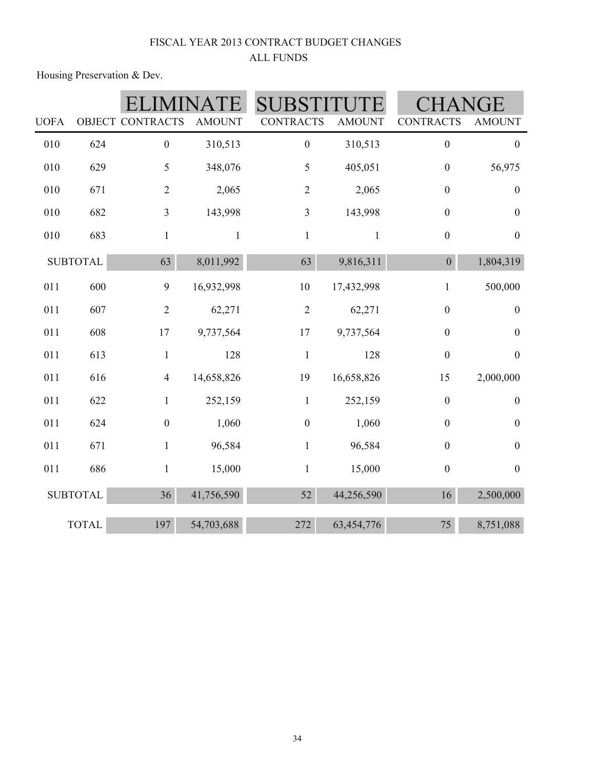FISCAL YEAR 2013 CONTRACT BUDGET CHANGES

ALL FUNDS

Housing Preservation & Dev.

| | | ELIMINATE | | SUBSTITUTE | | CHANGE | |
|---|---|---|---|---|---|---|---|
| UOFA | OBJECT | CONTRACTS | AMOUNT | CONTRACTS | AMOUNT | CONTRACTS | AMOUNT |
| 010 | 624 | 0 | 310,513 | 0 | 310,513 | 0 | 0 |
| 010 | 629 | 5 | 348,076 | 5 | 405,051 | 0 | 56,975 |
| 010 | 671 | 2 | 2,065 | 2 | 2,065 | 0 | 0 |
| 010 | 682 | 3 | 143,998 | 3 | 143,998 | 0 | 0 |
| 010 | 683 | 1 | 1 | 1 | 1 | 0 | 0 |
| SUBTOTAL | | 63 | 8,011,992 | 63 | 9,816,311 | 0 | 1,804,319 |
| 011 | 600 | 9 | 16,932,998 | 10 | 17,432,998 | 1 | 500,000 |
| 011 | 607 | 2 | 62,271 | 2 | 62,271 | 0 | 0 |
| 011 | 608 | 17 | 9,737,564 | 17 | 9,737,564 | 0 | 0 |
| 011 | 613 | 1 | 128 | 1 | 128 | 0 | 0 |
| 011 | 616 | 4 | 14,658,826 | 19 | 16,658,826 | 15 | 2,000,000 |
| 011 | 622 | 1 | 252,159 | 1 | 252,159 | 0 | 0 |
| 011 | 624 | 0 | 1,060 | 0 | 1,060 | 0 | 0 |
| 011 | 671 | 1 | 96,584 | 1 | 96,584 | 0 | 0 |
| 011 | 686 | 1 | 15,000 | 1 | 15,000 | 0 | 0 |
| SUBTOTAL | | 36 | 41,756,590 | 52 | 44,256,590 | 16 | 2,500,000 |
| TOTAL | | 197 | 54,703,688 | 272 | 63,454,776 | 75 | 8,751,088 |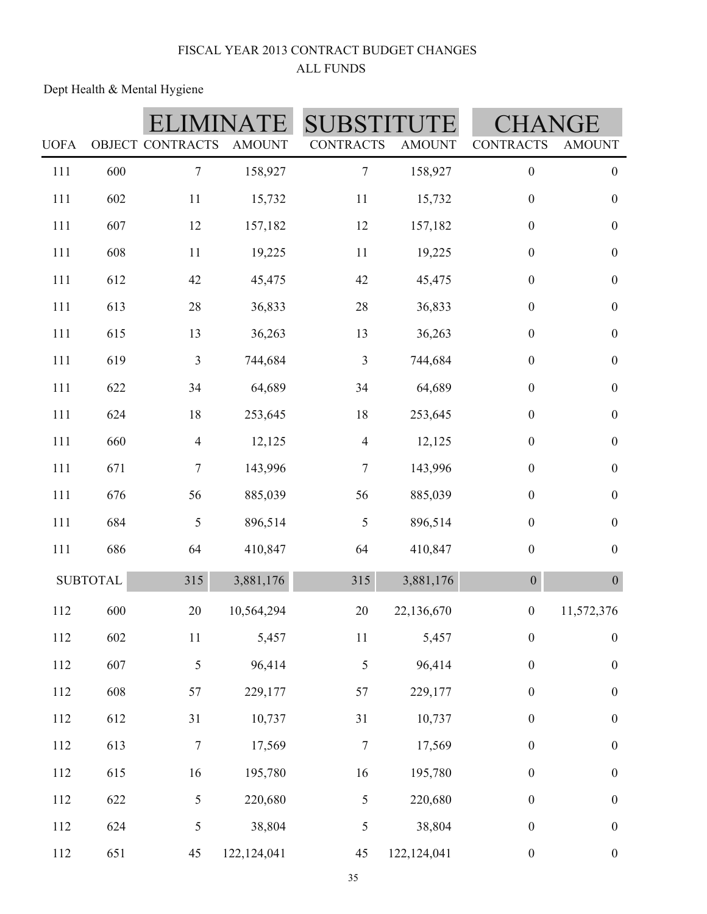FISCAL YEAR 2013 CONTRACT BUDGET CHANGES

ALL FUNDS

Dept Health & Mental Hygiene

| | | ELIMINATE | | SUBSTITUTE | | CHANGE | |
|---|---|---|---|---|---|---|---|
| UOFA | OBJECT | CONTRACTS | AMOUNT | CONTRACTS | AMOUNT | CONTRACTS | AMOUNT |
| 111 | 600 | 7 | 158,927 | 7 | 158,927 | 0 | 0 |
| 111 | 602 | 11 | 15,732 | 11 | 15,732 | 0 | 0 |
| 111 | 607 | 12 | 157,182 | 12 | 157,182 | 0 | 0 |
| 111 | 608 | 11 | 19,225 | 11 | 19,225 | 0 | 0 |
| 111 | 612 | 42 | 45,475 | 42 | 45,475 | 0 | 0 |
| 111 | 613 | 28 | 36,833 | 28 | 36,833 | 0 | 0 |
| 111 | 615 | 13 | 36,263 | 13 | 36,263 | 0 | 0 |
| 111 | 619 | 3 | 744,684 | 3 | 744,684 | 0 | 0 |
| 111 | 622 | 34 | 64,689 | 34 | 64,689 | 0 | 0 |
| 111 | 624 | 18 | 253,645 | 18 | 253,645 | 0 | 0 |
| 111 | 660 | 4 | 12,125 | 4 | 12,125 | 0 | 0 |
| 111 | 671 | 7 | 143,996 | 7 | 143,996 | 0 | 0 |
| 111 | 676 | 56 | 885,039 | 56 | 885,039 | 0 | 0 |
| 111 | 684 | 5 | 896,514 | 5 | 896,514 | 0 | 0 |
| 111 | 686 | 64 | 410,847 | 64 | 410,847 | 0 | 0 |
| SUBTOTAL | | 315 | 3,881,176 | 315 | 3,881,176 | 0 | 0 |
| 112 | 600 | 20 | 10,564,294 | 20 | 22,136,670 | 0 | 11,572,376 |
| 112 | 602 | 11 | 5,457 | 11 | 5,457 | 0 | 0 |
| 112 | 607 | 5 | 96,414 | 5 | 96,414 | 0 | 0 |
| 112 | 608 | 57 | 229,177 | 57 | 229,177 | 0 | 0 |
| 112 | 612 | 31 | 10,737 | 31 | 10,737 | 0 | 0 |
| 112 | 613 | 7 | 17,569 | 7 | 17,569 | 0 | 0 |
| 112 | 615 | 16 | 195,780 | 16 | 195,780 | 0 | 0 |
| 112 | 622 | 5 | 220,680 | 5 | 220,680 | 0 | 0 |
| 112 | 624 | 5 | 38,804 | 5 | 38,804 | 0 | 0 |
| 112 | 651 | 45 | 122,124,041 | 45 | 122,124,041 | 0 | 0 |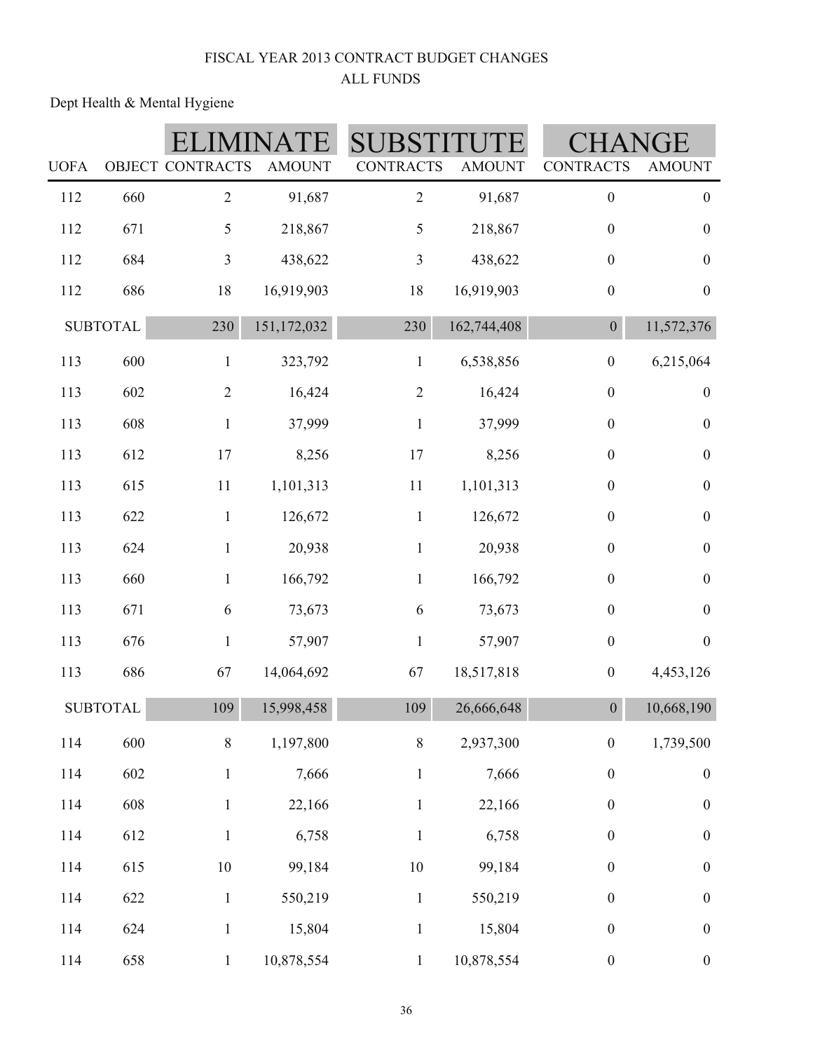FISCAL YEAR 2013 CONTRACT BUDGET CHANGES
ALL FUNDS

Dept Health & Mental Hygiene

| | | ELIMINATE | | SUBSTITUTE | | CHANGE | |
|---|---|---|---|---|---|---|---|
| UOFA | OBJECT | CONTRACTS | AMOUNT | CONTRACTS | AMOUNT | CONTRACTS | AMOUNT |
| 112 | 660 | 2 | 91,687 | 2 | 91,687 | 0 | 0 |
| 112 | 671 | 5 | 218,867 | 5 | 218,867 | 0 | 0 |
| 112 | 684 | 3 | 438,622 | 3 | 438,622 | 0 | 0 |
| 112 | 686 | 18 | 16,919,903 | 18 | 16,919,903 | 0 | 0 |
| SUBTOTAL | | 230 | 151,172,032 | 230 | 162,744,408 | 0 | 11,572,376 |
| 113 | 600 | 1 | 323,792 | 1 | 6,538,856 | 0 | 6,215,064 |
| 113 | 602 | 2 | 16,424 | 2 | 16,424 | 0 | 0 |
| 113 | 608 | 1 | 37,999 | 1 | 37,999 | 0 | 0 |
| 113 | 612 | 17 | 8,256 | 17 | 8,256 | 0 | 0 |
| 113 | 615 | 11 | 1,101,313 | 11 | 1,101,313 | 0 | 0 |
| 113 | 622 | 1 | 126,672 | 1 | 126,672 | 0 | 0 |
| 113 | 624 | 1 | 20,938 | 1 | 20,938 | 0 | 0 |
| 113 | 660 | 1 | 166,792 | 1 | 166,792 | 0 | 0 |
| 113 | 671 | 6 | 73,673 | 6 | 73,673 | 0 | 0 |
| 113 | 676 | 1 | 57,907 | 1 | 57,907 | 0 | 0 |
| 113 | 686 | 67 | 14,064,692 | 67 | 18,517,818 | 0 | 4,453,126 |
| SUBTOTAL | | 109 | 15,998,458 | 109 | 26,666,648 | 0 | 10,668,190 |
| 114 | 600 | 8 | 1,197,800 | 8 | 2,937,300 | 0 | 1,739,500 |
| 114 | 602 | 1 | 7,666 | 1 | 7,666 | 0 | 0 |
| 114 | 608 | 1 | 22,166 | 1 | 22,166 | 0 | 0 |
| 114 | 612 | 1 | 6,758 | 1 | 6,758 | 0 | 0 |
| 114 | 615 | 10 | 99,184 | 10 | 99,184 | 0 | 0 |
| 114 | 622 | 1 | 550,219 | 1 | 550,219 | 0 | 0 |
| 114 | 624 | 1 | 15,804 | 1 | 15,804 | 0 | 0 |
| 114 | 658 | 1 | 10,878,554 | 1 | 10,878,554 | 0 | 0 |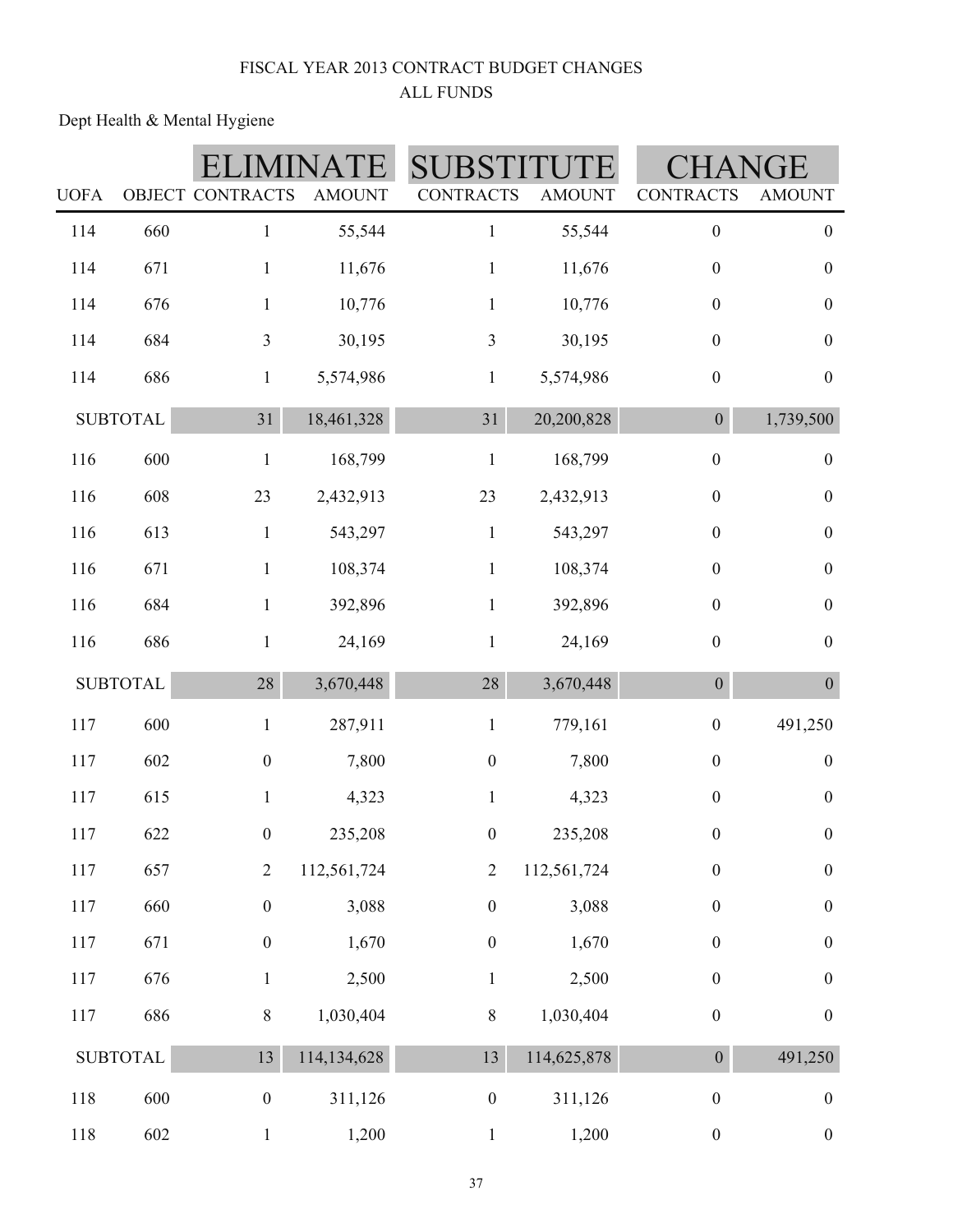# FISCAL YEAR 2013 CONTRACT BUDGET CHANGES
## ALL FUNDS

Dept Health & Mental Hygiene

| | | ELIMINATE | | SUBSTITUTE | | CHANGE | |
|---|---|---|---|---|---|---|---|
| UOFA | OBJECT | CONTRACTS | AMOUNT | CONTRACTS | AMOUNT | CONTRACTS | AMOUNT |
| 114 | 660 | 1 | 55,544 | 1 | 55,544 | 0 | 0 |
| 114 | 671 | 1 | 11,676 | 1 | 11,676 | 0 | 0 |
| 114 | 676 | 1 | 10,776 | 1 | 10,776 | 0 | 0 |
| 114 | 684 | 3 | 30,195 | 3 | 30,195 | 0 | 0 |
| 114 | 686 | 1 | 5,574,986 | 1 | 5,574,986 | 0 | 0 |
| SUBTOTAL | | 31 | 18,461,328 | 31 | 20,200,828 | 0 | 1,739,500 |
| 116 | 600 | 1 | 168,799 | 1 | 168,799 | 0 | 0 |
| 116 | 608 | 23 | 2,432,913 | 23 | 2,432,913 | 0 | 0 |
| 116 | 613 | 1 | 543,297 | 1 | 543,297 | 0 | 0 |
| 116 | 671 | 1 | 108,374 | 1 | 108,374 | 0 | 0 |
| 116 | 684 | 1 | 392,896 | 1 | 392,896 | 0 | 0 |
| 116 | 686 | 1 | 24,169 | 1 | 24,169 | 0 | 0 |
| SUBTOTAL | | 28 | 3,670,448 | 28 | 3,670,448 | 0 | 0 |
| 117 | 600 | 1 | 287,911 | 1 | 779,161 | 0 | 491,250 |
| 117 | 602 | 0 | 7,800 | 0 | 7,800 | 0 | 0 |
| 117 | 615 | 1 | 4,323 | 1 | 4,323 | 0 | 0 |
| 117 | 622 | 0 | 235,208 | 0 | 235,208 | 0 | 0 |
| 117 | 657 | 2 | 112,561,724 | 2 | 112,561,724 | 0 | 0 |
| 117 | 660 | 0 | 3,088 | 0 | 3,088 | 0 | 0 |
| 117 | 671 | 0 | 1,670 | 0 | 1,670 | 0 | 0 |
| 117 | 676 | 1 | 2,500 | 1 | 2,500 | 0 | 0 |
| 117 | 686 | 8 | 1,030,404 | 8 | 1,030,404 | 0 | 0 |
| SUBTOTAL | | 13 | 114,134,628 | 13 | 114,625,878 | 0 | 491,250 |
| 118 | 600 | 0 | 311,126 | 0 | 311,126 | 0 | 0 |
| 118 | 602 | 1 | 1,200 | 1 | 1,200 | 0 | 0 |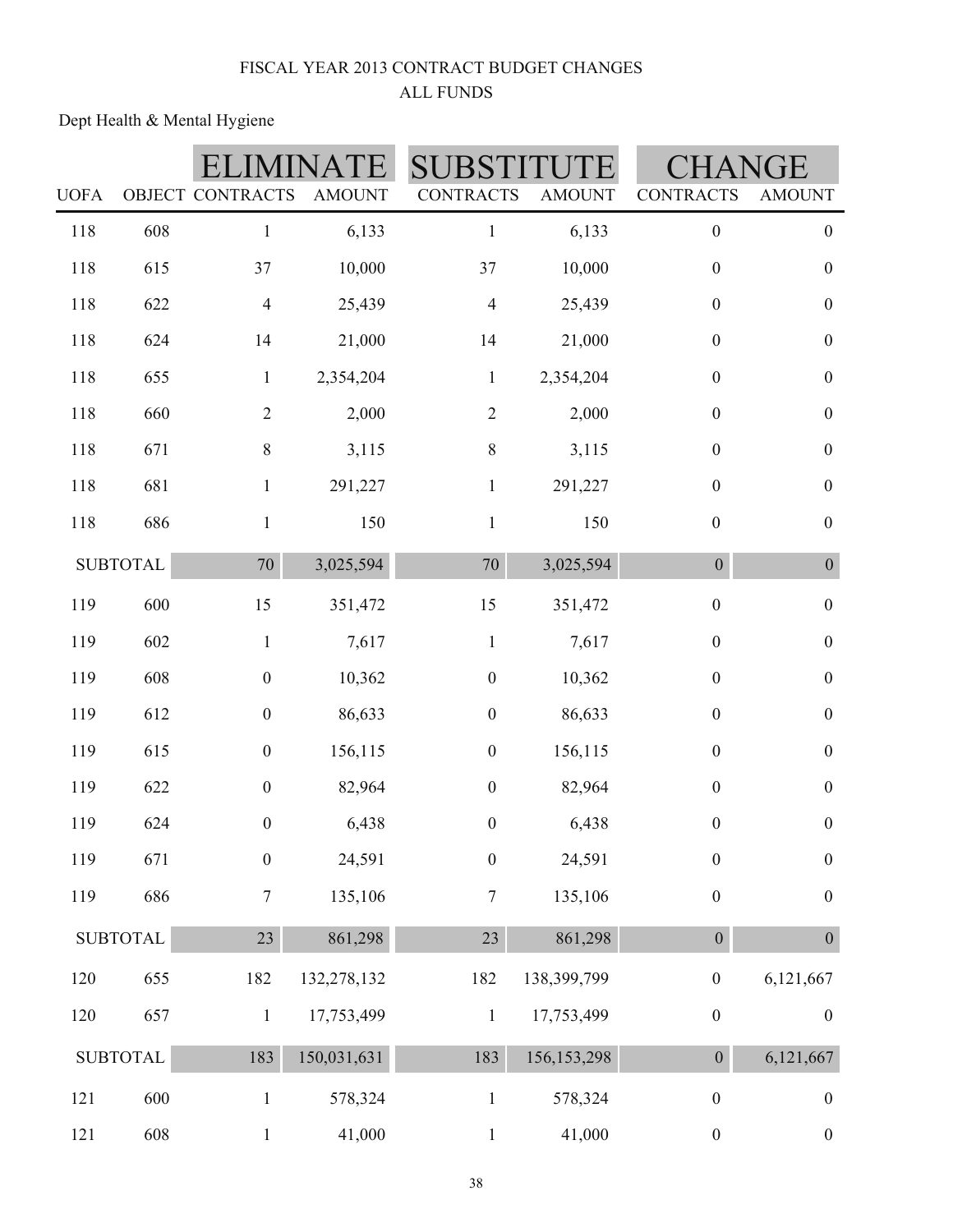FISCAL YEAR 2013 CONTRACT BUDGET CHANGES

ALL FUNDS

Dept Health & Mental Hygiene

| | | ELIMINATE | | SUBSTITUTE | | CHANGE | |
|---|---|---|---|---|---|---|---|
| UOFA | OBJECT | CONTRACTS | AMOUNT | CONTRACTS | AMOUNT | CONTRACTS | AMOUNT |
| 118 | 608 | 1 | 6,133 | 1 | 6,133 | 0 | 0 |
| 118 | 615 | 37 | 10,000 | 37 | 10,000 | 0 | 0 |
| 118 | 622 | 4 | 25,439 | 4 | 25,439 | 0 | 0 |
| 118 | 624 | 14 | 21,000 | 14 | 21,000 | 0 | 0 |
| 118 | 655 | 1 | 2,354,204 | 1 | 2,354,204 | 0 | 0 |
| 118 | 660 | 2 | 2,000 | 2 | 2,000 | 0 | 0 |
| 118 | 671 | 8 | 3,115 | 8 | 3,115 | 0 | 0 |
| 118 | 681 | 1 | 291,227 | 1 | 291,227 | 0 | 0 |
| 118 | 686 | 1 | 150 | 1 | 150 | 0 | 0 |
| SUBTOTAL | | 70 | 3,025,594 | 70 | 3,025,594 | 0 | 0 |
| 119 | 600 | 15 | 351,472 | 15 | 351,472 | 0 | 0 |
| 119 | 602 | 1 | 7,617 | 1 | 7,617 | 0 | 0 |
| 119 | 608 | 0 | 10,362 | 0 | 10,362 | 0 | 0 |
| 119 | 612 | 0 | 86,633 | 0 | 86,633 | 0 | 0 |
| 119 | 615 | 0 | 156,115 | 0 | 156,115 | 0 | 0 |
| 119 | 622 | 0 | 82,964 | 0 | 82,964 | 0 | 0 |
| 119 | 624 | 0 | 6,438 | 0 | 6,438 | 0 | 0 |
| 119 | 671 | 0 | 24,591 | 0 | 24,591 | 0 | 0 |
| 119 | 686 | 7 | 135,106 | 7 | 135,106 | 0 | 0 |
| SUBTOTAL | | 23 | 861,298 | 23 | 861,298 | 0 | 0 |
| 120 | 655 | 182 | 132,278,132 | 182 | 138,399,799 | 0 | 6,121,667 |
| 120 | 657 | 1 | 17,753,499 | 1 | 17,753,499 | 0 | 0 |
| SUBTOTAL | | 183 | 150,031,631 | 183 | 156,153,298 | 0 | 6,121,667 |
| 121 | 600 | 1 | 578,324 | 1 | 578,324 | 0 | 0 |
| 121 | 608 | 1 | 41,000 | 1 | 41,000 | 0 | 0 |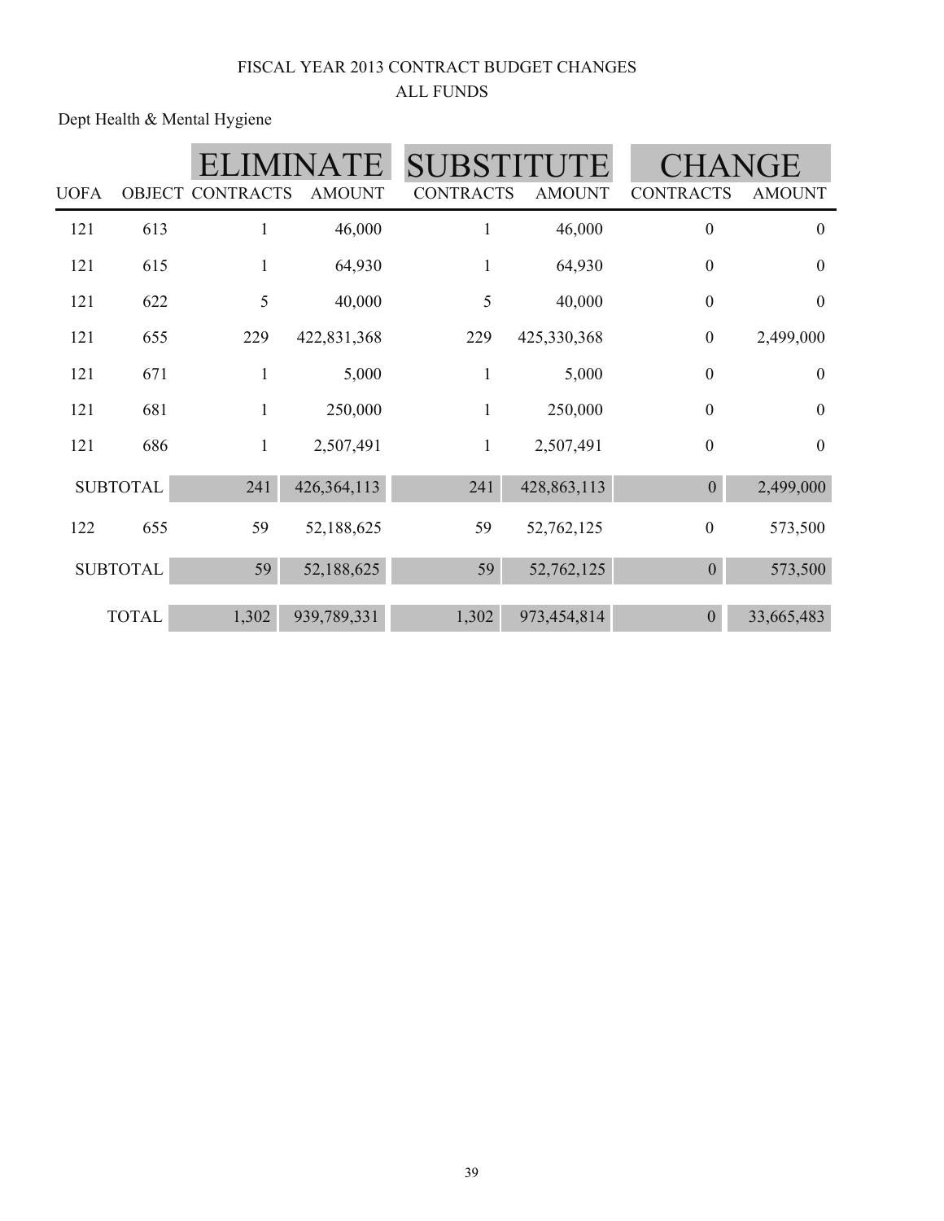FISCAL YEAR 2013 CONTRACT BUDGET CHANGES

ALL FUNDS

Dept Health & Mental Hygiene

| | | ELIMINATE | | SUBSTITUTE | | CHANGE | |
|---|---|---|---|---|---|---|---|
| UOFA | OBJECT | CONTRACTS | AMOUNT | CONTRACTS | AMOUNT | CONTRACTS | AMOUNT |
| 121 | 613 | 1 | 46,000 | 1 | 46,000 | 0 | 0 |
| 121 | 615 | 1 | 64,930 | 1 | 64,930 | 0 | 0 |
| 121 | 622 | 5 | 40,000 | 5 | 40,000 | 0 | 0 |
| 121 | 655 | 229 | 422,831,368 | 229 | 425,330,368 | 0 | 2,499,000 |
| 121 | 671 | 1 | 5,000 | 1 | 5,000 | 0 | 0 |
| 121 | 681 | 1 | 250,000 | 1 | 250,000 | 0 | 0 |
| 121 | 686 | 1 | 2,507,491 | 1 | 2,507,491 | 0 | 0 |
| SUBTOTAL | | 241 | 426,364,113 | 241 | 428,863,113 | 0 | 2,499,000 |
| 122 | 655 | 59 | 52,188,625 | 59 | 52,762,125 | 0 | 573,500 |
| SUBTOTAL | | 59 | 52,188,625 | 59 | 52,762,125 | 0 | 573,500 |
| TOTAL | | 1,302 | 939,789,331 | 1,302 | 973,454,814 | 0 | 33,665,483 |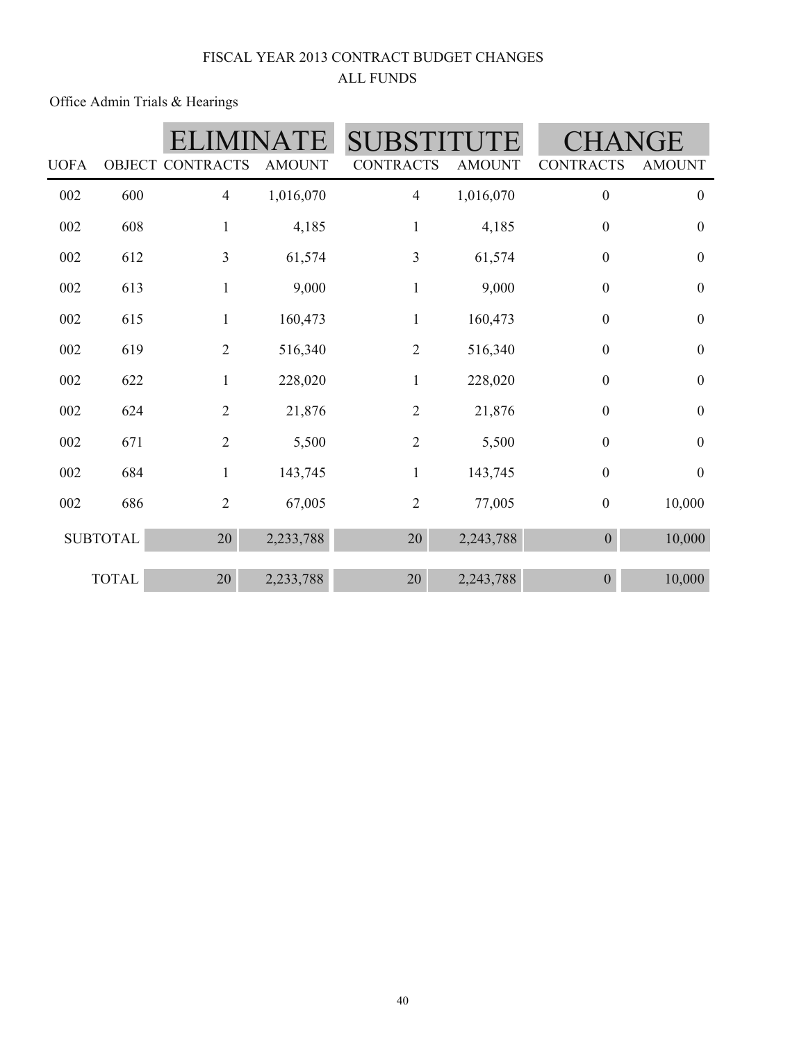# FISCAL YEAR 2013 CONTRACT BUDGET CHANGES
## ALL FUNDS

Office Admin Trials & Hearings

| | | ELIMINATE | | SUBSTITUTE | | CHANGE | |
|---|---|---|---|---|---|---|---|
| UOFA | OBJECT | CONTRACTS | AMOUNT | CONTRACTS | AMOUNT | CONTRACTS | AMOUNT |
| 002 | 600 | 4 | 1,016,070 | 4 | 1,016,070 | 0 | 0 |
| 002 | 608 | 1 | 4,185 | 1 | 4,185 | 0 | 0 |
| 002 | 612 | 3 | 61,574 | 3 | 61,574 | 0 | 0 |
| 002 | 613 | 1 | 9,000 | 1 | 9,000 | 0 | 0 |
| 002 | 615 | 1 | 160,473 | 1 | 160,473 | 0 | 0 |
| 002 | 619 | 2 | 516,340 | 2 | 516,340 | 0 | 0 |
| 002 | 622 | 1 | 228,020 | 1 | 228,020 | 0 | 0 |
| 002 | 624 | 2 | 21,876 | 2 | 21,876 | 0 | 0 |
| 002 | 671 | 2 | 5,500 | 2 | 5,500 | 0 | 0 |
| 002 | 684 | 1 | 143,745 | 1 | 143,745 | 0 | 0 |
| 002 | 686 | 2 | 67,005 | 2 | 77,005 | 0 | 10,000 |
| SUBTOTAL | | 20 | 2,233,788 | 20 | 2,243,788 | 0 | 10,000 |
| TOTAL | | 20 | 2,233,788 | 20 | 2,243,788 | 0 | 10,000 |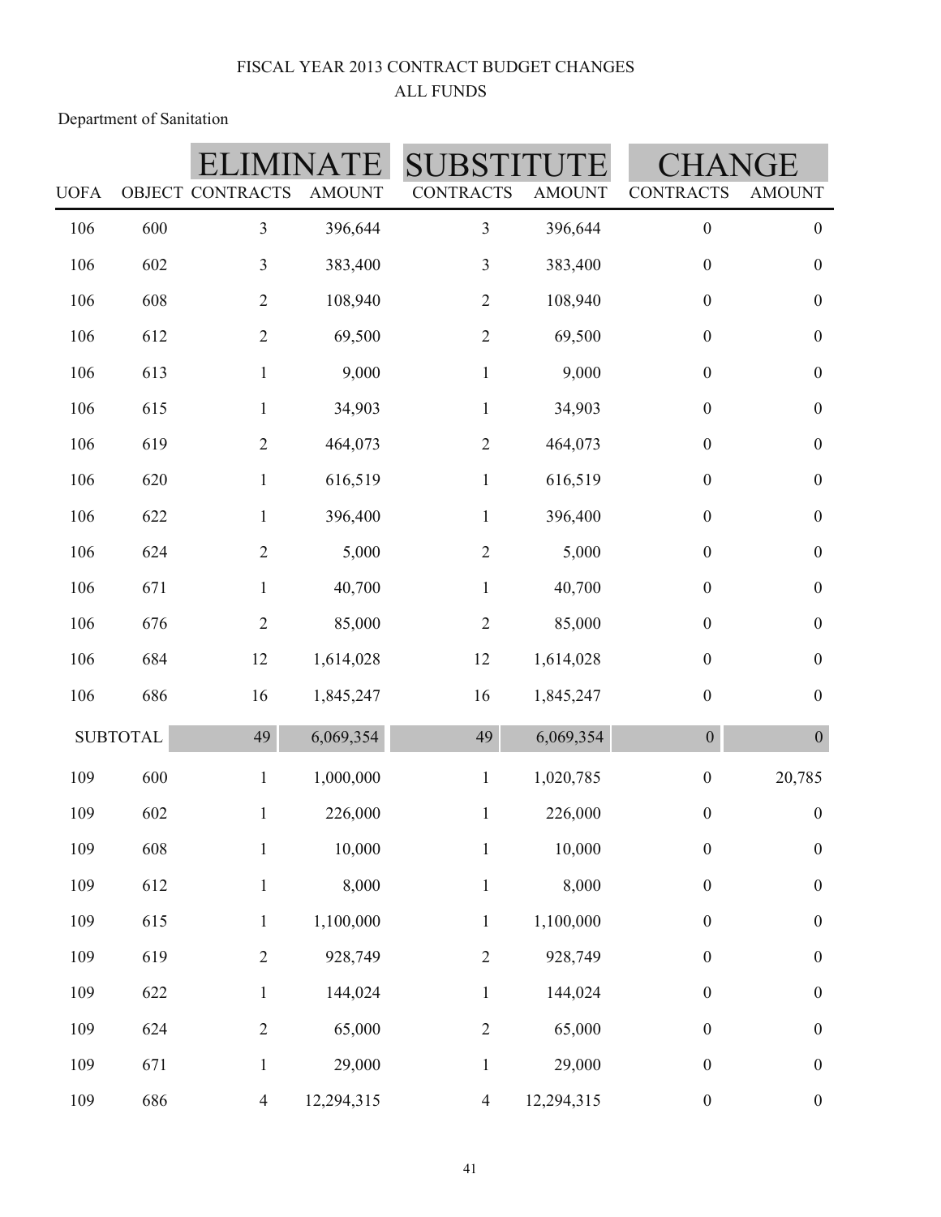FISCAL YEAR 2013 CONTRACT BUDGET CHANGES
ALL FUNDS

Department of Sanitation

| | | ELIMINATE | | SUBSTITUTE | | CHANGE | |
|---|---|---|---|---|---|---|---|
| UOFA | OBJECT | CONTRACTS | AMOUNT | CONTRACTS | AMOUNT | CONTRACTS | AMOUNT |
| 106 | 600 | 3 | 396,644 | 3 | 396,644 | 0 | 0 |
| 106 | 602 | 3 | 383,400 | 3 | 383,400 | 0 | 0 |
| 106 | 608 | 2 | 108,940 | 2 | 108,940 | 0 | 0 |
| 106 | 612 | 2 | 69,500 | 2 | 69,500 | 0 | 0 |
| 106 | 613 | 1 | 9,000 | 1 | 9,000 | 0 | 0 |
| 106 | 615 | 1 | 34,903 | 1 | 34,903 | 0 | 0 |
| 106 | 619 | 2 | 464,073 | 2 | 464,073 | 0 | 0 |
| 106 | 620 | 1 | 616,519 | 1 | 616,519 | 0 | 0 |
| 106 | 622 | 1 | 396,400 | 1 | 396,400 | 0 | 0 |
| 106 | 624 | 2 | 5,000 | 2 | 5,000 | 0 | 0 |
| 106 | 671 | 1 | 40,700 | 1 | 40,700 | 0 | 0 |
| 106 | 676 | 2 | 85,000 | 2 | 85,000 | 0 | 0 |
| 106 | 684 | 12 | 1,614,028 | 12 | 1,614,028 | 0 | 0 |
| 106 | 686 | 16 | 1,845,247 | 16 | 1,845,247 | 0 | 0 |
| SUBTOTAL | | 49 | 6,069,354 | 49 | 6,069,354 | 0 | 0 |
| 109 | 600 | 1 | 1,000,000 | 1 | 1,020,785 | 0 | 20,785 |
| 109 | 602 | 1 | 226,000 | 1 | 226,000 | 0 | 0 |
| 109 | 608 | 1 | 10,000 | 1 | 10,000 | 0 | 0 |
| 109 | 612 | 1 | 8,000 | 1 | 8,000 | 0 | 0 |
| 109 | 615 | 1 | 1,100,000 | 1 | 1,100,000 | 0 | 0 |
| 109 | 619 | 2 | 928,749 | 2 | 928,749 | 0 | 0 |
| 109 | 622 | 1 | 144,024 | 1 | 144,024 | 0 | 0 |
| 109 | 624 | 2 | 65,000 | 2 | 65,000 | 0 | 0 |
| 109 | 671 | 1 | 29,000 | 1 | 29,000 | 0 | 0 |
| 109 | 686 | 4 | 12,294,315 | 4 | 12,294,315 | 0 | 0 |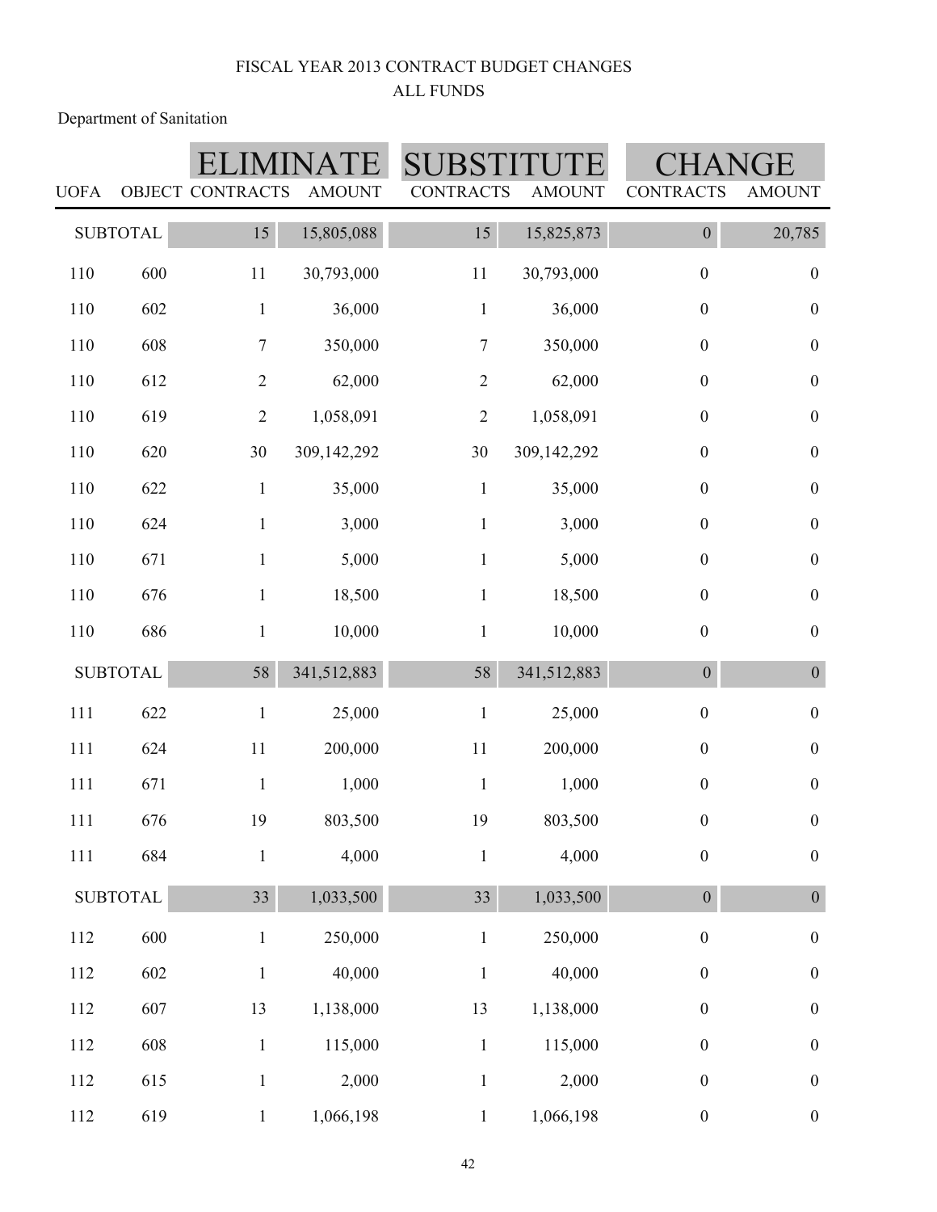FISCAL YEAR 2013 CONTRACT BUDGET CHANGES

ALL FUNDS

Department of Sanitation

| | | ELIMINATE | | SUBSTITUTE | | CHANGE | |
|---|---|---|---|---|---|---|---|
| UOFA | OBJECT | CONTRACTS | AMOUNT | CONTRACTS | AMOUNT | CONTRACTS | AMOUNT |
| SUBTOTAL | | 15 | 15,805,088 | 15 | 15,825,873 | 0 | 20,785 |
| 110 | 600 | 11 | 30,793,000 | 11 | 30,793,000 | 0 | 0 |
| 110 | 602 | 1 | 36,000 | 1 | 36,000 | 0 | 0 |
| 110 | 608 | 7 | 350,000 | 7 | 350,000 | 0 | 0 |
| 110 | 612 | 2 | 62,000 | 2 | 62,000 | 0 | 0 |
| 110 | 619 | 2 | 1,058,091 | 2 | 1,058,091 | 0 | 0 |
| 110 | 620 | 30 | 309,142,292 | 30 | 309,142,292 | 0 | 0 |
| 110 | 622 | 1 | 35,000 | 1 | 35,000 | 0 | 0 |
| 110 | 624 | 1 | 3,000 | 1 | 3,000 | 0 | 0 |
| 110 | 671 | 1 | 5,000 | 1 | 5,000 | 0 | 0 |
| 110 | 676 | 1 | 18,500 | 1 | 18,500 | 0 | 0 |
| 110 | 686 | 1 | 10,000 | 1 | 10,000 | 0 | 0 |
| SUBTOTAL | | 58 | 341,512,883 | 58 | 341,512,883 | 0 | 0 |
| 111 | 622 | 1 | 25,000 | 1 | 25,000 | 0 | 0 |
| 111 | 624 | 11 | 200,000 | 11 | 200,000 | 0 | 0 |
| 111 | 671 | 1 | 1,000 | 1 | 1,000 | 0 | 0 |
| 111 | 676 | 19 | 803,500 | 19 | 803,500 | 0 | 0 |
| 111 | 684 | 1 | 4,000 | 1 | 4,000 | 0 | 0 |
| SUBTOTAL | | 33 | 1,033,500 | 33 | 1,033,500 | 0 | 0 |
| 112 | 600 | 1 | 250,000 | 1 | 250,000 | 0 | 0 |
| 112 | 602 | 1 | 40,000 | 1 | 40,000 | 0 | 0 |
| 112 | 607 | 13 | 1,138,000 | 13 | 1,138,000 | 0 | 0 |
| 112 | 608 | 1 | 115,000 | 1 | 115,000 | 0 | 0 |
| 112 | 615 | 1 | 2,000 | 1 | 2,000 | 0 | 0 |
| 112 | 619 | 1 | 1,066,198 | 1 | 1,066,198 | 0 | 0 |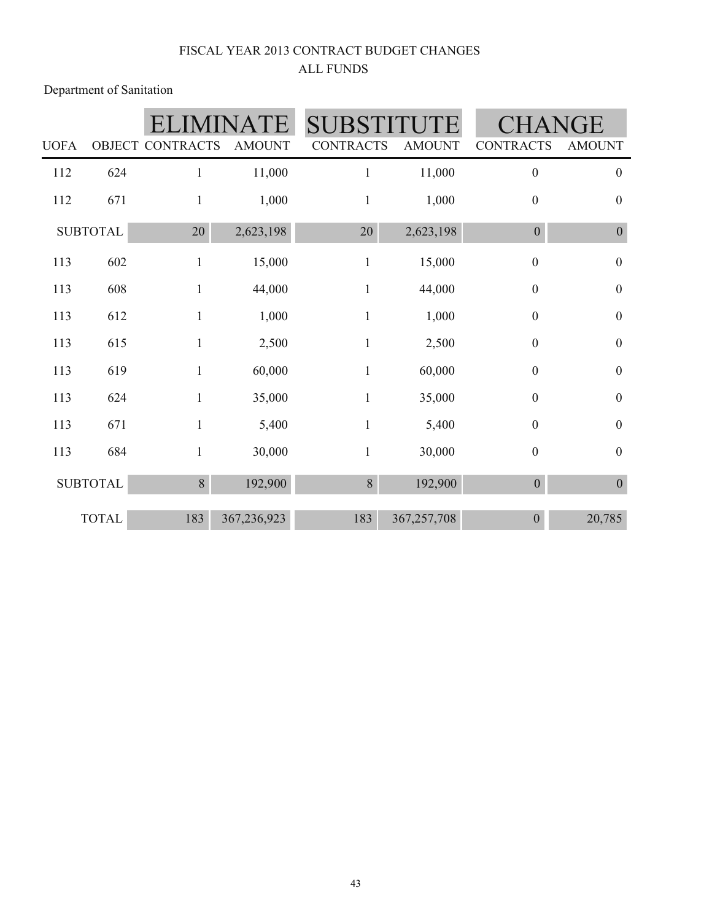FISCAL YEAR 2013 CONTRACT BUDGET CHANGES

ALL FUNDS

Department of Sanitation

| | | ELIMINATE | | SUBSTITUTE | | CHANGE | |
|---|---|---|---|---|---|---|---|
| UOFA | OBJECT | CONTRACTS | AMOUNT | CONTRACTS | AMOUNT | CONTRACTS | AMOUNT |
| 112 | 624 | 1 | 11,000 | 1 | 11,000 | 0 | 0 |
| 112 | 671 | 1 | 1,000 | 1 | 1,000 | 0 | 0 |
| SUBTOTAL | | 20 | 2,623,198 | 20 | 2,623,198 | 0 | 0 |
| 113 | 602 | 1 | 15,000 | 1 | 15,000 | 0 | 0 |
| 113 | 608 | 1 | 44,000 | 1 | 44,000 | 0 | 0 |
| 113 | 612 | 1 | 1,000 | 1 | 1,000 | 0 | 0 |
| 113 | 615 | 1 | 2,500 | 1 | 2,500 | 0 | 0 |
| 113 | 619 | 1 | 60,000 | 1 | 60,000 | 0 | 0 |
| 113 | 624 | 1 | 35,000 | 1 | 35,000 | 0 | 0 |
| 113 | 671 | 1 | 5,400 | 1 | 5,400 | 0 | 0 |
| 113 | 684 | 1 | 30,000 | 1 | 30,000 | 0 | 0 |
| SUBTOTAL | | 8 | 192,900 | 8 | 192,900 | 0 | 0 |
| TOTAL | | 183 | 367,236,923 | 183 | 367,257,708 | 0 | 20,785 |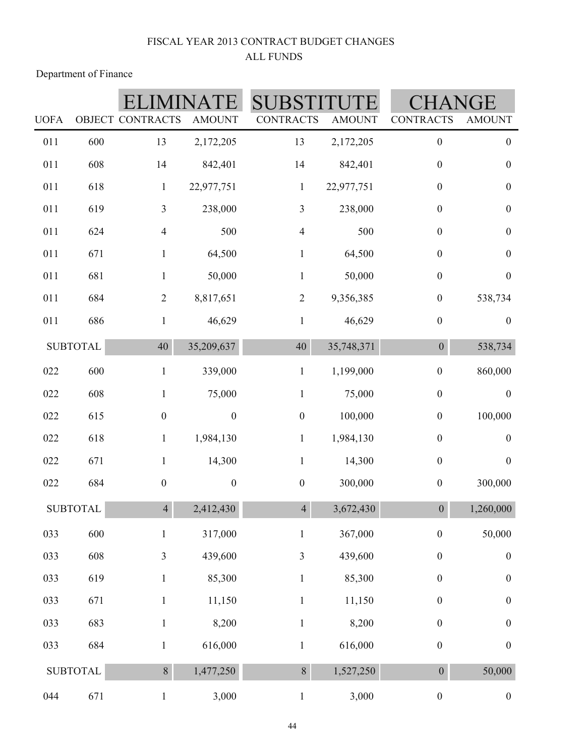FISCAL YEAR 2013 CONTRACT BUDGET CHANGES

ALL FUNDS

Department of Finance

| UOFA | OBJECT | ELIMINATE CONTRACTS | ELIMINATE AMOUNT | SUBSTITUTE CONTRACTS | SUBSTITUTE AMOUNT | CHANGE CONTRACTS | CHANGE AMOUNT |
|---|---|---|---|---|---|---|---|
| 011 | 600 | 13 | 2,172,205 | 13 | 2,172,205 | 0 | 0 |
| 011 | 608 | 14 | 842,401 | 14 | 842,401 | 0 | 0 |
| 011 | 618 | 1 | 22,977,751 | 1 | 22,977,751 | 0 | 0 |
| 011 | 619 | 3 | 238,000 | 3 | 238,000 | 0 | 0 |
| 011 | 624 | 4 | 500 | 4 | 500 | 0 | 0 |
| 011 | 671 | 1 | 64,500 | 1 | 64,500 | 0 | 0 |
| 011 | 681 | 1 | 50,000 | 1 | 50,000 | 0 | 0 |
| 011 | 684 | 2 | 8,817,651 | 2 | 9,356,385 | 0 | 538,734 |
| 011 | 686 | 1 | 46,629 | 1 | 46,629 | 0 | 0 |
| SUBTOTAL | | 40 | 35,209,637 | 40 | 35,748,371 | 0 | 538,734 |
| 022 | 600 | 1 | 339,000 | 1 | 1,199,000 | 0 | 860,000 |
| 022 | 608 | 1 | 75,000 | 1 | 75,000 | 0 | 0 |
| 022 | 615 | 0 | 0 | 0 | 100,000 | 0 | 100,000 |
| 022 | 618 | 1 | 1,984,130 | 1 | 1,984,130 | 0 | 0 |
| 022 | 671 | 1 | 14,300 | 1 | 14,300 | 0 | 0 |
| 022 | 684 | 0 | 0 | 0 | 300,000 | 0 | 300,000 |
| SUBTOTAL | | 4 | 2,412,430 | 4 | 3,672,430 | 0 | 1,260,000 |
| 033 | 600 | 1 | 317,000 | 1 | 367,000 | 0 | 50,000 |
| 033 | 608 | 3 | 439,600 | 3 | 439,600 | 0 | 0 |
| 033 | 619 | 1 | 85,300 | 1 | 85,300 | 0 | 0 |
| 033 | 671 | 1 | 11,150 | 1 | 11,150 | 0 | 0 |
| 033 | 683 | 1 | 8,200 | 1 | 8,200 | 0 | 0 |
| 033 | 684 | 1 | 616,000 | 1 | 616,000 | 0 | 0 |
| SUBTOTAL | | 8 | 1,477,250 | 8 | 1,527,250 | 0 | 50,000 |
| 044 | 671 | 1 | 3,000 | 1 | 3,000 | 0 | 0 |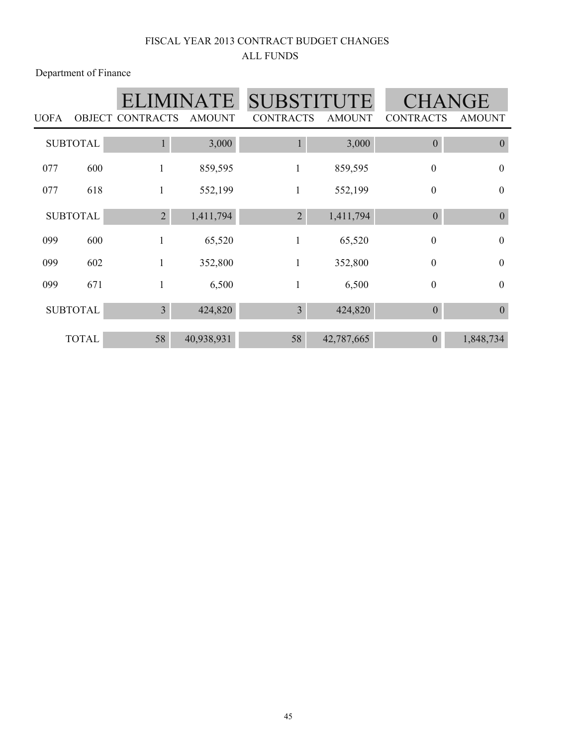FISCAL YEAR 2013 CONTRACT BUDGET CHANGES

ALL FUNDS

Department of Finance

| UOFA | OBJECT | ELIMINATE CONTRACTS | ELIMINATE AMOUNT | SUBSTITUTE CONTRACTS | SUBSTITUTE AMOUNT | CHANGE CONTRACTS | CHANGE AMOUNT |
|---|---|---|---|---|---|---|---|
| SUBTOTAL | | 1 | 3,000 | 1 | 3,000 | 0 | 0 |
| 077 | 600 | 1 | 859,595 | 1 | 859,595 | 0 | 0 |
| 077 | 618 | 1 | 552,199 | 1 | 552,199 | 0 | 0 |
| SUBTOTAL | | 2 | 1,411,794 | 2 | 1,411,794 | 0 | 0 |
| 099 | 600 | 1 | 65,520 | 1 | 65,520 | 0 | 0 |
| 099 | 602 | 1 | 352,800 | 1 | 352,800 | 0 | 0 |
| 099 | 671 | 1 | 6,500 | 1 | 6,500 | 0 | 0 |
| SUBTOTAL | | 3 | 424,820 | 3 | 424,820 | 0 | 0 |
| TOTAL | | 58 | 40,938,931 | 58 | 42,787,665 | 0 | 1,848,734 |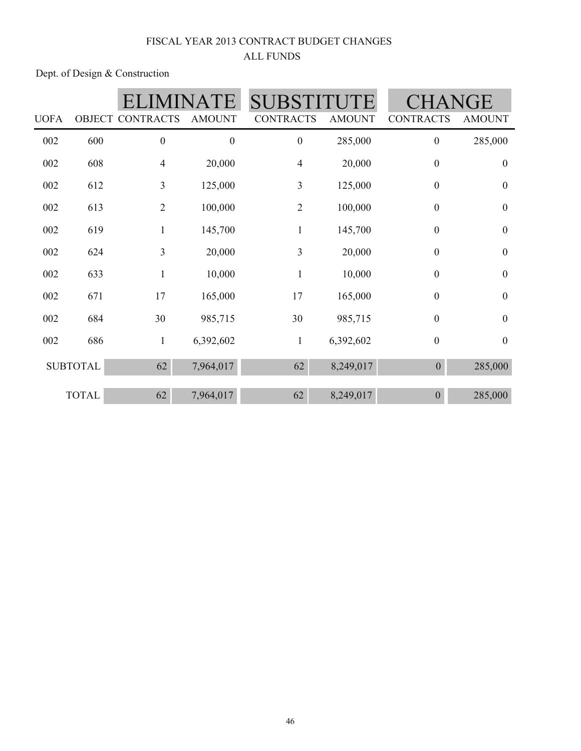FISCAL YEAR 2013 CONTRACT BUDGET CHANGES

ALL FUNDS

Dept. of Design & Construction

| | | ELIMINATE | | SUBSTITUTE | | CHANGE | |
|---|---|---|---|---|---|---|---|
| UOFA | OBJECT | CONTRACTS | AMOUNT | CONTRACTS | AMOUNT | CONTRACTS | AMOUNT |
| 002 | 600 | 0 | 0 | 0 | 285,000 | 0 | 285,000 |
| 002 | 608 | 4 | 20,000 | 4 | 20,000 | 0 | 0 |
| 002 | 612 | 3 | 125,000 | 3 | 125,000 | 0 | 0 |
| 002 | 613 | 2 | 100,000 | 2 | 100,000 | 0 | 0 |
| 002 | 619 | 1 | 145,700 | 1 | 145,700 | 0 | 0 |
| 002 | 624 | 3 | 20,000 | 3 | 20,000 | 0 | 0 |
| 002 | 633 | 1 | 10,000 | 1 | 10,000 | 0 | 0 |
| 002 | 671 | 17 | 165,000 | 17 | 165,000 | 0 | 0 |
| 002 | 684 | 30 | 985,715 | 30 | 985,715 | 0 | 0 |
| 002 | 686 | 1 | 6,392,602 | 1 | 6,392,602 | 0 | 0 |
| SUBTOTAL | | 62 | 7,964,017 | 62 | 8,249,017 | 0 | 285,000 |
| TOTAL | | 62 | 7,964,017 | 62 | 8,249,017 | 0 | 285,000 |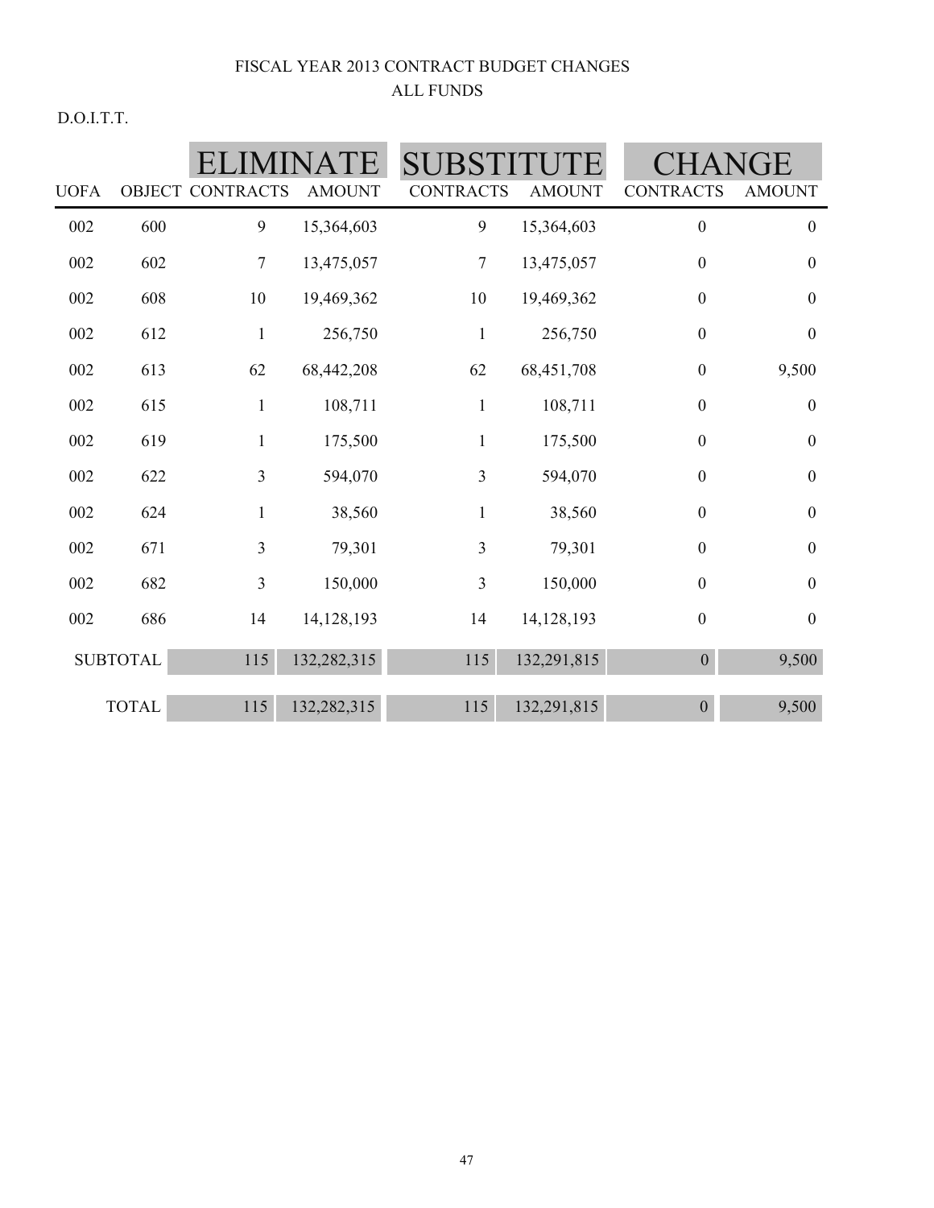# FISCAL YEAR 2013 CONTRACT BUDGET CHANGES
## ALL FUNDS

D.O.I.T.T.

| | | ELIMINATE | | SUBSTITUTE | | CHANGE | |
|---|---|---|---|---|---|---|---|
| UOFA | OBJECT | CONTRACTS | AMOUNT | CONTRACTS | AMOUNT | CONTRACTS | AMOUNT |
| 002 | 600 | 9 | 15,364,603 | 9 | 15,364,603 | 0 | 0 |
| 002 | 602 | 7 | 13,475,057 | 7 | 13,475,057 | 0 | 0 |
| 002 | 608 | 10 | 19,469,362 | 10 | 19,469,362 | 0 | 0 |
| 002 | 612 | 1 | 256,750 | 1 | 256,750 | 0 | 0 |
| 002 | 613 | 62 | 68,442,208 | 62 | 68,451,708 | 0 | 9,500 |
| 002 | 615 | 1 | 108,711 | 1 | 108,711 | 0 | 0 |
| 002 | 619 | 1 | 175,500 | 1 | 175,500 | 0 | 0 |
| 002 | 622 | 3 | 594,070 | 3 | 594,070 | 0 | 0 |
| 002 | 624 | 1 | 38,560 | 1 | 38,560 | 0 | 0 |
| 002 | 671 | 3 | 79,301 | 3 | 79,301 | 0 | 0 |
| 002 | 682 | 3 | 150,000 | 3 | 150,000 | 0 | 0 |
| 002 | 686 | 14 | 14,128,193 | 14 | 14,128,193 | 0 | 0 |
| SUBTOTAL | | 115 | 132,282,315 | 115 | 132,291,815 | 0 | 9,500 |
| TOTAL | | 115 | 132,282,315 | 115 | 132,291,815 | 0 | 9,500 |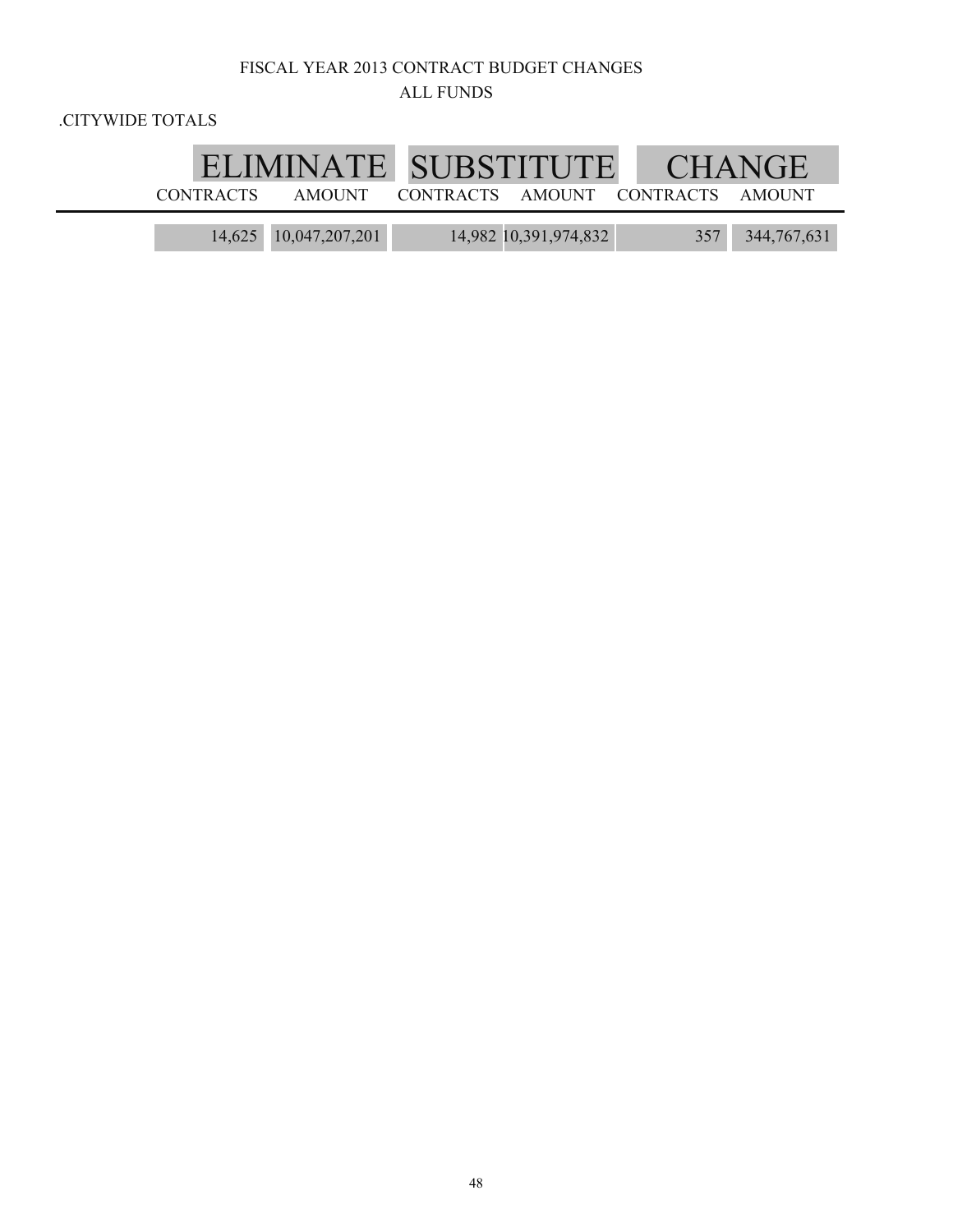FISCAL YEAR 2013 CONTRACT BUDGET CHANGES

ALL FUNDS

.CITYWIDE TOTALS

| ELIMINATE | | SUBSTITUTE | | CHANGE | |
|---|---|---|---|---|---|
| CONTRACTS | AMOUNT | CONTRACTS | AMOUNT | CONTRACTS | AMOUNT |
| 14,625 | 10,047,207,201 | 14,982 | 10,391,974,832 | 357 | 344,767,631 |